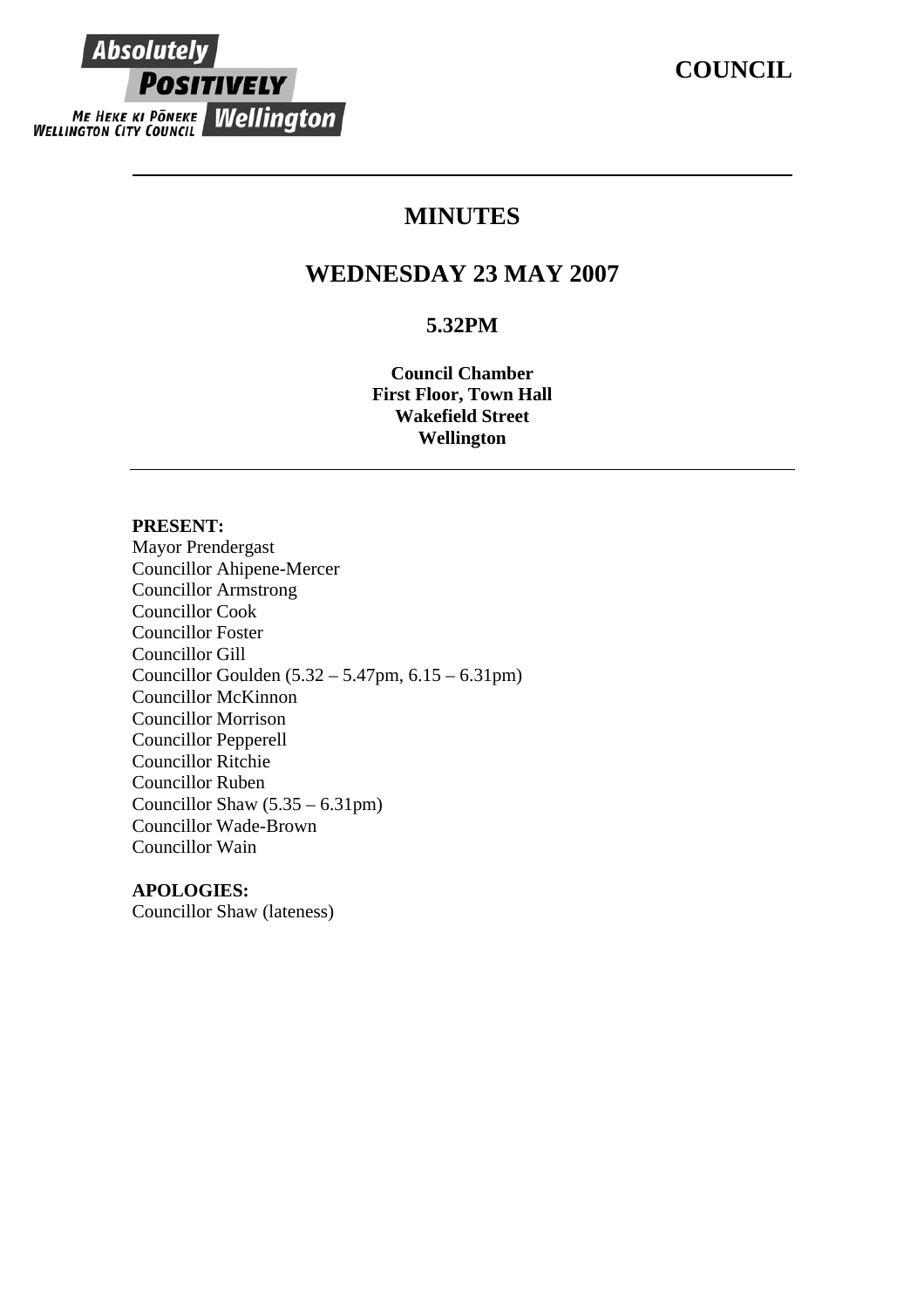**COUNCIL**

# MINUTES

## WEDNESDAY 23 MAY 2007

### 5.32PM

**Council Chamber**
**First Floor, Town Hall**
**Wakefield Street**
**Wellington**

---

**PRESENT:**
Mayor Prendergast
Councillor Ahipene-Mercer
Councillor Armstrong
Councillor Cook
Councillor Foster
Councillor Gill
Councillor Goulden (5.32 – 5.47pm, 6.15 – 6.31pm)
Councillor McKinnon
Councillor Morrison
Councillor Pepperell
Councillor Ritchie
Councillor Ruben
Councillor Shaw (5.35 – 6.31pm)
Councillor Wade-Brown
Councillor Wain

**APOLOGIES:**
Councillor Shaw (lateness)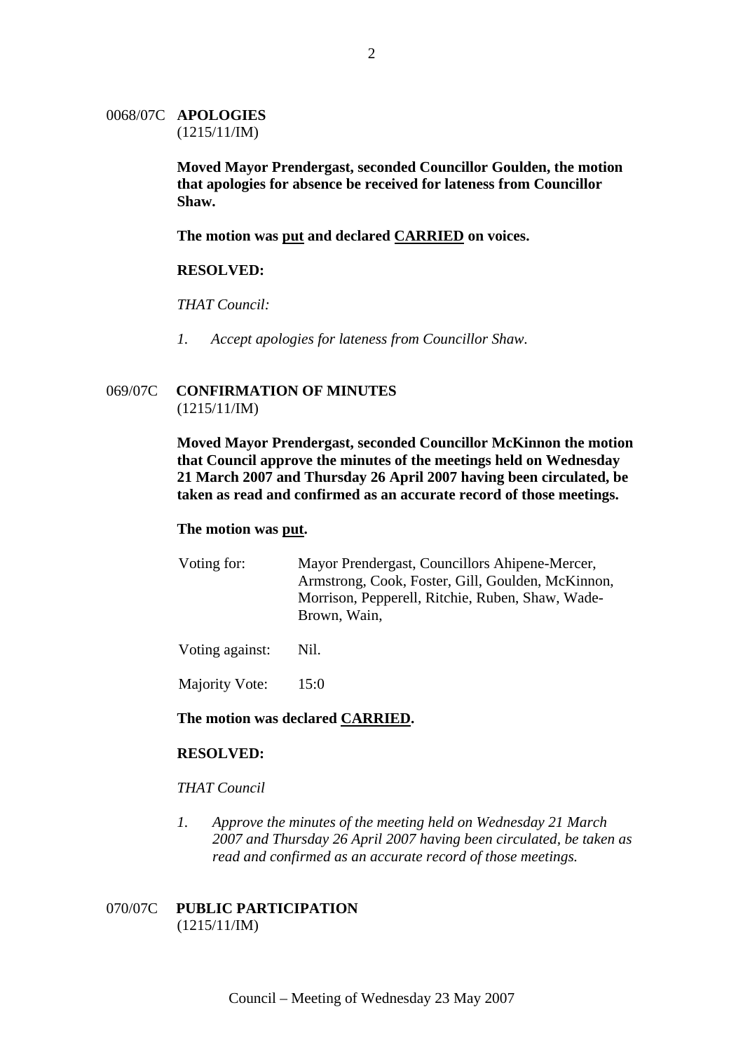## 0068/07C APOLOGIES

(1215/11/IM)

**Moved Mayor Prendergast, seconded Councillor Goulden, the motion that apologies for absence be received for lateness from Councillor Shaw.**

**The motion was put and declared CARRIED on voices.**

**RESOLVED:**

*THAT Council:*

1. *Accept apologies for lateness from Councillor Shaw.*

## 069/07C CONFIRMATION OF MINUTES

(1215/11/IM)

**Moved Mayor Prendergast, seconded Councillor McKinnon the motion that Council approve the minutes of the meetings held on Wednesday 21 March 2007 and Thursday 26 April 2007 having been circulated, be taken as read and confirmed as an accurate record of those meetings.**

**The motion was put.**

| | |
|---|---|
| Voting for: | Mayor Prendergast, Councillors Ahipene-Mercer, Armstrong, Cook, Foster, Gill, Goulden, McKinnon, Morrison, Pepperell, Ritchie, Ruben, Shaw, Wade-Brown, Wain, |
| Voting against: | Nil. |
| Majority Vote: | 15:0 |

**The motion was declared CARRIED.**

**RESOLVED:**

*THAT Council*

1. *Approve the minutes of the meeting held on Wednesday 21 March 2007 and Thursday 26 April 2007 having been circulated, be taken as read and confirmed as an accurate record of those meetings.*

## 070/07C PUBLIC PARTICIPATION

(1215/11/IM)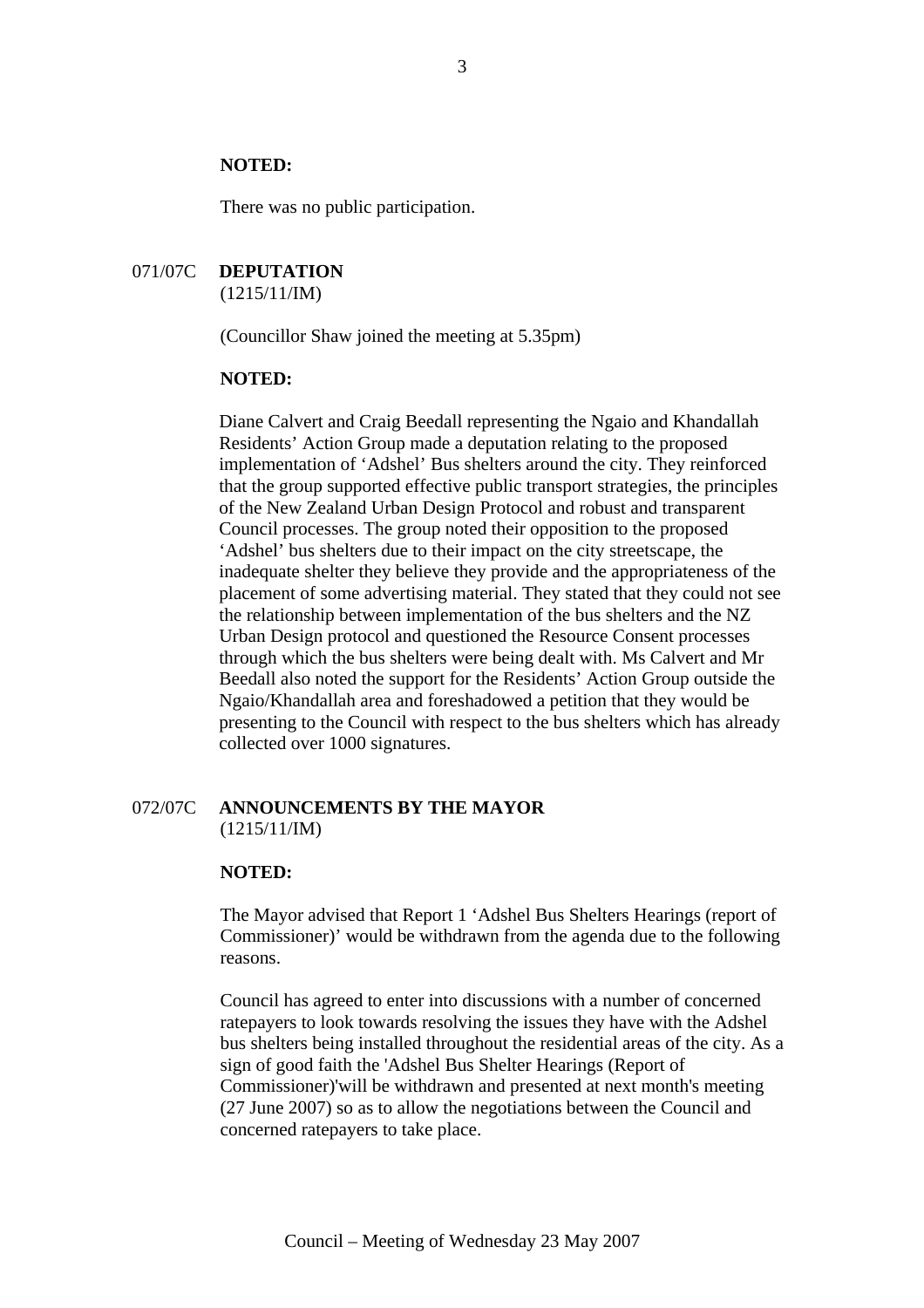**NOTED:**

There was no public participation.

## 071/07C DEPUTATION
(1215/11/IM)

(Councillor Shaw joined the meeting at 5.35pm)

**NOTED:**

Diane Calvert and Craig Beedall representing the Ngaio and Khandallah Residents' Action Group made a deputation relating to the proposed implementation of 'Adshel' Bus shelters around the city. They reinforced that the group supported effective public transport strategies, the principles of the New Zealand Urban Design Protocol and robust and transparent Council processes. The group noted their opposition to the proposed 'Adshel' bus shelters due to their impact on the city streetscape, the inadequate shelter they believe they provide and the appropriateness of the placement of some advertising material. They stated that they could not see the relationship between implementation of the bus shelters and the NZ Urban Design protocol and questioned the Resource Consent processes through which the bus shelters were being dealt with. Ms Calvert and Mr Beedall also noted the support for the Residents' Action Group outside the Ngaio/Khandallah area and foreshadowed a petition that they would be presenting to the Council with respect to the bus shelters which has already collected over 1000 signatures.

## 072/07C ANNOUNCEMENTS BY THE MAYOR
(1215/11/IM)

**NOTED:**

The Mayor advised that Report 1 'Adshel Bus Shelters Hearings (report of Commissioner)' would be withdrawn from the agenda due to the following reasons.

Council has agreed to enter into discussions with a number of concerned ratepayers to look towards resolving the issues they have with the Adshel bus shelters being installed throughout the residential areas of the city. As a sign of good faith the 'Adshel Bus Shelter Hearings (Report of Commissioner)'will be withdrawn and presented at next month's meeting (27 June 2007) so as to allow the negotiations between the Council and concerned ratepayers to take place.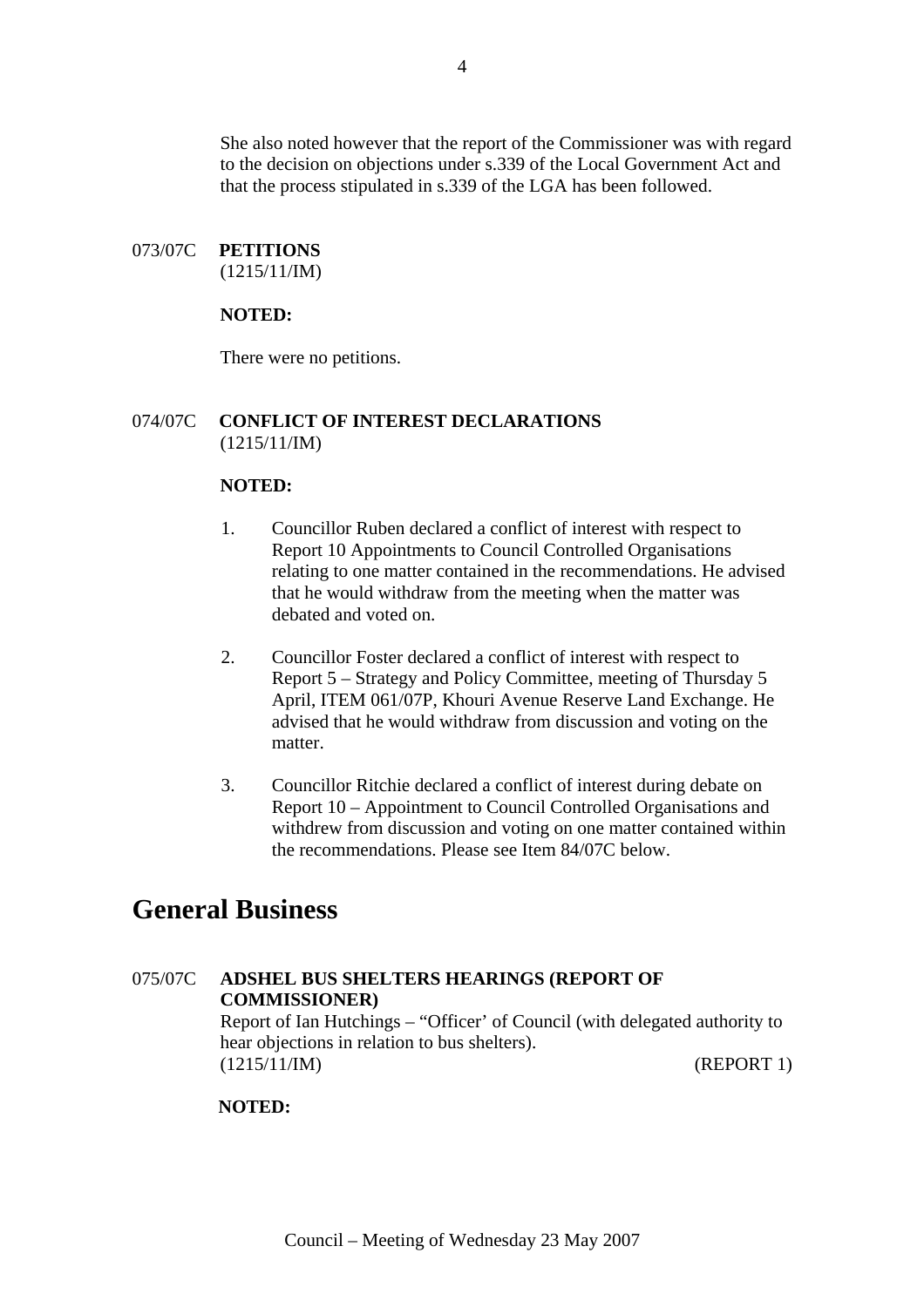She also noted however that the report of the Commissioner was with regard to the decision on objections under s.339 of the Local Government Act and that the process stipulated in s.339 of the LGA has been followed.

073/07C **PETITIONS**
(1215/11/IM)

**NOTED:**

There were no petitions.

074/07C **CONFLICT OF INTEREST DECLARATIONS**
(1215/11/IM)

**NOTED:**

1. Councillor Ruben declared a conflict of interest with respect to Report 10 Appointments to Council Controlled Organisations relating to one matter contained in the recommendations. He advised that he would withdraw from the meeting when the matter was debated and voted on.

2. Councillor Foster declared a conflict of interest with respect to Report 5 – Strategy and Policy Committee, meeting of Thursday 5 April, ITEM 061/07P, Khouri Avenue Reserve Land Exchange. He advised that he would withdraw from discussion and voting on the matter.

3. Councillor Ritchie declared a conflict of interest during debate on Report 10 – Appointment to Council Controlled Organisations and withdrew from discussion and voting on one matter contained within the recommendations. Please see Item 84/07C below.

# General Business

075/07C **ADSHEL BUS SHELTERS HEARINGS (REPORT OF COMMISSIONER)**
Report of Ian Hutchings – "Officer' of Council (with delegated authority to hear objections in relation to bus shelters).
(1215/11/IM) (REPORT 1)

**NOTED:**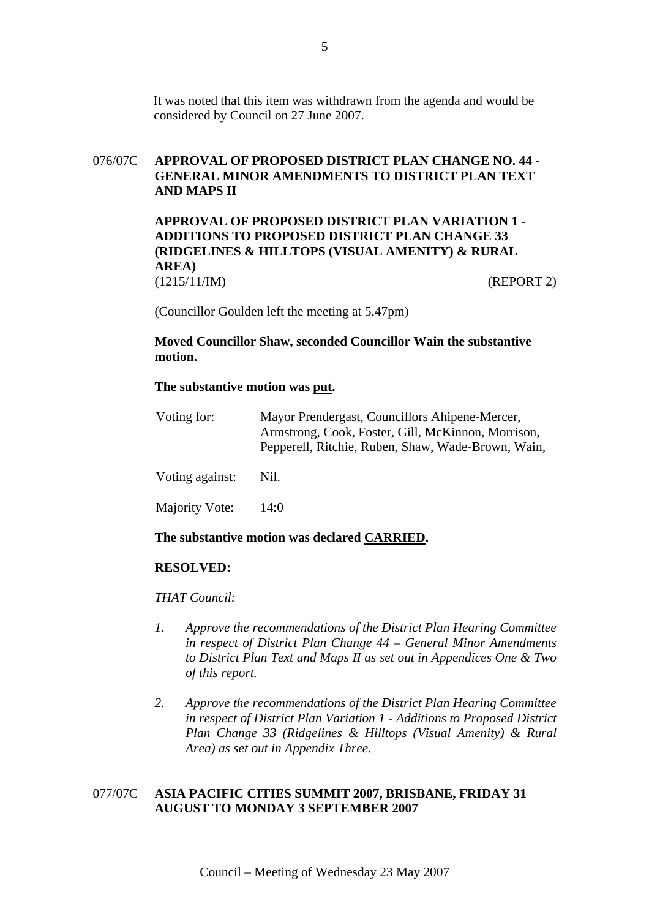It was noted that this item was withdrawn from the agenda and would be considered by Council on 27 June 2007.

## 076/07C APPROVAL OF PROPOSED DISTRICT PLAN CHANGE NO. 44 - GENERAL MINOR AMENDMENTS TO DISTRICT PLAN TEXT AND MAPS II

## APPROVAL OF PROPOSED DISTRICT PLAN VARIATION 1 - ADDITIONS TO PROPOSED DISTRICT PLAN CHANGE 33 (RIDGELINES & HILLTOPS (VISUAL AMENITY) & RURAL AREA)

(1215/11/IM) (REPORT 2)

(Councillor Goulden left the meeting at 5.47pm)

**Moved Councillor Shaw, seconded Councillor Wain the substantive motion.**

**The substantive motion was put.**

Voting for: Mayor Prendergast, Councillors Ahipene-Mercer, Armstrong, Cook, Foster, Gill, McKinnon, Morrison, Pepperell, Ritchie, Ruben, Shaw, Wade-Brown, Wain,

Voting against: Nil.

Majority Vote: 14:0

**The substantive motion was declared CARRIED.**

**RESOLVED:**

*THAT Council:*

1. *Approve the recommendations of the District Plan Hearing Committee in respect of District Plan Change 44 – General Minor Amendments to District Plan Text and Maps II as set out in Appendices One & Two of this report.*

2. *Approve the recommendations of the District Plan Hearing Committee in respect of District Plan Variation 1 - Additions to Proposed District Plan Change 33 (Ridgelines & Hilltops (Visual Amenity) & Rural Area) as set out in Appendix Three.*

## 077/07C ASIA PACIFIC CITIES SUMMIT 2007, BRISBANE, FRIDAY 31 AUGUST TO MONDAY 3 SEPTEMBER 2007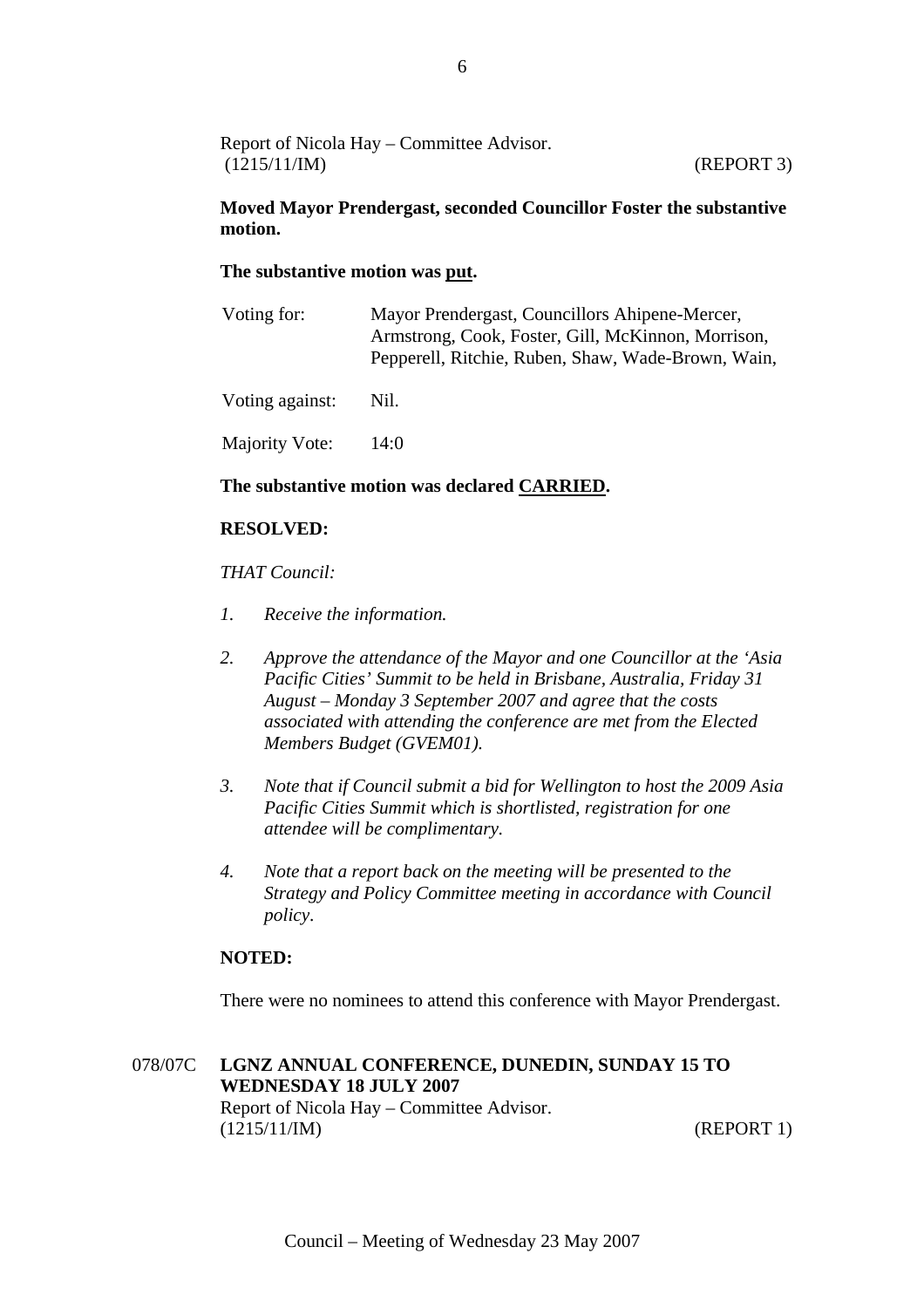Report of Nicola Hay – Committee Advisor.
(1215/11/IM) (REPORT 3)

**Moved Mayor Prendergast, seconded Councillor Foster the substantive motion.**

**The substantive motion was put.**

| | |
|---|---|
| Voting for: | Mayor Prendergast, Councillors Ahipene-Mercer, Armstrong, Cook, Foster, Gill, McKinnon, Morrison, Pepperell, Ritchie, Ruben, Shaw, Wade-Brown, Wain, |
| Voting against: | Nil. |
| Majority Vote: | 14:0 |

**The substantive motion was declared CARRIED.**

**RESOLVED:**

*THAT Council:*

1. *Receive the information.*
2. *Approve the attendance of the Mayor and one Councillor at the 'Asia Pacific Cities' Summit to be held in Brisbane, Australia, Friday 31 August – Monday 3 September 2007 and agree that the costs associated with attending the conference are met from the Elected Members Budget (GVEM01).*
3. *Note that if Council submit a bid for Wellington to host the 2009 Asia Pacific Cities Summit which is shortlisted, registration for one attendee will be complimentary.*
4. *Note that a report back on the meeting will be presented to the Strategy and Policy Committee meeting in accordance with Council policy*.

**NOTED:**

There were no nominees to attend this conference with Mayor Prendergast.

## 078/07C LGNZ ANNUAL CONFERENCE, DUNEDIN, SUNDAY 15 TO WEDNESDAY 18 JULY 2007

Report of Nicola Hay – Committee Advisor.
(1215/11/IM) (REPORT 1)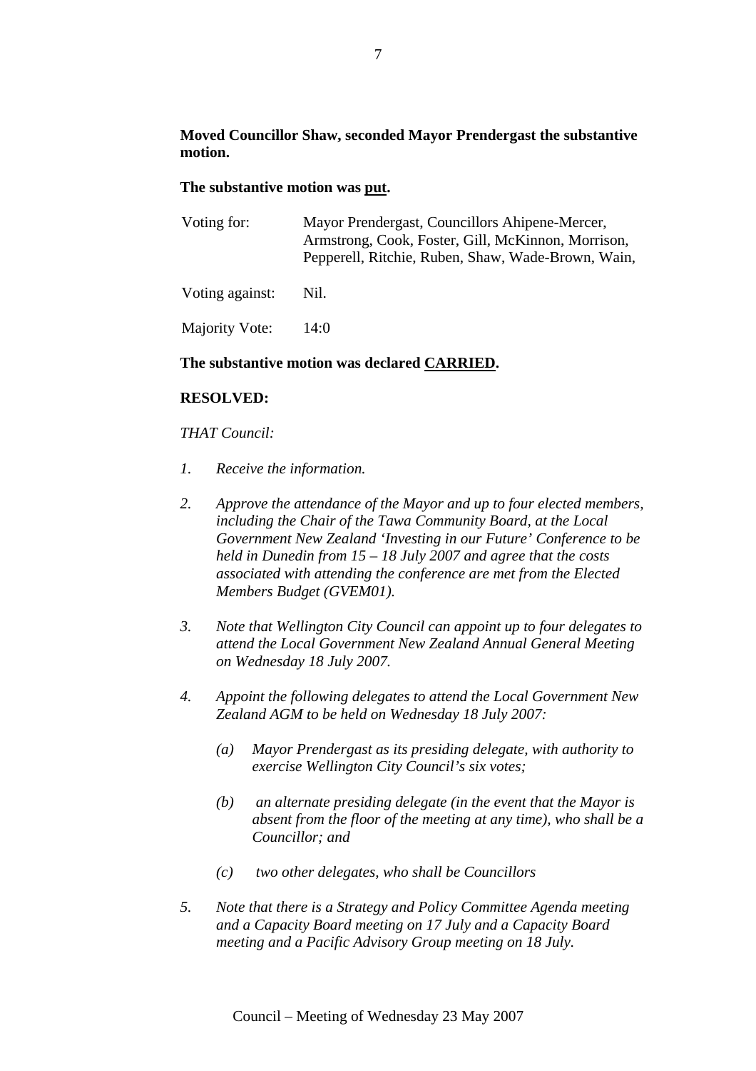**Moved Councillor Shaw, seconded Mayor Prendergast the substantive motion.**

**The substantive motion was put.**

| | |
|---|---|
| Voting for: | Mayor Prendergast, Councillors Ahipene-Mercer, Armstrong, Cook, Foster, Gill, McKinnon, Morrison, Pepperell, Ritchie, Ruben, Shaw, Wade-Brown, Wain, |
| Voting against: | Nil. |
| Majority Vote: | 14:0 |

**The substantive motion was declared CARRIED.**

**RESOLVED:**

*THAT Council:*

1. *Receive the information.*

2. *Approve the attendance of the Mayor and up to four elected members, including the Chair of the Tawa Community Board, at the Local Government New Zealand 'Investing in our Future' Conference to be held in Dunedin from 15 – 18 July 2007 and agree that the costs associated with attending the conference are met from the Elected Members Budget (GVEM01).*

3. *Note that Wellington City Council can appoint up to four delegates to attend the Local Government New Zealand Annual General Meeting on Wednesday 18 July 2007.*

4. *Appoint the following delegates to attend the Local Government New Zealand AGM to be held on Wednesday 18 July 2007:*

   *(a) Mayor Prendergast as its presiding delegate, with authority to exercise Wellington City Council's six votes;*

   *(b) an alternate presiding delegate (in the event that the Mayor is absent from the floor of the meeting at any time), who shall be a Councillor; and*

   *(c) two other delegates, who shall be Councillors*

5. *Note that there is a Strategy and Policy Committee Agenda meeting and a Capacity Board meeting on 17 July and a Capacity Board meeting and a Pacific Advisory Group meeting on 18 July.*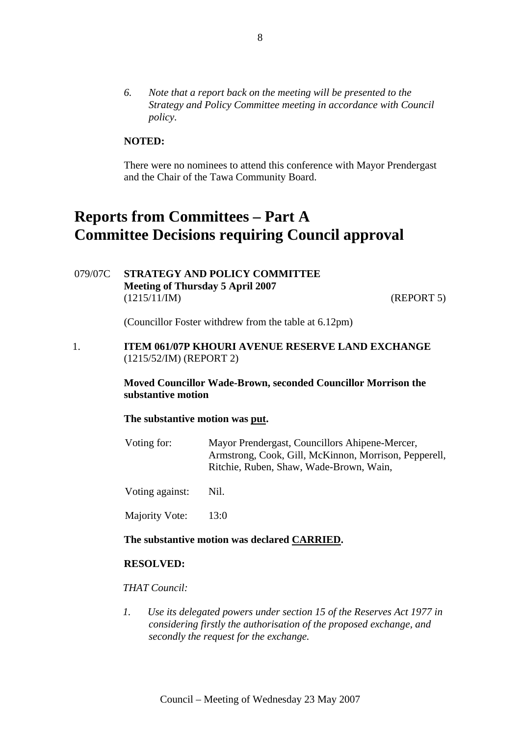6. *Note that a report back on the meeting will be presented to the Strategy and Policy Committee meeting in accordance with Council policy*.

**NOTED:**

There were no nominees to attend this conference with Mayor Prendergast and the Chair of the Tawa Community Board.

# Reports from Committees – Part A
# Committee Decisions requiring Council approval

079/07C **STRATEGY AND POLICY COMMITTEE**
**Meeting of Thursday 5 April 2007**
(1215/11/IM) (REPORT 5)

(Councillor Foster withdrew from the table at 6.12pm)

1. **ITEM 061/07P KHOURI AVENUE RESERVE LAND EXCHANGE**
(1215/52/IM) (REPORT 2)

**Moved Councillor Wade-Brown, seconded Councillor Morrison the substantive motion**

**The substantive motion was put.**

| | |
|---|---|
| Voting for: | Mayor Prendergast, Councillors Ahipene-Mercer, Armstrong, Cook, Gill, McKinnon, Morrison, Pepperell, Ritchie, Ruben, Shaw, Wade-Brown, Wain, |
| Voting against: | Nil. |
| Majority Vote: | 13:0 |

**The substantive motion was declared CARRIED.**

**RESOLVED:**

*THAT Council:*

1. *Use its delegated powers under section 15 of the Reserves Act 1977 in considering firstly the authorisation of the proposed exchange, and secondly the request for the exchange.*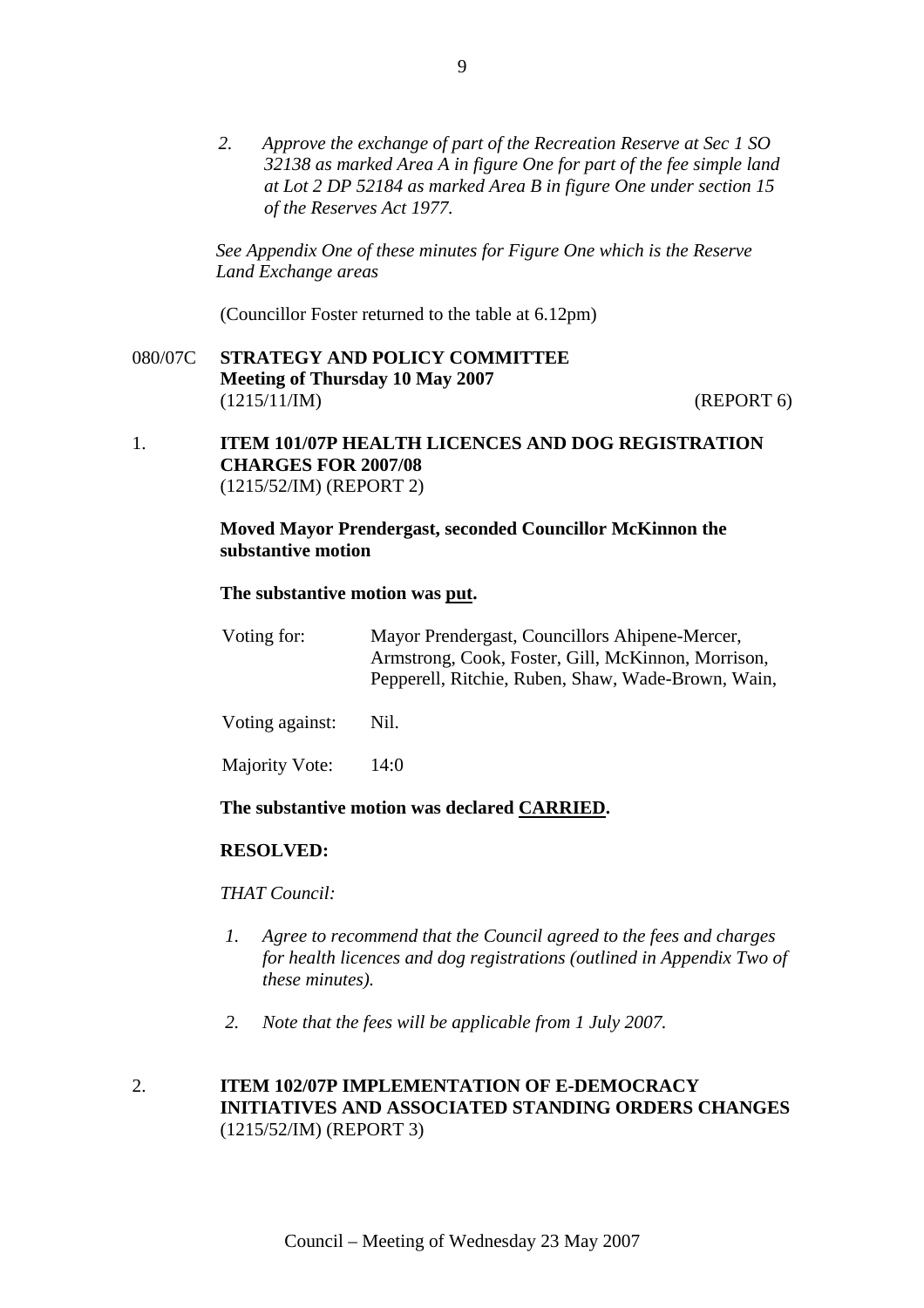*2. Approve the exchange of part of the Recreation Reserve at Sec 1 SO 32138 as marked Area A in figure One for part of the fee simple land at Lot 2 DP 52184 as marked Area B in figure One under section 15 of the Reserves Act 1977.*

*See Appendix One of these minutes for Figure One which is the Reserve Land Exchange areas*

(Councillor Foster returned to the table at 6.12pm)

080/07C **STRATEGY AND POLICY COMMITTEE**
**Meeting of Thursday 10 May 2007**
(1215/11/IM) (REPORT 6)

1. **ITEM 101/07P HEALTH LICENCES AND DOG REGISTRATION CHARGES FOR 2007/08**
(1215/52/IM) (REPORT 2)

**Moved Mayor Prendergast, seconded Councillor McKinnon the substantive motion**

**The substantive motion was put.**

Voting for: Mayor Prendergast, Councillors Ahipene-Mercer, Armstrong, Cook, Foster, Gill, McKinnon, Morrison, Pepperell, Ritchie, Ruben, Shaw, Wade-Brown, Wain,

Voting against: Nil.

Majority Vote: 14:0

**The substantive motion was declared CARRIED.**

**RESOLVED:**

*THAT Council:*

*1. Agree to recommend that the Council agreed to the fees and charges for health licences and dog registrations (outlined in Appendix Two of these minutes).*

*2. Note that the fees will be applicable from 1 July 2007.*

2. **ITEM 102/07P IMPLEMENTATION OF E-DEMOCRACY INITIATIVES AND ASSOCIATED STANDING ORDERS CHANGES**
(1215/52/IM) (REPORT 3)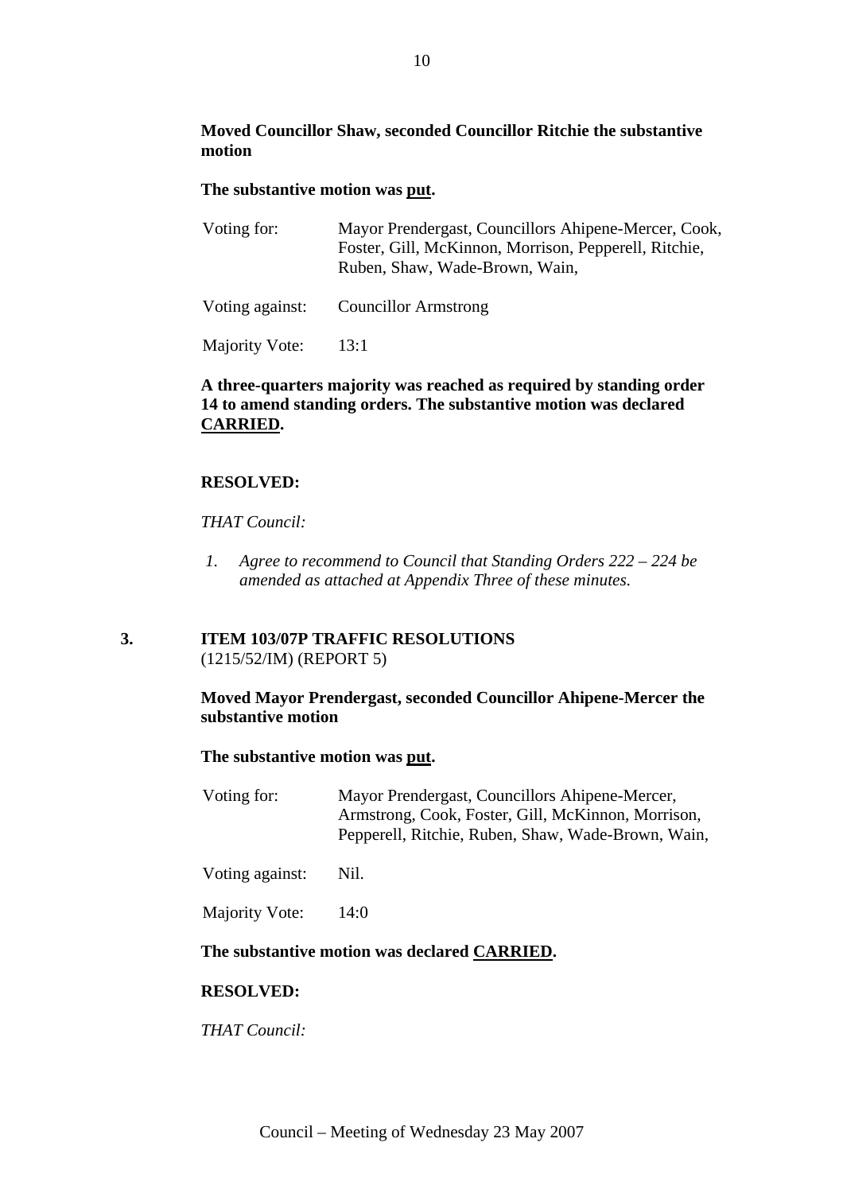**Moved Councillor Shaw, seconded Councillor Ritchie the substantive motion**

**The substantive motion was put.**

| | |
|---|---|
| Voting for: | Mayor Prendergast, Councillors Ahipene-Mercer, Cook, Foster, Gill, McKinnon, Morrison, Pepperell, Ritchie, Ruben, Shaw, Wade-Brown, Wain, |
| Voting against: | Councillor Armstrong |
| Majority Vote: | 13:1 |

**A three-quarters majority was reached as required by standing order 14 to amend standing orders. The substantive motion was declared CARRIED.**

**RESOLVED:**

*THAT Council:*

1. *Agree to recommend to Council that Standing Orders 222 – 224 be amended as attached at Appendix Three of these minutes.*

## 3. ITEM 103/07P TRAFFIC RESOLUTIONS

(1215/52/IM) (REPORT 5)

**Moved Mayor Prendergast, seconded Councillor Ahipene-Mercer the substantive motion**

**The substantive motion was put.**

| | |
|---|---|
| Voting for: | Mayor Prendergast, Councillors Ahipene-Mercer, Armstrong, Cook, Foster, Gill, McKinnon, Morrison, Pepperell, Ritchie, Ruben, Shaw, Wade-Brown, Wain, |
| Voting against: | Nil. |
| Majority Vote: | 14:0 |

**The substantive motion was declared CARRIED.**

**RESOLVED:**

*THAT Council:*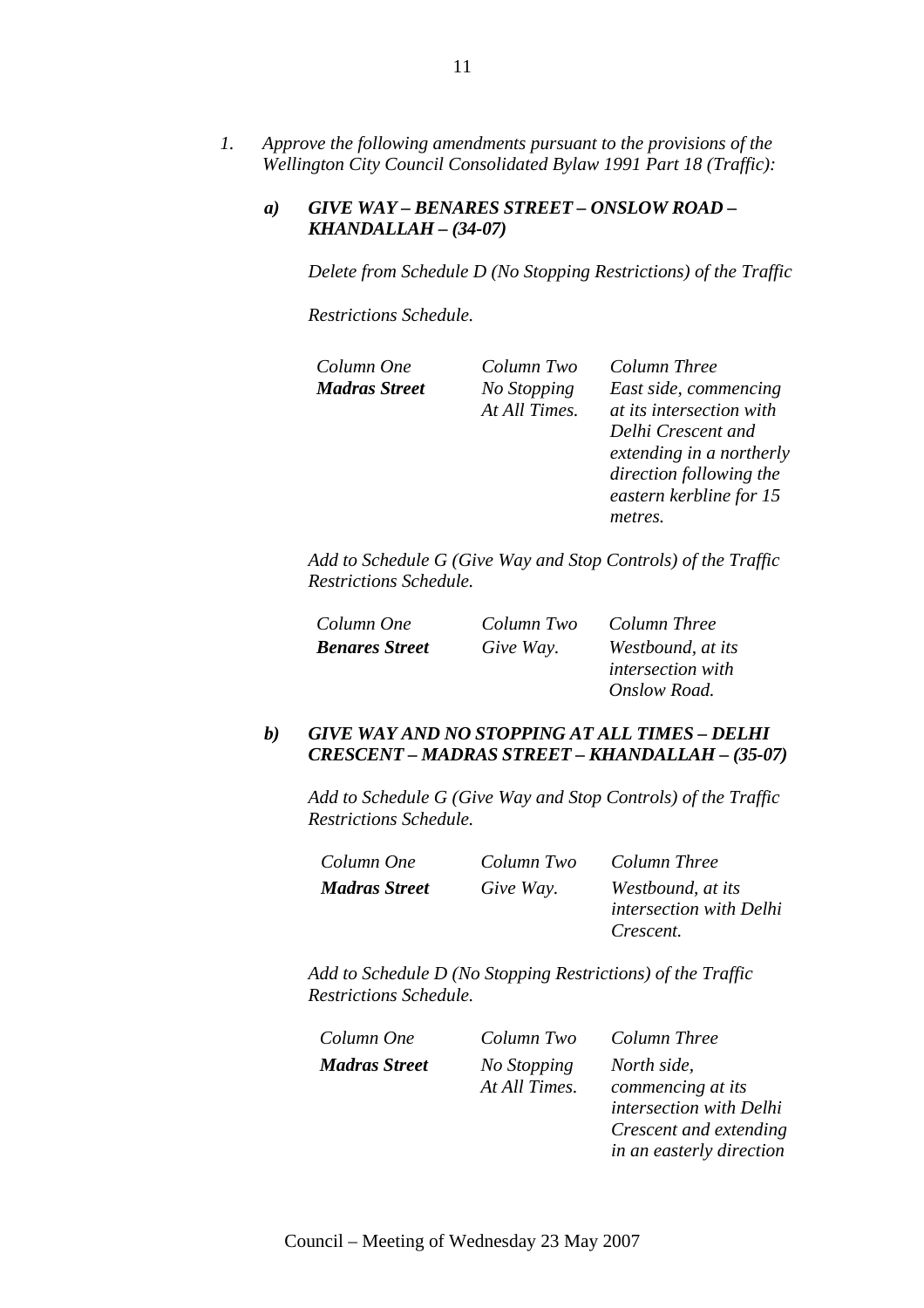1. *Approve the following amendments pursuant to the provisions of the Wellington City Council Consolidated Bylaw 1991 Part 18 (Traffic):*

   ***a) GIVE WAY – BENARES STREET – ONSLOW ROAD – KHANDALLAH – (34-07)***

   *Delete from Schedule D (No Stopping Restrictions) of the Traffic Restrictions Schedule.*

   | *Column One* | *Column Two* | *Column Three* |
   |---|---|---|
   | ***Madras Street*** | *No Stopping At All Times.* | *East side, commencing at its intersection with Delhi Crescent and extending in a northerly direction following the eastern kerbline for 15 metres.* |

   *Add to Schedule G (Give Way and Stop Controls) of the Traffic Restrictions Schedule.*

   | *Column One* | *Column Two* | *Column Three* |
   |---|---|---|
   | ***Benares Street*** | *Give Way.* | *Westbound, at its intersection with Onslow Road.* |

   ***b) GIVE WAY AND NO STOPPING AT ALL TIMES – DELHI CRESCENT – MADRAS STREET – KHANDALLAH – (35-07)***

   *Add to Schedule G (Give Way and Stop Controls) of the Traffic Restrictions Schedule.*

   | *Column One* | *Column Two* | *Column Three* |
   |---|---|---|
   | ***Madras Street*** | *Give Way.* | *Westbound, at its intersection with Delhi Crescent.* |

   *Add to Schedule D (No Stopping Restrictions) of the Traffic Restrictions Schedule.*

   | *Column One* | *Column Two* | *Column Three* |
   |---|---|---|
   | ***Madras Street*** | *No Stopping At All Times.* | *North side, commencing at its intersection with Delhi Crescent and extending in an easterly direction* |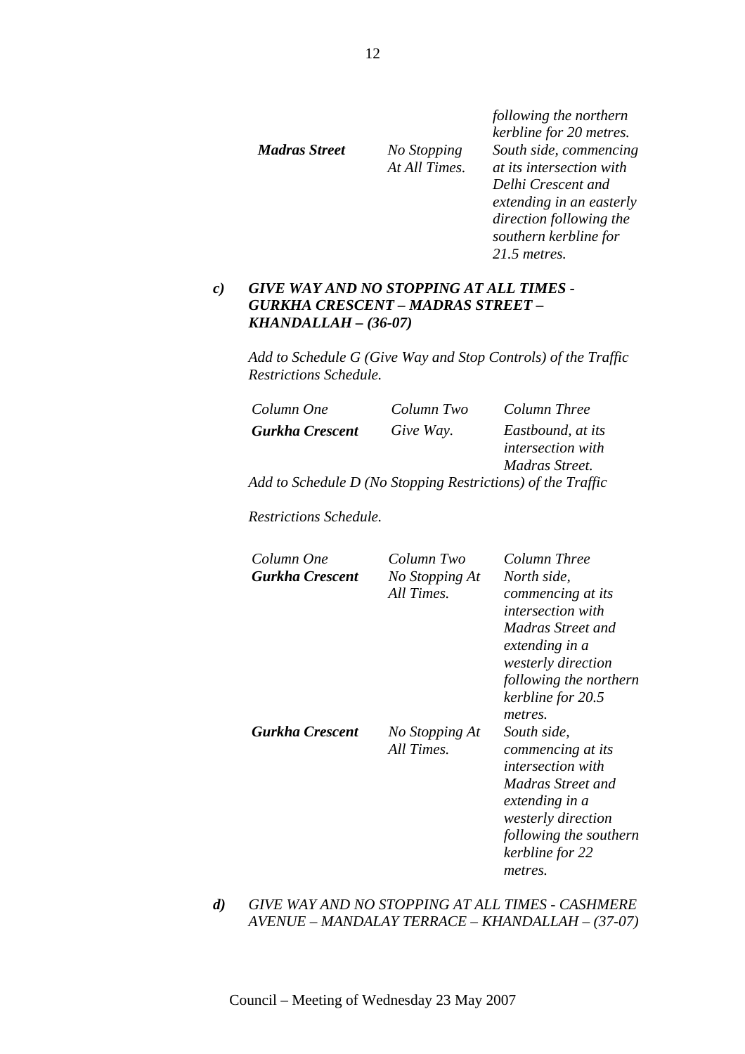| | | |
|---|---|---|
| | | *following the northern kerbline for 20 metres.* |
| ***Madras Street*** | *No Stopping At All Times.* | *South side, commencing at its intersection with Delhi Crescent and extending in an easterly direction following the southern kerbline for 21.5 metres.* |

***c) GIVE WAY AND NO STOPPING AT ALL TIMES - GURKHA CRESCENT – MADRAS STREET – KHANDALLAH – (36-07)***

*Add to Schedule G (Give Way and Stop Controls) of the Traffic Restrictions Schedule.*

| *Column One* | *Column Two* | *Column Three* |
|---|---|---|
| ***Gurkha Crescent*** | *Give Way.* | *Eastbound, at its intersection with Madras Street.* |

*Add to Schedule D (No Stopping Restrictions) of the Traffic Restrictions Schedule.*

| *Column One* | *Column Two* | *Column Three* |
|---|---|---|
| ***Gurkha Crescent*** | *No Stopping At All Times.* | *North side, commencing at its intersection with Madras Street and extending in a westerly direction following the northern kerbline for 20.5 metres.* |
| ***Gurkha Crescent*** | *No Stopping At All Times.* | *South side, commencing at its intersection with Madras Street and extending in a westerly direction following the southern kerbline for 22 metres.* |

***d)*** *GIVE WAY AND NO STOPPING AT ALL TIMES - CASHMERE AVENUE – MANDALAY TERRACE – KHANDALLAH – (37-07)*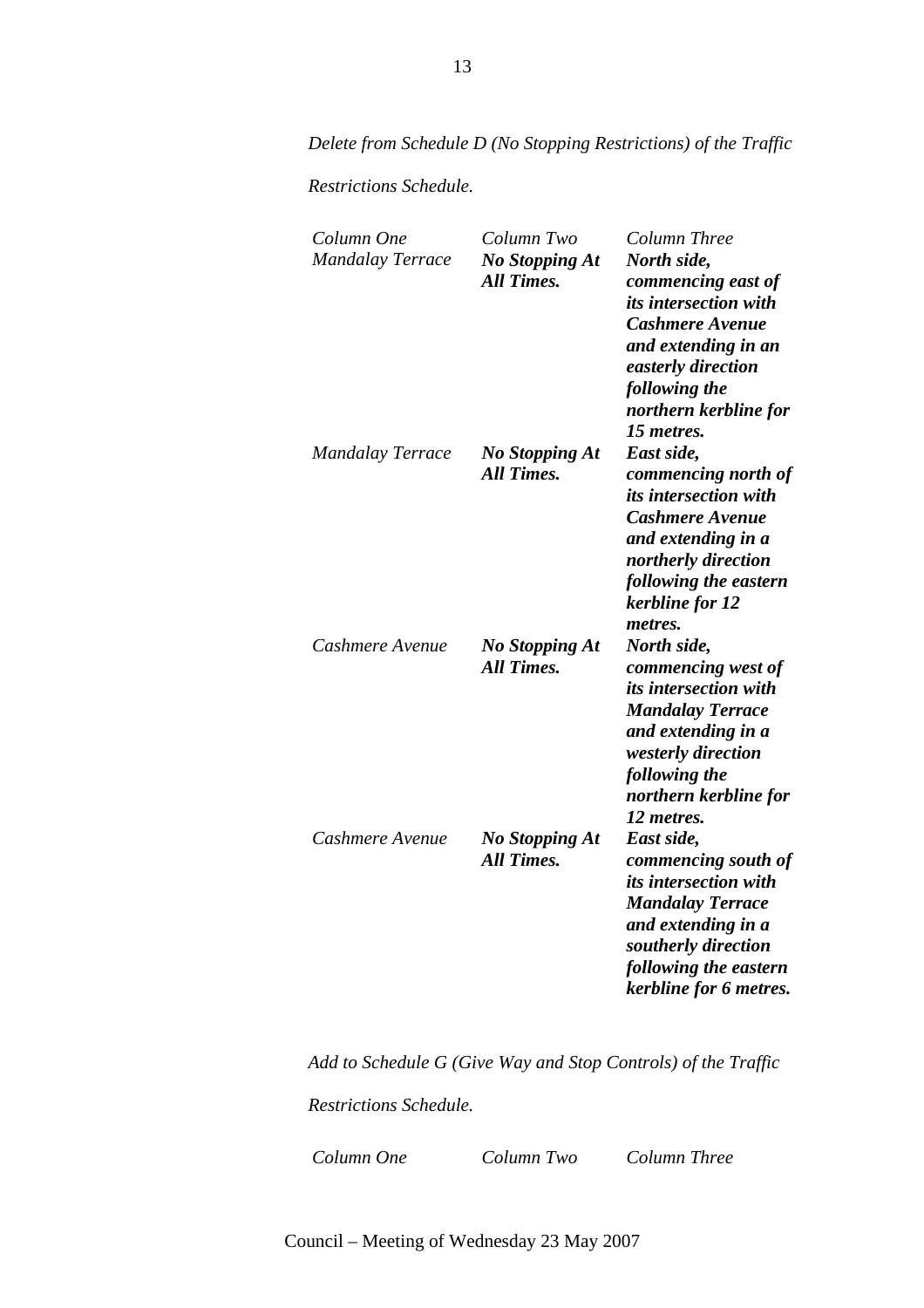*Delete from Schedule D (No Stopping Restrictions) of the Traffic Restrictions Schedule.*

| *Column One* | *Column Two* | *Column Three* |
|---|---|---|
| *Mandalay Terrace* | ***No Stopping At All Times.*** | ***North side, commencing east of its intersection with Cashmere Avenue and extending in an easterly direction following the northern kerbline for 15 metres.*** |
| *Mandalay Terrace* | ***No Stopping At All Times.*** | ***East side, commencing north of its intersection with Cashmere Avenue and extending in a northerly direction following the eastern kerbline for 12 metres.*** |
| *Cashmere Avenue* | ***No Stopping At All Times.*** | ***North side, commencing west of its intersection with Mandalay Terrace and extending in a westerly direction following the northern kerbline for 12 metres.*** |
| *Cashmere Avenue* | ***No Stopping At All Times.*** | ***East side, commencing south of its intersection with Mandalay Terrace and extending in a southerly direction following the eastern kerbline for 6 metres.*** |

*Add to Schedule G (Give Way and Stop Controls) of the Traffic Restrictions Schedule.*

| *Column One* | *Column Two* | *Column Three* |
|---|---|---|

Council – Meeting of Wednesday 23 May 2007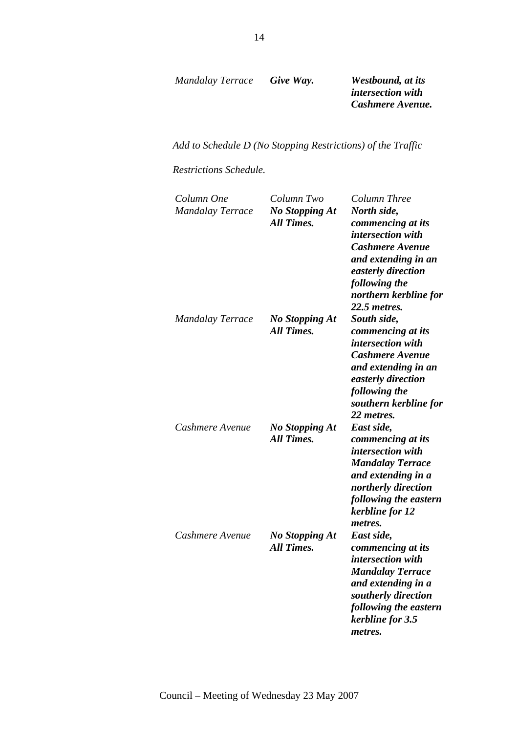| | | |
|---|---|---|
| *Mandalay Terrace* | ***Give Way.*** | ***Westbound, at its intersection with Cashmere Avenue.*** |

*Add to Schedule D (No Stopping Restrictions) of the Traffic Restrictions Schedule.*

| *Column One* | *Column Two* | *Column Three* |
|---|---|---|
| *Mandalay Terrace* | ***No Stopping At All Times.*** | ***North side, commencing at its intersection with Cashmere Avenue and extending in an easterly direction following the northern kerbline for 22.5 metres.*** |
| *Mandalay Terrace* | ***No Stopping At All Times.*** | ***South side, commencing at its intersection with Cashmere Avenue and extending in an easterly direction following the southern kerbline for 22 metres.*** |
| *Cashmere Avenue* | ***No Stopping At All Times.*** | ***East side, commencing at its intersection with Mandalay Terrace and extending in a northerly direction following the eastern kerbline for 12 metres.*** |
| *Cashmere Avenue* | ***No Stopping At All Times.*** | ***East side, commencing at its intersection with Mandalay Terrace and extending in a southerly direction following the eastern kerbline for 3.5 metres.*** |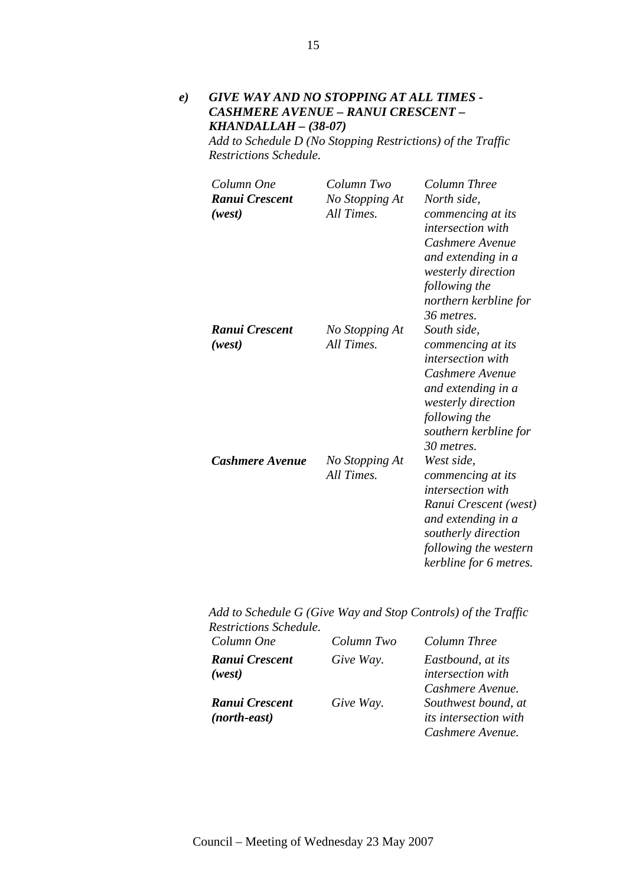***e) GIVE WAY AND NO STOPPING AT ALL TIMES - CASHMERE AVENUE – RANUI CRESCENT – KHANDALLAH – (38-07)***

*Add to Schedule D (No Stopping Restrictions) of the Traffic Restrictions Schedule.*

| *Column One* | *Column Two* | *Column Three* |
|---|---|---|
| ***Ranui Crescent (west)*** | *No Stopping At All Times.* | *North side, commencing at its intersection with Cashmere Avenue and extending in a westerly direction following the northern kerbline for 36 metres.* |
| ***Ranui Crescent (west)*** | *No Stopping At All Times.* | *South side, commencing at its intersection with Cashmere Avenue and extending in a westerly direction following the southern kerbline for 30 metres.* |
| ***Cashmere Avenue*** | *No Stopping At All Times.* | *West side, commencing at its intersection with Ranui Crescent (west) and extending in a southerly direction following the western kerbline for 6 metres.* |

*Add to Schedule G (Give Way and Stop Controls) of the Traffic Restrictions Schedule.*

| *Column One* | *Column Two* | *Column Three* |
|---|---|---|
| ***Ranui Crescent (west)*** | *Give Way.* | *Eastbound, at its intersection with Cashmere Avenue.* |
| ***Ranui Crescent (north-east)*** | *Give Way.* | *Southwest bound, at its intersection with Cashmere Avenue.* |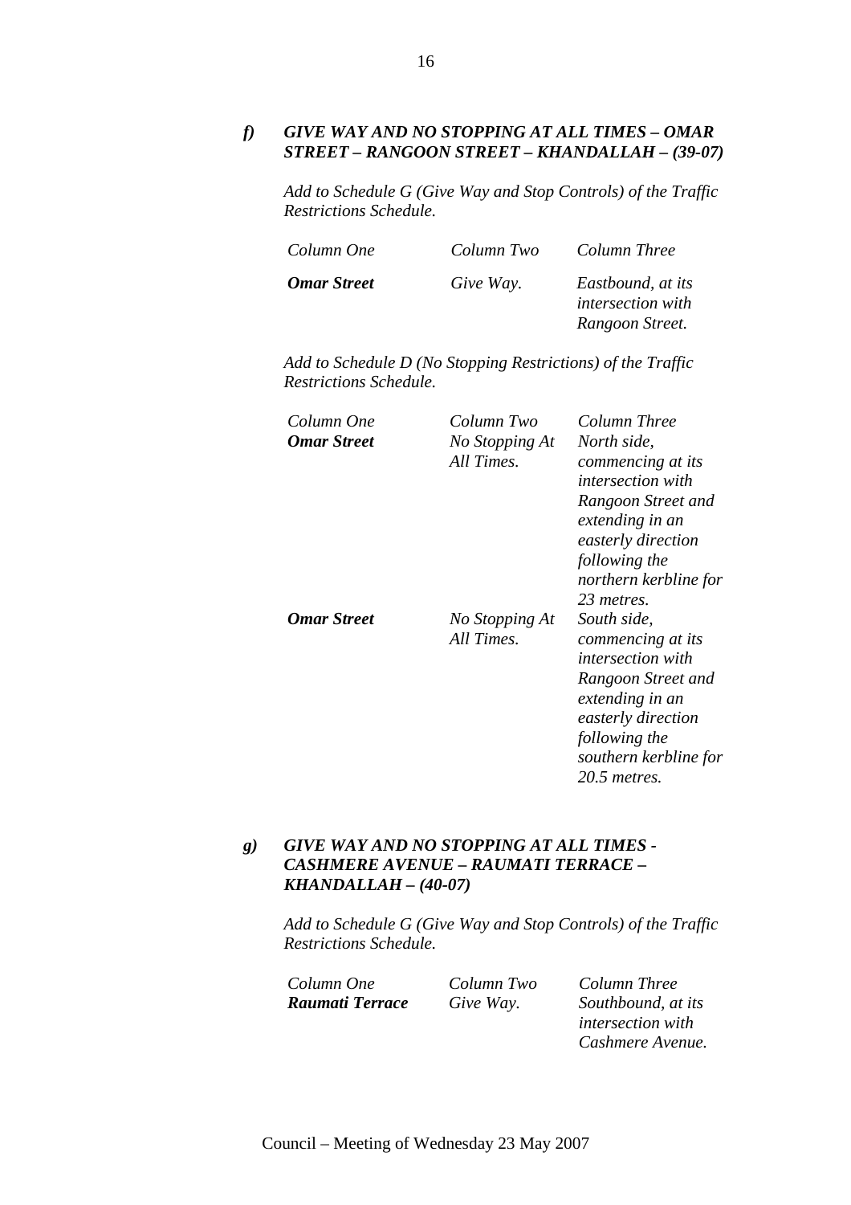### *f) GIVE WAY AND NO STOPPING AT ALL TIMES – OMAR STREET – RANGOON STREET – KHANDALLAH – (39-07)*

*Add to Schedule G (Give Way and Stop Controls) of the Traffic Restrictions Schedule.*

| *Column One* | *Column Two* | *Column Three* |
|---|---|---|
| ***Omar Street*** | *Give Way.* | *Eastbound, at its intersection with Rangoon Street.* |

*Add to Schedule D (No Stopping Restrictions) of the Traffic Restrictions Schedule.*

| *Column One* | *Column Two* | *Column Three* |
|---|---|---|
| ***Omar Street*** | *No Stopping At All Times.* | *North side, commencing at its intersection with Rangoon Street and extending in an easterly direction following the northern kerbline for 23 metres.* |
| ***Omar Street*** | *No Stopping At All Times.* | *South side, commencing at its intersection with Rangoon Street and extending in an easterly direction following the southern kerbline for 20.5 metres.* |

### *g) GIVE WAY AND NO STOPPING AT ALL TIMES - CASHMERE AVENUE – RAUMATI TERRACE – KHANDALLAH – (40-07)*

*Add to Schedule G (Give Way and Stop Controls) of the Traffic Restrictions Schedule.*

| *Column One* | *Column Two* | *Column Three* |
|---|---|---|
| ***Raumati Terrace*** | *Give Way.* | *Southbound, at its intersection with Cashmere Avenue.* |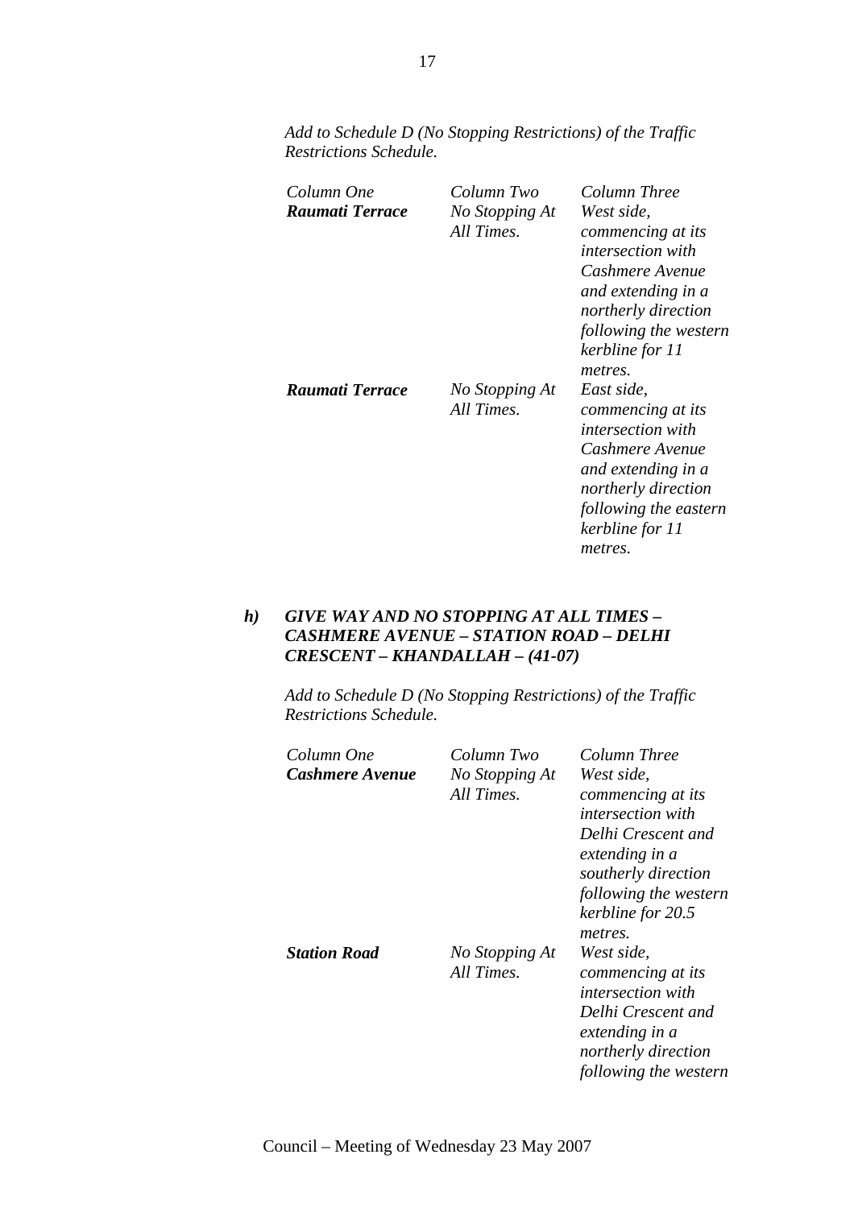*Add to Schedule D (No Stopping Restrictions) of the Traffic Restrictions Schedule.*

| *Column One* | *Column Two* | *Column Three* |
|---|---|---|
| ***Raumati Terrace*** | *No Stopping At All Times.* | *West side, commencing at its intersection with Cashmere Avenue and extending in a northerly direction following the western kerbline for 11 metres.* |
| ***Raumati Terrace*** | *No Stopping At All Times.* | *East side, commencing at its intersection with Cashmere Avenue and extending in a northerly direction following the eastern kerbline for 11 metres.* |

***h) GIVE WAY AND NO STOPPING AT ALL TIMES – CASHMERE AVENUE – STATION ROAD – DELHI CRESCENT – KHANDALLAH – (41-07)***

*Add to Schedule D (No Stopping Restrictions) of the Traffic Restrictions Schedule.*

| *Column One* | *Column Two* | *Column Three* |
|---|---|---|
| ***Cashmere Avenue*** | *No Stopping At All Times.* | *West side, commencing at its intersection with Delhi Crescent and extending in a southerly direction following the western kerbline for 20.5 metres.* |
| ***Station Road*** | *No Stopping At All Times.* | *West side, commencing at its intersection with Delhi Crescent and extending in a northerly direction following the western* |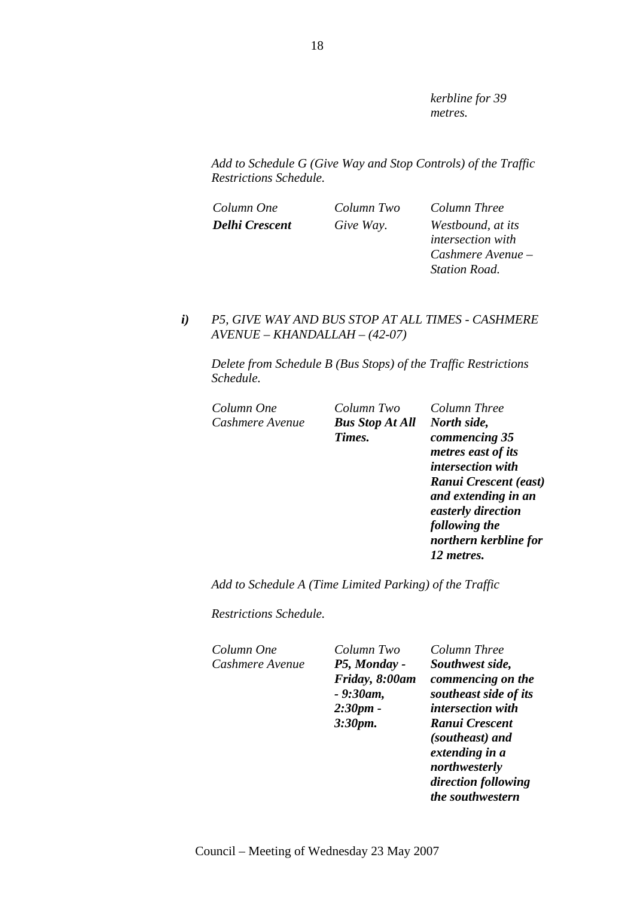*kerbline for 39 metres.*

*Add to Schedule G (Give Way and Stop Controls) of the Traffic Restrictions Schedule.*

| *Column One* | *Column Two* | *Column Three* |
|---|---|---|
| ***Delhi Crescent*** | *Give Way.* | *Westbound, at its intersection with Cashmere Avenue – Station Road.* |

***i)*** *P5, GIVE WAY AND BUS STOP AT ALL TIMES - CASHMERE AVENUE – KHANDALLAH – (42-07)*

*Delete from Schedule B (Bus Stops) of the Traffic Restrictions Schedule.*

| *Column One* | *Column Two* | *Column Three* |
|---|---|---|
| *Cashmere Avenue* | ***Bus Stop At All Times.*** | ***North side, commencing 35 metres east of its intersection with Ranui Crescent (east) and extending in an easterly direction following the northern kerbline for 12 metres.*** |

*Add to Schedule A (Time Limited Parking) of the Traffic*

*Restrictions Schedule.*

| *Column One* | *Column Two* | *Column Three* |
|---|---|---|
| *Cashmere Avenue* | ***P5, Monday - Friday, 8:00am - 9:30am, 2:30pm - 3:30pm.*** | ***Southwest side, commencing on the southeast side of its intersection with Ranui Crescent (southeast) and extending in a northwesterly direction following the southwestern*** |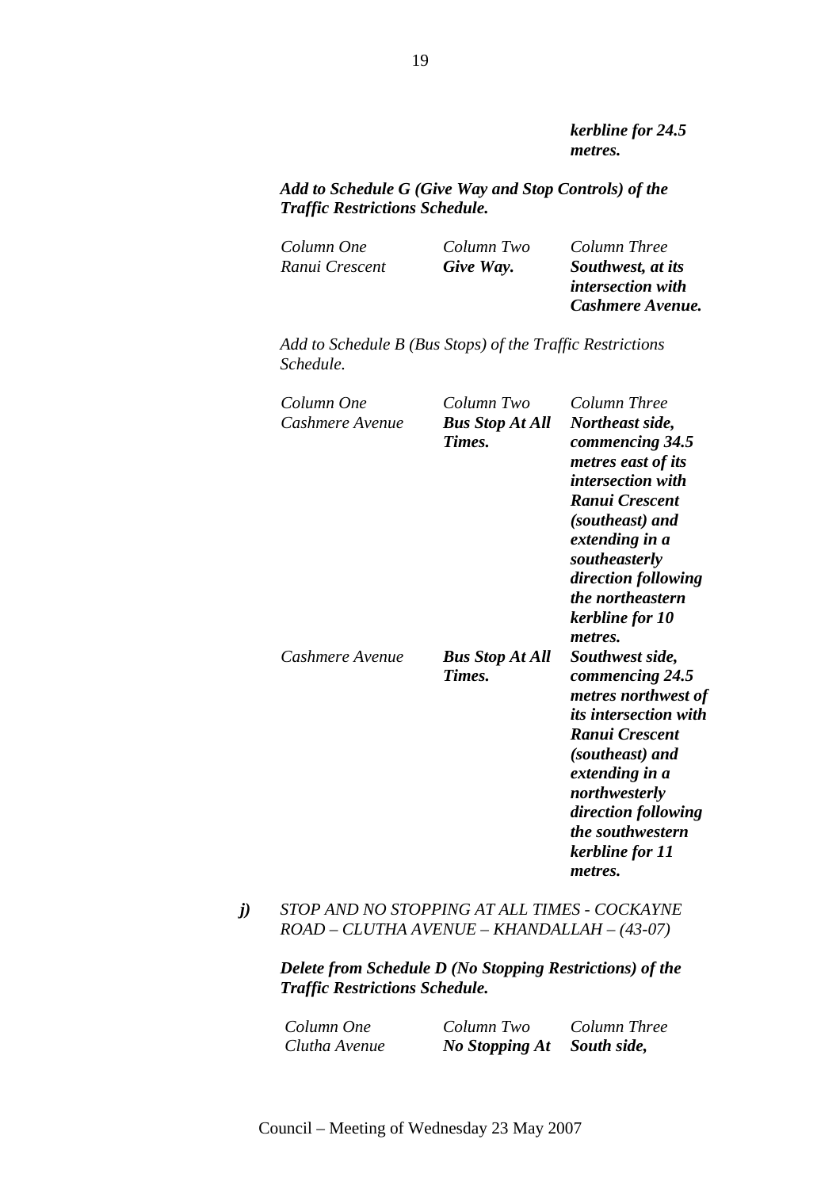***kerbline for 24.5 metres.***

***Add to Schedule G (Give Way and Stop Controls) of the Traffic Restrictions Schedule.***

| *Column One* | *Column Two* | *Column Three* |
|---|---|---|
| *Ranui Crescent* | ***Give Way.*** | ***Southwest, at its intersection with Cashmere Avenue.*** |

*Add to Schedule B (Bus Stops) of the Traffic Restrictions Schedule.*

| *Column One* | *Column Two* | *Column Three* |
|---|---|---|
| *Cashmere Avenue* | ***Bus Stop At All Times.*** | ***Northeast side, commencing 34.5 metres east of its intersection with Ranui Crescent (southeast) and extending in a southeasterly direction following the northeastern kerbline for 10 metres.*** |
| *Cashmere Avenue* | ***Bus Stop At All Times.*** | ***Southwest side, commencing 24.5 metres northwest of its intersection with Ranui Crescent (southeast) and extending in a northwesterly direction following the southwestern kerbline for 11 metres.*** |

***j)*** *STOP AND NO STOPPING AT ALL TIMES - COCKAYNE ROAD – CLUTHA AVENUE – KHANDALLAH – (43-07)*

***Delete from Schedule D (No Stopping Restrictions) of the Traffic Restrictions Schedule.***

| *Column One* | *Column Two* | *Column Three* |
|---|---|---|
| *Clutha Avenue* | ***No Stopping At*** | ***South side,*** |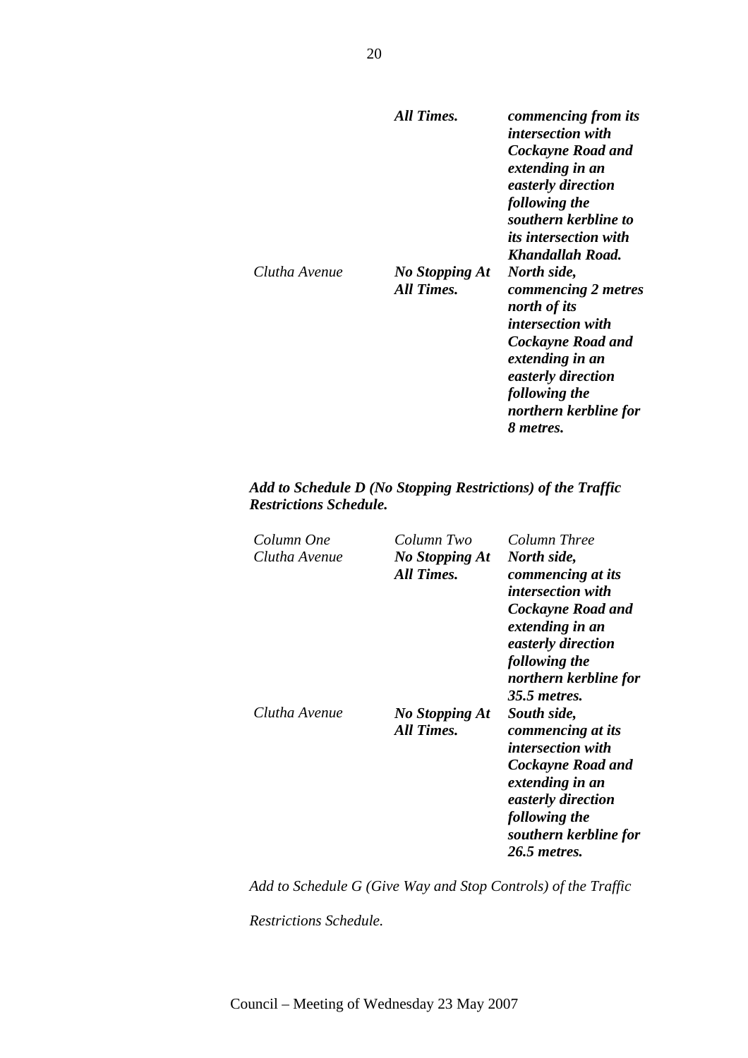| | | |
|---|---|---|
| | ***All Times.*** | ***commencing from its intersection with Cockayne Road and extending in an easterly direction following the southern kerbline to its intersection with Khandallah Road.*** |
| *Clutha Avenue* | ***No Stopping At All Times.*** | ***North side, commencing 2 metres north of its intersection with Cockayne Road and extending in an easterly direction following the northern kerbline for 8 metres.*** |

***Add to Schedule D (No Stopping Restrictions) of the Traffic Restrictions Schedule.***

| *Column One* | *Column Two* | *Column Three* |
|---|---|---|
| *Clutha Avenue* | ***No Stopping At All Times.*** | ***North side, commencing at its intersection with Cockayne Road and extending in an easterly direction following the northern kerbline for 35.5 metres.*** |
| *Clutha Avenue* | ***No Stopping At All Times.*** | ***South side, commencing at its intersection with Cockayne Road and extending in an easterly direction following the southern kerbline for 26.5 metres.*** |

*Add to Schedule G (Give Way and Stop Controls) of the Traffic*

*Restrictions Schedule.*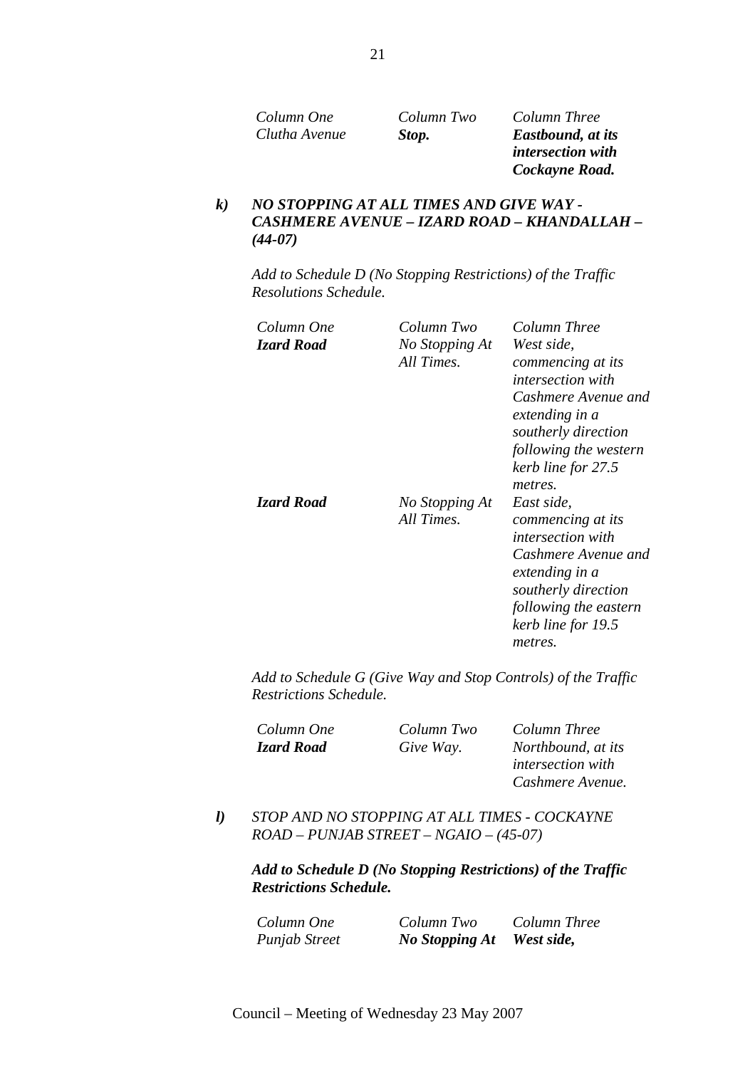| *Column One* | *Column Two* | *Column Three* |
|---|---|---|
| *Clutha Avenue* | ***Stop.*** | ***Eastbound, at its intersection with Cockayne Road.*** |

***k) NO STOPPING AT ALL TIMES AND GIVE WAY - CASHMERE AVENUE – IZARD ROAD – KHANDALLAH – (44-07)***

*Add to Schedule D (No Stopping Restrictions) of the Traffic Resolutions Schedule.*

| *Column One* | *Column Two* | *Column Three* |
|---|---|---|
| ***Izard Road*** | *No Stopping At All Times.* | *West side, commencing at its intersection with Cashmere Avenue and extending in a southerly direction following the western kerb line for 27.5 metres.* |
| ***Izard Road*** | *No Stopping At All Times.* | *East side, commencing at its intersection with Cashmere Avenue and extending in a southerly direction following the eastern kerb line for 19.5 metres.* |

*Add to Schedule G (Give Way and Stop Controls) of the Traffic Restrictions Schedule.*

| *Column One* | *Column Two* | *Column Three* |
|---|---|---|
| ***Izard Road*** | *Give Way.* | *Northbound, at its intersection with Cashmere Avenue.* |

***l)*** *STOP AND NO STOPPING AT ALL TIMES - COCKAYNE ROAD – PUNJAB STREET – NGAIO – (45-07)*

***Add to Schedule D (No Stopping Restrictions) of the Traffic Restrictions Schedule.***

| *Column One* | *Column Two* | *Column Three* |
|---|---|---|
| *Punjab Street* | ***No Stopping At*** | ***West side,*** |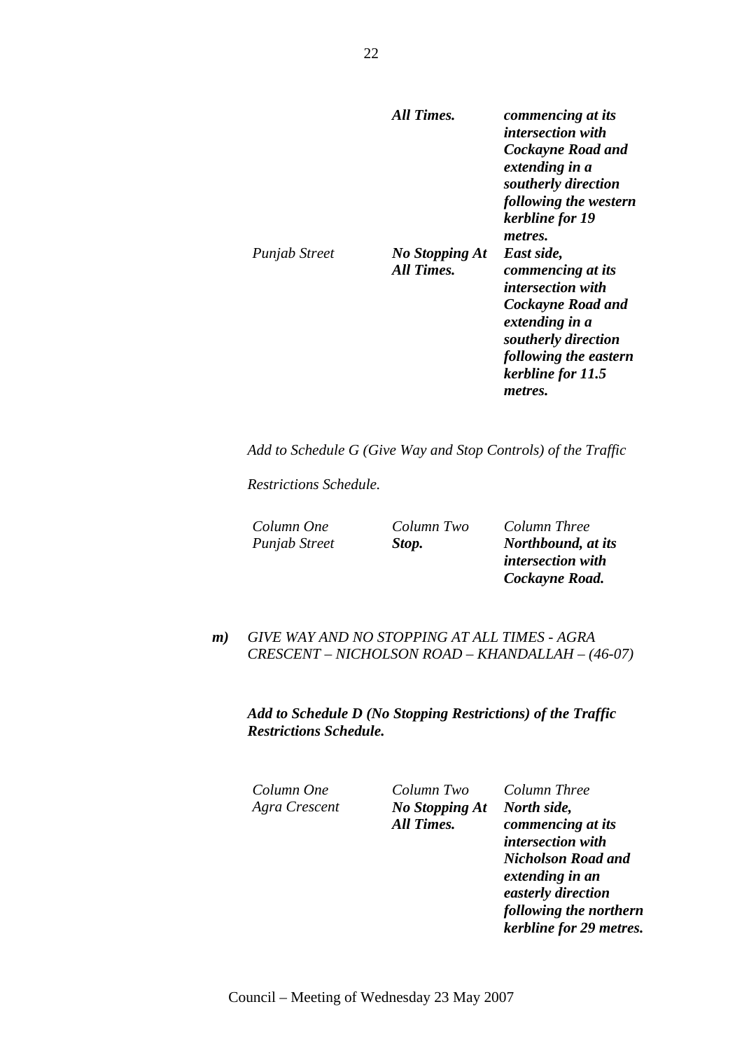| | | |
|---|---|---|
| | ***All Times.*** | ***commencing at its intersection with Cockayne Road and extending in a southerly direction following the western kerbline for 19 metres.*** |
| *Punjab Street* | ***No Stopping At All Times.*** | ***East side, commencing at its intersection with Cockayne Road and extending in a southerly direction following the eastern kerbline for 11.5 metres.*** |

*Add to Schedule G (Give Way and Stop Controls) of the Traffic Restrictions Schedule.*

| *Column One* | *Column Two* | *Column Three* |
|---|---|---|
| *Punjab Street* | ***Stop.*** | ***Northbound, at its intersection with Cockayne Road.*** |

***m)*** *GIVE WAY AND NO STOPPING AT ALL TIMES - AGRA CRESCENT – NICHOLSON ROAD – KHANDALLAH – (46-07)*

***Add to Schedule D (No Stopping Restrictions) of the Traffic Restrictions Schedule.***

| *Column One* | *Column Two* | *Column Three* |
|---|---|---|
| *Agra Crescent* | ***No Stopping At All Times.*** | ***North side, commencing at its intersection with Nicholson Road and extending in an easterly direction following the northern kerbline for 29 metres.*** |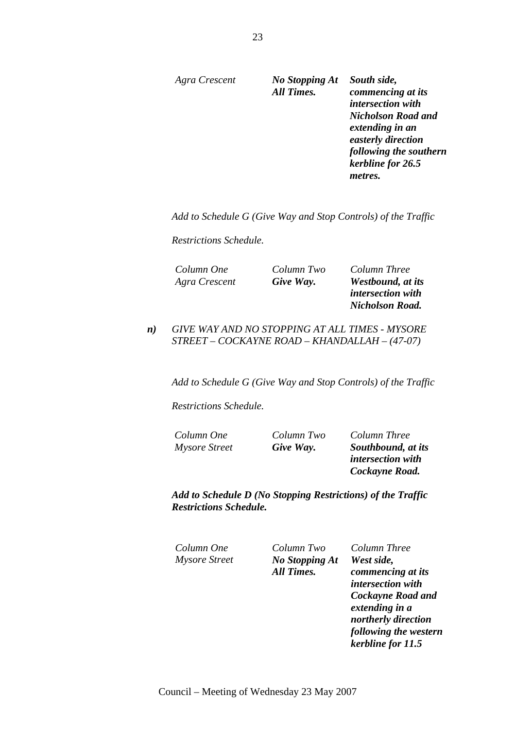| | | |
|---|---|---|
| *Agra Crescent* | ***No Stopping At All Times.*** | ***South side, commencing at its intersection with Nicholson Road and extending in an easterly direction following the southern kerbline for 26.5 metres.*** |

*Add to Schedule G (Give Way and Stop Controls) of the Traffic Restrictions Schedule.*

| *Column One* | *Column Two* | *Column Three* |
|---|---|---|
| *Agra Crescent* | ***Give Way.*** | ***Westbound, at its intersection with Nicholson Road.*** |

***n)*** *GIVE WAY AND NO STOPPING AT ALL TIMES - MYSORE STREET – COCKAYNE ROAD – KHANDALLAH – (47-07)*

*Add to Schedule G (Give Way and Stop Controls) of the Traffic Restrictions Schedule.*

| *Column One* | *Column Two* | *Column Three* |
|---|---|---|
| *Mysore Street* | ***Give Way.*** | ***Southbound, at its intersection with Cockayne Road.*** |

***Add to Schedule D (No Stopping Restrictions) of the Traffic Restrictions Schedule.***

| *Column One* | *Column Two* | *Column Three* |
|---|---|---|
| *Mysore Street* | ***No Stopping At All Times.*** | ***West side, commencing at its intersection with Cockayne Road and extending in a northerly direction following the western kerbline for 11.5*** |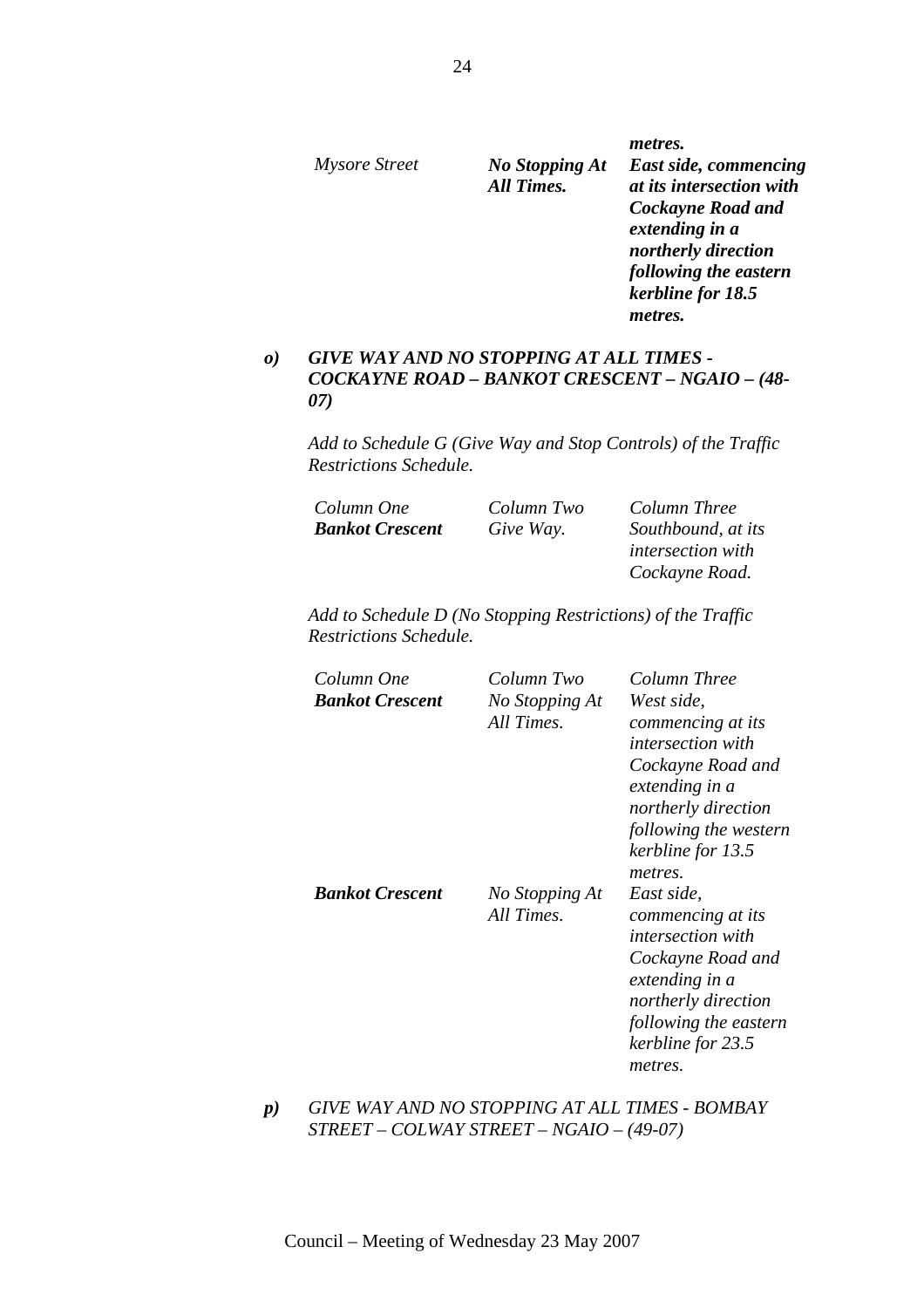| | | metres. |
|---|---|---|
| *Mysore Street* | ***No Stopping At All Times.*** | ***East side, commencing at its intersection with Cockayne Road and extending in a northerly direction following the eastern kerbline for 18.5 metres.*** |

***o) GIVE WAY AND NO STOPPING AT ALL TIMES - COCKAYNE ROAD – BANKOT CRESCENT – NGAIO – (48-07)***

*Add to Schedule G (Give Way and Stop Controls) of the Traffic Restrictions Schedule.*

| *Column One* | *Column Two* | *Column Three* |
|---|---|---|
| ***Bankot Crescent*** | *Give Way.* | *Southbound, at its intersection with Cockayne Road.* |

*Add to Schedule D (No Stopping Restrictions) of the Traffic Restrictions Schedule.*

| *Column One* | *Column Two* | *Column Three* |
|---|---|---|
| ***Bankot Crescent*** | *No Stopping At All Times.* | *West side, commencing at its intersection with Cockayne Road and extending in a northerly direction following the western kerbline for 13.5 metres.* |
| ***Bankot Crescent*** | *No Stopping At All Times.* | *East side, commencing at its intersection with Cockayne Road and extending in a northerly direction following the eastern kerbline for 23.5 metres.* |

***p)*** *GIVE WAY AND NO STOPPING AT ALL TIMES - BOMBAY STREET – COLWAY STREET – NGAIO – (49-07)*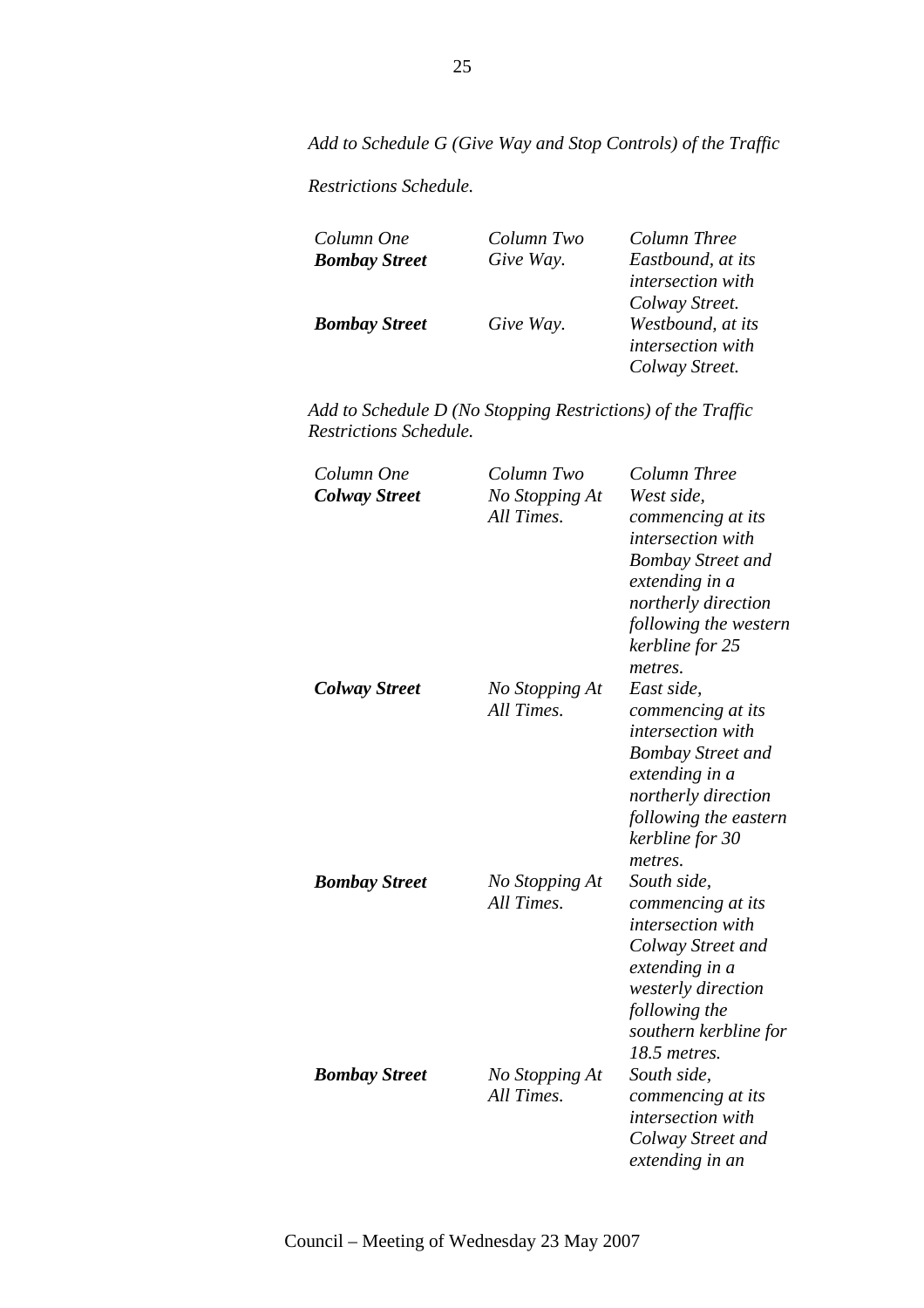*Add to Schedule G (Give Way and Stop Controls) of the Traffic Restrictions Schedule.*

| *Column One* | *Column Two* | *Column Three* |
|---|---|---|
| ***Bombay Street*** | *Give Way.* | *Eastbound, at its intersection with Colway Street.* |
| ***Bombay Street*** | *Give Way.* | *Westbound, at its intersection with Colway Street.* |

*Add to Schedule D (No Stopping Restrictions) of the Traffic Restrictions Schedule.*

| *Column One* | *Column Two* | *Column Three* |
|---|---|---|
| ***Colway Street*** | *No Stopping At All Times.* | *West side, commencing at its intersection with Bombay Street and extending in a northerly direction following the western kerbline for 25 metres.* |
| ***Colway Street*** | *No Stopping At All Times.* | *East side, commencing at its intersection with Bombay Street and extending in a northerly direction following the eastern kerbline for 30 metres.* |
| ***Bombay Street*** | *No Stopping At All Times.* | *South side, commencing at its intersection with Colway Street and extending in a westerly direction following the southern kerbline for 18.5 metres.* |
| ***Bombay Street*** | *No Stopping At All Times.* | *South side, commencing at its intersection with Colway Street and extending in an* |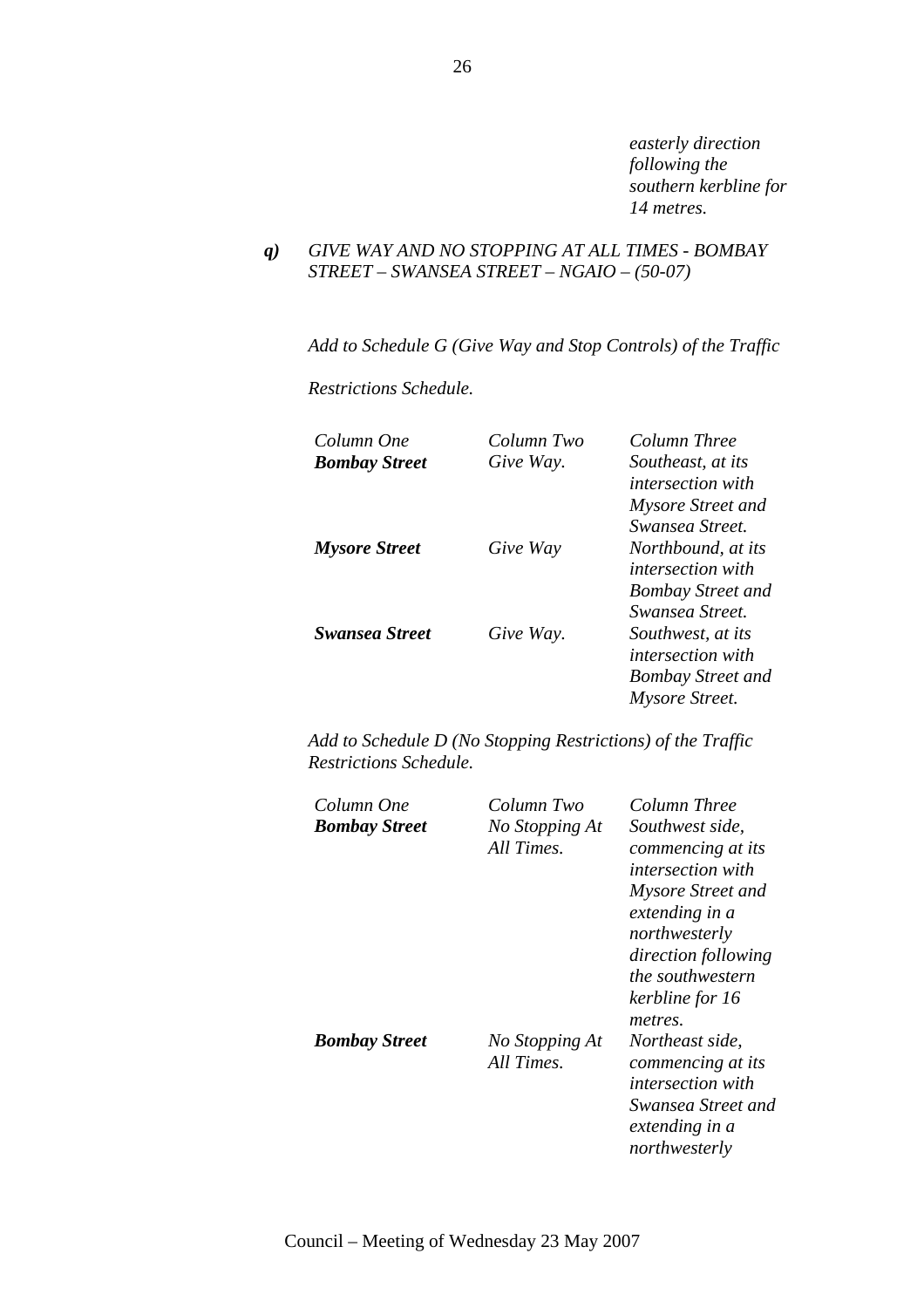*easterly direction following the southern kerbline for 14 metres.*

***q)*** *GIVE WAY AND NO STOPPING AT ALL TIMES - BOMBAY STREET – SWANSEA STREET – NGAIO – (50-07)*

*Add to Schedule G (Give Way and Stop Controls) of the Traffic Restrictions Schedule.*

| *Column One* | *Column Two* | *Column Three* |
|---|---|---|
| ***Bombay Street*** | *Give Way.* | *Southeast, at its intersection with Mysore Street and Swansea Street.* |
| ***Mysore Street*** | *Give Way* | *Northbound, at its intersection with Bombay Street and Swansea Street.* |
| ***Swansea Street*** | *Give Way.* | *Southwest, at its intersection with Bombay Street and Mysore Street.* |

*Add to Schedule D (No Stopping Restrictions) of the Traffic Restrictions Schedule.*

| *Column One* | *Column Two* | *Column Three* |
|---|---|---|
| ***Bombay Street*** | *No Stopping At All Times.* | *Southwest side, commencing at its intersection with Mysore Street and extending in a northwesterly direction following the southwestern kerbline for 16 metres.* |
| ***Bombay Street*** | *No Stopping At All Times.* | *Northeast side, commencing at its intersection with Swansea Street and extending in a northwesterly* |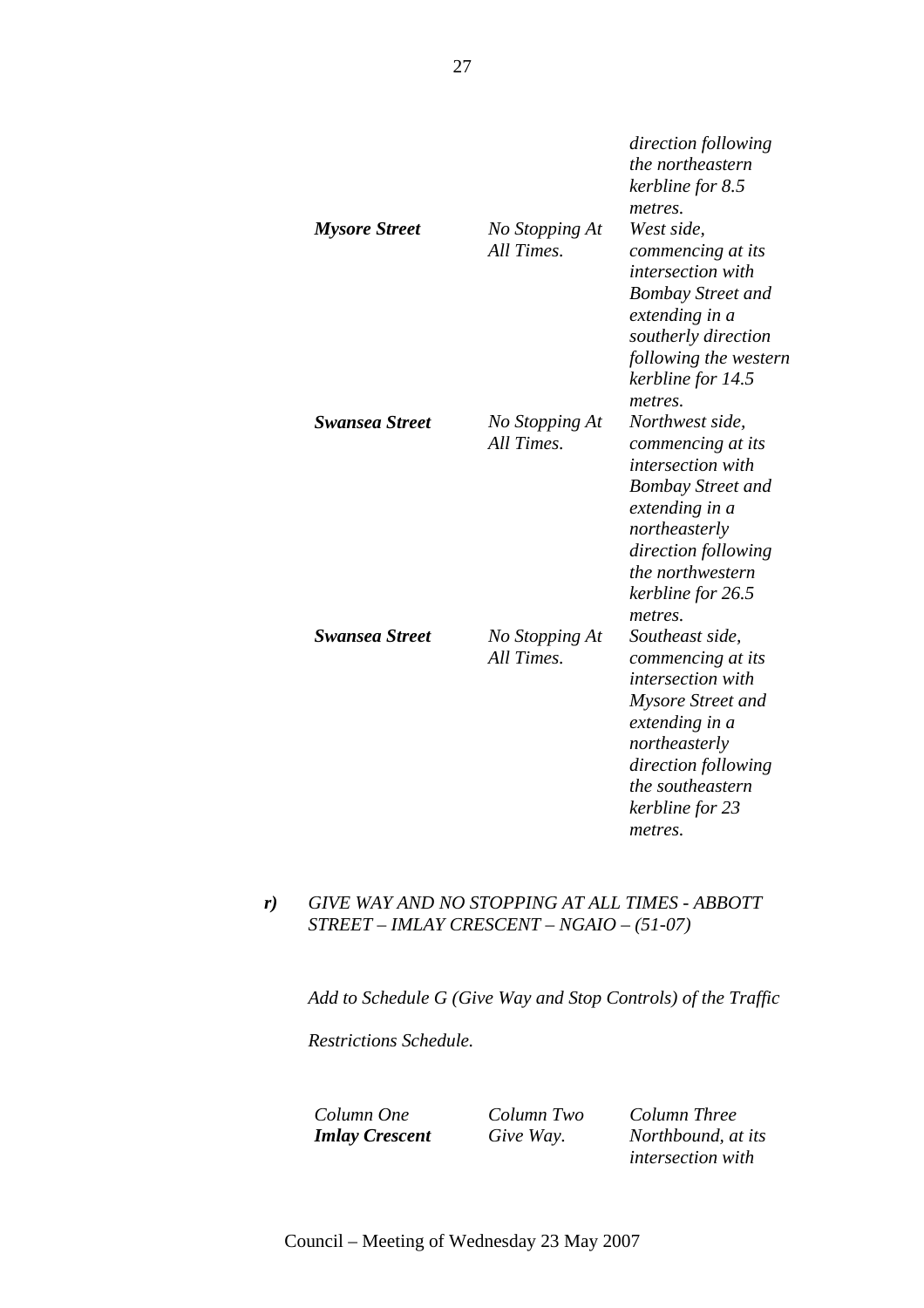| | | |
|---|---|---|
| | | *direction following the northeastern kerbline for 8.5 metres.* |
| ***Mysore Street*** | *No Stopping At All Times.* | *West side, commencing at its intersection with Bombay Street and extending in a southerly direction following the western kerbline for 14.5 metres.* |
| ***Swansea Street*** | *No Stopping At All Times.* | *Northwest side, commencing at its intersection with Bombay Street and extending in a northeasterly direction following the northwestern kerbline for 26.5 metres.* |
| ***Swansea Street*** | *No Stopping At All Times.* | *Southeast side, commencing at its intersection with Mysore Street and extending in a northeasterly direction following the southeastern kerbline for 23 metres.* |

***r)*** *GIVE WAY AND NO STOPPING AT ALL TIMES - ABBOTT STREET – IMLAY CRESCENT – NGAIO – (51-07)*

*Add to Schedule G (Give Way and Stop Controls) of the Traffic Restrictions Schedule.*

| *Column One* | *Column Two* | *Column Three* |
|---|---|---|
| ***Imlay Crescent*** | *Give Way.* | *Northbound, at its intersection with* |

Council – Meeting of Wednesday 23 May 2007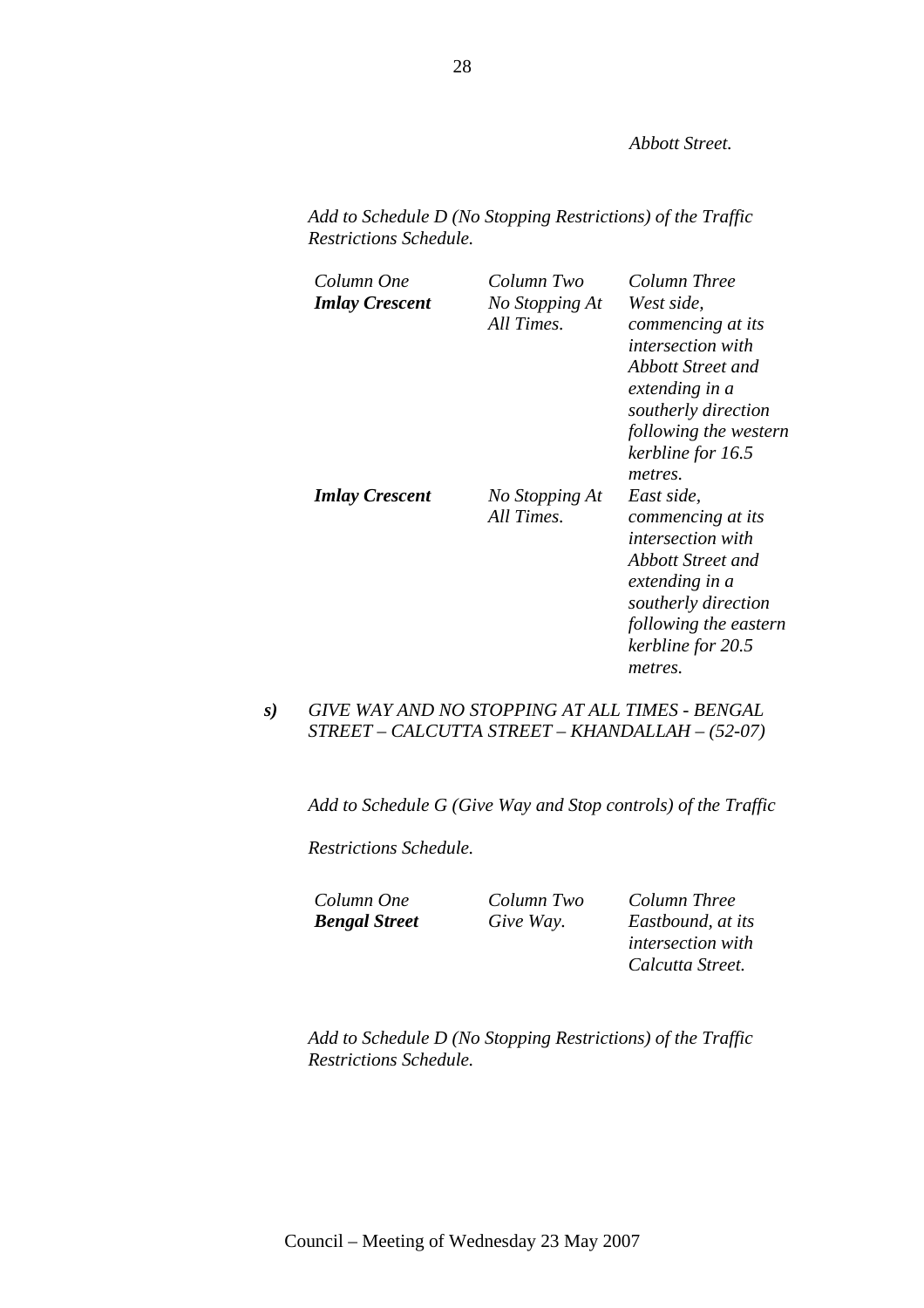*Abbott Street.*

*Add to Schedule D (No Stopping Restrictions) of the Traffic Restrictions Schedule.*

| *Column One* | *Column Two* | *Column Three* |
|---|---|---|
| ***Imlay Crescent*** | *No Stopping At All Times.* | *West side, commencing at its intersection with Abbott Street and extending in a southerly direction following the western kerbline for 16.5 metres.* |
| ***Imlay Crescent*** | *No Stopping At All Times.* | *East side, commencing at its intersection with Abbott Street and extending in a southerly direction following the eastern kerbline for 20.5 metres.* |

***s)*** *GIVE WAY AND NO STOPPING AT ALL TIMES - BENGAL STREET – CALCUTTA STREET – KHANDALLAH – (52-07)*

*Add to Schedule G (Give Way and Stop controls) of the Traffic*

*Restrictions Schedule.*

| *Column One* | *Column Two* | *Column Three* |
|---|---|---|
| ***Bengal Street*** | *Give Way.* | *Eastbound, at its intersection with Calcutta Street.* |

*Add to Schedule D (No Stopping Restrictions) of the Traffic Restrictions Schedule.*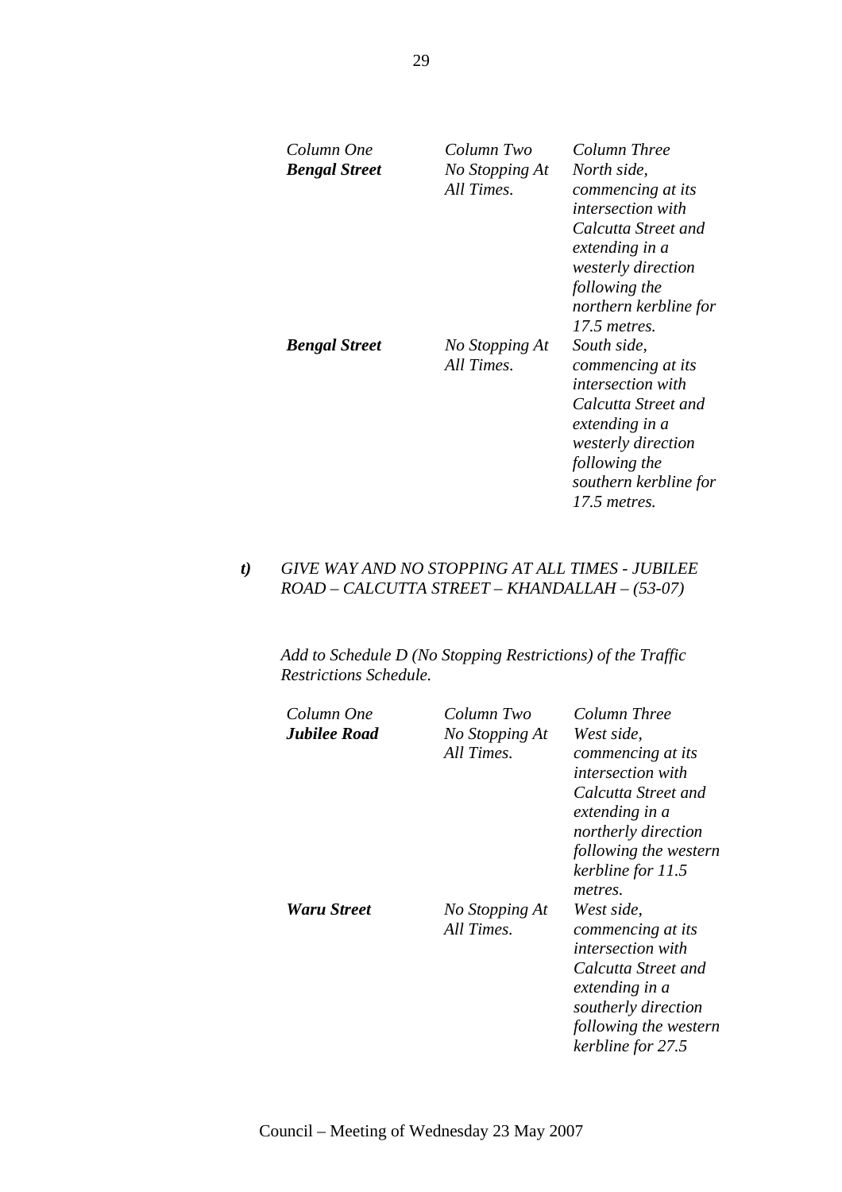| *Column One* | *Column Two* | *Column Three* |
|---|---|---|
| ***Bengal Street*** | *No Stopping At All Times.* | *North side, commencing at its intersection with Calcutta Street and extending in a westerly direction following the northern kerbline for 17.5 metres.* |
| ***Bengal Street*** | *No Stopping At All Times.* | *South side, commencing at its intersection with Calcutta Street and extending in a westerly direction following the southern kerbline for 17.5 metres.* |

***t)*** *GIVE WAY AND NO STOPPING AT ALL TIMES - JUBILEE ROAD – CALCUTTA STREET – KHANDALLAH – (53-07)*

*Add to Schedule D (No Stopping Restrictions) of the Traffic Restrictions Schedule.*

| *Column One* | *Column Two* | *Column Three* |
|---|---|---|
| ***Jubilee Road*** | *No Stopping At All Times.* | *West side, commencing at its intersection with Calcutta Street and extending in a northerly direction following the western kerbline for 11.5 metres.* |
| ***Waru Street*** | *No Stopping At All Times.* | *West side, commencing at its intersection with Calcutta Street and extending in a southerly direction following the western kerbline for 27.5* |

Council – Meeting of Wednesday 23 May 2007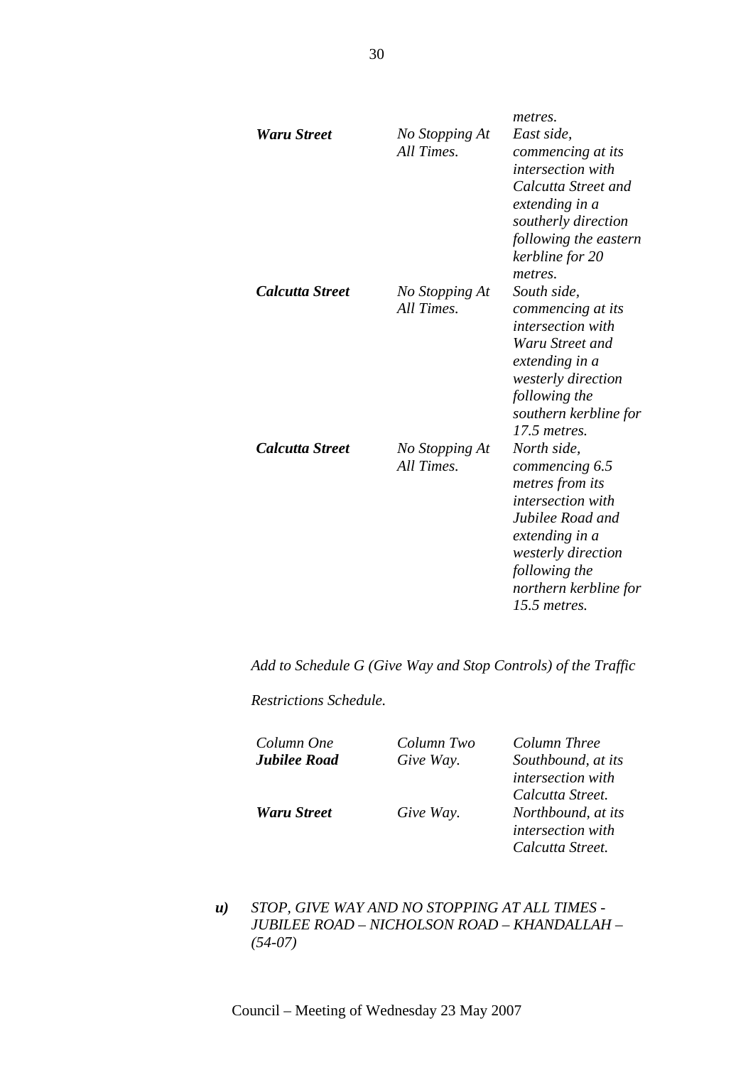| | | *metres.* |
|---|---|---|
| ***Waru Street*** | *No Stopping At All Times.* | *East side, commencing at its intersection with Calcutta Street and extending in a southerly direction following the eastern kerbline for 20 metres.* |
| ***Calcutta Street*** | *No Stopping At All Times.* | *South side, commencing at its intersection with Waru Street and extending in a westerly direction following the southern kerbline for 17.5 metres.* |
| ***Calcutta Street*** | *No Stopping At All Times.* | *North side, commencing 6.5 metres from its intersection with Jubilee Road and extending in a westerly direction following the northern kerbline for 15.5 metres.* |

*Add to Schedule G (Give Way and Stop Controls) of the Traffic Restrictions Schedule.*

| *Column One* | *Column Two* | *Column Three* |
|---|---|---|
| ***Jubilee Road*** | *Give Way.* | *Southbound, at its intersection with Calcutta Street.* |
| ***Waru Street*** | *Give Way.* | *Northbound, at its intersection with Calcutta Street.* |

***u)*** *STOP, GIVE WAY AND NO STOPPING AT ALL TIMES - JUBILEE ROAD – NICHOLSON ROAD – KHANDALLAH – (54-07)*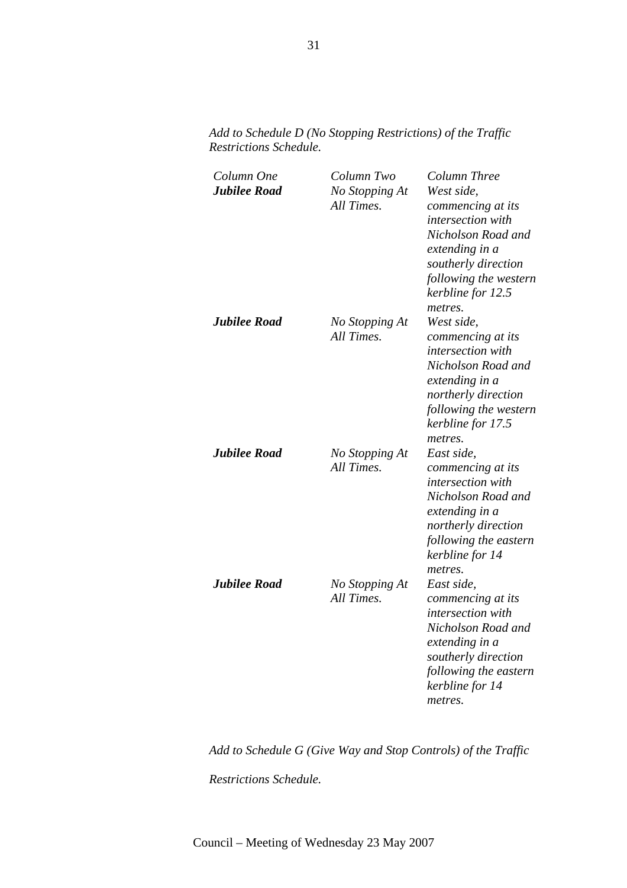*Add to Schedule D (No Stopping Restrictions) of the Traffic Restrictions Schedule.*

| *Column One* | *Column Two* | *Column Three* |
|---|---|---|
| ***Jubilee Road*** | *No Stopping At All Times.* | *West side, commencing at its intersection with Nicholson Road and extending in a southerly direction following the western kerbline for 12.5 metres.* |
| ***Jubilee Road*** | *No Stopping At All Times.* | *West side, commencing at its intersection with Nicholson Road and extending in a northerly direction following the western kerbline for 17.5 metres.* |
| ***Jubilee Road*** | *No Stopping At All Times.* | *East side, commencing at its intersection with Nicholson Road and extending in a northerly direction following the eastern kerbline for 14 metres.* |
| ***Jubilee Road*** | *No Stopping At All Times.* | *East side, commencing at its intersection with Nicholson Road and extending in a southerly direction following the eastern kerbline for 14 metres.* |

*Add to Schedule G (Give Way and Stop Controls) of the Traffic Restrictions Schedule.*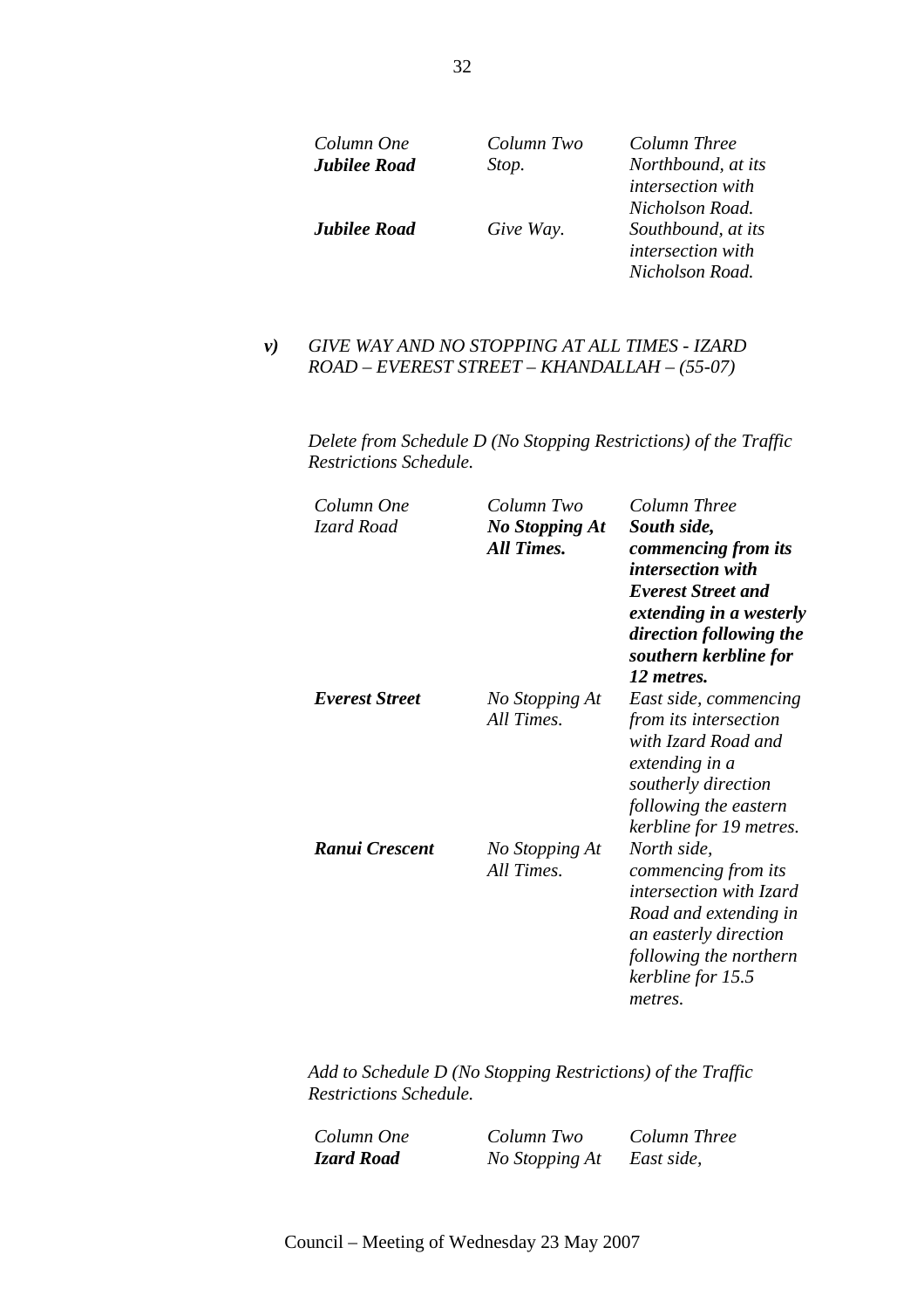| *Column One* | *Column Two* | *Column Three* |
|---|---|---|
| ***Jubilee Road*** | *Stop.* | *Northbound, at its intersection with Nicholson Road.* |
| ***Jubilee Road*** | *Give Way.* | *Southbound, at its intersection with Nicholson Road.* |

***v)*** *GIVE WAY AND NO STOPPING AT ALL TIMES - IZARD ROAD – EVEREST STREET – KHANDALLAH – (55-07)*

*Delete from Schedule D (No Stopping Restrictions) of the Traffic Restrictions Schedule.*

| *Column One* | *Column Two* | *Column Three* |
|---|---|---|
| *Izard Road* | ***No Stopping At All Times.*** | ***South side, commencing from its intersection with Everest Street and extending in a westerly direction following the southern kerbline for 12 metres.*** |
| ***Everest Street*** | *No Stopping At All Times.* | *East side, commencing from its intersection with Izard Road and extending in a southerly direction following the eastern kerbline for 19 metres.* |
| ***Ranui Crescent*** | *No Stopping At All Times.* | *North side, commencing from its intersection with Izard Road and extending in an easterly direction following the northern kerbline for 15.5 metres.* |

*Add to Schedule D (No Stopping Restrictions) of the Traffic Restrictions Schedule.*

| *Column One* | *Column Two* | *Column Three* |
|---|---|---|
| ***Izard Road*** | *No Stopping At* | *East side,* |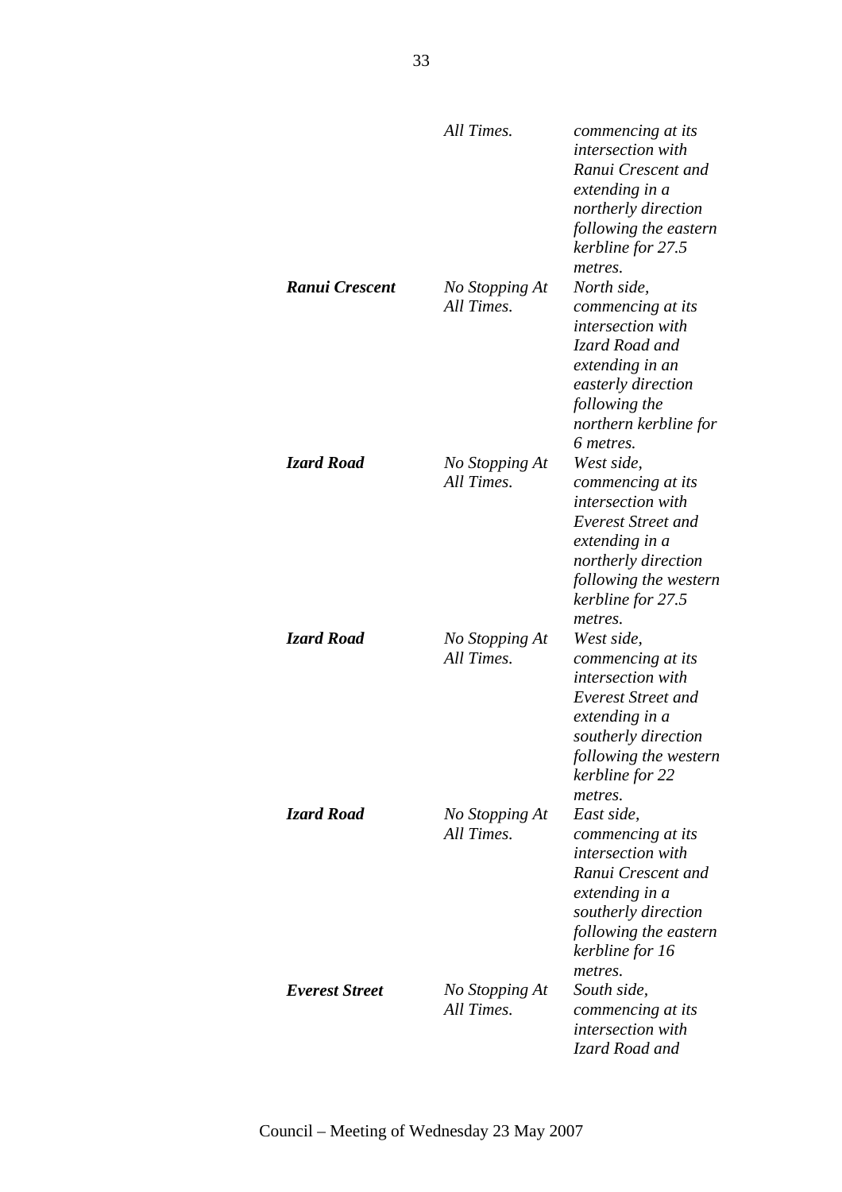| | | |
|---|---|---|
| | *All Times.* | *commencing at its intersection with Ranui Crescent and extending in a northerly direction following the eastern kerbline for 27.5 metres.* |
| ***Ranui Crescent*** | *No Stopping At All Times.* | *North side, commencing at its intersection with Izard Road and extending in an easterly direction following the northern kerbline for 6 metres.* |
| ***Izard Road*** | *No Stopping At All Times.* | *West side, commencing at its intersection with Everest Street and extending in a northerly direction following the western kerbline for 27.5 metres.* |
| ***Izard Road*** | *No Stopping At All Times.* | *West side, commencing at its intersection with Everest Street and extending in a southerly direction following the western kerbline for 22 metres.* |
| ***Izard Road*** | *No Stopping At All Times.* | *East side, commencing at its intersection with Ranui Crescent and extending in a southerly direction following the eastern kerbline for 16 metres.* |
| ***Everest Street*** | *No Stopping At All Times.* | *South side, commencing at its intersection with Izard Road and* |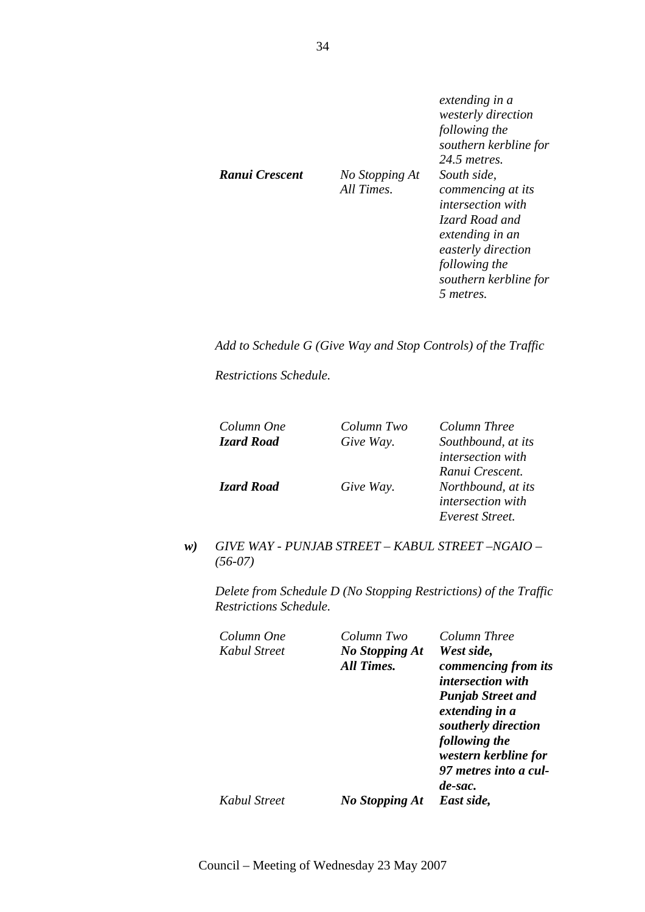| | | *extending in a westerly direction following the southern kerbline for 24.5 metres.* |
|---|---|---|
| ***Ranui Crescent*** | *No Stopping At All Times.* | *South side, commencing at its intersection with Izard Road and extending in an easterly direction following the southern kerbline for 5 metres.* |

*Add to Schedule G (Give Way and Stop Controls) of the Traffic Restrictions Schedule.*

| *Column One* | *Column Two* | *Column Three* |
|---|---|---|
| ***Izard Road*** | *Give Way.* | *Southbound, at its intersection with Ranui Crescent.* |
| ***Izard Road*** | *Give Way.* | *Northbound, at its intersection with Everest Street.* |

***w)*** *GIVE WAY - PUNJAB STREET – KABUL STREET –NGAIO – (56-07)*

*Delete from Schedule D (No Stopping Restrictions) of the Traffic Restrictions Schedule.*

| *Column One* | *Column Two* | *Column Three* |
|---|---|---|
| *Kabul Street* | ***No Stopping At All Times.*** | ***West side, commencing from its intersection with Punjab Street and extending in a southerly direction following the western kerbline for 97 metres into a cul-de-sac.*** |
| *Kabul Street* | ***No Stopping At*** | ***East side,*** |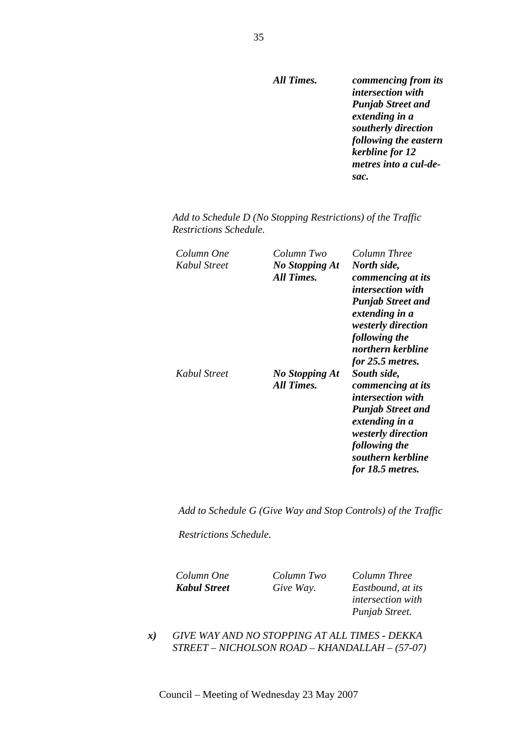| | | |
|---|---|---|
| | ***All Times.*** | ***commencing from its intersection with Punjab Street and extending in a southerly direction following the eastern kerbline for 12 metres into a cul-de-sac.*** |

*Add to Schedule D (No Stopping Restrictions) of the Traffic Restrictions Schedule.*

| *Column One* | *Column Two* | *Column Three* |
|---|---|---|
| *Kabul Street* | ***No Stopping At All Times.*** | ***North side, commencing at its intersection with Punjab Street and extending in a westerly direction following the northern kerbline for 25.5 metres.*** |
| *Kabul Street* | ***No Stopping At All Times.*** | ***South side, commencing at its intersection with Punjab Street and extending in a westerly direction following the southern kerbline for 18.5 metres.*** |

*Add to Schedule G (Give Way and Stop Controls) of the Traffic Restrictions Schedule.*

| *Column One* | *Column Two* | *Column Three* |
|---|---|---|
| ***Kabul Street*** | *Give Way.* | *Eastbound, at its intersection with Punjab Street.* |

***x)*** *GIVE WAY AND NO STOPPING AT ALL TIMES - DEKKA STREET – NICHOLSON ROAD – KHANDALLAH – (57-07)*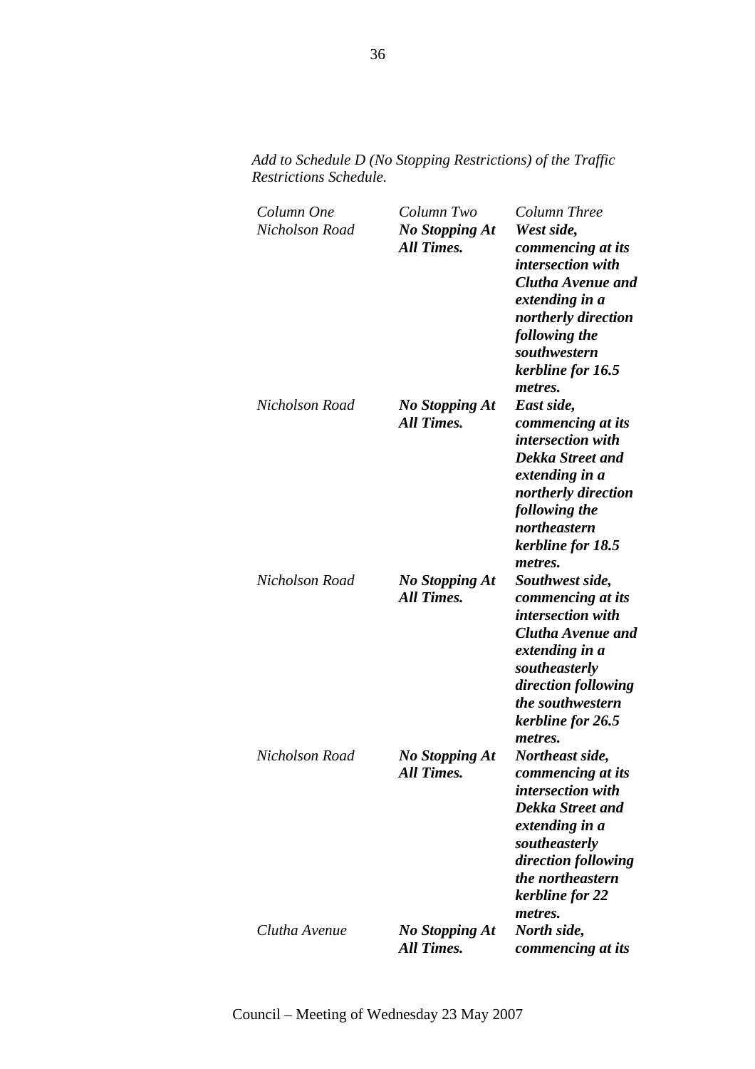*Add to Schedule D (No Stopping Restrictions) of the Traffic Restrictions Schedule.*

| *Column One* | *Column Two* | *Column Three* |
|---|---|---|
| *Nicholson Road* | ***No Stopping At All Times.*** | ***West side, commencing at its intersection with Clutha Avenue and extending in a northerly direction following the southwestern kerbline for 16.5 metres.*** |
| *Nicholson Road* | ***No Stopping At All Times.*** | ***East side, commencing at its intersection with Dekka Street and extending in a northerly direction following the northeastern kerbline for 18.5 metres.*** |
| *Nicholson Road* | ***No Stopping At All Times.*** | ***Southwest side, commencing at its intersection with Clutha Avenue and extending in a southeasterly direction following the southwestern kerbline for 26.5 metres.*** |
| *Nicholson Road* | ***No Stopping At All Times.*** | ***Northeast side, commencing at its intersection with Dekka Street and extending in a southeasterly direction following the northeastern kerbline for 22 metres.*** |
| *Clutha Avenue* | ***No Stopping At All Times.*** | ***North side, commencing at its*** |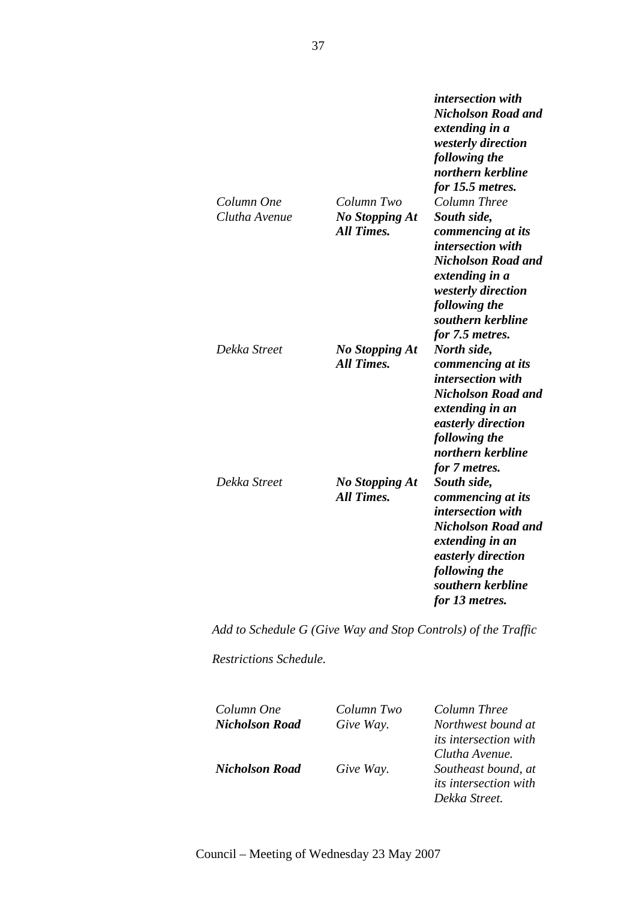| | | ***intersection with Nicholson Road and extending in a westerly direction following the northern kerbline for 15.5 metres.*** |
|---|---|---|
| *Column One* | *Column Two* | *Column Three* |
| *Clutha Avenue* | ***No Stopping At All Times.*** | ***South side, commencing at its intersection with Nicholson Road and extending in a westerly direction following the southern kerbline for 7.5 metres.*** |
| *Dekka Street* | ***No Stopping At All Times.*** | ***North side, commencing at its intersection with Nicholson Road and extending in an easterly direction following the northern kerbline for 7 metres.*** |
| *Dekka Street* | ***No Stopping At All Times.*** | ***South side, commencing at its intersection with Nicholson Road and extending in an easterly direction following the southern kerbline for 13 metres.*** |

*Add to Schedule G (Give Way and Stop Controls) of the Traffic Restrictions Schedule.*

| *Column One* | *Column Two* | *Column Three* |
|---|---|---|
| ***Nicholson Road*** | *Give Way.* | *Northwest bound at its intersection with Clutha Avenue.* |
| ***Nicholson Road*** | *Give Way.* | *Southeast bound, at its intersection with Dekka Street.* |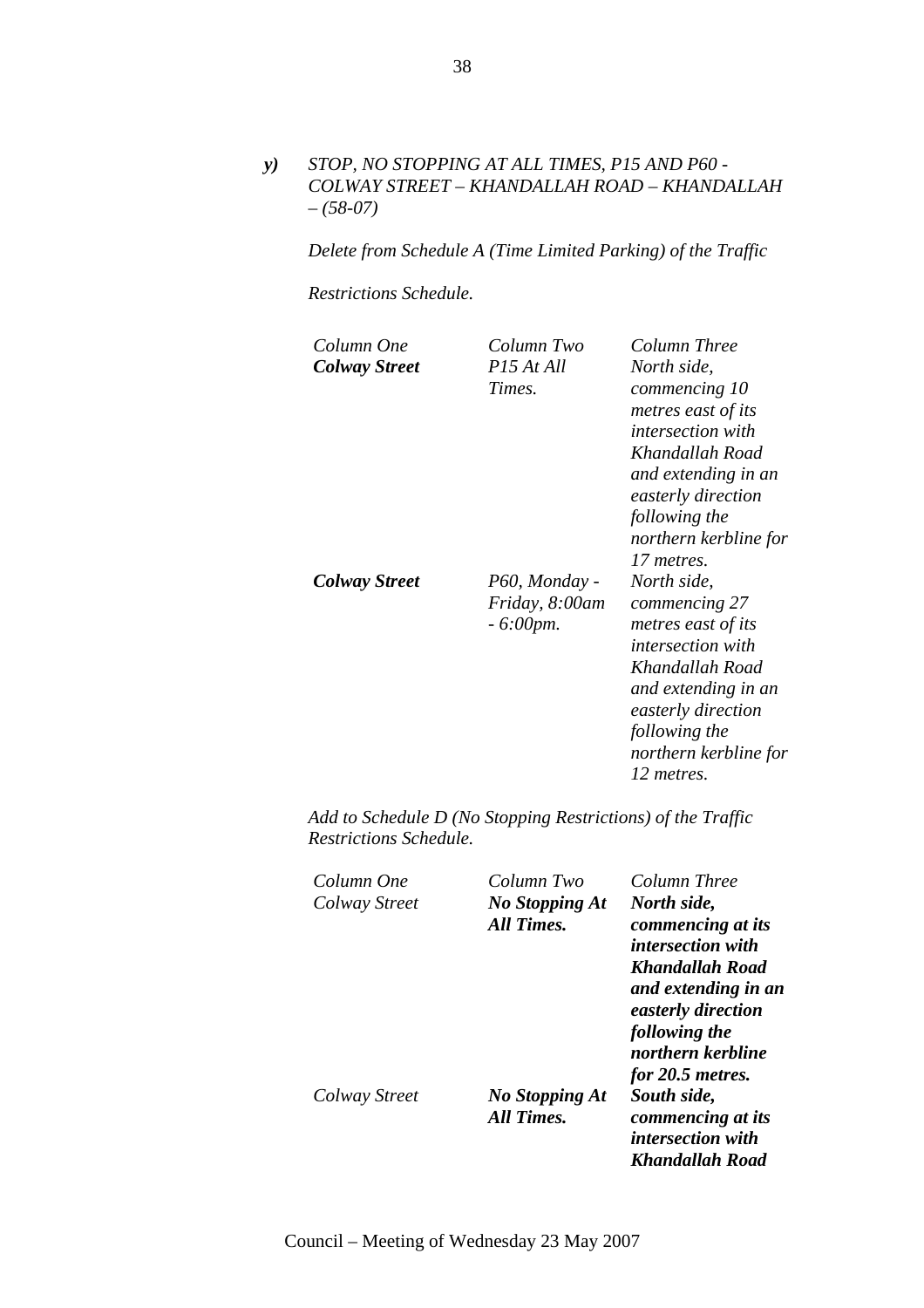***y)*** *STOP, NO STOPPING AT ALL TIMES, P15 AND P60 - COLWAY STREET – KHANDALLAH ROAD – KHANDALLAH – (58-07)*

*Delete from Schedule A (Time Limited Parking) of the Traffic*

*Restrictions Schedule.*

| *Column One* | *Column Two* | *Column Three* |
|---|---|---|
| ***Colway Street*** | *P15 At All Times.* | *North side, commencing 10 metres east of its intersection with Khandallah Road and extending in an easterly direction following the northern kerbline for 17 metres.* |
| ***Colway Street*** | *P60, Monday - Friday, 8:00am - 6:00pm.* | *North side, commencing 27 metres east of its intersection with Khandallah Road and extending in an easterly direction following the northern kerbline for 12 metres.* |

*Add to Schedule D (No Stopping Restrictions) of the Traffic Restrictions Schedule.*

| *Column One* | *Column Two* | *Column Three* |
|---|---|---|
| *Colway Street* | ***No Stopping At All Times.*** | ***North side, commencing at its intersection with Khandallah Road and extending in an easterly direction following the northern kerbline for 20.5 metres.*** |
| *Colway Street* | ***No Stopping At All Times.*** | ***South side, commencing at its intersection with Khandallah Road*** |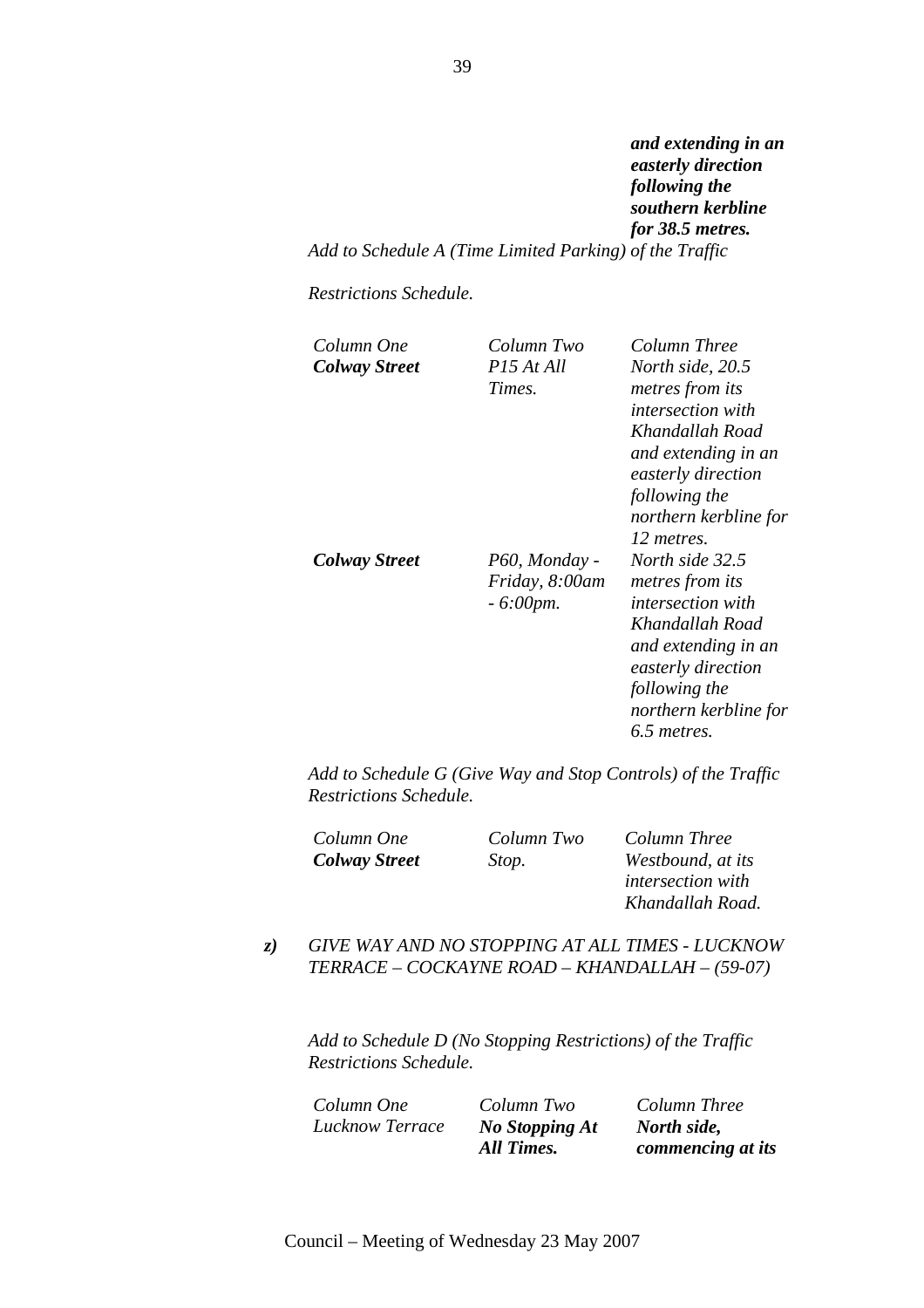***and extending in an easterly direction following the southern kerbline for 38.5 metres.***

*Add to Schedule A (Time Limited Parking) of the Traffic*

*Restrictions Schedule.*

| *Column One* | *Column Two* | *Column Three* |
|---|---|---|
| ***Colway Street*** | *P15 At All Times.* | *North side, 20.5 metres from its intersection with Khandallah Road and extending in an easterly direction following the northern kerbline for 12 metres.* |
| ***Colway Street*** | *P60, Monday - Friday, 8:00am - 6:00pm.* | *North side 32.5 metres from its intersection with Khandallah Road and extending in an easterly direction following the northern kerbline for 6.5 metres.* |

*Add to Schedule G (Give Way and Stop Controls) of the Traffic Restrictions Schedule.*

| *Column One* | *Column Two* | *Column Three* |
|---|---|---|
| ***Colway Street*** | *Stop.* | *Westbound, at its intersection with Khandallah Road.* |

***z)*** *GIVE WAY AND NO STOPPING AT ALL TIMES - LUCKNOW TERRACE – COCKAYNE ROAD – KHANDALLAH – (59-07)*

*Add to Schedule D (No Stopping Restrictions) of the Traffic Restrictions Schedule.*

| *Column One* | *Column Two* | *Column Three* |
|---|---|---|
| *Lucknow Terrace* | ***No Stopping At All Times.*** | ***North side, commencing at its*** |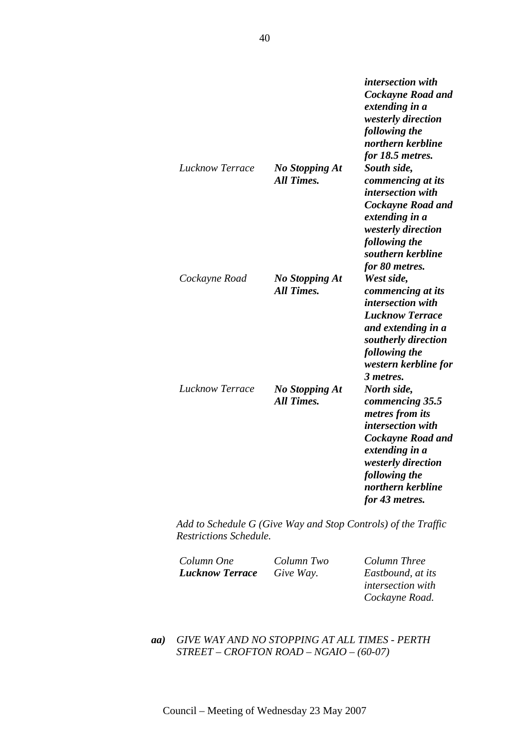| | | |
|---|---|---|
| | | ***intersection with Cockayne Road and extending in a westerly direction following the northern kerbline for 18.5 metres.*** |
| *Lucknow Terrace* | ***No Stopping At All Times.*** | ***South side, commencing at its intersection with Cockayne Road and extending in a westerly direction following the southern kerbline for 80 metres.*** |
| *Cockayne Road* | ***No Stopping At All Times.*** | ***West side, commencing at its intersection with Lucknow Terrace and extending in a southerly direction following the western kerbline for 3 metres.*** |
| *Lucknow Terrace* | ***No Stopping At All Times.*** | ***North side, commencing 35.5 metres from its intersection with Cockayne Road and extending in a westerly direction following the northern kerbline for 43 metres.*** |

*Add to Schedule G (Give Way and Stop Controls) of the Traffic Restrictions Schedule.*

| *Column One* | *Column Two* | *Column Three* |
|---|---|---|
| ***Lucknow Terrace*** | *Give Way.* | *Eastbound, at its intersection with Cockayne Road.* |

***aa)*** *GIVE WAY AND NO STOPPING AT ALL TIMES - PERTH STREET – CROFTON ROAD – NGAIO – (60-07)*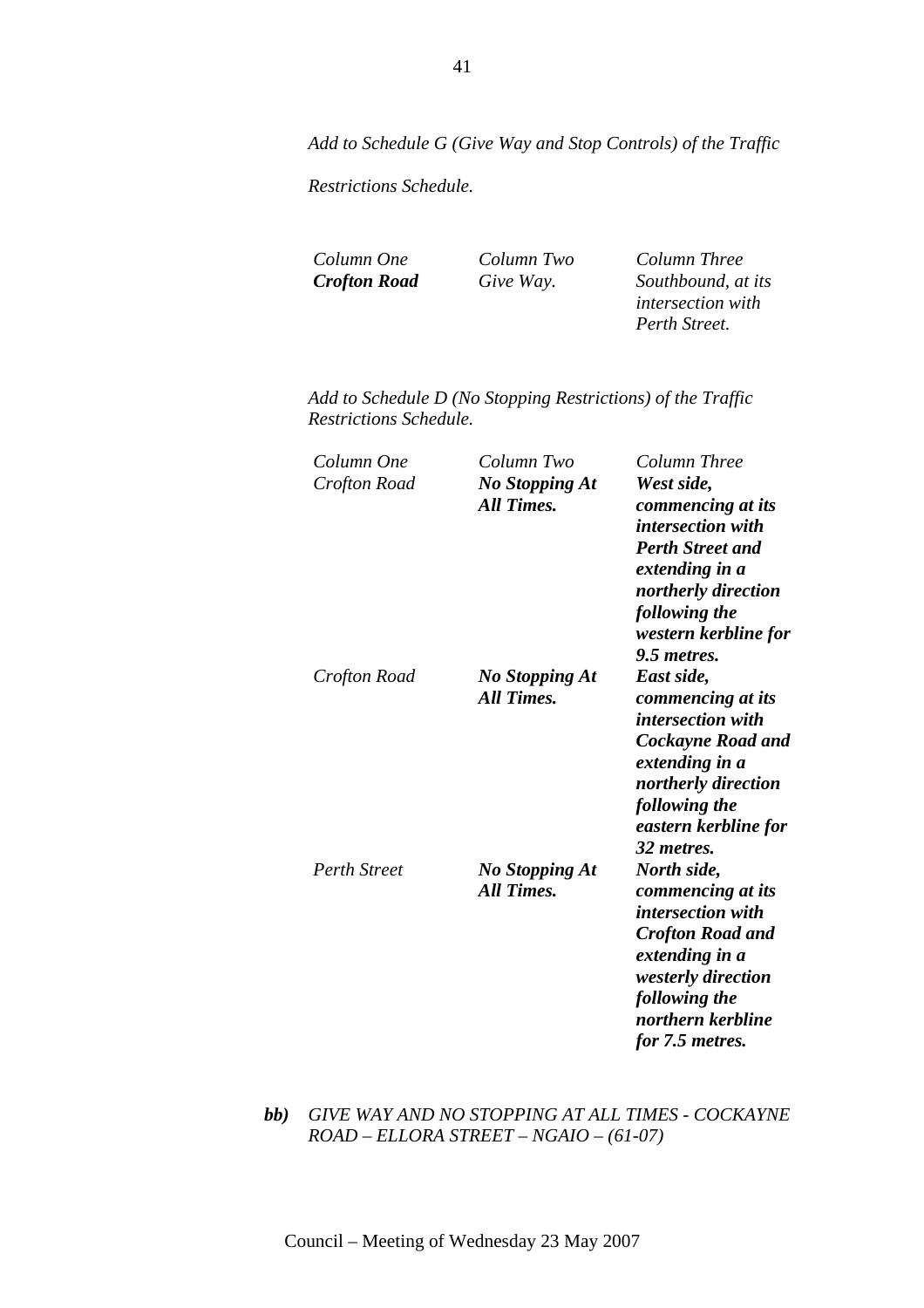*Add to Schedule G (Give Way and Stop Controls) of the Traffic Restrictions Schedule.*

| *Column One* | *Column Two* | *Column Three* |
|---|---|---|
| ***Crofton Road*** | *Give Way.* | *Southbound, at its intersection with Perth Street.* |

*Add to Schedule D (No Stopping Restrictions) of the Traffic Restrictions Schedule.*

| *Column One* | *Column Two* | *Column Three* |
|---|---|---|
| *Crofton Road* | ***No Stopping At All Times.*** | ***West side, commencing at its intersection with Perth Street and extending in a northerly direction following the western kerbline for 9.5 metres.*** |
| *Crofton Road* | ***No Stopping At All Times.*** | ***East side, commencing at its intersection with Cockayne Road and extending in a northerly direction following the eastern kerbline for 32 metres.*** |
| *Perth Street* | ***No Stopping At All Times.*** | ***North side, commencing at its intersection with Crofton Road and extending in a westerly direction following the northern kerbline for 7.5 metres.*** |

***bb)*** *GIVE WAY AND NO STOPPING AT ALL TIMES - COCKAYNE ROAD – ELLORA STREET – NGAIO – (61-07)*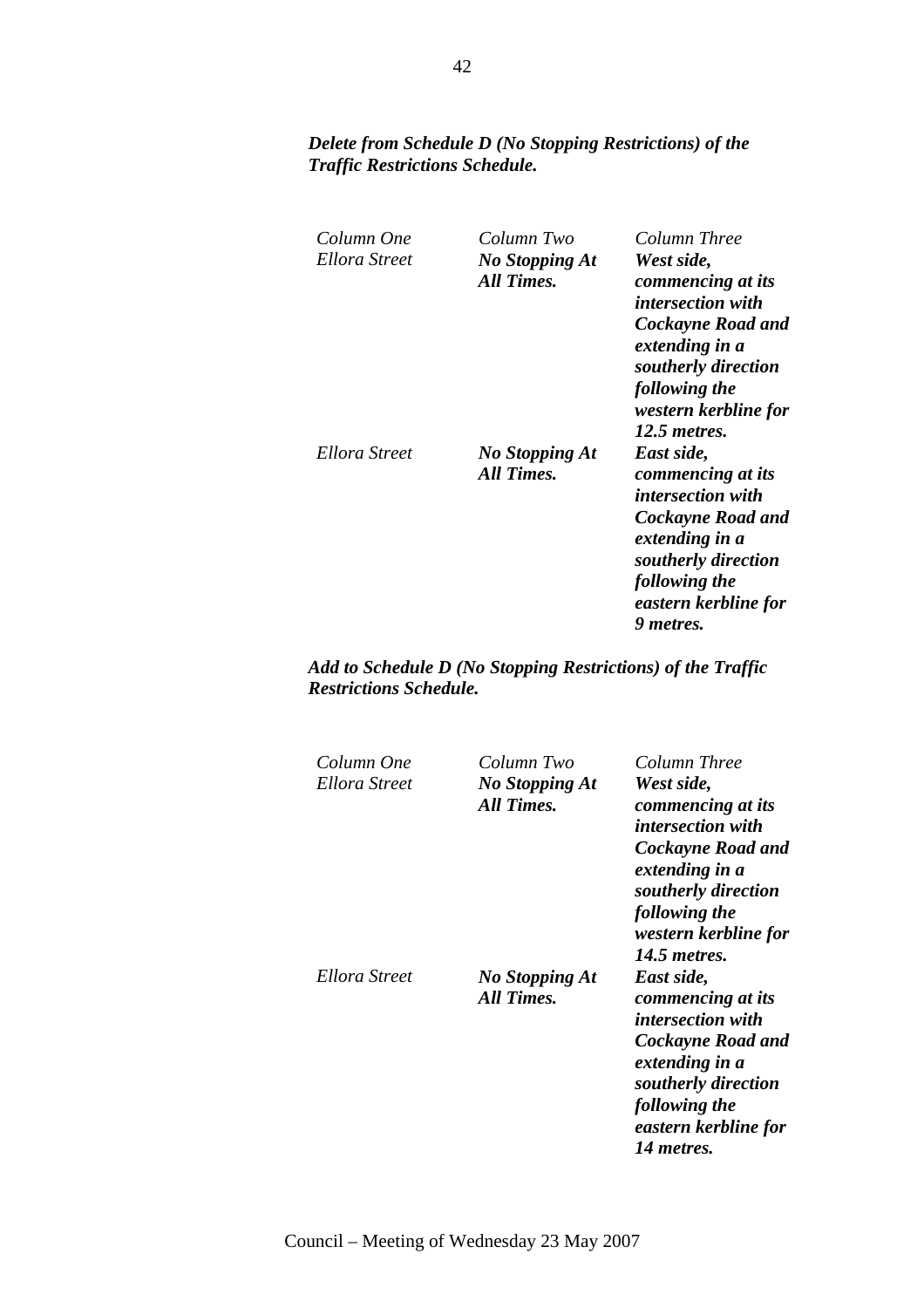***Delete from Schedule D (No Stopping Restrictions) of the Traffic Restrictions Schedule.***

| *Column One* | *Column Two* | *Column Three* |
|---|---|---|
| *Ellora Street* | ***No Stopping At All Times.*** | ***West side, commencing at its intersection with Cockayne Road and extending in a southerly direction following the western kerbline for 12.5 metres.*** |
| *Ellora Street* | ***No Stopping At All Times.*** | ***East side, commencing at its intersection with Cockayne Road and extending in a southerly direction following the eastern kerbline for 9 metres.*** |

***Add to Schedule D (No Stopping Restrictions) of the Traffic Restrictions Schedule.***

| *Column One* | *Column Two* | *Column Three* |
|---|---|---|
| *Ellora Street* | ***No Stopping At All Times.*** | ***West side, commencing at its intersection with Cockayne Road and extending in a southerly direction following the western kerbline for 14.5 metres.*** |
| *Ellora Street* | ***No Stopping At All Times.*** | ***East side, commencing at its intersection with Cockayne Road and extending in a southerly direction following the eastern kerbline for 14 metres.*** |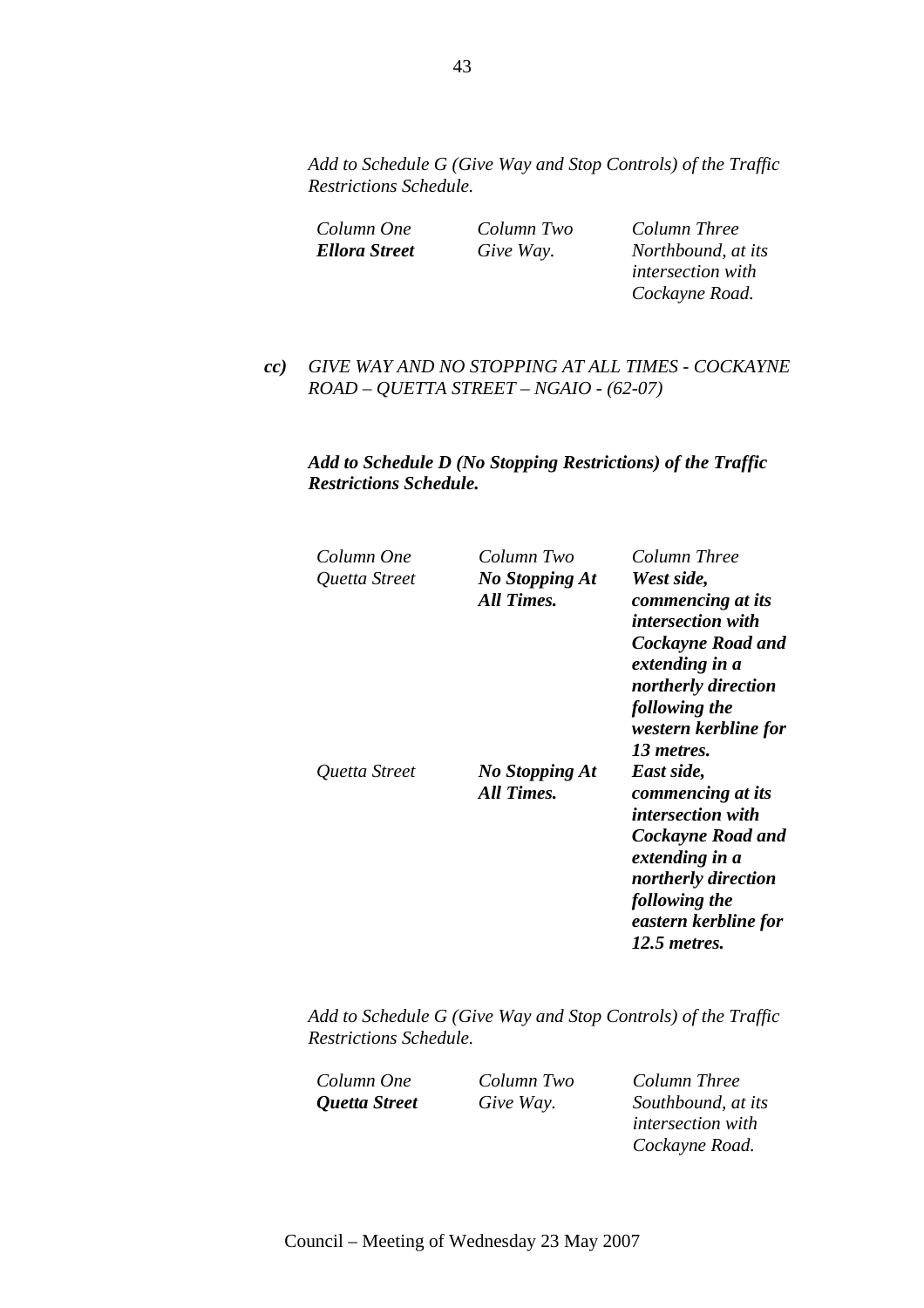*Add to Schedule G (Give Way and Stop Controls) of the Traffic Restrictions Schedule.*

| *Column One* | *Column Two* | *Column Three* |
|---|---|---|
| ***Ellora Street*** | *Give Way.* | *Northbound, at its intersection with Cockayne Road.* |

***cc)*** *GIVE WAY AND NO STOPPING AT ALL TIMES - COCKAYNE ROAD – QUETTA STREET – NGAIO - (62-07)*

***Add to Schedule D (No Stopping Restrictions) of the Traffic Restrictions Schedule.***

| *Column One* | *Column Two* | *Column Three* |
|---|---|---|
| *Quetta Street* | ***No Stopping At All Times.*** | ***West side, commencing at its intersection with Cockayne Road and extending in a northerly direction following the western kerbline for 13 metres.*** |
| *Quetta Street* | ***No Stopping At All Times.*** | ***East side, commencing at its intersection with Cockayne Road and extending in a northerly direction following the eastern kerbline for 12.5 metres.*** |

*Add to Schedule G (Give Way and Stop Controls) of the Traffic Restrictions Schedule.*

| *Column One* | *Column Two* | *Column Three* |
|---|---|---|
| ***Quetta Street*** | *Give Way.* | *Southbound, at its intersection with Cockayne Road.* |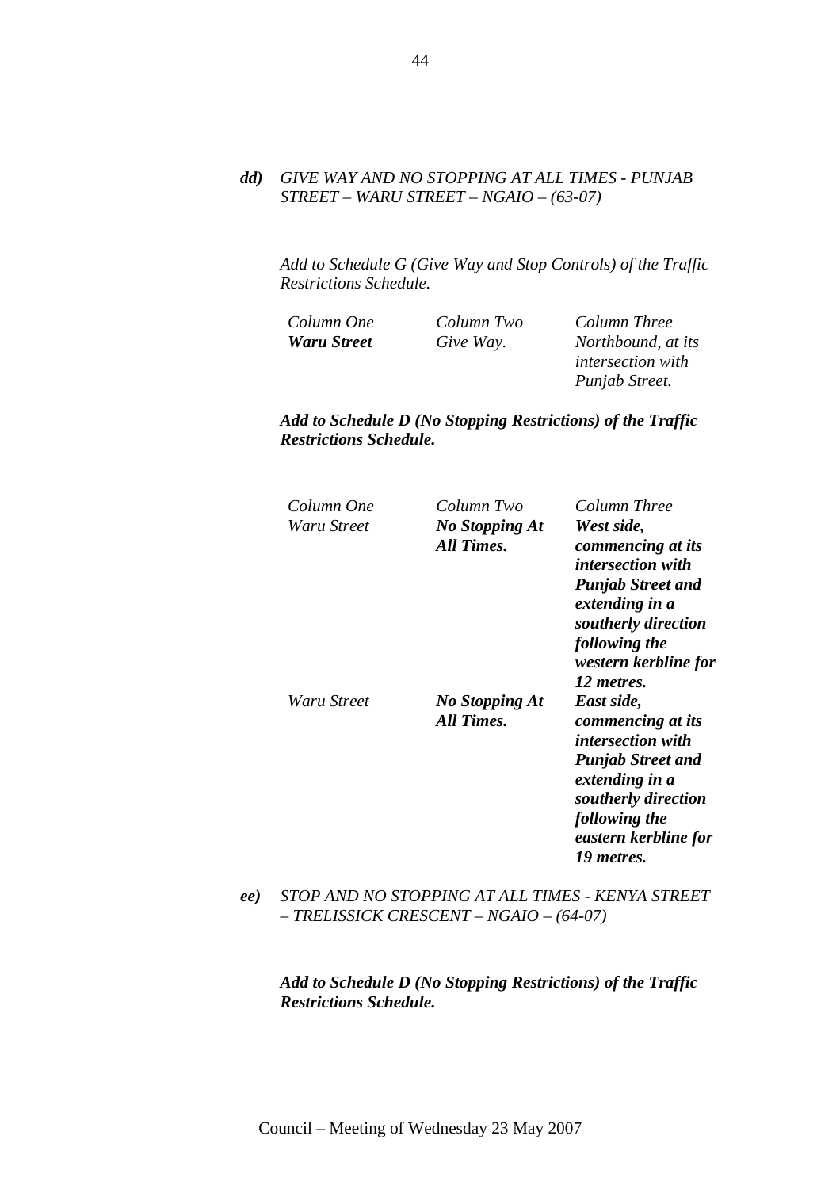***dd)*** *GIVE WAY AND NO STOPPING AT ALL TIMES - PUNJAB STREET – WARU STREET – NGAIO – (63-07)*

*Add to Schedule G (Give Way and Stop Controls) of the Traffic Restrictions Schedule.*

| *Column One* | *Column Two* | *Column Three* |
|---|---|---|
| ***Waru Street*** | *Give Way.* | *Northbound, at its intersection with Punjab Street.* |

***Add to Schedule D (No Stopping Restrictions) of the Traffic Restrictions Schedule.***

| *Column One* | *Column Two* | *Column Three* |
|---|---|---|
| *Waru Street* | ***No Stopping At All Times.*** | ***West side, commencing at its intersection with Punjab Street and extending in a southerly direction following the western kerbline for 12 metres.*** |
| *Waru Street* | ***No Stopping At All Times.*** | ***East side, commencing at its intersection with Punjab Street and extending in a southerly direction following the eastern kerbline for 19 metres.*** |

***ee)*** *STOP AND NO STOPPING AT ALL TIMES - KENYA STREET – TRELISSICK CRESCENT – NGAIO – (64-07)*

***Add to Schedule D (No Stopping Restrictions) of the Traffic Restrictions Schedule.***

Council – Meeting of Wednesday 23 May 2007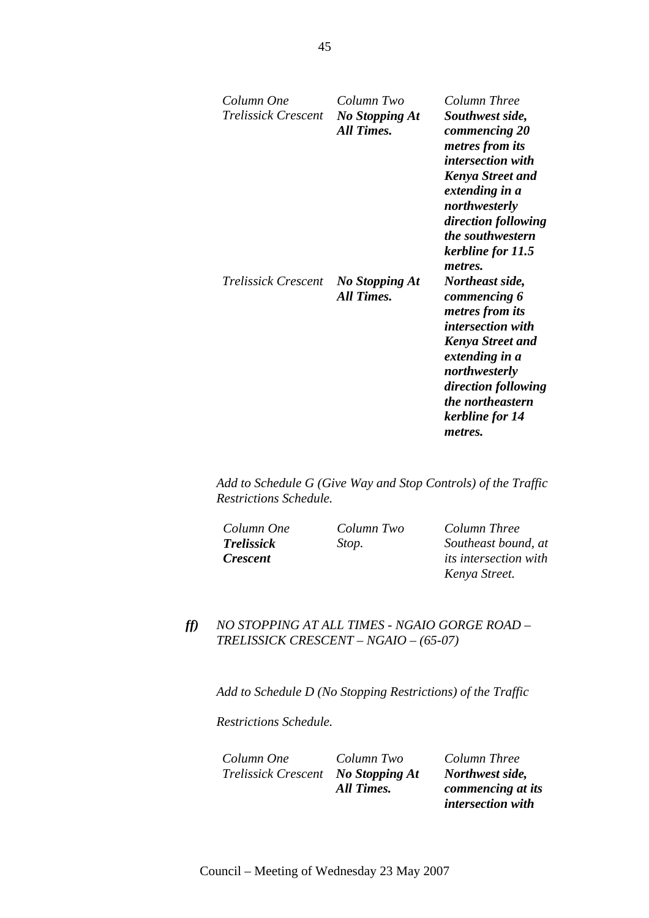| *Column One* | *Column Two* | *Column Three* |
|---|---|---|
| *Trelissick Crescent* | ***No Stopping At All Times.*** | ***Southwest side, commencing 20 metres from its intersection with Kenya Street and extending in a northwesterly direction following the southwestern kerbline for 11.5 metres.*** |
| *Trelissick Crescent* | ***No Stopping At All Times.*** | ***Northeast side, commencing 6 metres from its intersection with Kenya Street and extending in a northwesterly direction following the northeastern kerbline for 14 metres.*** |

*Add to Schedule G (Give Way and Stop Controls) of the Traffic Restrictions Schedule.*

| *Column One* | *Column Two* | *Column Three* |
|---|---|---|
| ***Trelissick Crescent*** | *Stop.* | *Southeast bound, at its intersection with Kenya Street.* |

***ff)*** *NO STOPPING AT ALL TIMES - NGAIO GORGE ROAD – TRELISSICK CRESCENT – NGAIO – (65-07)*

*Add to Schedule D (No Stopping Restrictions) of the Traffic*

*Restrictions Schedule.*

| *Column One* | *Column Two* | *Column Three* |
|---|---|---|
| *Trelissick Crescent* | ***No Stopping At All Times.*** | ***Northwest side, commencing at its intersection with*** |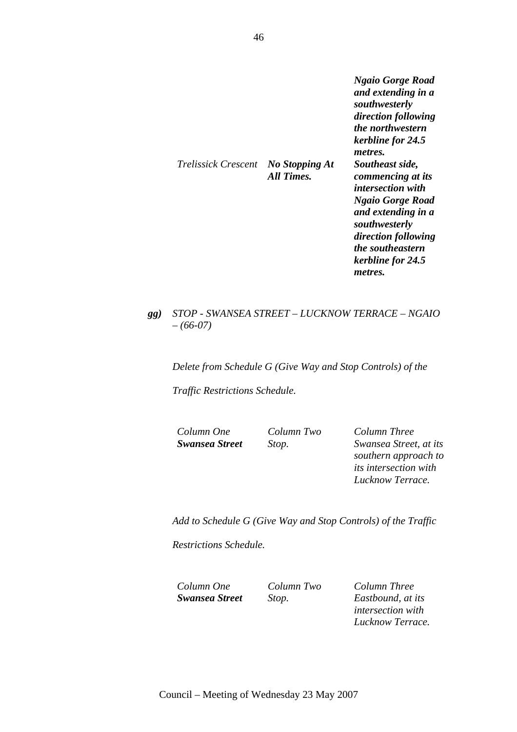| | | |
|---|---|---|
| | | ***Ngaio Gorge Road and extending in a southwesterly direction following the northwestern kerbline for 24.5 metres.*** |
| *Trelissick Crescent* | ***No Stopping At All Times.*** | ***Southeast side, commencing at its intersection with Ngaio Gorge Road and extending in a southwesterly direction following the southeastern kerbline for 24.5 metres.*** |

***gg)*** *STOP - SWANSEA STREET – LUCKNOW TERRACE – NGAIO – (66-07)*

*Delete from Schedule G (Give Way and Stop Controls) of the Traffic Restrictions Schedule.*

| *Column One* | *Column Two* | *Column Three* |
|---|---|---|
| ***Swansea Street*** | *Stop.* | *Swansea Street, at its southern approach to its intersection with Lucknow Terrace.* |

*Add to Schedule G (Give Way and Stop Controls) of the Traffic Restrictions Schedule.*

| *Column One* | *Column Two* | *Column Three* |
|---|---|---|
| ***Swansea Street*** | *Stop.* | *Eastbound, at its intersection with Lucknow Terrace.* |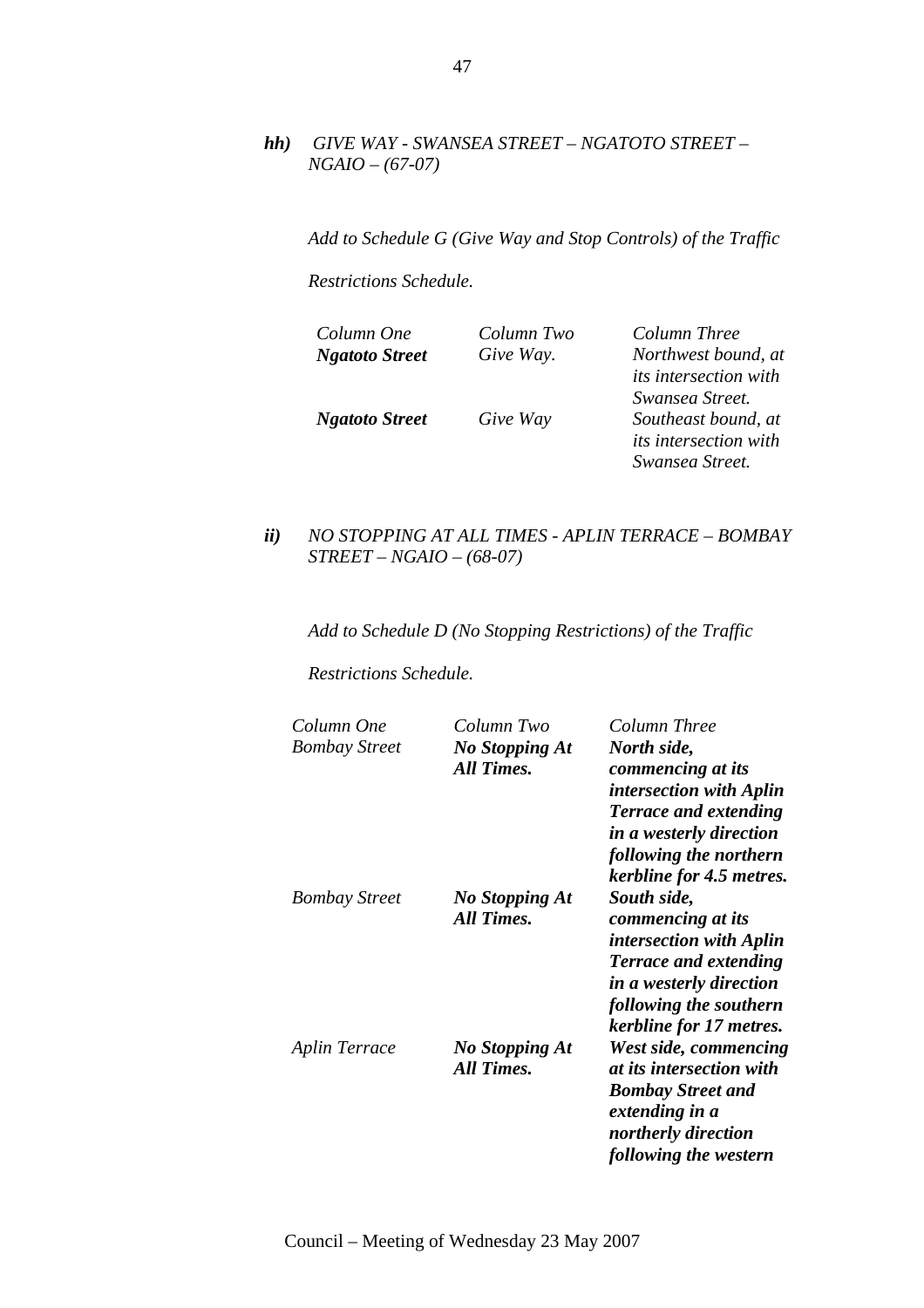***hh)*** *GIVE WAY - SWANSEA STREET – NGATOTO STREET – NGAIO – (67-07)*

*Add to Schedule G (Give Way and Stop Controls) of the Traffic Restrictions Schedule.*

| *Column One* | *Column Two* | *Column Three* |
|---|---|---|
| ***Ngatoto Street*** | *Give Way.* | *Northwest bound, at its intersection with Swansea Street.* |
| ***Ngatoto Street*** | *Give Way* | *Southeast bound, at its intersection with Swansea Street.* |

***ii)*** *NO STOPPING AT ALL TIMES - APLIN TERRACE – BOMBAY STREET – NGAIO – (68-07)*

*Add to Schedule D (No Stopping Restrictions) of the Traffic Restrictions Schedule.*

| *Column One* | *Column Two* | *Column Three* |
|---|---|---|
| *Bombay Street* | ***No Stopping At All Times.*** | ***North side, commencing at its intersection with Aplin Terrace and extending in a westerly direction following the northern kerbline for 4.5 metres.*** |
| *Bombay Street* | ***No Stopping At All Times.*** | ***South side, commencing at its intersection with Aplin Terrace and extending in a westerly direction following the southern kerbline for 17 metres.*** |
| *Aplin Terrace* | ***No Stopping At All Times.*** | ***West side, commencing at its intersection with Bombay Street and extending in a northerly direction following the western*** |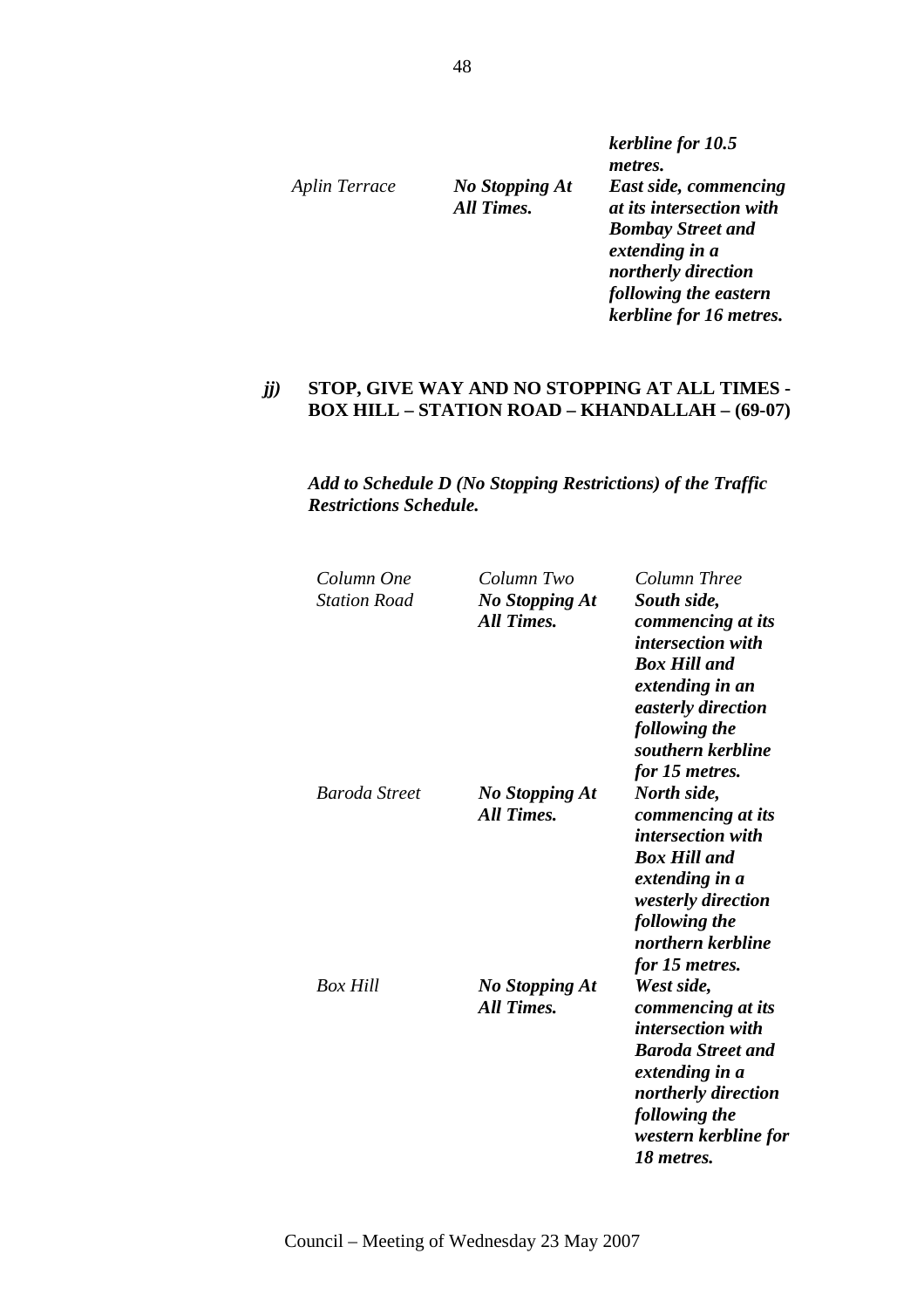| | | |
|---|---|---|
| | | ***kerbline for 10.5 metres.*** |
| *Aplin Terrace* | ***No Stopping At All Times.*** | ***East side, commencing at its intersection with Bombay Street and extending in a northerly direction following the eastern kerbline for 16 metres.*** |

***jj)* STOP, GIVE WAY AND NO STOPPING AT ALL TIMES - BOX HILL – STATION ROAD – KHANDALLAH – (69-07)**

***Add to Schedule D (No Stopping Restrictions) of the Traffic Restrictions Schedule.***

| *Column One* | *Column Two* | *Column Three* |
|---|---|---|
| *Station Road* | ***No Stopping At All Times.*** | ***South side, commencing at its intersection with Box Hill and extending in an easterly direction following the southern kerbline for 15 metres.*** |
| *Baroda Street* | ***No Stopping At All Times.*** | ***North side, commencing at its intersection with Box Hill and extending in a westerly direction following the northern kerbline for 15 metres.*** |
| *Box Hill* | ***No Stopping At All Times.*** | ***West side, commencing at its intersection with Baroda Street and extending in a northerly direction following the western kerbline for 18 metres.*** |

Council – Meeting of Wednesday 23 May 2007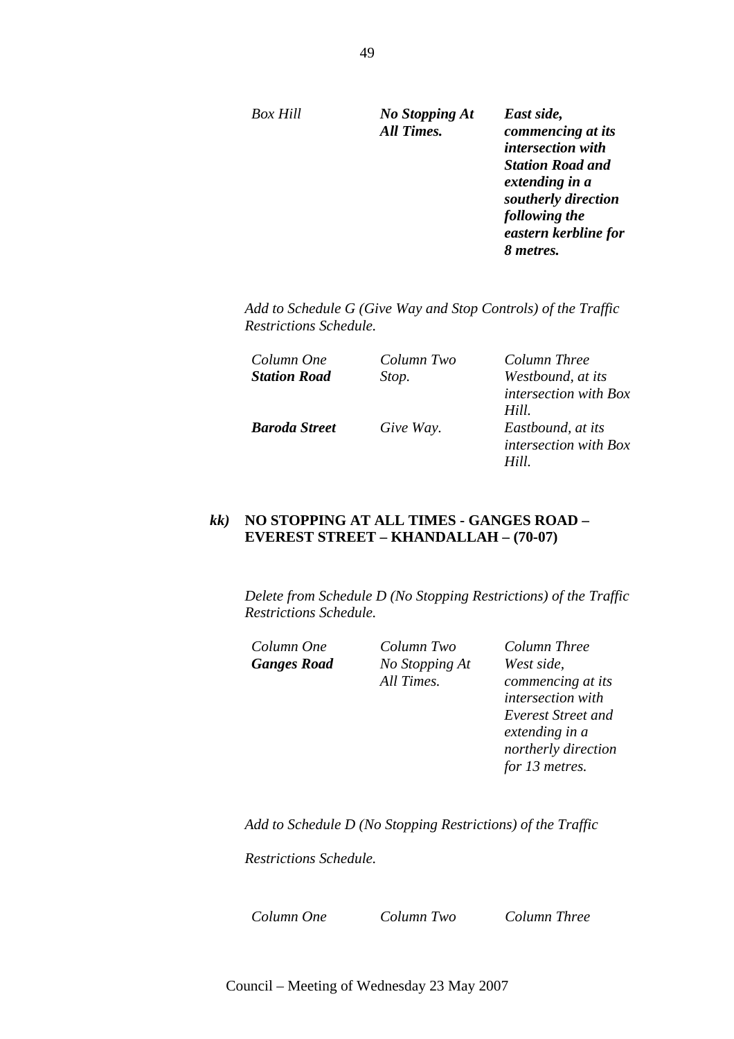| | | |
|---|---|---|
| *Box Hill* | ***No Stopping At All Times.*** | ***East side, commencing at its intersection with Station Road and extending in a southerly direction following the eastern kerbline for 8 metres.*** |

*Add to Schedule G (Give Way and Stop Controls) of the Traffic Restrictions Schedule.*

| *Column One* | *Column Two* | *Column Three* |
|---|---|---|
| ***Station Road*** | *Stop.* | *Westbound, at its intersection with Box Hill.* |
| ***Baroda Street*** | *Give Way.* | *Eastbound, at its intersection with Box Hill.* |

### *kk)* NO STOPPING AT ALL TIMES - GANGES ROAD – EVEREST STREET – KHANDALLAH – (70-07)

*Delete from Schedule D (No Stopping Restrictions) of the Traffic Restrictions Schedule.*

| *Column One* | *Column Two* | *Column Three* |
|---|---|---|
| ***Ganges Road*** | *No Stopping At All Times.* | *West side, commencing at its intersection with Everest Street and extending in a northerly direction for 13 metres.* |

*Add to Schedule D (No Stopping Restrictions) of the Traffic*

*Restrictions Schedule.*

| *Column One* | *Column Two* | *Column Three* |
|---|---|---|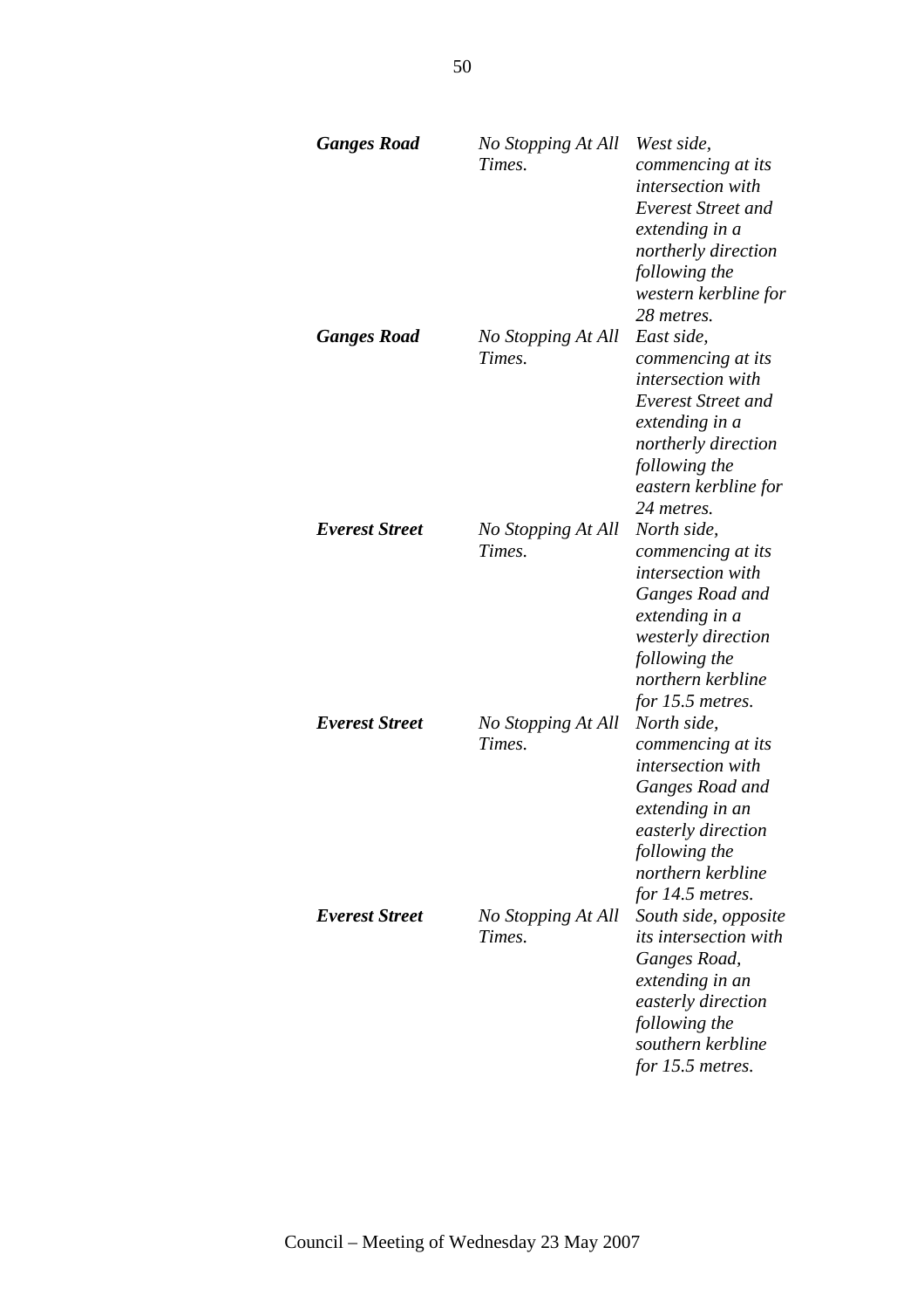| | | |
|---|---|---|
| ***Ganges Road*** | *No Stopping At All Times.* | *West side, commencing at its intersection with Everest Street and extending in a northerly direction following the western kerbline for 28 metres.* |
| ***Ganges Road*** | *No Stopping At All Times.* | *East side, commencing at its intersection with Everest Street and extending in a northerly direction following the eastern kerbline for 24 metres.* |
| ***Everest Street*** | *No Stopping At All Times.* | *North side, commencing at its intersection with Ganges Road and extending in a westerly direction following the northern kerbline for 15.5 metres.* |
| ***Everest Street*** | *No Stopping At All Times.* | *North side, commencing at its intersection with Ganges Road and extending in an easterly direction following the northern kerbline for 14.5 metres.* |
| ***Everest Street*** | *No Stopping At All Times.* | *South side, opposite its intersection with Ganges Road, extending in an easterly direction following the southern kerbline for 15.5 metres.* |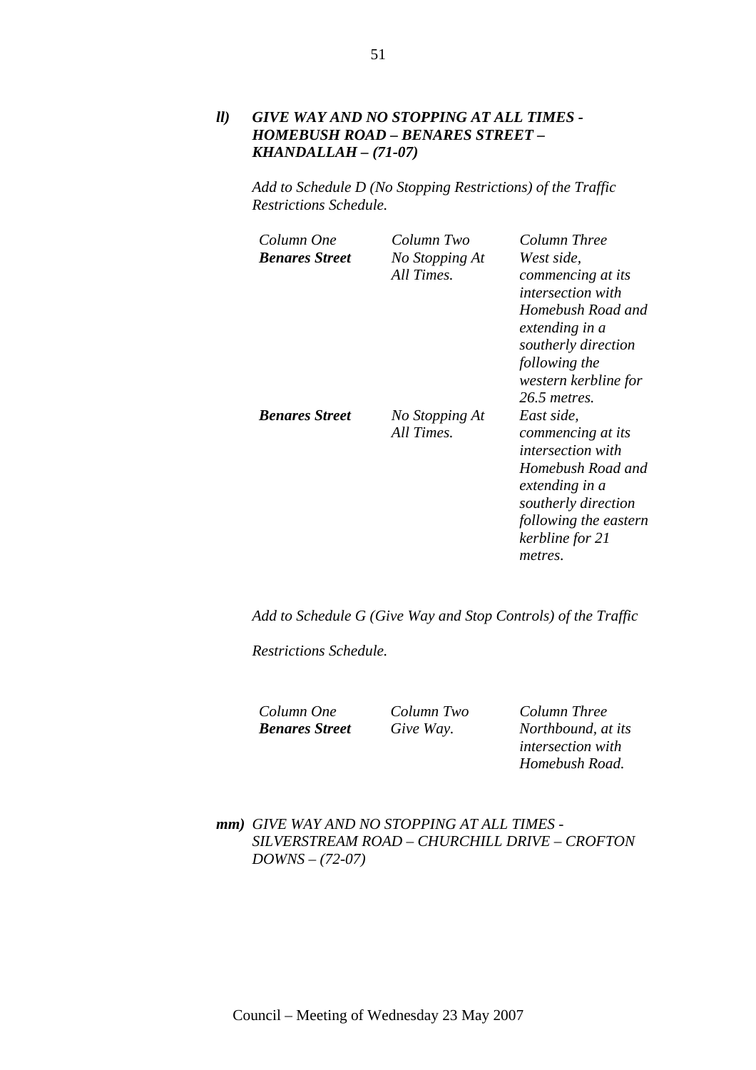***ll) GIVE WAY AND NO STOPPING AT ALL TIMES - HOMEBUSH ROAD – BENARES STREET – KHANDALLAH – (71-07)***

*Add to Schedule D (No Stopping Restrictions) of the Traffic Restrictions Schedule.*

| *Column One* | *Column Two* | *Column Three* |
|---|---|---|
| ***Benares Street*** | *No Stopping At All Times.* | *West side, commencing at its intersection with Homebush Road and extending in a southerly direction following the western kerbline for 26.5 metres.* |
| ***Benares Street*** | *No Stopping At All Times.* | *East side, commencing at its intersection with Homebush Road and extending in a southerly direction following the eastern kerbline for 21 metres.* |

*Add to Schedule G (Give Way and Stop Controls) of the Traffic Restrictions Schedule.*

| *Column One* | *Column Two* | *Column Three* |
|---|---|---|
| ***Benares Street*** | *Give Way.* | *Northbound, at its intersection with Homebush Road.* |

***mm)*** *GIVE WAY AND NO STOPPING AT ALL TIMES - SILVERSTREAM ROAD – CHURCHILL DRIVE – CROFTON DOWNS – (72-07)*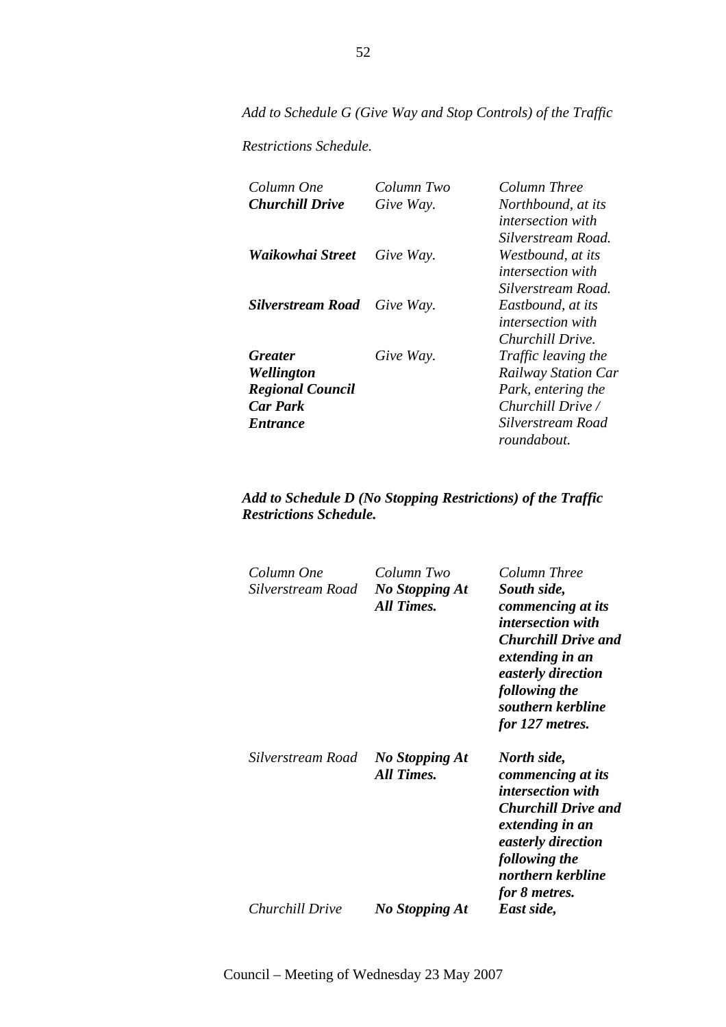*Add to Schedule G (Give Way and Stop Controls) of the Traffic Restrictions Schedule.*

| *Column One* | *Column Two* | *Column Three* |
|---|---|---|
| ***Churchill Drive*** | *Give Way.* | *Northbound, at its intersection with Silverstream Road.* |
| ***Waikowhai Street*** | *Give Way.* | *Westbound, at its intersection with Silverstream Road.* |
| ***Silverstream Road*** | *Give Way.* | *Eastbound, at its intersection with Churchill Drive.* |
| ***Greater Wellington Regional Council Car Park Entrance*** | *Give Way.* | *Traffic leaving the Railway Station Car Park, entering the Churchill Drive / Silverstream Road roundabout.* |

***Add to Schedule D (No Stopping Restrictions) of the Traffic Restrictions Schedule.***

| *Column One* | *Column Two* | *Column Three* |
|---|---|---|
| *Silverstream Road* | ***No Stopping At All Times.*** | ***South side, commencing at its intersection with Churchill Drive and extending in an easterly direction following the southern kerbline for 127 metres.*** |
| *Silverstream Road* | ***No Stopping At All Times.*** | ***North side, commencing at its intersection with Churchill Drive and extending in an easterly direction following the northern kerbline for 8 metres.*** |
| *Churchill Drive* | ***No Stopping At*** | ***East side,*** |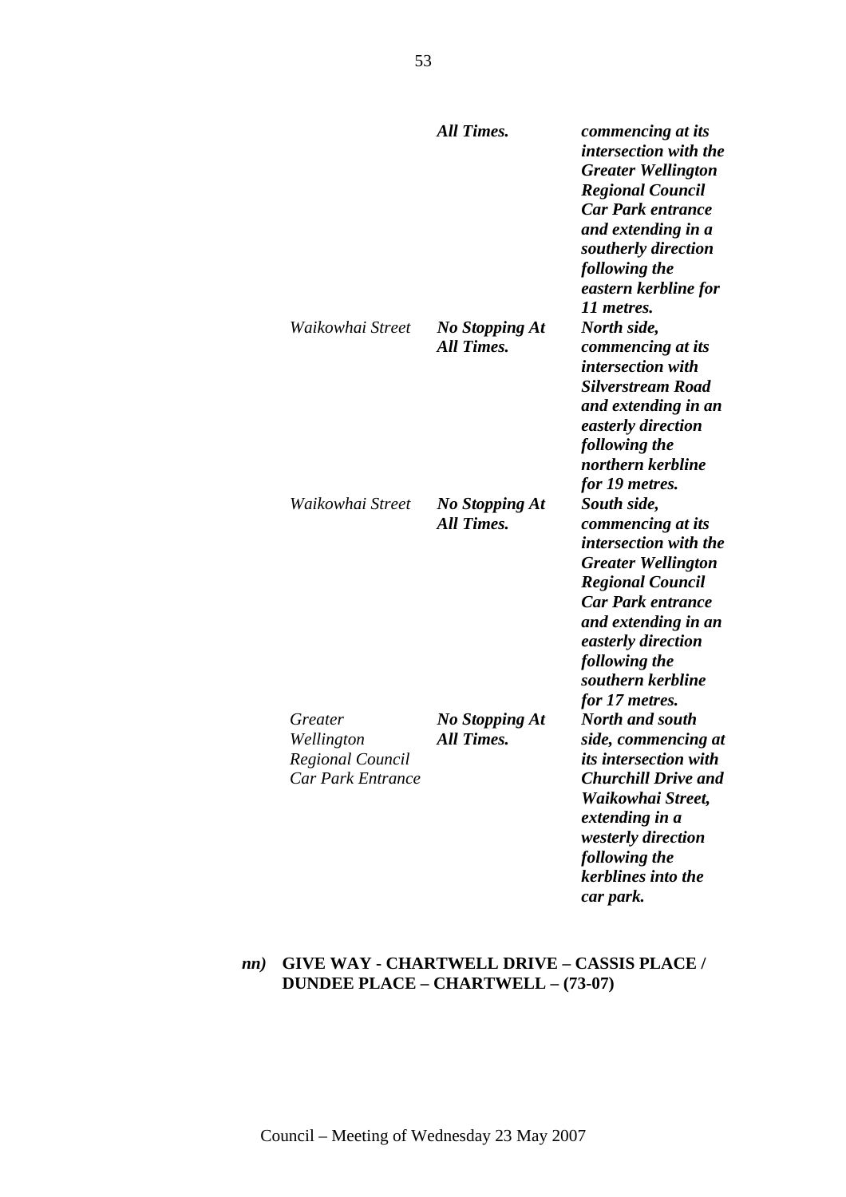| | | |
|---|---|---|
| | ***All Times.*** | ***commencing at its intersection with the Greater Wellington Regional Council Car Park entrance and extending in a southerly direction following the eastern kerbline for 11 metres.*** |
| *Waikowhai Street* | ***No Stopping At All Times.*** | ***North side, commencing at its intersection with Silverstream Road and extending in an easterly direction following the northern kerbline for 19 metres.*** |
| *Waikowhai Street* | ***No Stopping At All Times.*** | ***South side, commencing at its intersection with the Greater Wellington Regional Council Car Park entrance and extending in an easterly direction following the southern kerbline for 17 metres.*** |
| *Greater Wellington Regional Council Car Park Entrance* | ***No Stopping At All Times.*** | ***North and south side, commencing at its intersection with Churchill Drive and Waikowhai Street, extending in a westerly direction following the kerblines into the car park.*** |

***nn)*** **GIVE WAY - CHARTWELL DRIVE – CASSIS PLACE / DUNDEE PLACE – CHARTWELL – (73-07)**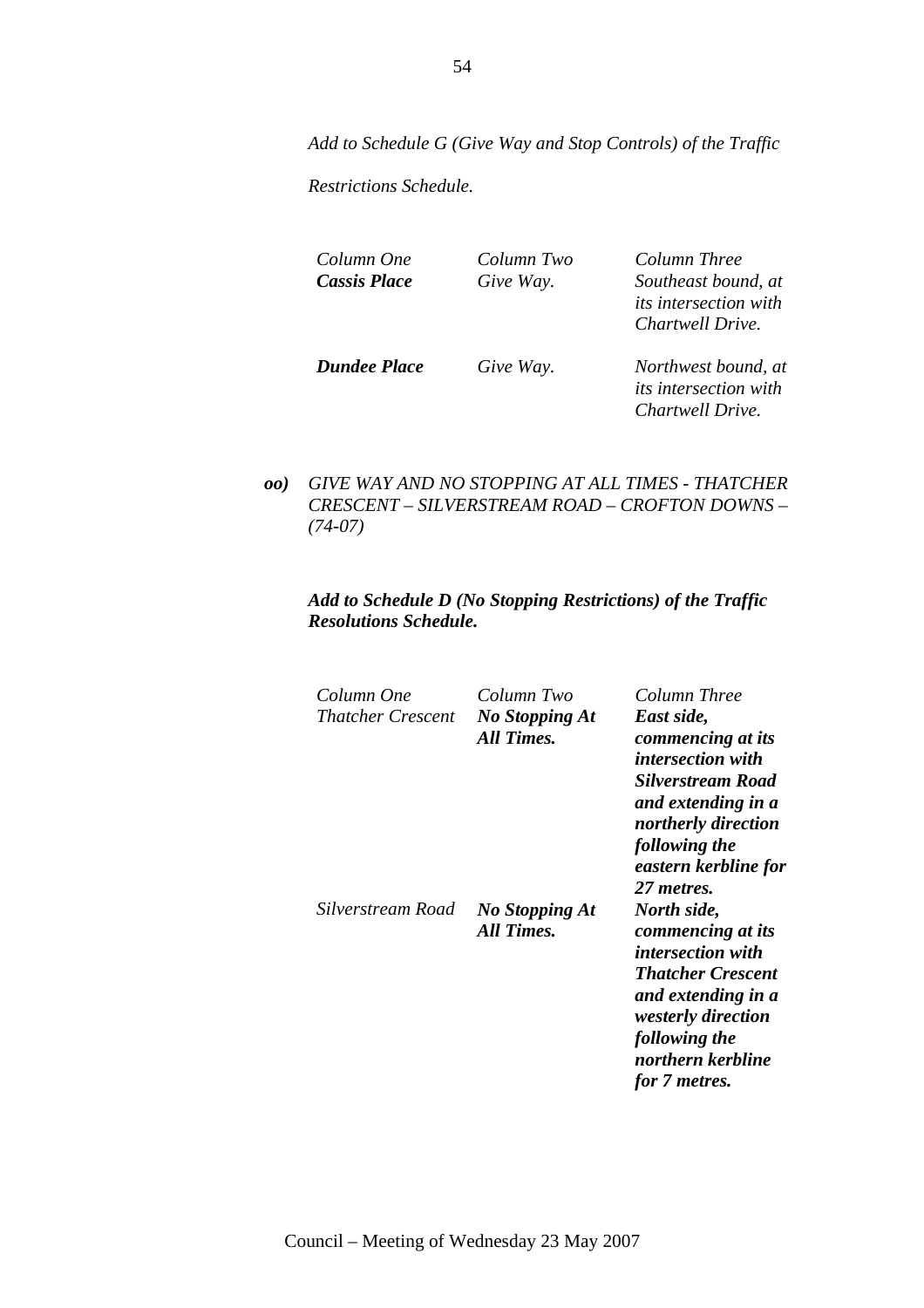*Add to Schedule G (Give Way and Stop Controls) of the Traffic Restrictions Schedule.*

| *Column One* | *Column Two* | *Column Three* |
|---|---|---|
| ***Cassis Place*** | *Give Way.* | *Southeast bound, at its intersection with Chartwell Drive.* |
| ***Dundee Place*** | *Give Way.* | *Northwest bound, at its intersection with Chartwell Drive.* |

***oo)*** *GIVE WAY AND NO STOPPING AT ALL TIMES - THATCHER CRESCENT – SILVERSTREAM ROAD – CROFTON DOWNS – (74-07)*

***Add to Schedule D (No Stopping Restrictions) of the Traffic Resolutions Schedule.***

| *Column One* | *Column Two* | *Column Three* |
|---|---|---|
| *Thatcher Crescent* | ***No Stopping At All Times.*** | ***East side, commencing at its intersection with Silverstream Road and extending in a northerly direction following the eastern kerbline for 27 metres.*** |
| *Silverstream Road* | ***No Stopping At All Times.*** | ***North side, commencing at its intersection with Thatcher Crescent and extending in a westerly direction following the northern kerbline for 7 metres.*** |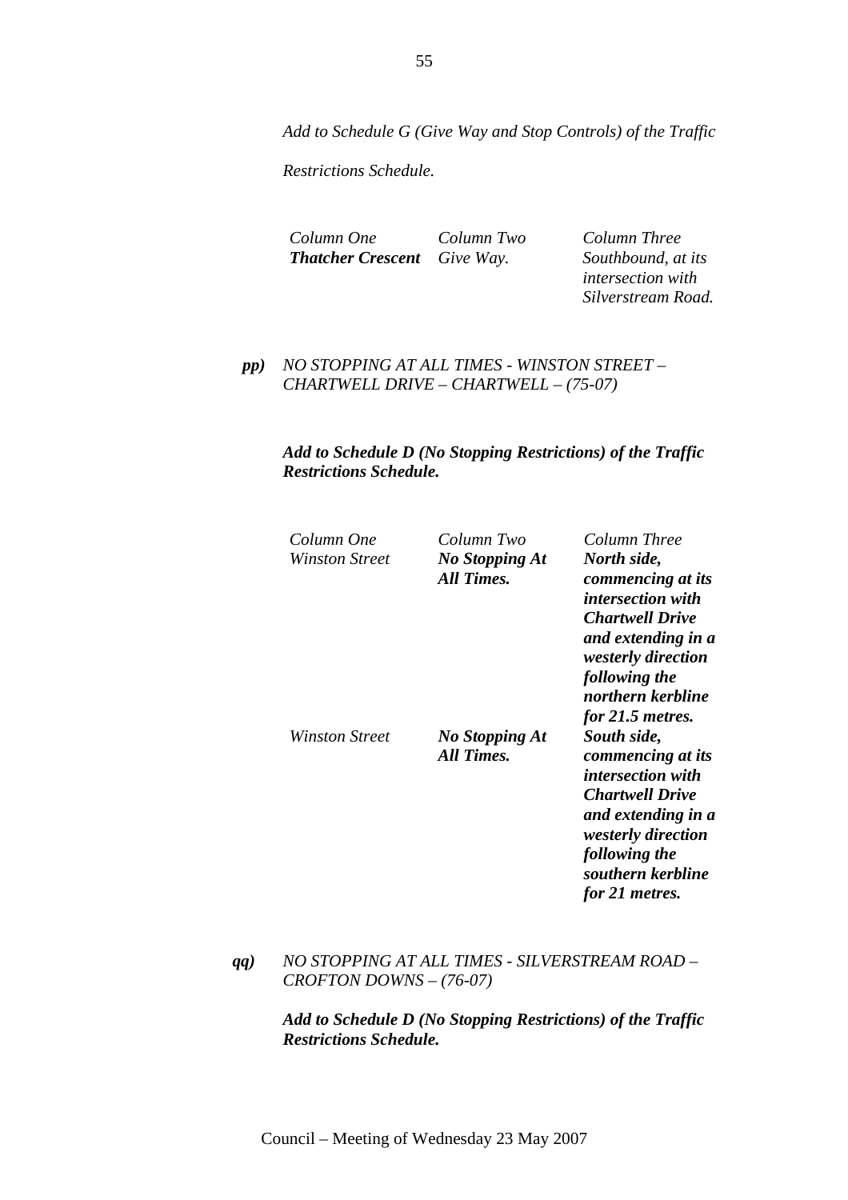*Add to Schedule G (Give Way and Stop Controls) of the Traffic Restrictions Schedule.*

| *Column One* | *Column Two* | *Column Three* |
|---|---|---|
| ***Thatcher Crescent*** | *Give Way.* | *Southbound, at its intersection with Silverstream Road.* |

***pp)*** *NO STOPPING AT ALL TIMES - WINSTON STREET – CHARTWELL DRIVE – CHARTWELL – (75-07)*

***Add to Schedule D (No Stopping Restrictions) of the Traffic Restrictions Schedule.***

| *Column One* | *Column Two* | *Column Three* |
|---|---|---|
| *Winston Street* | ***No Stopping At All Times.*** | ***North side, commencing at its intersection with Chartwell Drive and extending in a westerly direction following the northern kerbline for 21.5 metres.*** |
| *Winston Street* | ***No Stopping At All Times.*** | ***South side, commencing at its intersection with Chartwell Drive and extending in a westerly direction following the southern kerbline for 21 metres.*** |

***qq)*** *NO STOPPING AT ALL TIMES - SILVERSTREAM ROAD – CROFTON DOWNS – (76-07)*

***Add to Schedule D (No Stopping Restrictions) of the Traffic Restrictions Schedule.***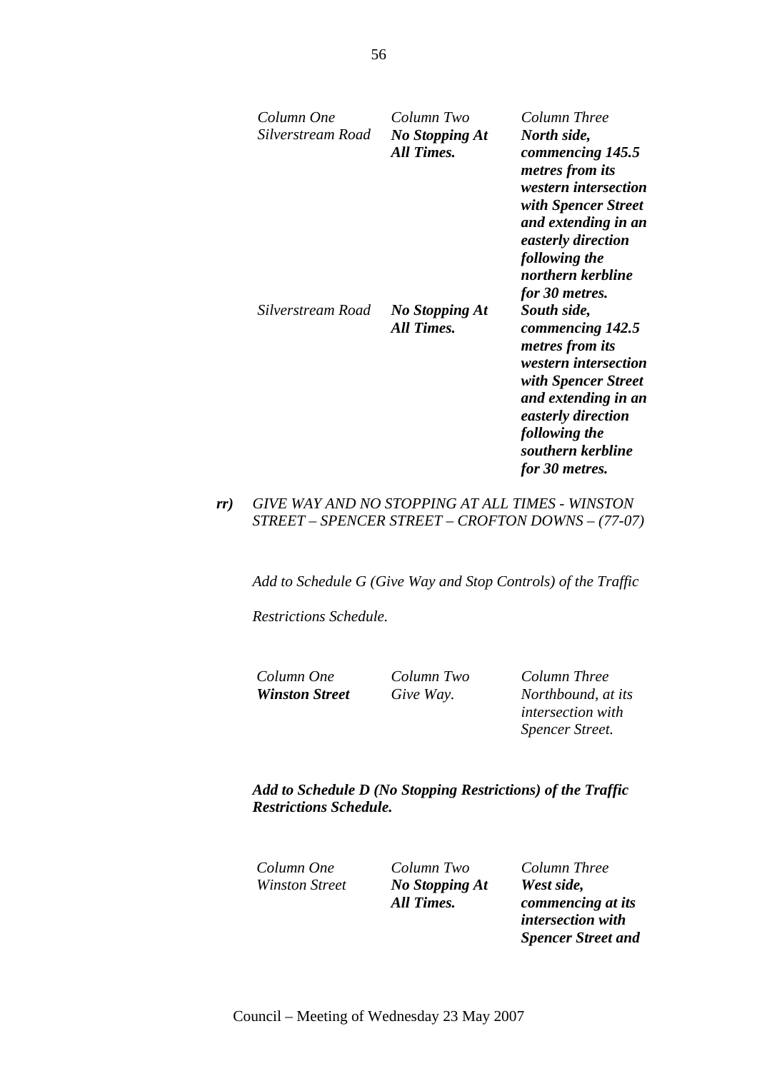| *Column One* | *Column Two* | *Column Three* |
|---|---|---|
| *Silverstream Road* | ***No Stopping At All Times.*** | ***North side, commencing 145.5 metres from its western intersection with Spencer Street and extending in an easterly direction following the northern kerbline for 30 metres.*** |
| *Silverstream Road* | ***No Stopping At All Times.*** | ***South side, commencing 142.5 metres from its western intersection with Spencer Street and extending in an easterly direction following the southern kerbline for 30 metres.*** |

***rr)*** *GIVE WAY AND NO STOPPING AT ALL TIMES - WINSTON STREET – SPENCER STREET – CROFTON DOWNS – (77-07)*

*Add to Schedule G (Give Way and Stop Controls) of the Traffic Restrictions Schedule.*

| *Column One* | *Column Two* | *Column Three* |
|---|---|---|
| ***Winston Street*** | *Give Way.* | *Northbound, at its intersection with Spencer Street.* |

***Add to Schedule D (No Stopping Restrictions) of the Traffic Restrictions Schedule.***

| *Column One* | *Column Two* | *Column Three* |
|---|---|---|
| *Winston Street* | ***No Stopping At All Times.*** | ***West side, commencing at its intersection with Spencer Street and*** |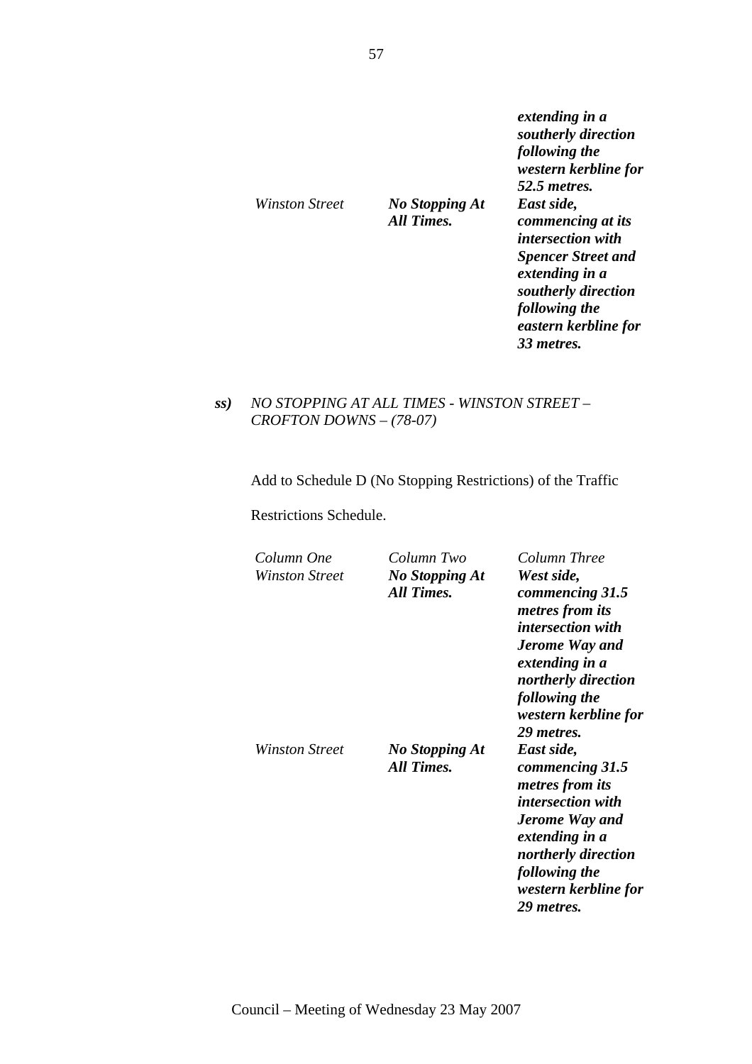| | | |
|---|---|---|
| | | ***extending in a southerly direction following the western kerbline for 52.5 metres.*** |
| *Winston Street* | ***No Stopping At All Times.*** | ***East side, commencing at its intersection with Spencer Street and extending in a southerly direction following the eastern kerbline for 33 metres.*** |

***ss)*** *NO STOPPING AT ALL TIMES - WINSTON STREET – CROFTON DOWNS – (78-07)*

Add to Schedule D (No Stopping Restrictions) of the Traffic Restrictions Schedule.

| *Column One* | *Column Two* | *Column Three* |
|---|---|---|
| *Winston Street* | ***No Stopping At All Times.*** | ***West side, commencing 31.5 metres from its intersection with Jerome Way and extending in a northerly direction following the western kerbline for 29 metres.*** |
| *Winston Street* | ***No Stopping At All Times.*** | ***East side, commencing 31.5 metres from its intersection with Jerome Way and extending in a northerly direction following the western kerbline for 29 metres.*** |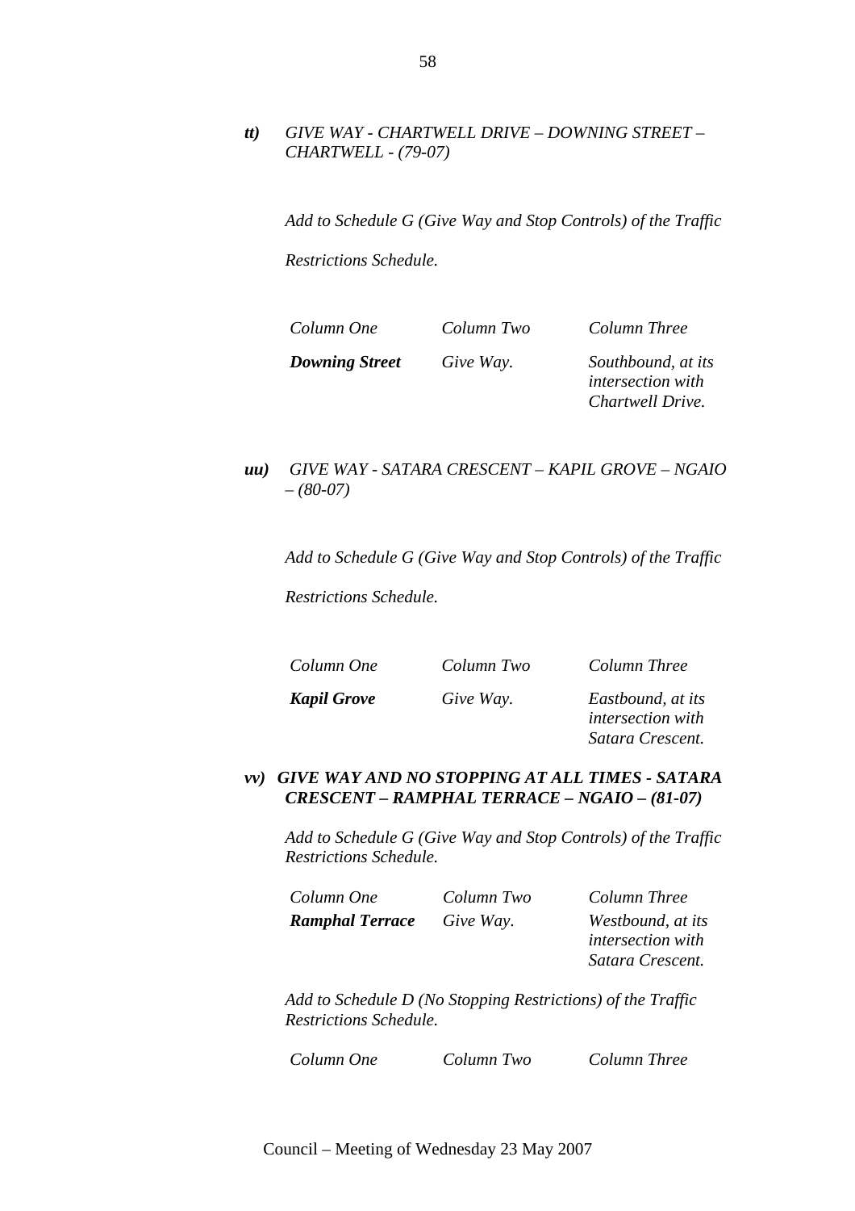***tt)*** *GIVE WAY - CHARTWELL DRIVE – DOWNING STREET – CHARTWELL - (79-07)*

*Add to Schedule G (Give Way and Stop Controls) of the Traffic Restrictions Schedule.*

| *Column One* | *Column Two* | *Column Three* |
|---|---|---|
| ***Downing Street*** | *Give Way.* | *Southbound, at its intersection with Chartwell Drive.* |

***uu)*** *GIVE WAY - SATARA CRESCENT – KAPIL GROVE – NGAIO – (80-07)*

*Add to Schedule G (Give Way and Stop Controls) of the Traffic Restrictions Schedule.*

| *Column One* | *Column Two* | *Column Three* |
|---|---|---|
| ***Kapil Grove*** | *Give Way.* | *Eastbound, at its intersection with Satara Crescent.* |

***vv) GIVE WAY AND NO STOPPING AT ALL TIMES - SATARA CRESCENT – RAMPHAL TERRACE – NGAIO – (81-07)***

*Add to Schedule G (Give Way and Stop Controls) of the Traffic Restrictions Schedule.*

| *Column One* | *Column Two* | *Column Three* |
|---|---|---|
| ***Ramphal Terrace*** | *Give Way.* | *Westbound, at its intersection with Satara Crescent.* |

*Add to Schedule D (No Stopping Restrictions) of the Traffic Restrictions Schedule.*

| *Column One* | *Column Two* | *Column Three* |
|---|---|---|

Council – Meeting of Wednesday 23 May 2007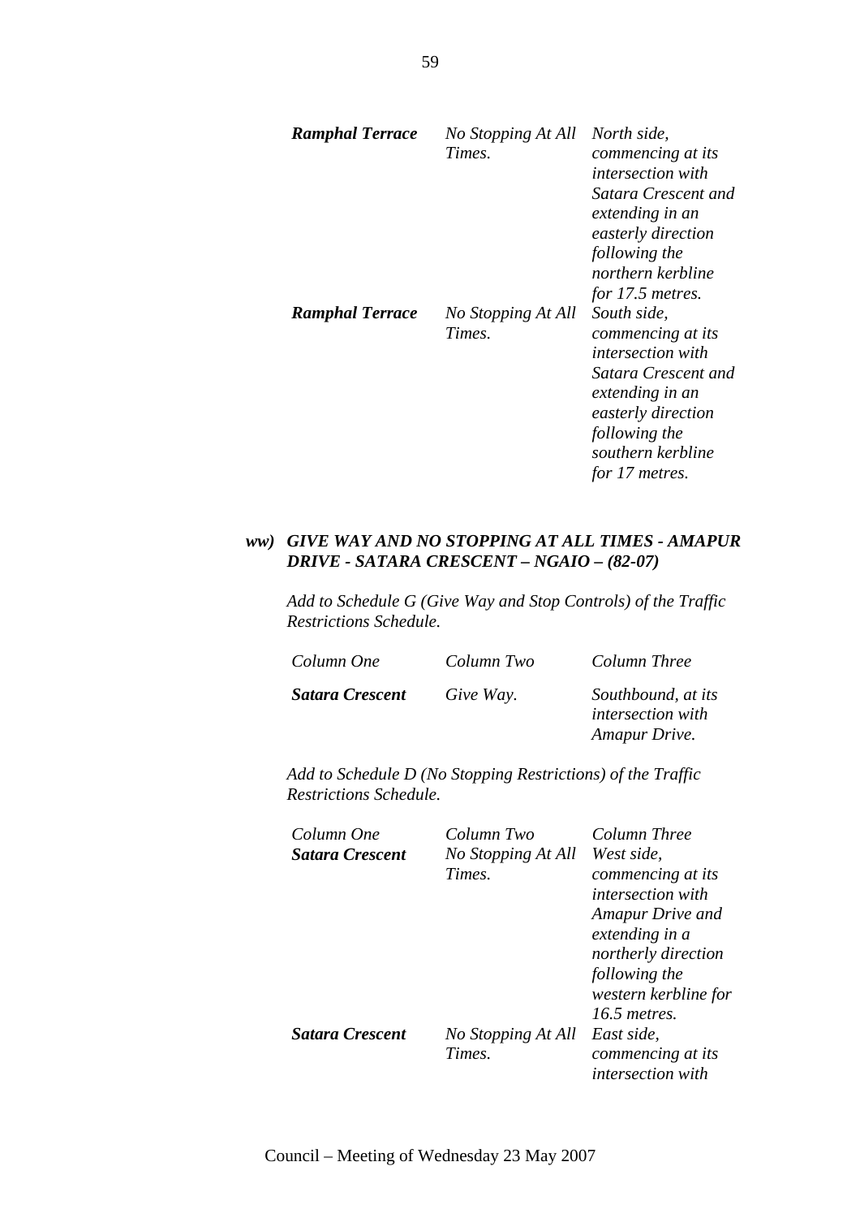| | | |
|---|---|---|
| ***Ramphal Terrace*** | *No Stopping At All Times.* | *North side, commencing at its intersection with Satara Crescent and extending in an easterly direction following the northern kerbline for 17.5 metres.* |
| ***Ramphal Terrace*** | *No Stopping At All Times.* | *South side, commencing at its intersection with Satara Crescent and extending in an easterly direction following the southern kerbline for 17 metres.* |

### *ww) GIVE WAY AND NO STOPPING AT ALL TIMES - AMAPUR DRIVE - SATARA CRESCENT – NGAIO – (82-07)*

*Add to Schedule G (Give Way and Stop Controls) of the Traffic Restrictions Schedule.*

| *Column One* | *Column Two* | *Column Three* |
|---|---|---|
| ***Satara Crescent*** | *Give Way.* | *Southbound, at its intersection with Amapur Drive.* |

*Add to Schedule D (No Stopping Restrictions) of the Traffic Restrictions Schedule.*

| *Column One* | *Column Two* | *Column Three* |
|---|---|---|
| ***Satara Crescent*** | *No Stopping At All Times.* | *West side, commencing at its intersection with Amapur Drive and extending in a northerly direction following the western kerbline for 16.5 metres.* |
| ***Satara Crescent*** | *No Stopping At All Times.* | *East side, commencing at its intersection with* |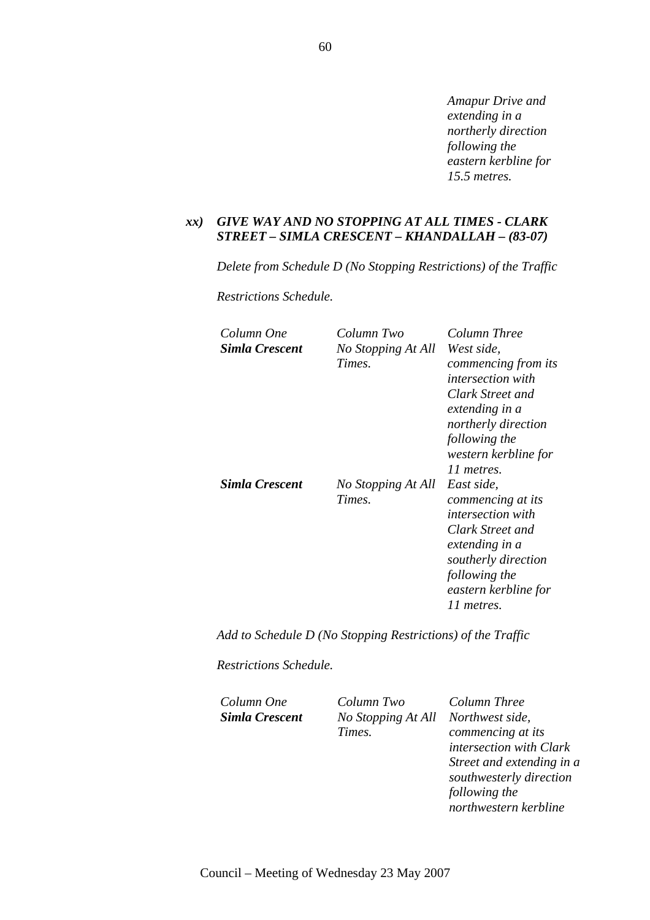*Amapur Drive and extending in a northerly direction following the eastern kerbline for 15.5 metres.*

***xx) GIVE WAY AND NO STOPPING AT ALL TIMES - CLARK STREET – SIMLA CRESCENT – KHANDALLAH – (83-07)***

*Delete from Schedule D (No Stopping Restrictions) of the Traffic Restrictions Schedule.*

| *Column One* | *Column Two* | *Column Three* |
|---|---|---|
| ***Simla Crescent*** | *No Stopping At All Times.* | *West side, commencing from its intersection with Clark Street and extending in a northerly direction following the western kerbline for 11 metres.* |
| ***Simla Crescent*** | *No Stopping At All Times.* | *East side, commencing at its intersection with Clark Street and extending in a southerly direction following the eastern kerbline for 11 metres.* |

*Add to Schedule D (No Stopping Restrictions) of the Traffic Restrictions Schedule.*

| *Column One* | *Column Two* | *Column Three* |
|---|---|---|
| ***Simla Crescent*** | *No Stopping At All Times.* | *Northwest side, commencing at its intersection with Clark Street and extending in a southwesterly direction following the northwestern kerbline* |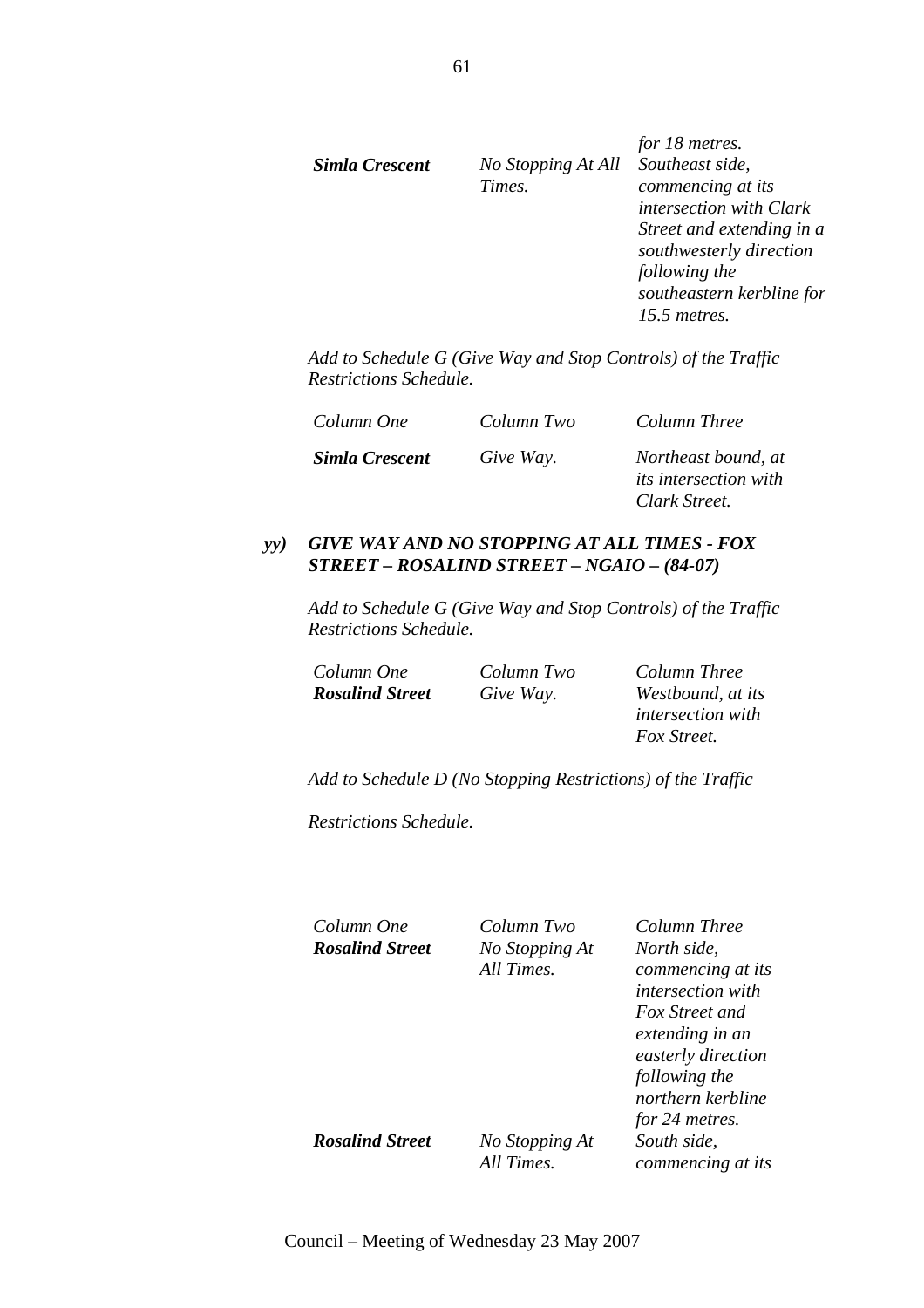| | | |
|---|---|---|
| | | *for 18 metres.* |
| ***Simla Crescent*** | *No Stopping At All Times.* | *Southeast side, commencing at its intersection with Clark Street and extending in a southwesterly direction following the southeastern kerbline for 15.5 metres.* |

*Add to Schedule G (Give Way and Stop Controls) of the Traffic Restrictions Schedule.*

| *Column One* | *Column Two* | *Column Three* |
|---|---|---|
| ***Simla Crescent*** | *Give Way.* | *Northeast bound, at its intersection with Clark Street.* |

***yy) GIVE WAY AND NO STOPPING AT ALL TIMES - FOX STREET – ROSALIND STREET – NGAIO – (84-07)***

*Add to Schedule G (Give Way and Stop Controls) of the Traffic Restrictions Schedule.*

| *Column One* | *Column Two* | *Column Three* |
|---|---|---|
| ***Rosalind Street*** | *Give Way.* | *Westbound, at its intersection with Fox Street.* |

*Add to Schedule D (No Stopping Restrictions) of the Traffic*

*Restrictions Schedule.*

| *Column One* | *Column Two* | *Column Three* |
|---|---|---|
| ***Rosalind Street*** | *No Stopping At All Times.* | *North side, commencing at its intersection with Fox Street and extending in an easterly direction following the northern kerbline for 24 metres.* |
| ***Rosalind Street*** | *No Stopping At All Times.* | *South side, commencing at its* |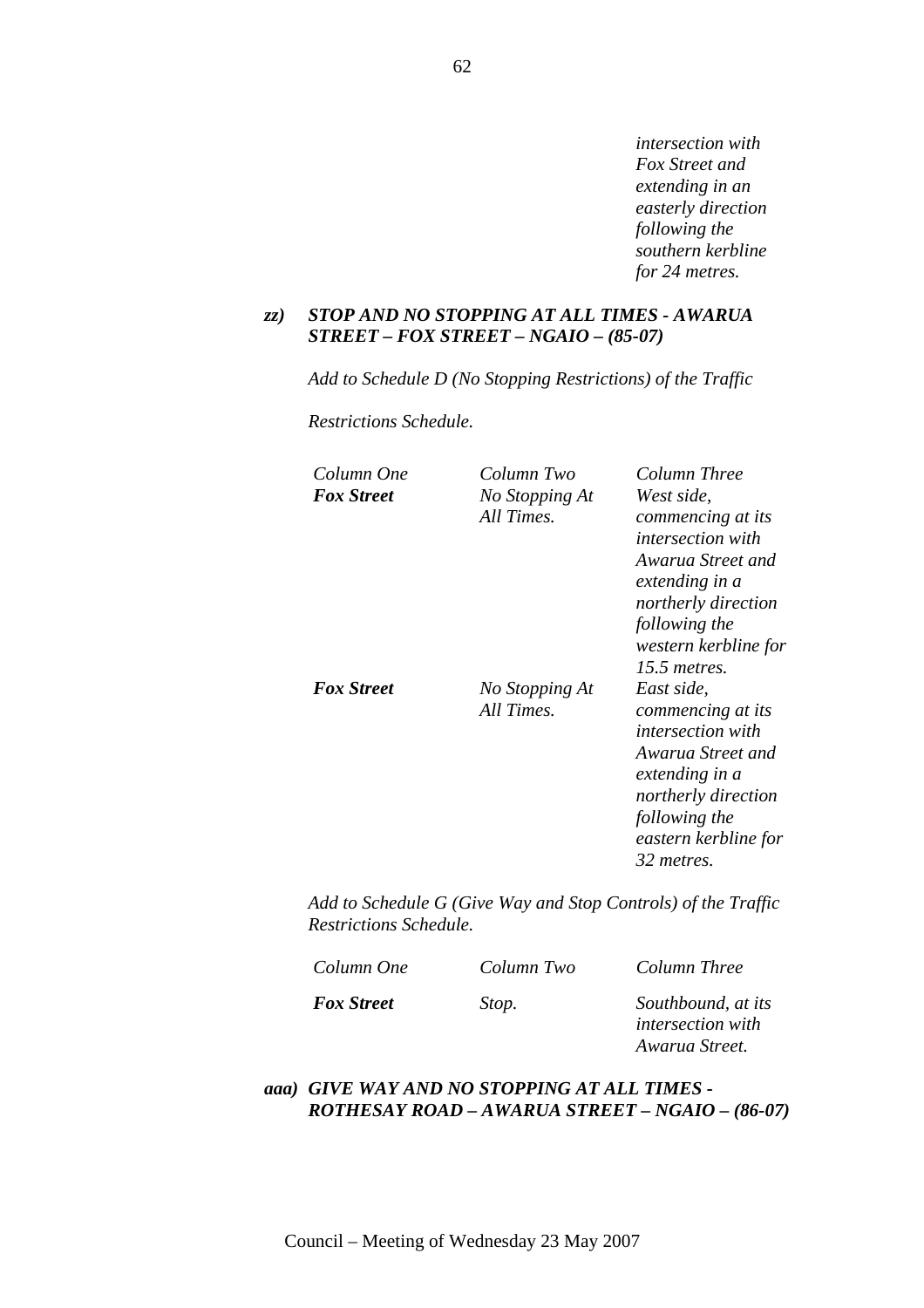*intersection with Fox Street and extending in an easterly direction following the southern kerbline for 24 metres.*

***zz) STOP AND NO STOPPING AT ALL TIMES - AWARUA STREET – FOX STREET – NGAIO – (85-07)***

*Add to Schedule D (No Stopping Restrictions) of the Traffic*

*Restrictions Schedule.*

| *Column One* | *Column Two* | *Column Three* |
|---|---|---|
| ***Fox Street*** | *No Stopping At All Times.* | *West side, commencing at its intersection with Awarua Street and extending in a northerly direction following the western kerbline for 15.5 metres.* |
| ***Fox Street*** | *No Stopping At All Times.* | *East side, commencing at its intersection with Awarua Street and extending in a northerly direction following the eastern kerbline for 32 metres.* |

*Add to Schedule G (Give Way and Stop Controls) of the Traffic Restrictions Schedule.*

| *Column One* | *Column Two* | *Column Three* |
|---|---|---|
| ***Fox Street*** | *Stop.* | *Southbound, at its intersection with Awarua Street.* |

***aaa) GIVE WAY AND NO STOPPING AT ALL TIMES - ROTHESAY ROAD – AWARUA STREET – NGAIO – (86-07)***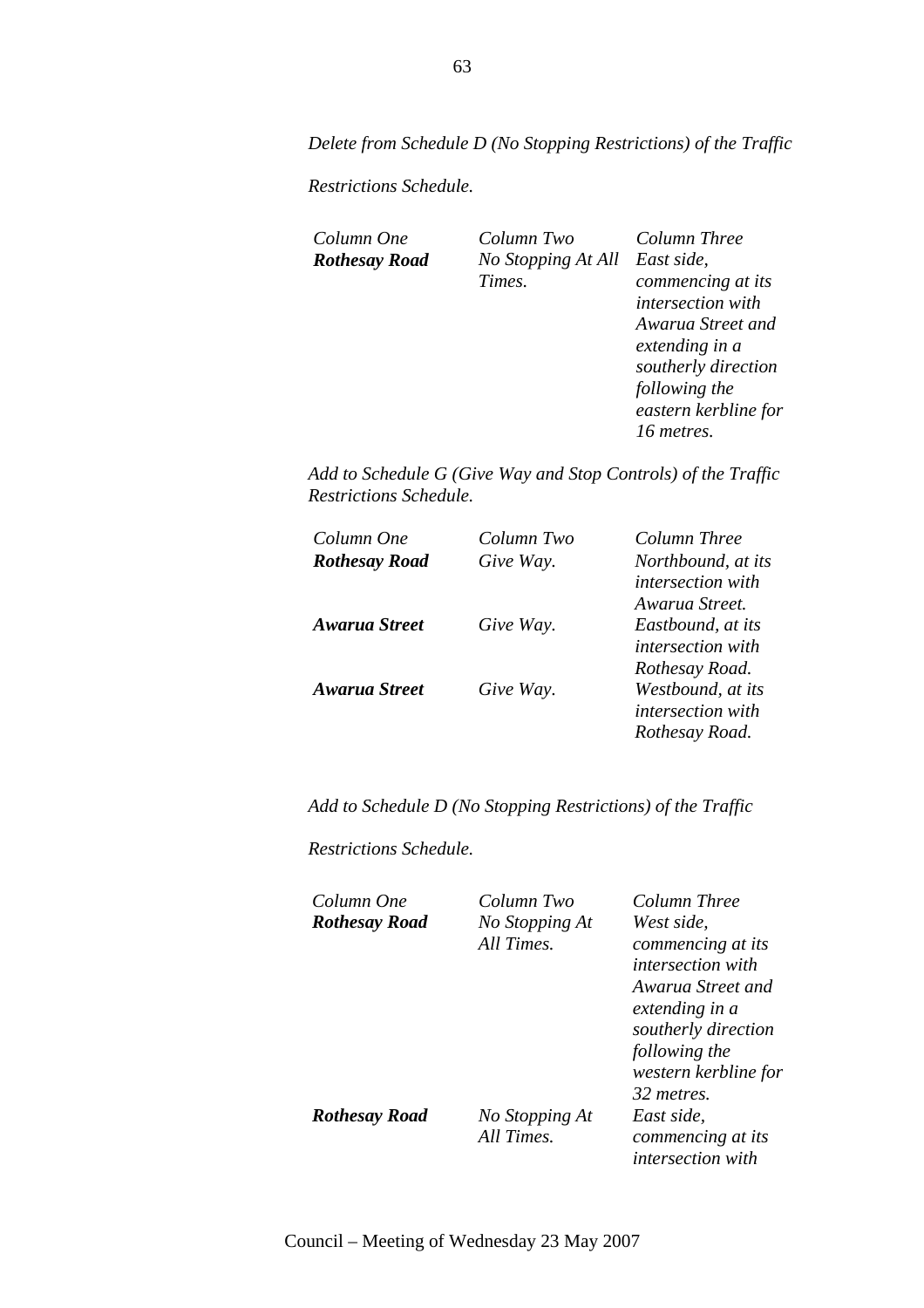*Delete from Schedule D (No Stopping Restrictions) of the Traffic Restrictions Schedule.*

| *Column One* | *Column Two* | *Column Three* |
|---|---|---|
| ***Rothesay Road*** | *No Stopping At All Times.* | *East side, commencing at its intersection with Awarua Street and extending in a southerly direction following the eastern kerbline for 16 metres.* |

*Add to Schedule G (Give Way and Stop Controls) of the Traffic Restrictions Schedule.*

| *Column One* | *Column Two* | *Column Three* |
|---|---|---|
| ***Rothesay Road*** | *Give Way.* | *Northbound, at its intersection with Awarua Street.* |
| ***Awarua Street*** | *Give Way.* | *Eastbound, at its intersection with Rothesay Road.* |
| ***Awarua Street*** | *Give Way.* | *Westbound, at its intersection with Rothesay Road.* |

*Add to Schedule D (No Stopping Restrictions) of the Traffic Restrictions Schedule.*

| *Column One* | *Column Two* | *Column Three* |
|---|---|---|
| ***Rothesay Road*** | *No Stopping At All Times.* | *West side, commencing at its intersection with Awarua Street and extending in a southerly direction following the western kerbline for 32 metres.* |
| ***Rothesay Road*** | *No Stopping At All Times.* | *East side, commencing at its intersection with* |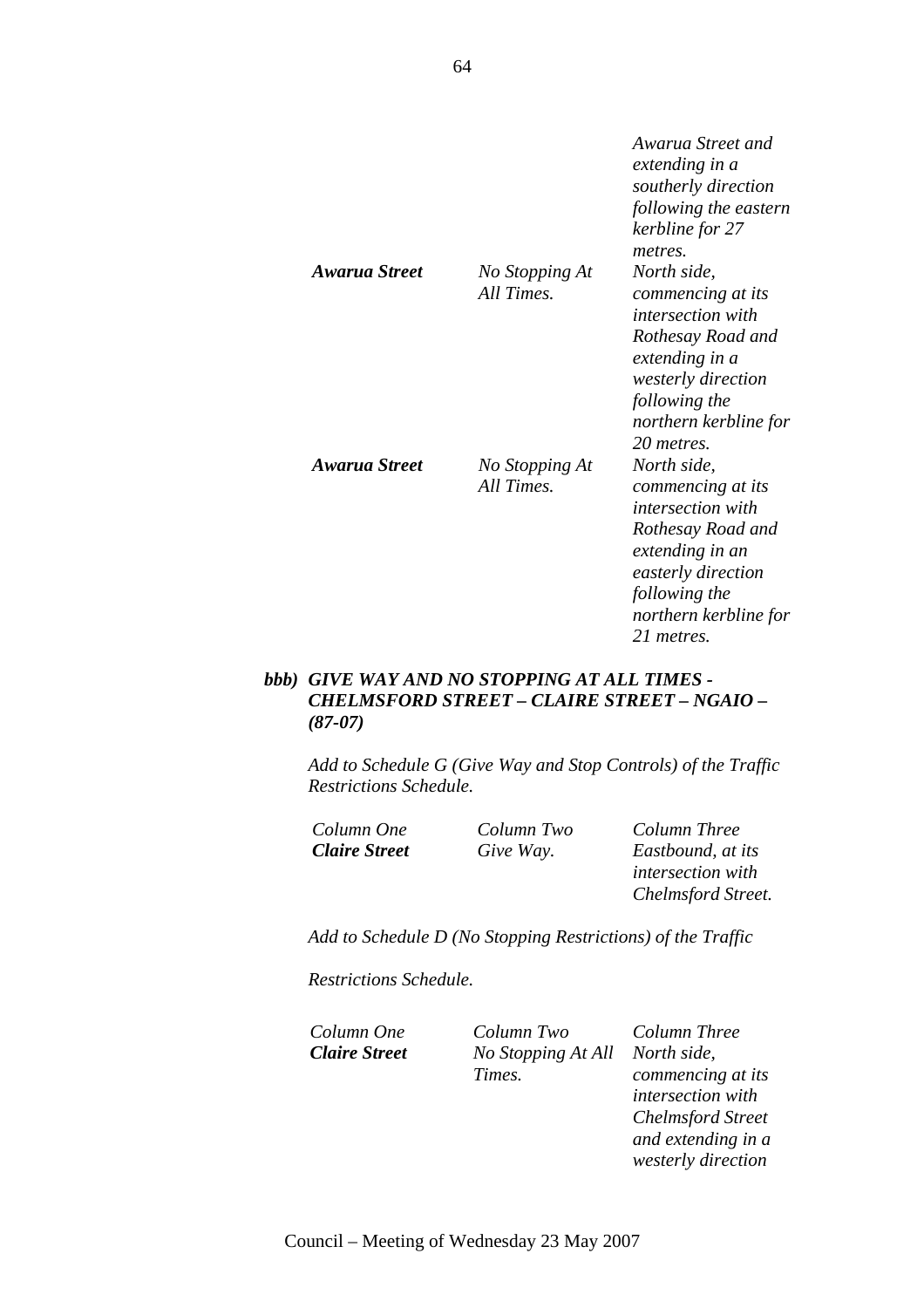| | | |
|---|---|---|
| | | *Awarua Street and extending in a southerly direction following the eastern kerbline for 27 metres.* |
| ***Awarua Street*** | *No Stopping At All Times.* | *North side, commencing at its intersection with Rothesay Road and extending in a westerly direction following the northern kerbline for 20 metres.* |
| ***Awarua Street*** | *No Stopping At All Times.* | *North side, commencing at its intersection with Rothesay Road and extending in an easterly direction following the northern kerbline for 21 metres.* |

***bbb) GIVE WAY AND NO STOPPING AT ALL TIMES - CHELMSFORD STREET – CLAIRE STREET – NGAIO – (87-07)***

*Add to Schedule G (Give Way and Stop Controls) of the Traffic Restrictions Schedule.*

| *Column One* | *Column Two* | *Column Three* |
|---|---|---|
| ***Claire Street*** | *Give Way.* | *Eastbound, at its intersection with Chelmsford Street.* |

*Add to Schedule D (No Stopping Restrictions) of the Traffic*

*Restrictions Schedule.*

| *Column One* | *Column Two* | *Column Three* |
|---|---|---|
| ***Claire Street*** | *No Stopping At All Times.* | *North side, commencing at its intersection with Chelmsford Street and extending in a westerly direction* |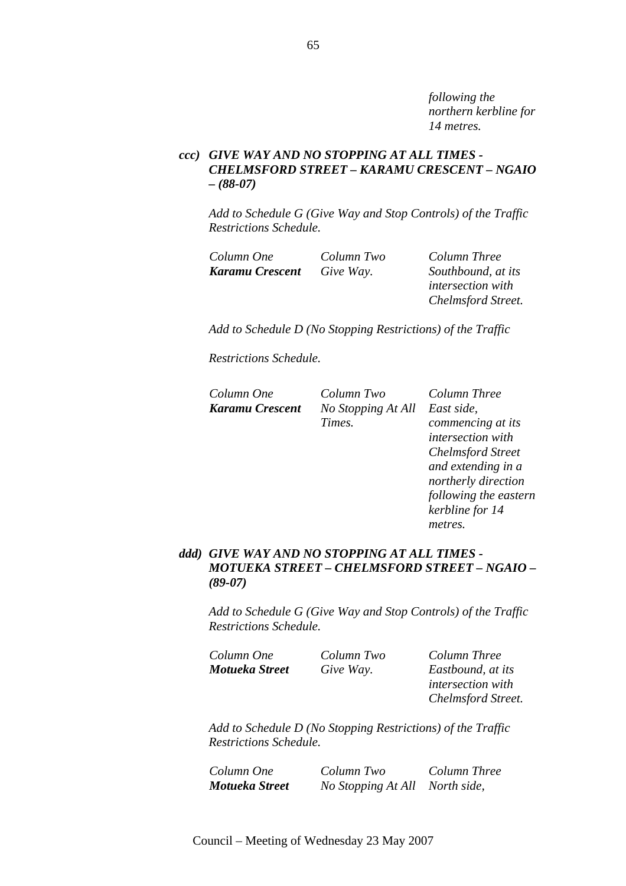*following the northern kerbline for 14 metres.*

### *ccc) GIVE WAY AND NO STOPPING AT ALL TIMES - CHELMSFORD STREET – KARAMU CRESCENT – NGAIO – (88-07)*

*Add to Schedule G (Give Way and Stop Controls) of the Traffic Restrictions Schedule.*

| *Column One* | *Column Two* | *Column Three* |
|---|---|---|
| ***Karamu Crescent*** | *Give Way.* | *Southbound, at its intersection with Chelmsford Street.* |

*Add to Schedule D (No Stopping Restrictions) of the Traffic*

*Restrictions Schedule.*

| *Column One* | *Column Two* | *Column Three* |
|---|---|---|
| ***Karamu Crescent*** | *No Stopping At All Times.* | *East side, commencing at its intersection with Chelmsford Street and extending in a northerly direction following the eastern kerbline for 14 metres.* |

### *ddd) GIVE WAY AND NO STOPPING AT ALL TIMES - MOTUEKA STREET – CHELMSFORD STREET – NGAIO – (89-07)*

*Add to Schedule G (Give Way and Stop Controls) of the Traffic Restrictions Schedule.*

| *Column One* | *Column Two* | *Column Three* |
|---|---|---|
| ***Motueka Street*** | *Give Way.* | *Eastbound, at its intersection with Chelmsford Street.* |

*Add to Schedule D (No Stopping Restrictions) of the Traffic Restrictions Schedule.*

| *Column One* | *Column Two* | *Column Three* |
|---|---|---|
| ***Motueka Street*** | *No Stopping At All* | *North side,* |

Council – Meeting of Wednesday 23 May 2007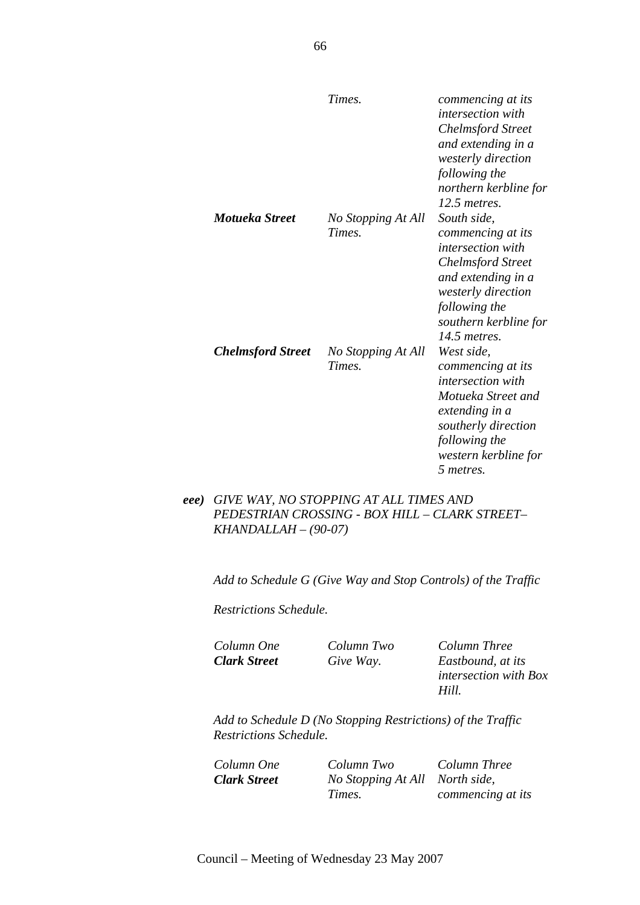| | | |
|---|---|---|
| | *Times.* | *commencing at its intersection with Chelmsford Street and extending in a westerly direction following the northern kerbline for 12.5 metres.* |
| ***Motueka Street*** | *No Stopping At All Times.* | *South side, commencing at its intersection with Chelmsford Street and extending in a westerly direction following the southern kerbline for 14.5 metres.* |
| ***Chelmsford Street*** | *No Stopping At All Times.* | *West side, commencing at its intersection with Motueka Street and extending in a southerly direction following the western kerbline for 5 metres.* |

***eee)*** *GIVE WAY, NO STOPPING AT ALL TIMES AND PEDESTRIAN CROSSING - BOX HILL – CLARK STREET– KHANDALLAH – (90-07)*

*Add to Schedule G (Give Way and Stop Controls) of the Traffic Restrictions Schedule.*

| *Column One* | *Column Two* | *Column Three* |
|---|---|---|
| ***Clark Street*** | *Give Way.* | *Eastbound, at its intersection with Box Hill.* |

*Add to Schedule D (No Stopping Restrictions) of the Traffic Restrictions Schedule.*

| *Column One* | *Column Two* | *Column Three* |
|---|---|---|
| ***Clark Street*** | *No Stopping At All Times.* | *North side, commencing at its* |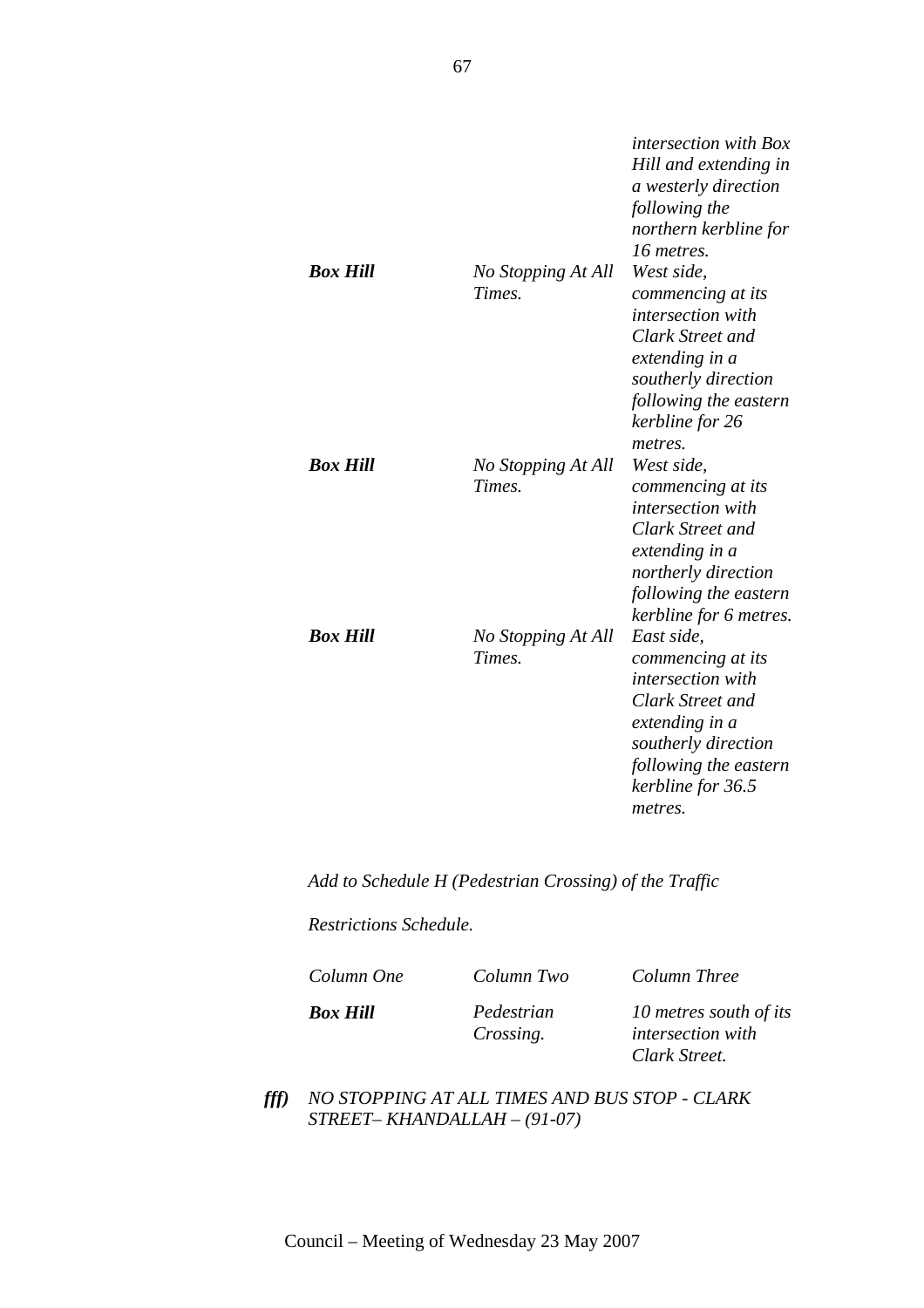| | | |
|---|---|---|
| | | *intersection with Box Hill and extending in a westerly direction following the northern kerbline for 16 metres.* |
| ***Box Hill*** | *No Stopping At All Times.* | *West side, commencing at its intersection with Clark Street and extending in a southerly direction following the eastern kerbline for 26 metres.* |
| ***Box Hill*** | *No Stopping At All Times.* | *West side, commencing at its intersection with Clark Street and extending in a northerly direction following the eastern kerbline for 6 metres.* |
| ***Box Hill*** | *No Stopping At All Times.* | *East side, commencing at its intersection with Clark Street and extending in a southerly direction following the eastern kerbline for 36.5 metres.* |

*Add to Schedule H (Pedestrian Crossing) of the Traffic Restrictions Schedule.*

| *Column One* | *Column Two* | *Column Three* |
|---|---|---|
| ***Box Hill*** | *Pedestrian Crossing.* | *10 metres south of its intersection with Clark Street.* |

***fff)*** *NO STOPPING AT ALL TIMES AND BUS STOP - CLARK STREET– KHANDALLAH – (91-07)*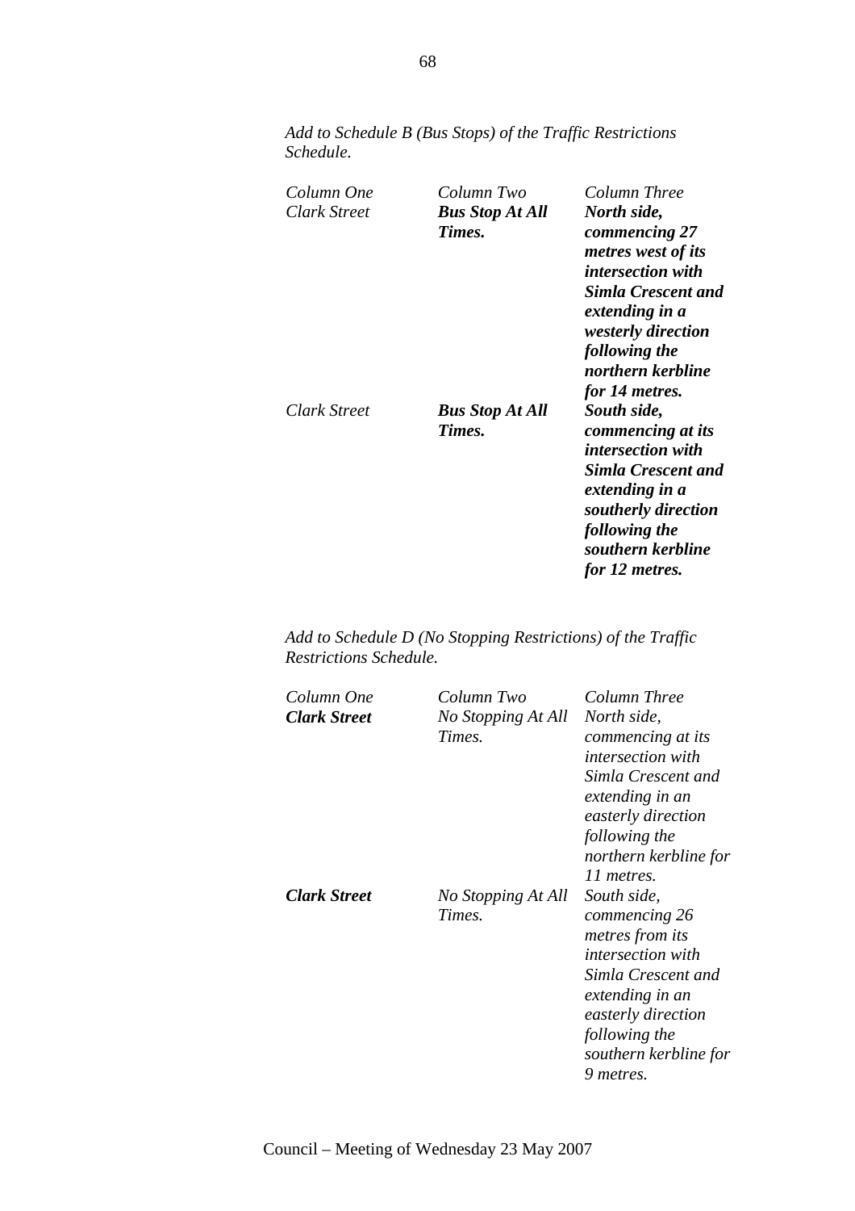*Add to Schedule B (Bus Stops) of the Traffic Restrictions Schedule.*

| *Column One* | *Column Two* | *Column Three* |
|---|---|---|
| *Clark Street* | ***Bus Stop At All Times.*** | ***North side, commencing 27 metres west of its intersection with Simla Crescent and extending in a westerly direction following the northern kerbline for 14 metres.*** |
| *Clark Street* | ***Bus Stop At All Times.*** | ***South side, commencing at its intersection with Simla Crescent and extending in a southerly direction following the southern kerbline for 12 metres.*** |

*Add to Schedule D (No Stopping Restrictions) of the Traffic Restrictions Schedule.*

| *Column One* | *Column Two* | *Column Three* |
|---|---|---|
| ***Clark Street*** | *No Stopping At All Times.* | *North side, commencing at its intersection with Simla Crescent and extending in an easterly direction following the northern kerbline for 11 metres.* |
| ***Clark Street*** | *No Stopping At All Times.* | *South side, commencing 26 metres from its intersection with Simla Crescent and extending in an easterly direction following the southern kerbline for 9 metres.* |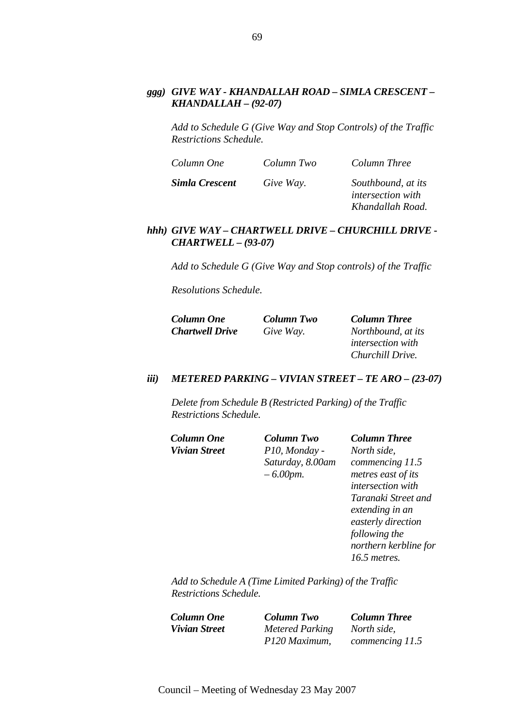***ggg) GIVE WAY - KHANDALLAH ROAD – SIMLA CRESCENT – KHANDALLAH – (92-07)***

*Add to Schedule G (Give Way and Stop Controls) of the Traffic Restrictions Schedule.*

| *Column One* | *Column Two* | *Column Three* |
|---|---|---|
| ***Simla Crescent*** | *Give Way.* | *Southbound, at its intersection with Khandallah Road.* |

***hhh) GIVE WAY – CHARTWELL DRIVE – CHURCHILL DRIVE - CHARTWELL – (93-07)***

*Add to Schedule G (Give Way and Stop controls) of the Traffic*

*Resolutions Schedule.*

| ***Column One*** | ***Column Two*** | ***Column Three*** |
|---|---|---|
| ***Chartwell Drive*** | *Give Way.* | *Northbound, at its intersection with Churchill Drive.* |

***iii) METERED PARKING – VIVIAN STREET – TE ARO – (23-07)***

*Delete from Schedule B (Restricted Parking) of the Traffic Restrictions Schedule.*

| ***Column One*** | ***Column Two*** | ***Column Three*** |
|---|---|---|
| ***Vivian Street*** | *P10, Monday - Saturday, 8.00am – 6.00pm.* | *North side, commencing 11.5 metres east of its intersection with Taranaki Street and extending in an easterly direction following the northern kerbline for 16.5 metres.* |

*Add to Schedule A (Time Limited Parking) of the Traffic Restrictions Schedule.*

| ***Column One*** | ***Column Two*** | ***Column Three*** |
|---|---|---|
| ***Vivian Street*** | *Metered Parking P120 Maximum,* | *North side, commencing 11.5* |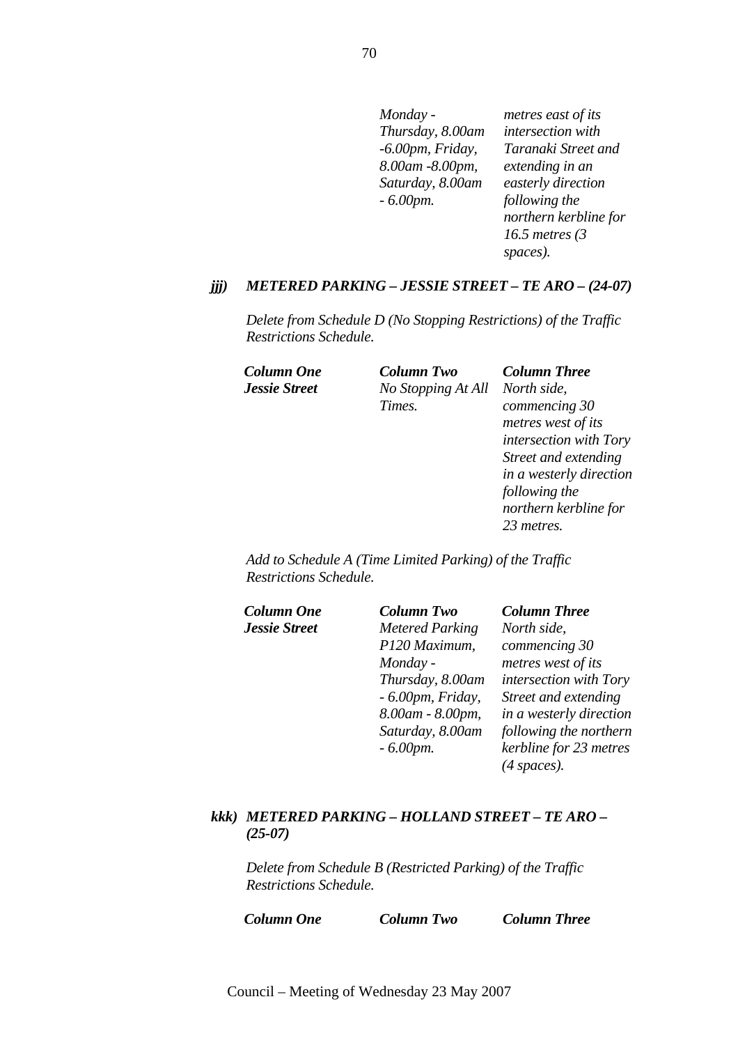| | | |
|---|---|---|
| | *Monday - Thursday, 8.00am -6.00pm, Friday, 8.00am -8.00pm, Saturday, 8.00am - 6.00pm.* | *metres east of its intersection with Taranaki Street and extending in an easterly direction following the northern kerbline for 16.5 metres (3 spaces).* |

***jjj) METERED PARKING – JESSIE STREET – TE ARO – (24-07)***

*Delete from Schedule D (No Stopping Restrictions) of the Traffic Restrictions Schedule.*

| ***Column One*** | ***Column Two*** | ***Column Three*** |
|---|---|---|
| ***Jessie Street*** | *No Stopping At All Times.* | *North side, commencing 30 metres west of its intersection with Tory Street and extending in a westerly direction following the northern kerbline for 23 metres.* |

*Add to Schedule A (Time Limited Parking) of the Traffic Restrictions Schedule.*

| ***Column One*** | ***Column Two*** | ***Column Three*** |
|---|---|---|
| ***Jessie Street*** | *Metered Parking P120 Maximum, Monday - Thursday, 8.00am - 6.00pm, Friday, 8.00am - 8.00pm, Saturday, 8.00am - 6.00pm.* | *North side, commencing 30 metres west of its intersection with Tory Street and extending in a westerly direction following the northern kerbline for 23 metres (4 spaces).* |

***kkk) METERED PARKING – HOLLAND STREET – TE ARO – (25-07)***

*Delete from Schedule B (Restricted Parking) of the Traffic Restrictions Schedule.*

| ***Column One*** | ***Column Two*** | ***Column Three*** |
|---|---|---|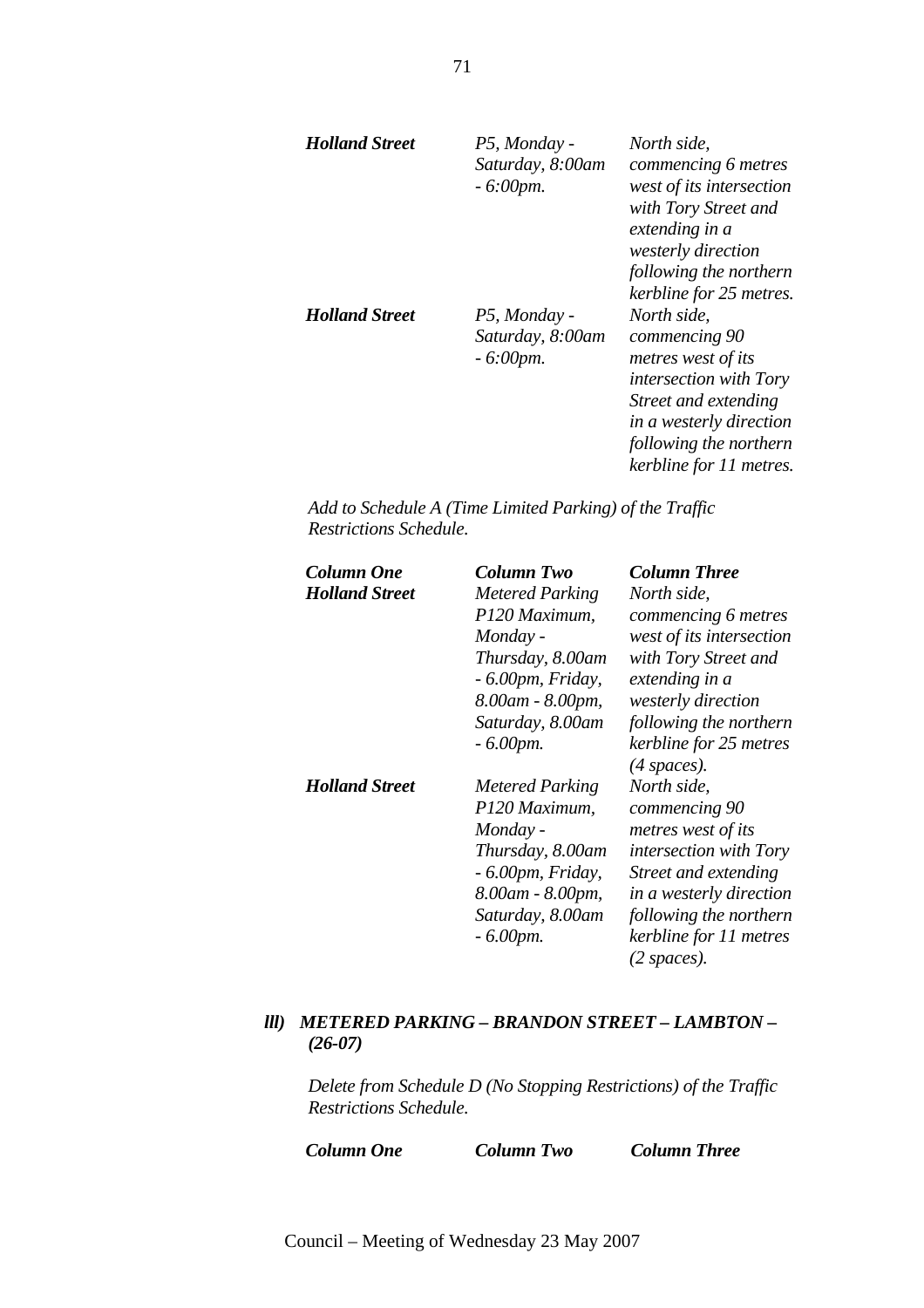| | | |
|---|---|---|
| ***Holland Street*** | *P5, Monday - Saturday, 8:00am - 6:00pm.* | *North side, commencing 6 metres west of its intersection with Tory Street and extending in a westerly direction following the northern kerbline for 25 metres.* |
| ***Holland Street*** | *P5, Monday - Saturday, 8:00am - 6:00pm.* | *North side, commencing 90 metres west of its intersection with Tory Street and extending in a westerly direction following the northern kerbline for 11 metres.* |

*Add to Schedule A (Time Limited Parking) of the Traffic Restrictions Schedule.*

| ***Column One*** | ***Column Two*** | ***Column Three*** |
|---|---|---|
| ***Holland Street*** | *Metered Parking P120 Maximum, Monday - Thursday, 8.00am - 6.00pm, Friday, 8.00am - 8.00pm, Saturday, 8.00am - 6.00pm.* | *North side, commencing 6 metres west of its intersection with Tory Street and extending in a westerly direction following the northern kerbline for 25 metres (4 spaces).* |
| ***Holland Street*** | *Metered Parking P120 Maximum, Monday - Thursday, 8.00am - 6.00pm, Friday, 8.00am - 8.00pm, Saturday, 8.00am - 6.00pm.* | *North side, commencing 90 metres west of its intersection with Tory Street and extending in a westerly direction following the northern kerbline for 11 metres (2 spaces).* |

***lll) METERED PARKING – BRANDON STREET – LAMBTON – (26-07)***

*Delete from Schedule D (No Stopping Restrictions) of the Traffic Restrictions Schedule.*

| ***Column One*** | ***Column Two*** | ***Column Three*** |
|---|---|---|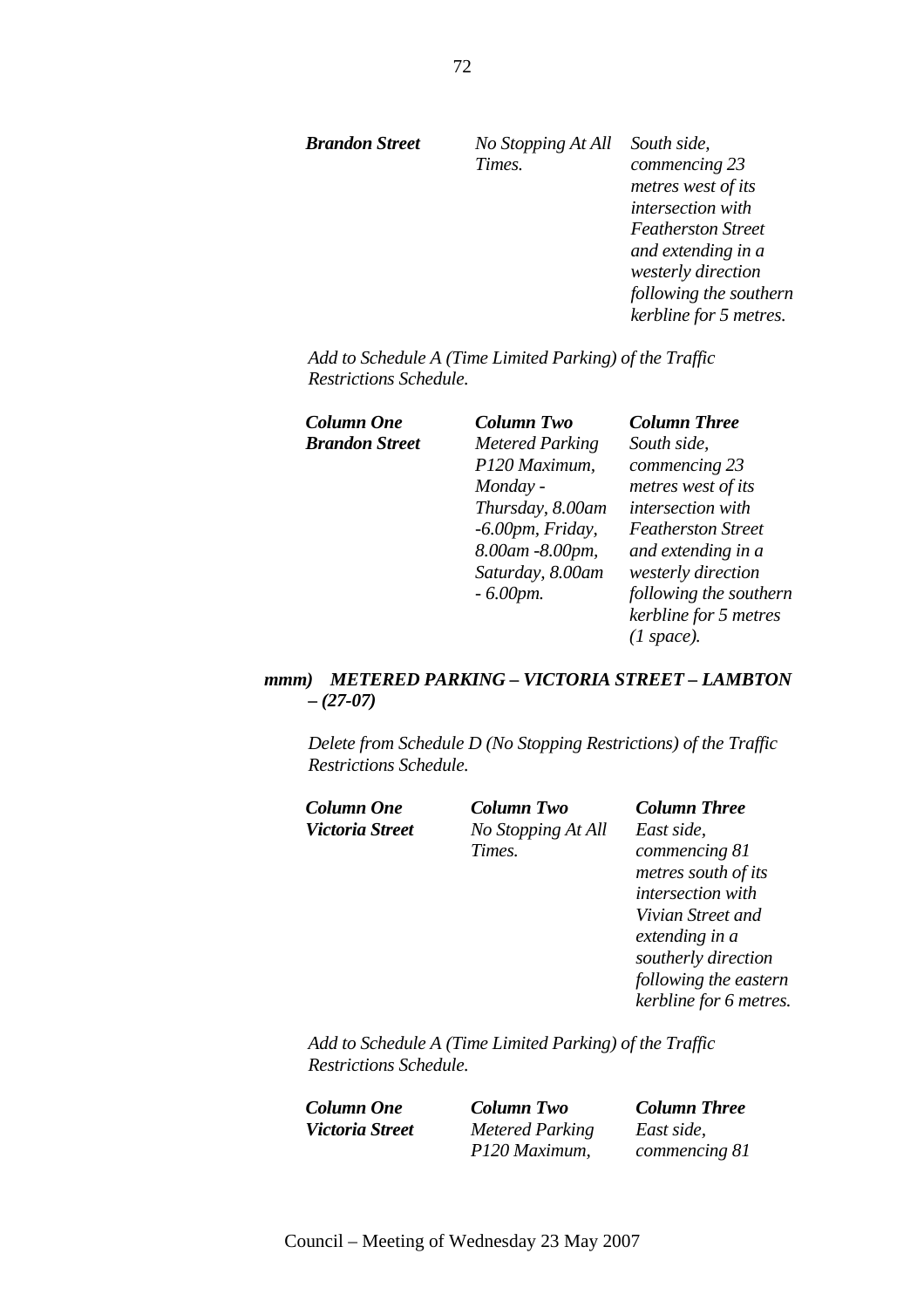| | | |
|---|---|---|
| ***Brandon Street*** | *No Stopping At All Times.* | *South side, commencing 23 metres west of its intersection with Featherston Street and extending in a westerly direction following the southern kerbline for 5 metres.* |

*Add to Schedule A (Time Limited Parking) of the Traffic Restrictions Schedule.*

| ***Column One*** | ***Column Two*** | ***Column Three*** |
|---|---|---|
| ***Brandon Street*** | *Metered Parking P120 Maximum, Monday - Thursday, 8.00am -6.00pm, Friday, 8.00am -8.00pm, Saturday, 8.00am - 6.00pm.* | *South side, commencing 23 metres west of its intersection with Featherston Street and extending in a westerly direction following the southern kerbline for 5 metres (1 space).* |

***mmm) METERED PARKING – VICTORIA STREET – LAMBTON – (27-07)***

*Delete from Schedule D (No Stopping Restrictions) of the Traffic Restrictions Schedule.*

| ***Column One*** | ***Column Two*** | ***Column Three*** |
|---|---|---|
| ***Victoria Street*** | *No Stopping At All Times.* | *East side, commencing 81 metres south of its intersection with Vivian Street and extending in a southerly direction following the eastern kerbline for 6 metres.* |

*Add to Schedule A (Time Limited Parking) of the Traffic Restrictions Schedule.*

| ***Column One*** | ***Column Two*** | ***Column Three*** |
|---|---|---|
| ***Victoria Street*** | *Metered Parking P120 Maximum,* | *East side, commencing 81* |

Council – Meeting of Wednesday 23 May 2007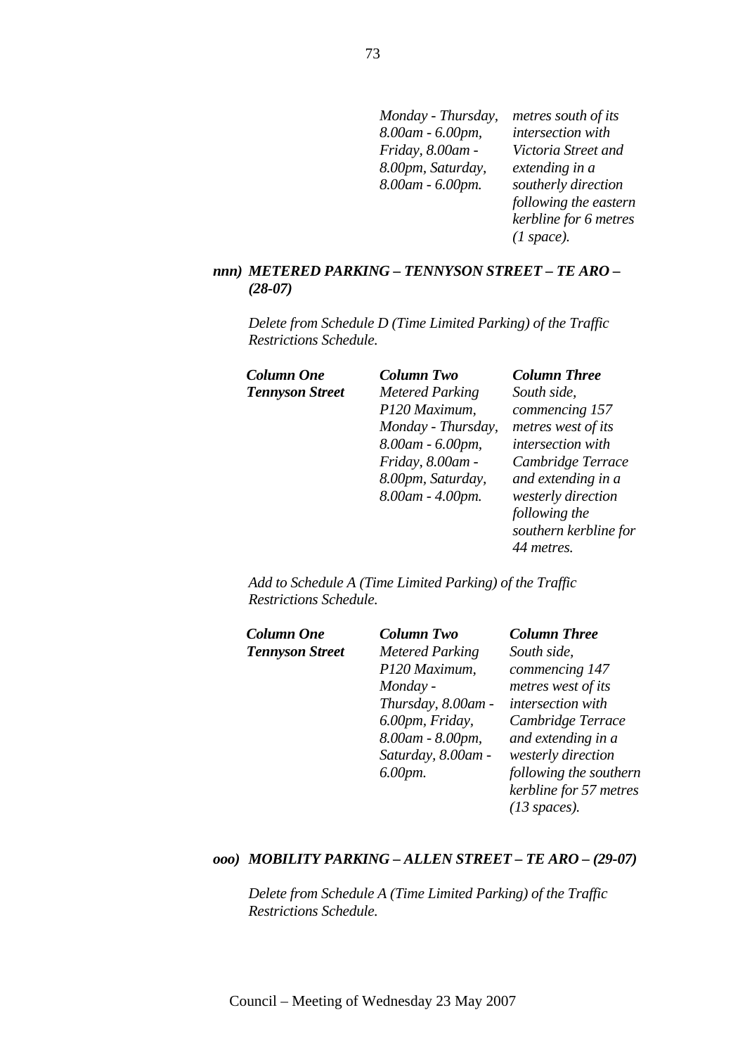| | *Monday - Thursday, 8.00am - 6.00pm, Friday, 8.00am - 8.00pm, Saturday, 8.00am - 6.00pm.* | *metres south of its intersection with Victoria Street and extending in a southerly direction following the eastern kerbline for 6 metres (1 space).* |
|---|---|---|

***nnn) METERED PARKING – TENNYSON STREET – TE ARO – (28-07)***

*Delete from Schedule D (Time Limited Parking) of the Traffic Restrictions Schedule.*

| ***Column One*** | ***Column Two*** | ***Column Three*** |
|---|---|---|
| ***Tennyson Street*** | *Metered Parking P120 Maximum, Monday - Thursday, 8.00am - 6.00pm, Friday, 8.00am - 8.00pm, Saturday, 8.00am - 4.00pm.* | *South side, commencing 157 metres west of its intersection with Cambridge Terrace and extending in a westerly direction following the southern kerbline for 44 metres.* |

*Add to Schedule A (Time Limited Parking) of the Traffic Restrictions Schedule.*

| ***Column One*** | ***Column Two*** | ***Column Three*** |
|---|---|---|
| ***Tennyson Street*** | *Metered Parking P120 Maximum, Monday - Thursday, 8.00am - 6.00pm, Friday, 8.00am - 8.00pm, Saturday, 8.00am - 6.00pm.* | *South side, commencing 147 metres west of its intersection with Cambridge Terrace and extending in a westerly direction following the southern kerbline for 57 metres (13 spaces).* |

***ooo) MOBILITY PARKING – ALLEN STREET – TE ARO – (29-07)***

*Delete from Schedule A (Time Limited Parking) of the Traffic Restrictions Schedule.*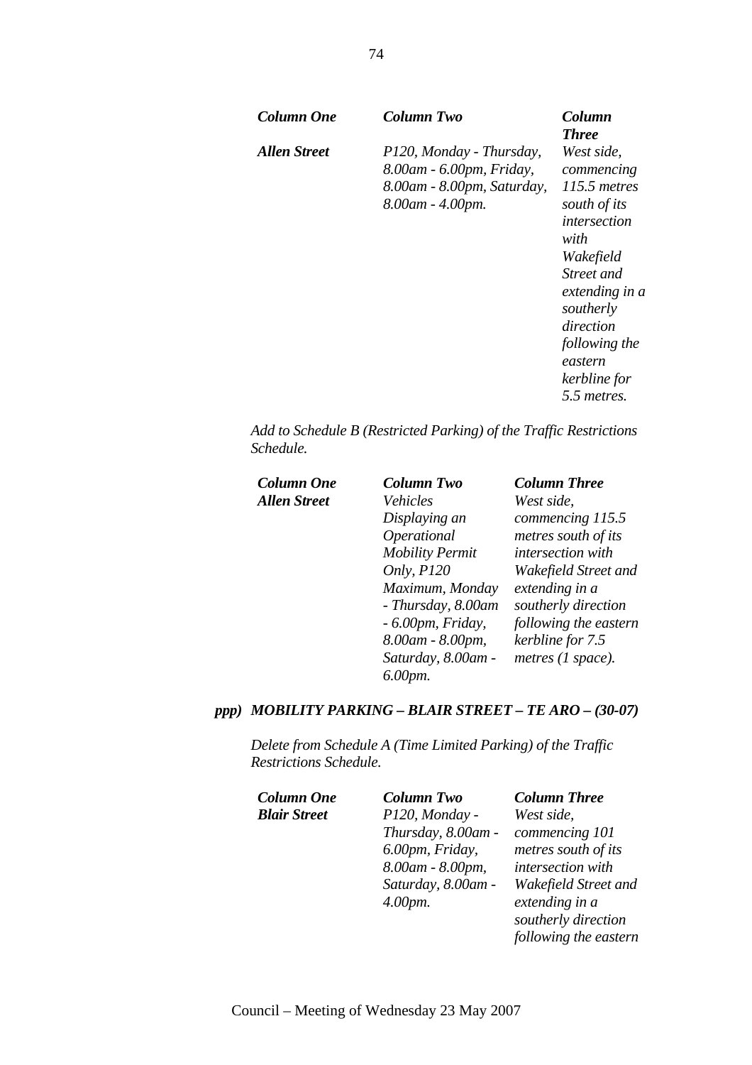| *Column One* | *Column Two* | *Column Three* |
|---|---|---|
| ***Allen Street*** | *P120, Monday - Thursday, 8.00am - 6.00pm, Friday, 8.00am - 8.00pm, Saturday, 8.00am - 4.00pm.* | *West side, commencing 115.5 metres south of its intersection with Wakefield Street and extending in a southerly direction following the eastern kerbline for 5.5 metres.* |

*Add to Schedule B (Restricted Parking) of the Traffic Restrictions Schedule.*

| *Column One* | *Column Two* | *Column Three* |
|---|---|---|
| ***Allen Street*** | *Vehicles Displaying an Operational Mobility Permit Only, P120 Maximum, Monday - Thursday, 8.00am - 6.00pm, Friday, 8.00am - 8.00pm, Saturday, 8.00am - 6.00pm.* | *West side, commencing 115.5 metres south of its intersection with Wakefield Street and extending in a southerly direction following the eastern kerbline for 7.5 metres (1 space).* |

***ppp) MOBILITY PARKING – BLAIR STREET – TE ARO – (30-07)***

*Delete from Schedule A (Time Limited Parking) of the Traffic Restrictions Schedule.*

| *Column One* | *Column Two* | *Column Three* |
|---|---|---|
| ***Blair Street*** | *P120, Monday - Thursday, 8.00am - 6.00pm, Friday, 8.00am - 8.00pm, Saturday, 8.00am - 4.00pm.* | *West side, commencing 101 metres south of its intersection with Wakefield Street and extending in a southerly direction following the eastern* |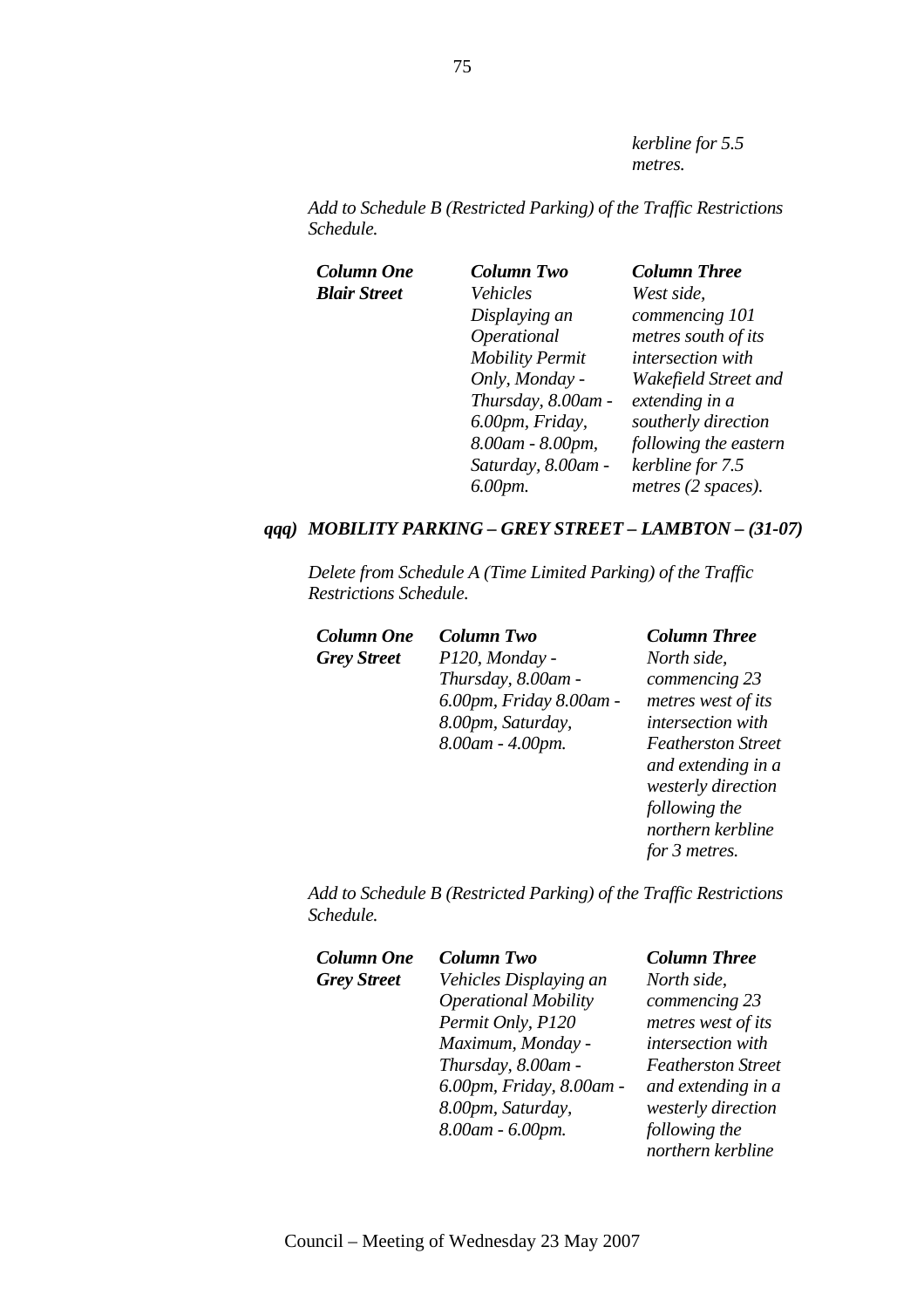*kerbline for 5.5 metres.*

*Add to Schedule B (Restricted Parking) of the Traffic Restrictions Schedule.*

| ***Column One*** | ***Column Two*** | ***Column Three*** |
|---|---|---|
| ***Blair Street*** | *Vehicles Displaying an Operational Mobility Permit Only, Monday - Thursday, 8.00am - 6.00pm, Friday, 8.00am - 8.00pm, Saturday, 8.00am - 6.00pm.* | *West side, commencing 101 metres south of its intersection with Wakefield Street and extending in a southerly direction following the eastern kerbline for 7.5 metres (2 spaces).* |

***qqq) MOBILITY PARKING – GREY STREET – LAMBTON – (31-07)***

*Delete from Schedule A (Time Limited Parking) of the Traffic Restrictions Schedule.*

| ***Column One*** | ***Column Two*** | ***Column Three*** |
|---|---|---|
| ***Grey Street*** | *P120, Monday - Thursday, 8.00am - 6.00pm, Friday 8.00am - 8.00pm, Saturday, 8.00am - 4.00pm.* | *North side, commencing 23 metres west of its intersection with Featherston Street and extending in a westerly direction following the northern kerbline for 3 metres.* |

*Add to Schedule B (Restricted Parking) of the Traffic Restrictions Schedule.*

| ***Column One*** | ***Column Two*** | ***Column Three*** |
|---|---|---|
| ***Grey Street*** | *Vehicles Displaying an Operational Mobility Permit Only, P120 Maximum, Monday - Thursday, 8.00am - 6.00pm, Friday, 8.00am - 8.00pm, Saturday, 8.00am - 6.00pm.* | *North side, commencing 23 metres west of its intersection with Featherston Street and extending in a westerly direction following the northern kerbline* |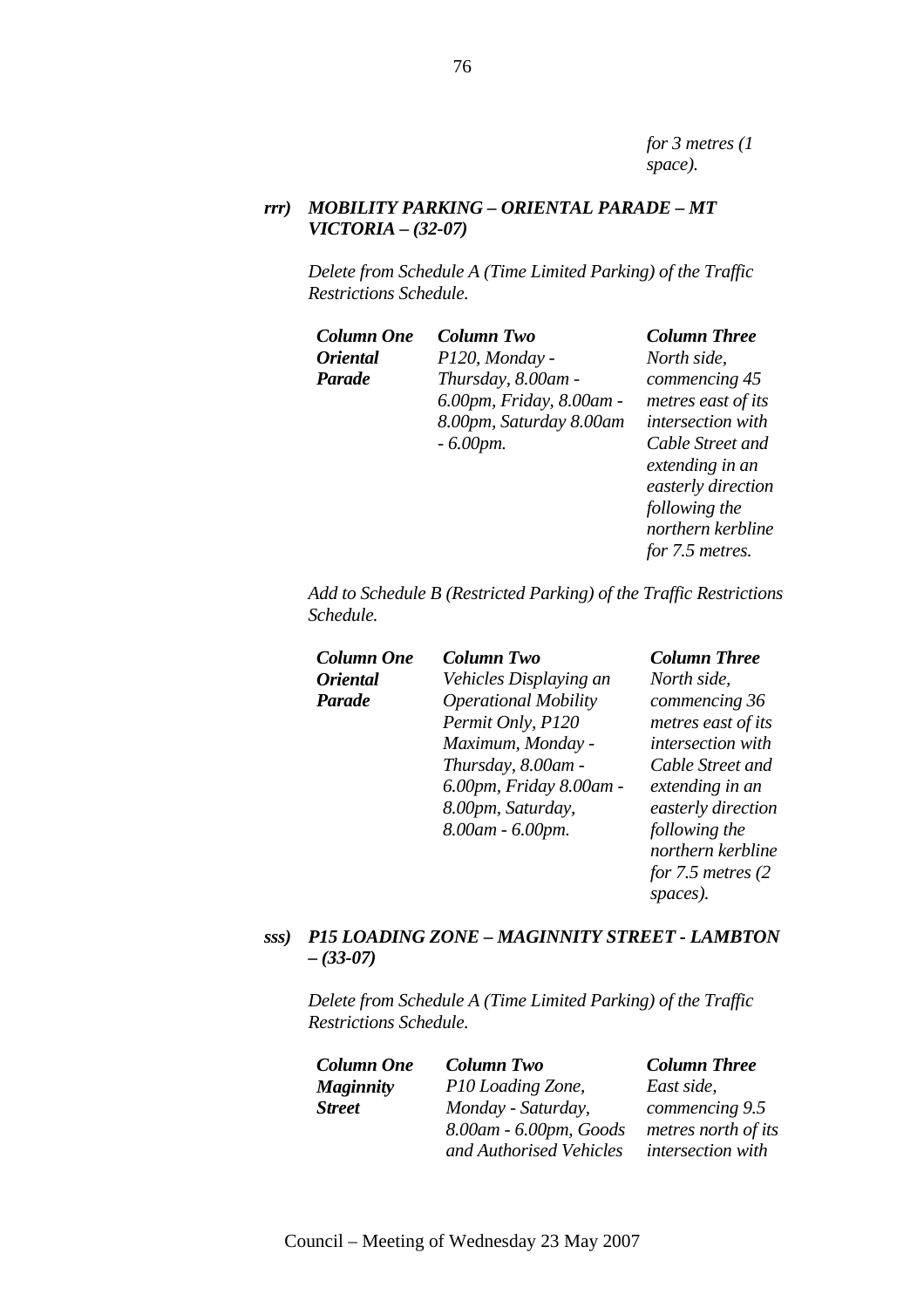*for 3 metres (1 space).*

***rrr) MOBILITY PARKING – ORIENTAL PARADE – MT VICTORIA – (32-07)***

*Delete from Schedule A (Time Limited Parking) of the Traffic Restrictions Schedule.*

| *Column One* | *Column Two* | *Column Three* |
|---|---|---|
| ***Oriental Parade*** | *P120, Monday - Thursday, 8.00am - 6.00pm, Friday, 8.00am - 8.00pm, Saturday 8.00am - 6.00pm.* | *North side, commencing 45 metres east of its intersection with Cable Street and extending in an easterly direction following the northern kerbline for 7.5 metres.* |

*Add to Schedule B (Restricted Parking) of the Traffic Restrictions Schedule.*

| *Column One* | *Column Two* | *Column Three* |
|---|---|---|
| ***Oriental Parade*** | *Vehicles Displaying an Operational Mobility Permit Only, P120 Maximum, Monday - Thursday, 8.00am - 6.00pm, Friday 8.00am - 8.00pm, Saturday, 8.00am - 6.00pm.* | *North side, commencing 36 metres east of its intersection with Cable Street and extending in an easterly direction following the northern kerbline for 7.5 metres (2 spaces).* |

***sss) P15 LOADING ZONE – MAGINNITY STREET - LAMBTON – (33-07)***

*Delete from Schedule A (Time Limited Parking) of the Traffic Restrictions Schedule.*

| *Column One* | *Column Two* | *Column Three* |
|---|---|---|
| ***Maginnity Street*** | *P10 Loading Zone, Monday - Saturday, 8.00am - 6.00pm, Goods and Authorised Vehicles* | *East side, commencing 9.5 metres north of its intersection with* |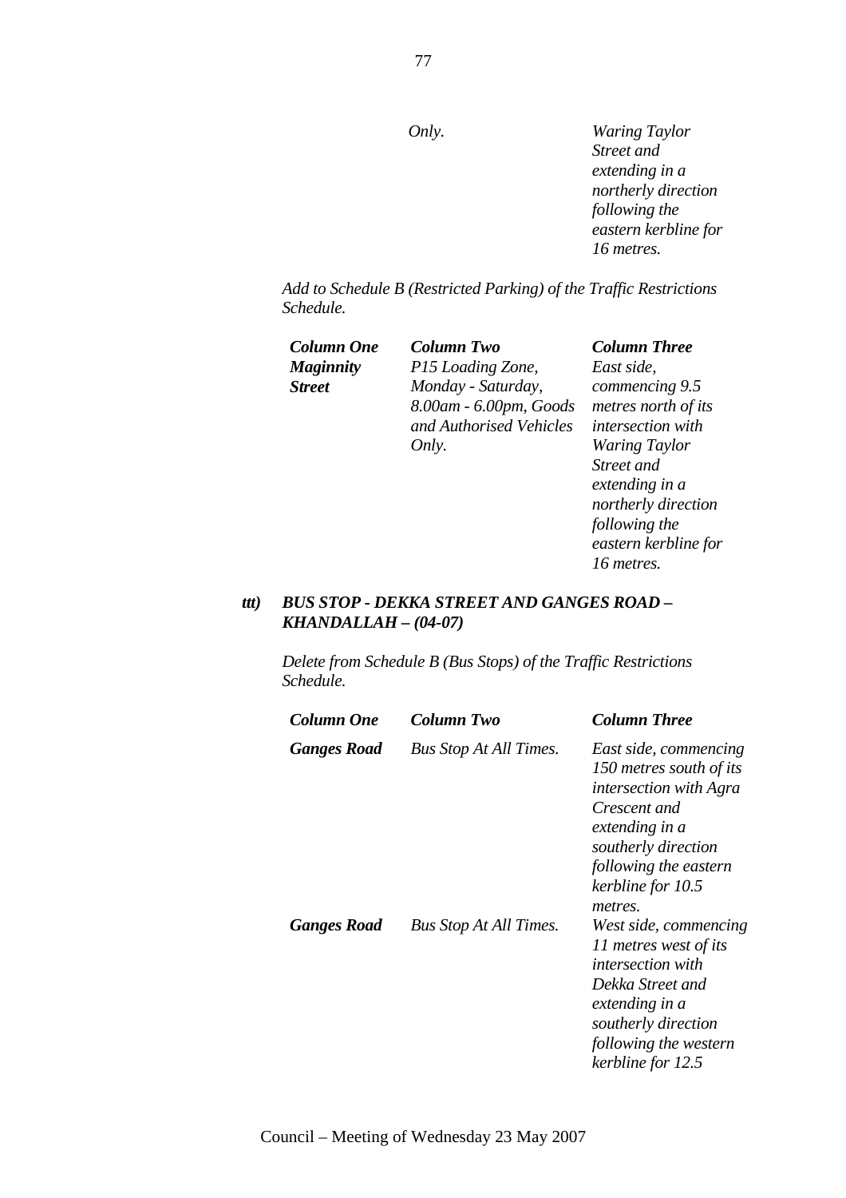| | *Only.* | *Waring Taylor Street and extending in a northerly direction following the eastern kerbline for 16 metres.* |
|---|---|---|

*Add to Schedule B (Restricted Parking) of the Traffic Restrictions Schedule.*

| ***Column One*** | ***Column Two*** | ***Column Three*** |
|---|---|---|
| ***Maginnity Street*** | *P15 Loading Zone, Monday - Saturday, 8.00am - 6.00pm, Goods and Authorised Vehicles Only.* | *East side, commencing 9.5 metres north of its intersection with Waring Taylor Street and extending in a northerly direction following the eastern kerbline for 16 metres.* |

***ttt) BUS STOP - DEKKA STREET AND GANGES ROAD – KHANDALLAH – (04-07)***

*Delete from Schedule B (Bus Stops) of the Traffic Restrictions Schedule.*

| ***Column One*** | ***Column Two*** | ***Column Three*** |
|---|---|---|
| ***Ganges Road*** | *Bus Stop At All Times.* | *East side, commencing 150 metres south of its intersection with Agra Crescent and extending in a southerly direction following the eastern kerbline for 10.5 metres.* |
| ***Ganges Road*** | *Bus Stop At All Times.* | *West side, commencing 11 metres west of its intersection with Dekka Street and extending in a southerly direction following the western kerbline for 12.5* |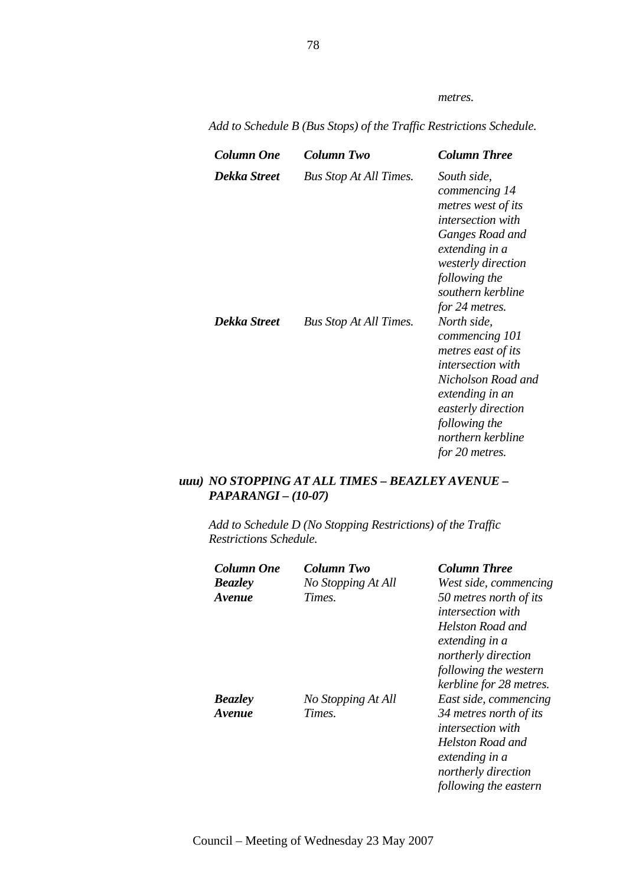*metres.*

*Add to Schedule B (Bus Stops) of the Traffic Restrictions Schedule.*

| ***Column One*** | ***Column Two*** | ***Column Three*** |
|---|---|---|
| ***Dekka Street*** | *Bus Stop At All Times.* | *South side, commencing 14 metres west of its intersection with Ganges Road and extending in a westerly direction following the southern kerbline for 24 metres.* |
| ***Dekka Street*** | *Bus Stop At All Times.* | *North side, commencing 101 metres east of its intersection with Nicholson Road and extending in an easterly direction following the northern kerbline for 20 metres.* |

### *uuu) NO STOPPING AT ALL TIMES – BEAZLEY AVENUE – PAPARANGI – (10-07)*

*Add to Schedule D (No Stopping Restrictions) of the Traffic Restrictions Schedule.*

| ***Column One*** | ***Column Two*** | ***Column Three*** |
|---|---|---|
| ***Beazley Avenue*** | *No Stopping At All Times.* | *West side, commencing 50 metres north of its intersection with Helston Road and extending in a northerly direction following the western kerbline for 28 metres.* |
| ***Beazley Avenue*** | *No Stopping At All Times.* | *East side, commencing 34 metres north of its intersection with Helston Road and extending in a northerly direction following the eastern* |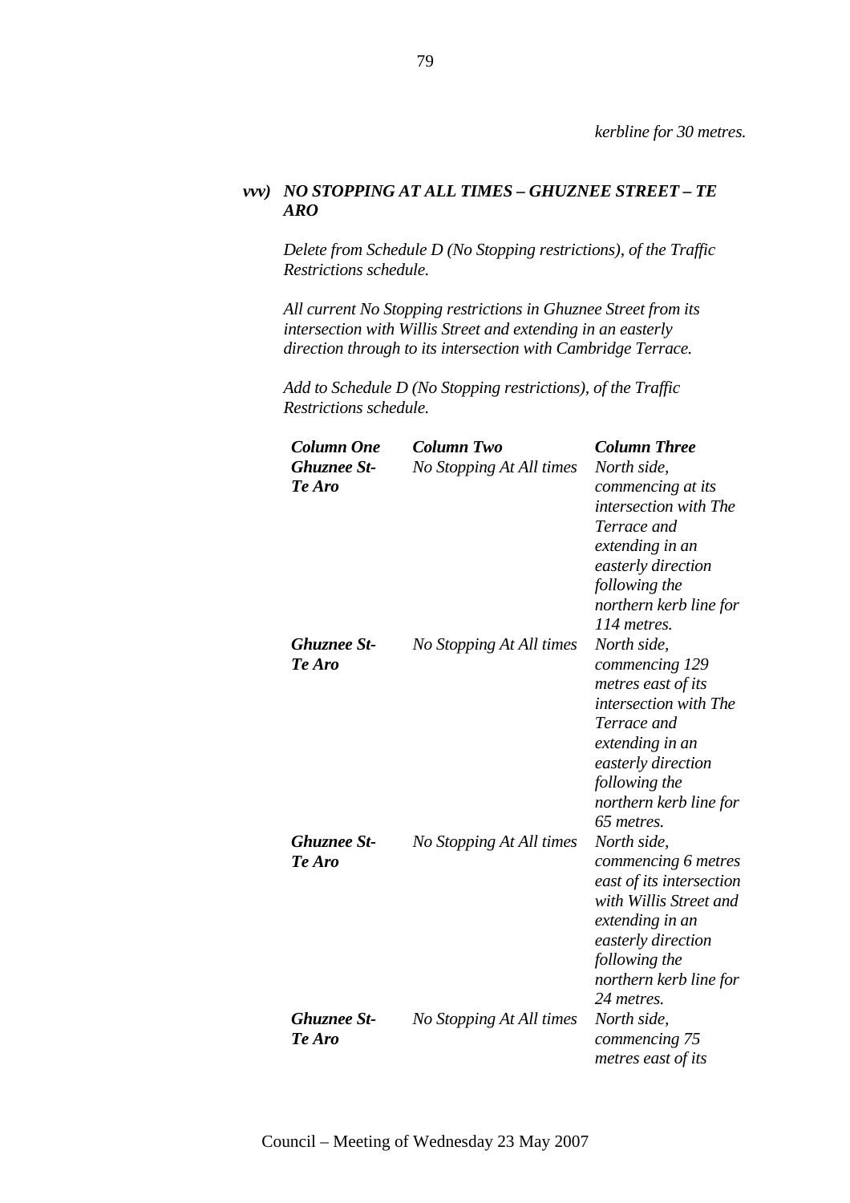*kerbline for 30 metres.*

### *vvv) NO STOPPING AT ALL TIMES – GHUZNEE STREET – TE ARO*

*Delete from Schedule D (No Stopping restrictions), of the Traffic Restrictions schedule.*

*All current No Stopping restrictions in Ghuznee Street from its intersection with Willis Street and extending in an easterly direction through to its intersection with Cambridge Terrace.*

*Add to Schedule D (No Stopping restrictions), of the Traffic Restrictions schedule.*

| ***Column One*** | ***Column Two*** | ***Column Three*** |
|---|---|---|
| ***Ghuznee St-Te Aro*** | *No Stopping At All times* | *North side, commencing at its intersection with The Terrace and extending in an easterly direction following the northern kerb line for 114 metres.* |
| ***Ghuznee St-Te Aro*** | *No Stopping At All times* | *North side, commencing 129 metres east of its intersection with The Terrace and extending in an easterly direction following the northern kerb line for 65 metres.* |
| ***Ghuznee St-Te Aro*** | *No Stopping At All times* | *North side, commencing 6 metres east of its intersection with Willis Street and extending in an easterly direction following the northern kerb line for 24 metres.* |
| ***Ghuznee St-Te Aro*** | *No Stopping At All times* | *North side, commencing 75 metres east of its* |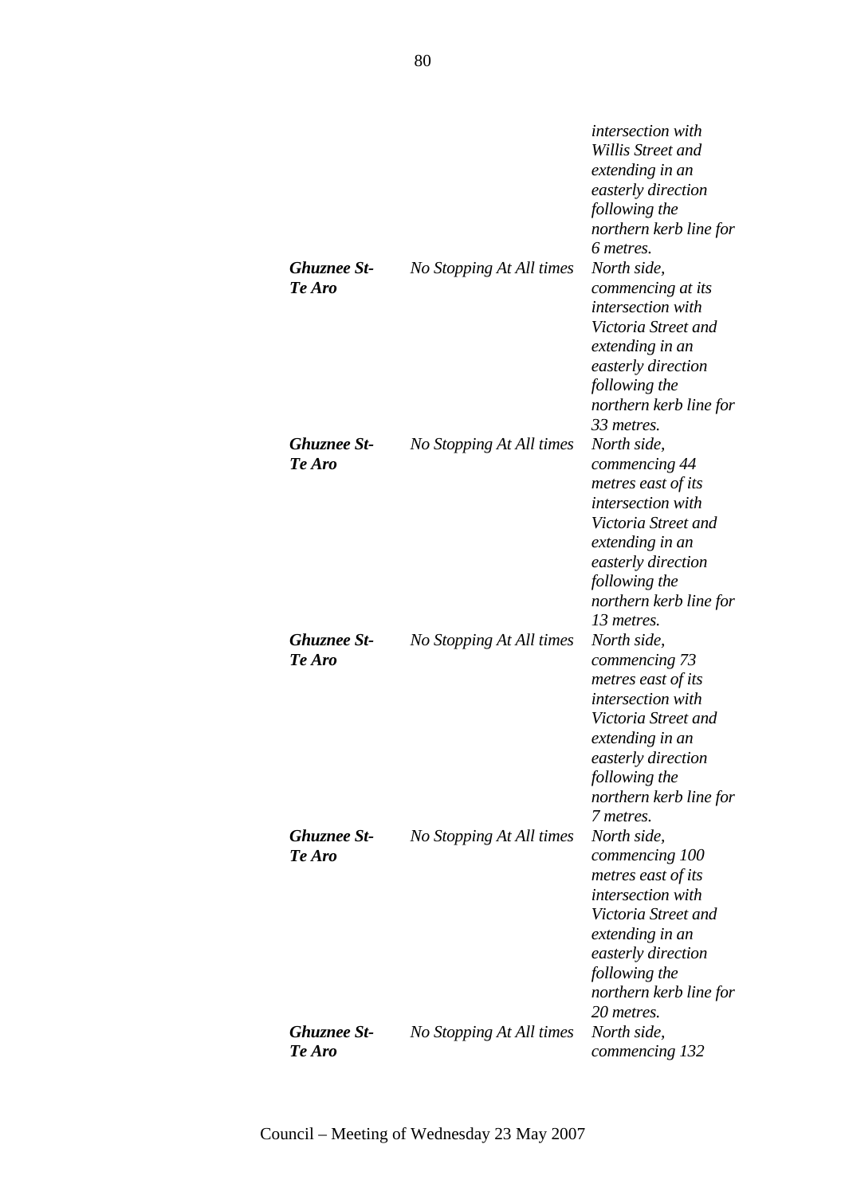| | | |
|---|---|---|
| | | *intersection with Willis Street and extending in an easterly direction following the northern kerb line for 6 metres.* |
| ***Ghuznee St-Te Aro*** | *No Stopping At All times* | *North side, commencing at its intersection with Victoria Street and extending in an easterly direction following the northern kerb line for 33 metres.* |
| ***Ghuznee St-Te Aro*** | *No Stopping At All times* | *North side, commencing 44 metres east of its intersection with Victoria Street and extending in an easterly direction following the northern kerb line for 13 metres.* |
| ***Ghuznee St-Te Aro*** | *No Stopping At All times* | *North side, commencing 73 metres east of its intersection with Victoria Street and extending in an easterly direction following the northern kerb line for 7 metres.* |
| ***Ghuznee St-Te Aro*** | *No Stopping At All times* | *North side, commencing 100 metres east of its intersection with Victoria Street and extending in an easterly direction following the northern kerb line for 20 metres.* |
| ***Ghuznee St-Te Aro*** | *No Stopping At All times* | *North side, commencing 132* |

Council – Meeting of Wednesday 23 May 2007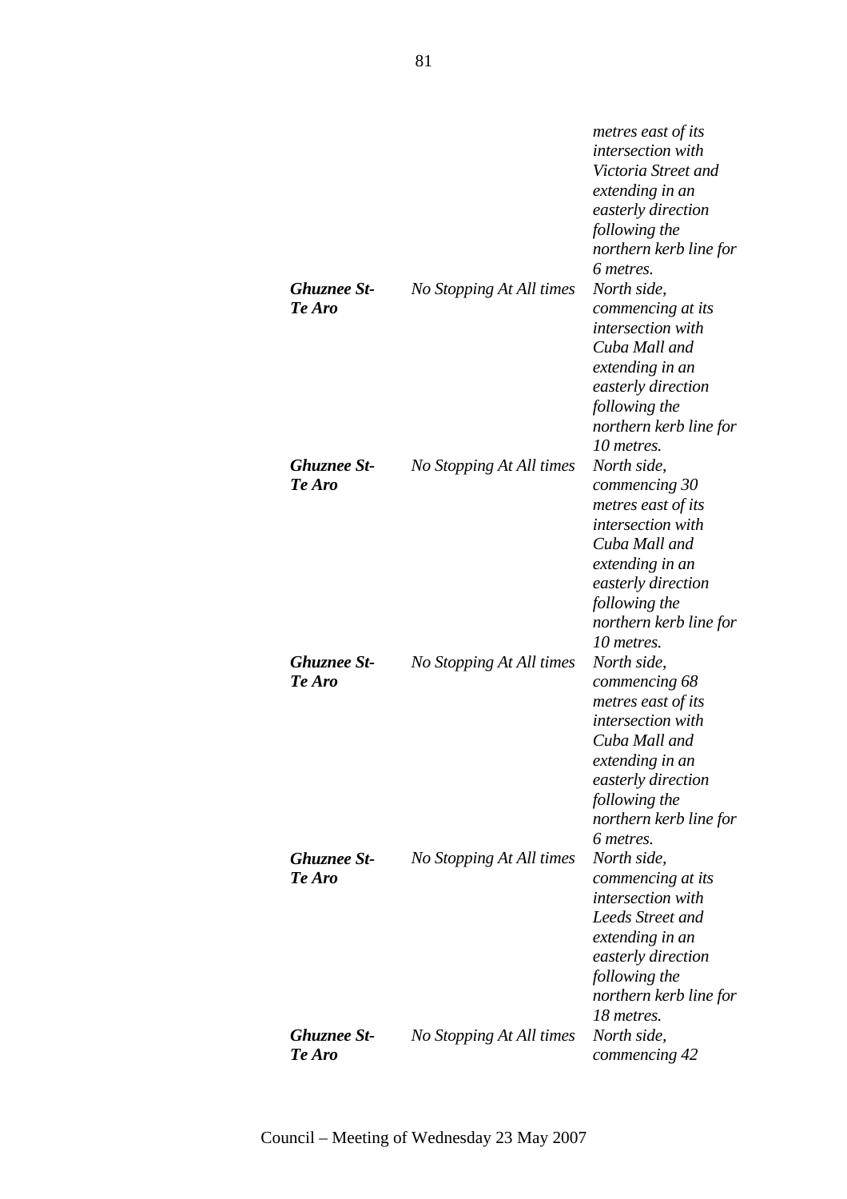| | | |
|---|---|---|
| | | *metres east of its intersection with Victoria Street and extending in an easterly direction following the northern kerb line for 6 metres.* |
| ***Ghuznee St-Te Aro*** | *No Stopping At All times* | *North side, commencing at its intersection with Cuba Mall and extending in an easterly direction following the northern kerb line for 10 metres.* |
| ***Ghuznee St-Te Aro*** | *No Stopping At All times* | *North side, commencing 30 metres east of its intersection with Cuba Mall and extending in an easterly direction following the northern kerb line for 10 metres.* |
| ***Ghuznee St-Te Aro*** | *No Stopping At All times* | *North side, commencing 68 metres east of its intersection with Cuba Mall and extending in an easterly direction following the northern kerb line for 6 metres.* |
| ***Ghuznee St-Te Aro*** | *No Stopping At All times* | *North side, commencing at its intersection with Leeds Street and extending in an easterly direction following the northern kerb line for 18 metres.* |
| ***Ghuznee St-Te Aro*** | *No Stopping At All times* | *North side, commencing 42* |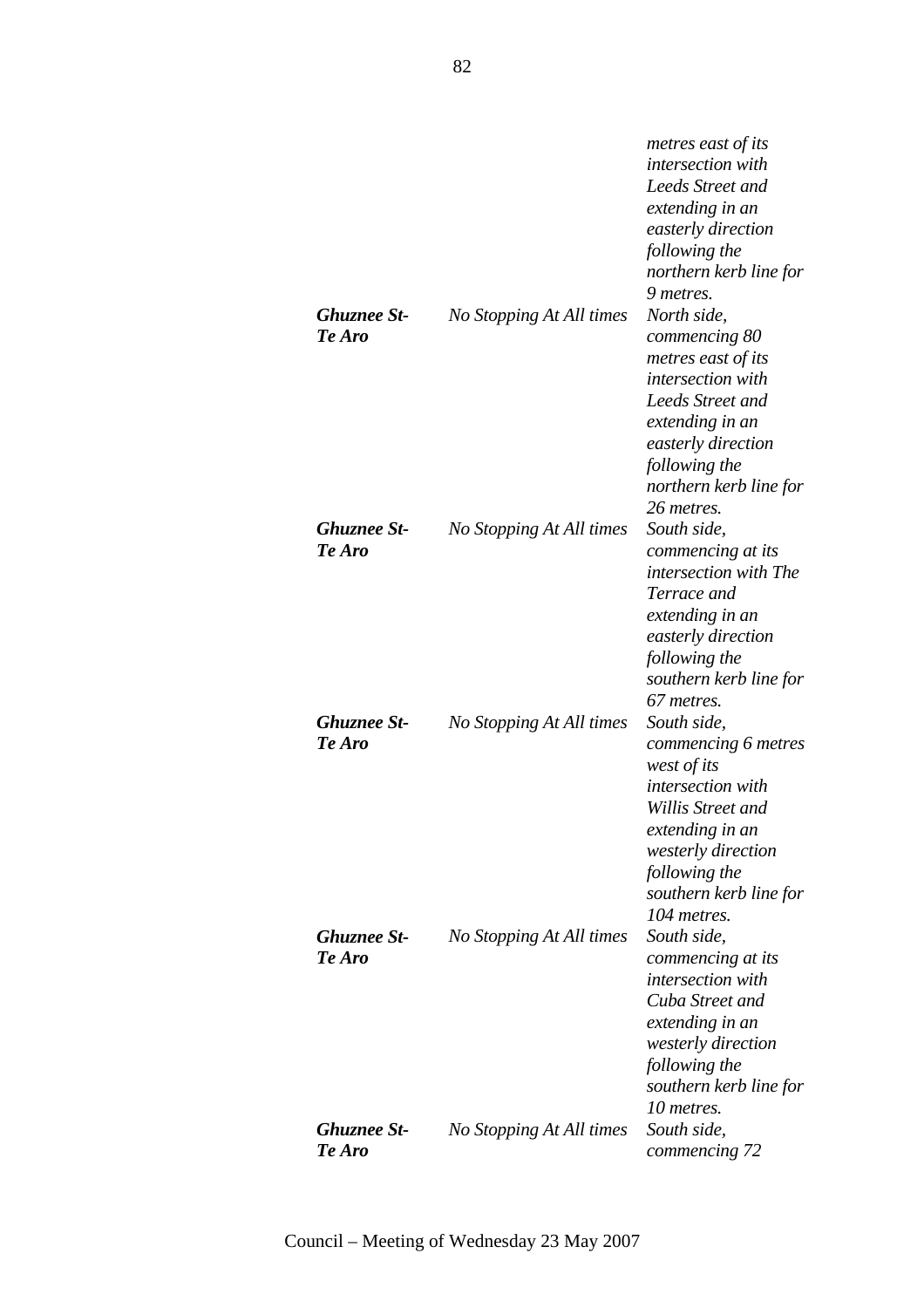| | | |
|---|---|---|
| | | *metres east of its intersection with Leeds Street and extending in an easterly direction following the northern kerb line for 9 metres.* |
| ***Ghuznee St-Te Aro*** | *No Stopping At All times* | *North side, commencing 80 metres east of its intersection with Leeds Street and extending in an easterly direction following the northern kerb line for 26 metres.* |
| ***Ghuznee St-Te Aro*** | *No Stopping At All times* | *South side, commencing at its intersection with The Terrace and extending in an easterly direction following the southern kerb line for 67 metres.* |
| ***Ghuznee St-Te Aro*** | *No Stopping At All times* | *South side, commencing 6 metres west of its intersection with Willis Street and extending in an westerly direction following the southern kerb line for 104 metres.* |
| ***Ghuznee St-Te Aro*** | *No Stopping At All times* | *South side, commencing at its intersection with Cuba Street and extending in an westerly direction following the southern kerb line for 10 metres.* |
| ***Ghuznee St-Te Aro*** | *No Stopping At All times* | *South side, commencing 72* |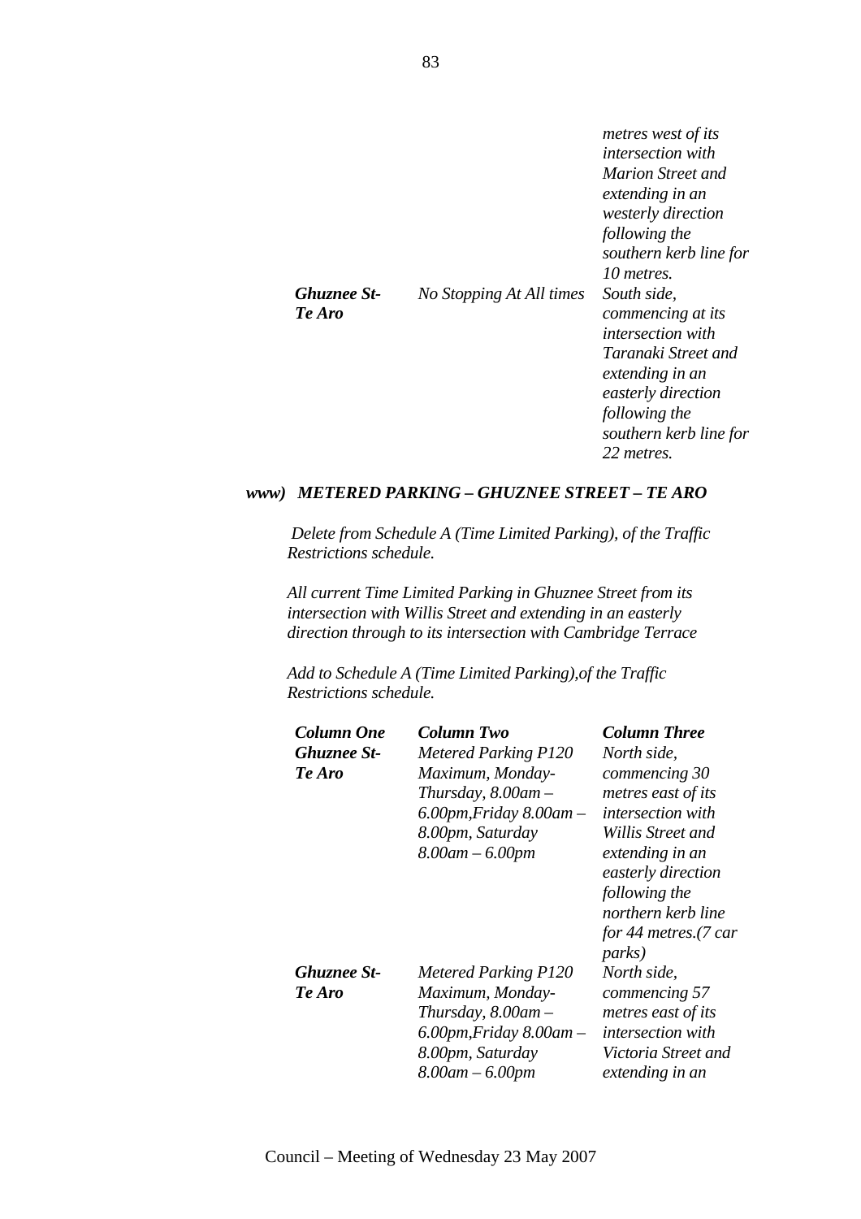| | | |
|---|---|---|
| | | *metres west of its intersection with Marion Street and extending in an westerly direction following the southern kerb line for 10 metres.* |
| ***Ghuznee St-Te Aro*** | *No Stopping At All times* | *South side, commencing at its intersection with Taranaki Street and extending in an easterly direction following the southern kerb line for 22 metres.* |

### *www) METERED PARKING – GHUZNEE STREET – TE ARO*

*Delete from Schedule A (Time Limited Parking), of the Traffic Restrictions schedule.*

*All current Time Limited Parking in Ghuznee Street from its intersection with Willis Street and extending in an easterly direction through to its intersection with Cambridge Terrace*

*Add to Schedule A (Time Limited Parking),of the Traffic Restrictions schedule.*

| ***Column One*** | ***Column Two*** | ***Column Three*** |
|---|---|---|
| ***Ghuznee St-Te Aro*** | *Metered Parking P120 Maximum, Monday-Thursday, 8.00am – 6.00pm,Friday 8.00am – 8.00pm, Saturday 8.00am – 6.00pm* | *North side, commencing 30 metres east of its intersection with Willis Street and extending in an easterly direction following the northern kerb line for 44 metres.(7 car parks)* |
| ***Ghuznee St-Te Aro*** | *Metered Parking P120 Maximum, Monday-Thursday, 8.00am – 6.00pm,Friday 8.00am – 8.00pm, Saturday 8.00am – 6.00pm* | *North side, commencing 57 metres east of its intersection with Victoria Street and extending in an* |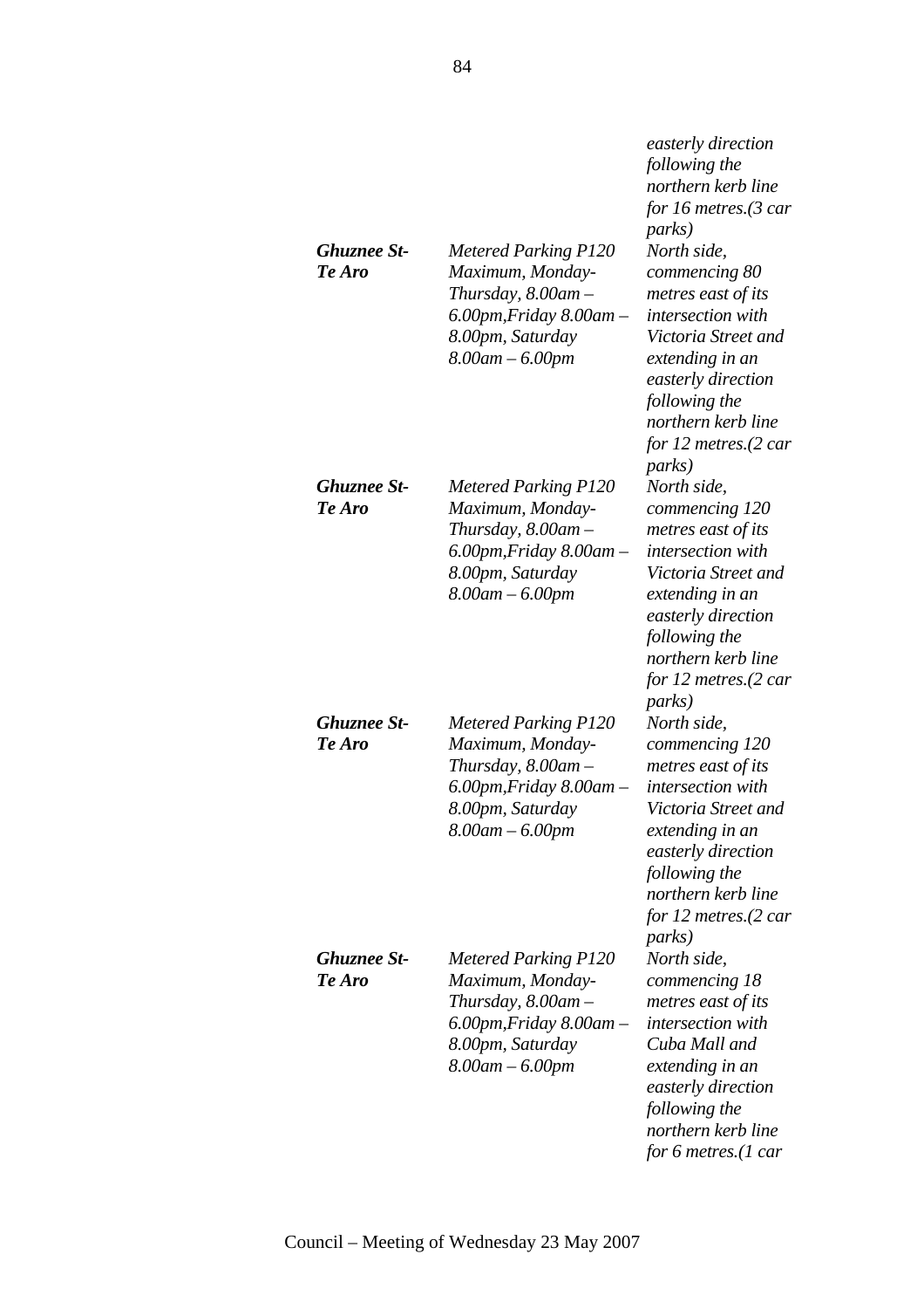| | | |
|---|---|---|
| | | *easterly direction following the northern kerb line for 16 metres.(3 car parks)* |
| ***Ghuznee St-Te Aro*** | *Metered Parking P120 Maximum, Monday-Thursday, 8.00am – 6.00pm,Friday 8.00am – 8.00pm, Saturday 8.00am – 6.00pm* | *North side, commencing 80 metres east of its intersection with Victoria Street and extending in an easterly direction following the northern kerb line for 12 metres.(2 car parks)* |
| ***Ghuznee St-Te Aro*** | *Metered Parking P120 Maximum, Monday-Thursday, 8.00am – 6.00pm,Friday 8.00am – 8.00pm, Saturday 8.00am – 6.00pm* | *North side, commencing 120 metres east of its intersection with Victoria Street and extending in an easterly direction following the northern kerb line for 12 metres.(2 car parks)* |
| ***Ghuznee St-Te Aro*** | *Metered Parking P120 Maximum, Monday-Thursday, 8.00am – 6.00pm,Friday 8.00am – 8.00pm, Saturday 8.00am – 6.00pm* | *North side, commencing 120 metres east of its intersection with Victoria Street and extending in an easterly direction following the northern kerb line for 12 metres.(2 car parks)* |
| ***Ghuznee St-Te Aro*** | *Metered Parking P120 Maximum, Monday-Thursday, 8.00am – 6.00pm,Friday 8.00am – 8.00pm, Saturday 8.00am – 6.00pm* | *North side, commencing 18 metres east of its intersection with Cuba Mall and extending in an easterly direction following the northern kerb line for 6 metres.(1 car* |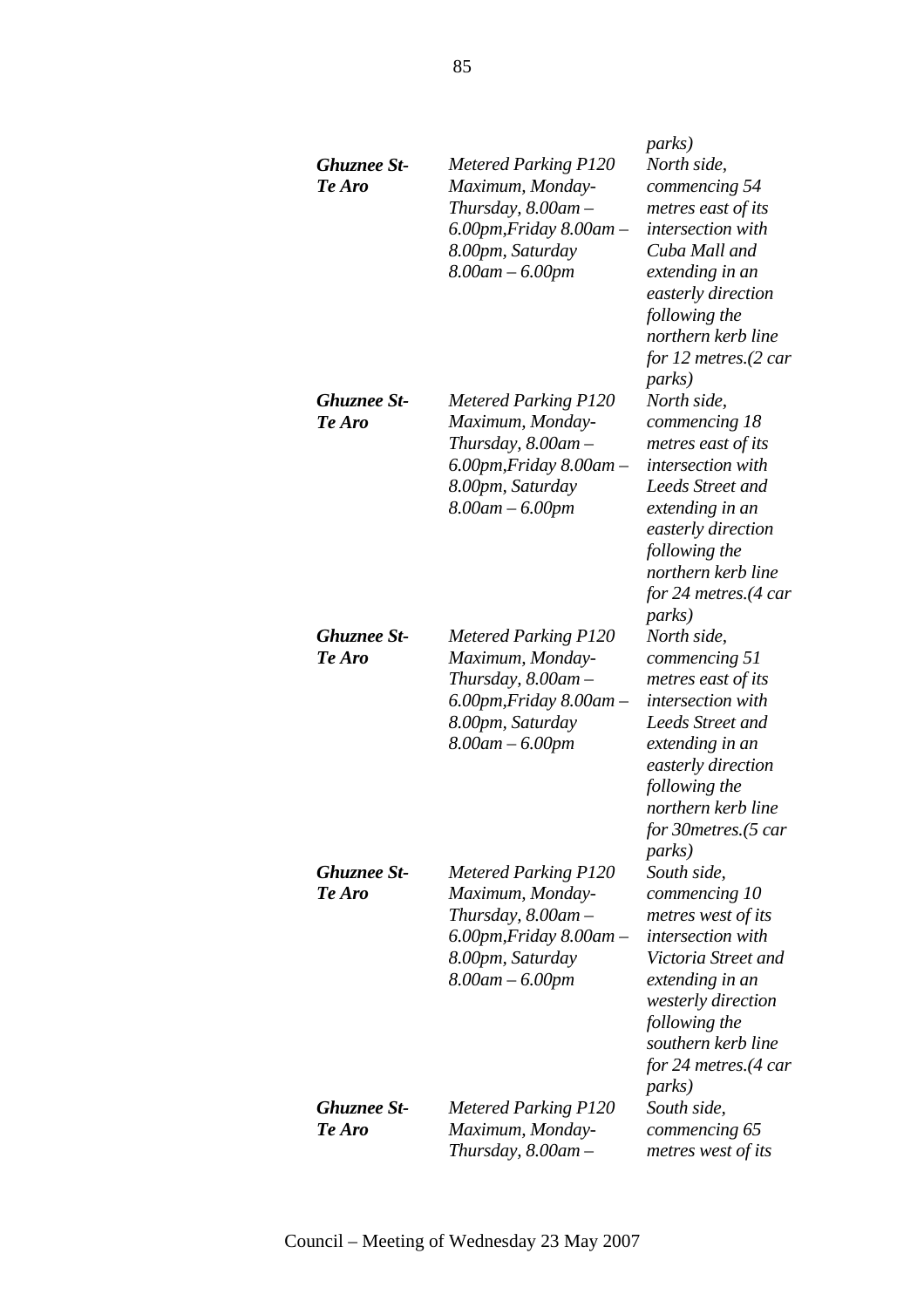| | | *parks)* |
|---|---|---|
| ***Ghuznee St-Te Aro*** | *Metered Parking P120 Maximum, Monday-Thursday, 8.00am – 6.00pm,Friday 8.00am – 8.00pm, Saturday 8.00am – 6.00pm* | *North side, commencing 54 metres east of its intersection with Cuba Mall and extending in an easterly direction following the northern kerb line for 12 metres.(2 car parks)* |
| ***Ghuznee St-Te Aro*** | *Metered Parking P120 Maximum, Monday-Thursday, 8.00am – 6.00pm,Friday 8.00am – 8.00pm, Saturday 8.00am – 6.00pm* | *North side, commencing 18 metres east of its intersection with Leeds Street and extending in an easterly direction following the northern kerb line for 24 metres.(4 car parks)* |
| ***Ghuznee St-Te Aro*** | *Metered Parking P120 Maximum, Monday-Thursday, 8.00am – 6.00pm,Friday 8.00am – 8.00pm, Saturday 8.00am – 6.00pm* | *North side, commencing 51 metres east of its intersection with Leeds Street and extending in an easterly direction following the northern kerb line for 30metres.(5 car parks)* |
| ***Ghuznee St-Te Aro*** | *Metered Parking P120 Maximum, Monday-Thursday, 8.00am – 6.00pm,Friday 8.00am – 8.00pm, Saturday 8.00am – 6.00pm* | *South side, commencing 10 metres west of its intersection with Victoria Street and extending in an westerly direction following the southern kerb line for 24 metres.(4 car parks)* |
| ***Ghuznee St-Te Aro*** | *Metered Parking P120 Maximum, Monday-Thursday, 8.00am –* | *South side, commencing 65 metres west of its* |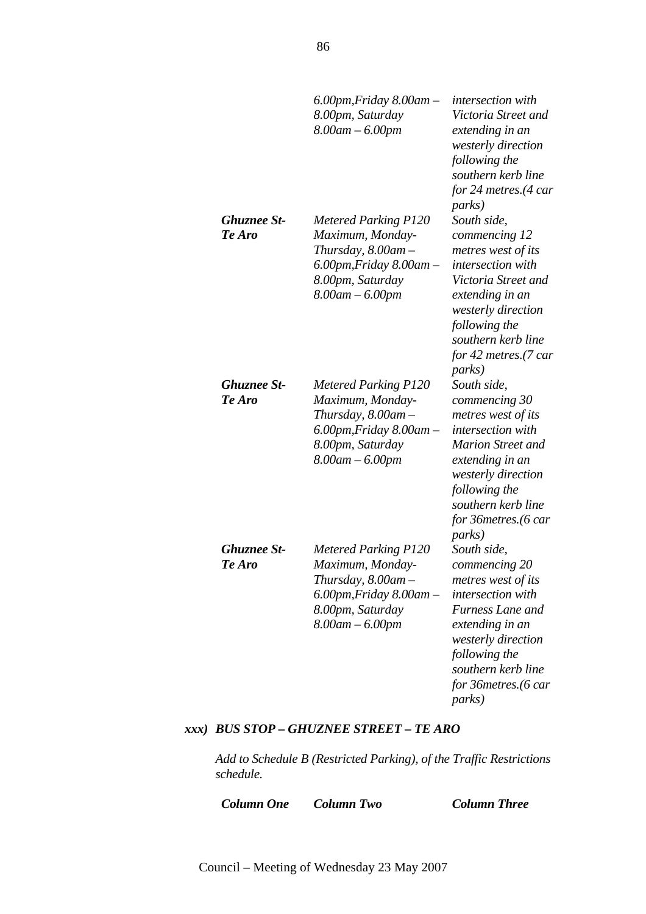| | | |
|---|---|---|
| | *6.00pm,Friday 8.00am – 8.00pm, Saturday 8.00am – 6.00pm* | *intersection with Victoria Street and extending in an westerly direction following the southern kerb line for 24 metres.(4 car parks)* |
| ***Ghuznee St-Te Aro*** | *Metered Parking P120 Maximum, Monday-Thursday, 8.00am – 6.00pm,Friday 8.00am – 8.00pm, Saturday 8.00am – 6.00pm* | *South side, commencing 12 metres west of its intersection with Victoria Street and extending in an westerly direction following the southern kerb line for 42 metres.(7 car parks)* |
| ***Ghuznee St-Te Aro*** | *Metered Parking P120 Maximum, Monday-Thursday, 8.00am – 6.00pm,Friday 8.00am – 8.00pm, Saturday 8.00am – 6.00pm* | *South side, commencing 30 metres west of its intersection with Marion Street and extending in an westerly direction following the southern kerb line for 36metres.(6 car parks)* |
| ***Ghuznee St-Te Aro*** | *Metered Parking P120 Maximum, Monday-Thursday, 8.00am – 6.00pm,Friday 8.00am – 8.00pm, Saturday 8.00am – 6.00pm* | *South side, commencing 20 metres west of its intersection with Furness Lane and extending in an westerly direction following the southern kerb line for 36metres.(6 car parks)* |

***xxx) BUS STOP – GHUZNEE STREET – TE ARO***

*Add to Schedule B (Restricted Parking), of the Traffic Restrictions schedule.*

| ***Column One*** | ***Column Two*** | ***Column Three*** |
|---|---|---|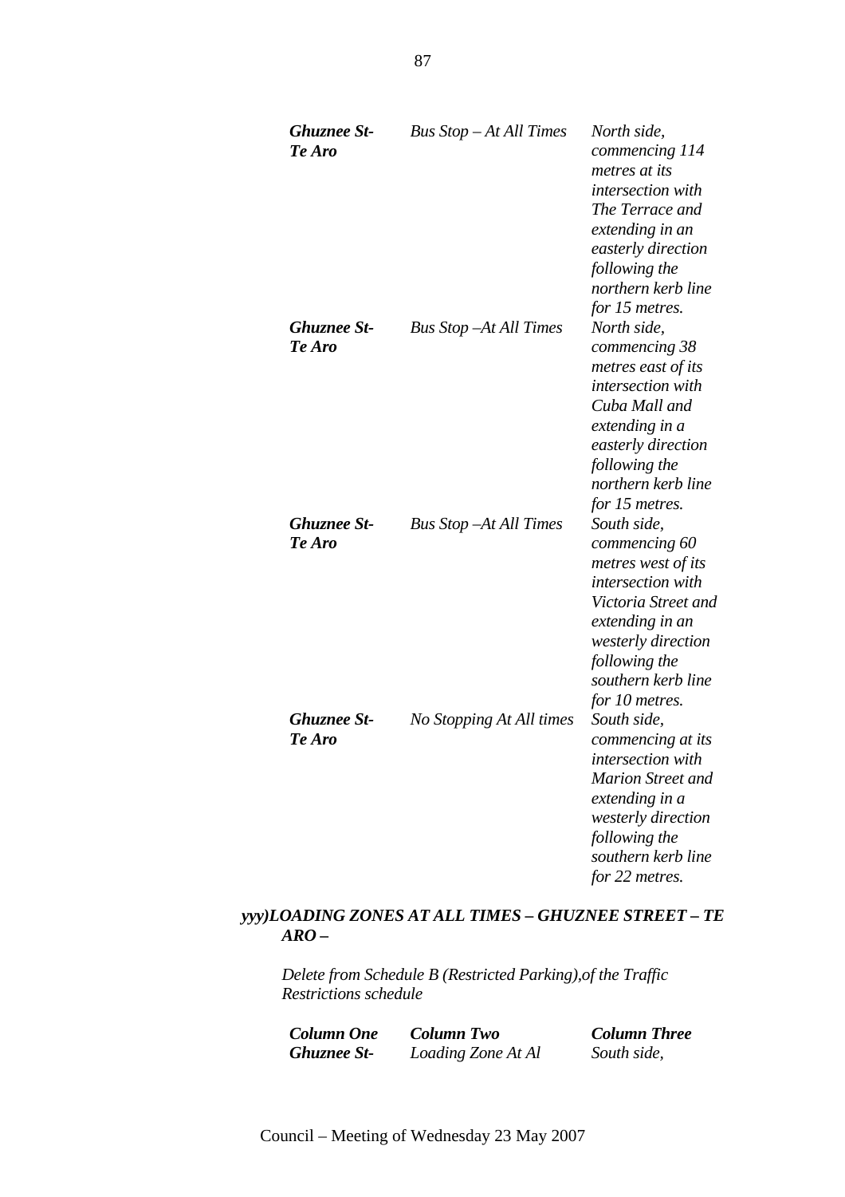| | | |
|---|---|---|
| ***Ghuznee St-Te Aro*** | *Bus Stop – At All Times* | *North side, commencing 114 metres at its intersection with The Terrace and extending in an easterly direction following the northern kerb line for 15 metres.* |
| ***Ghuznee St-Te Aro*** | *Bus Stop –At All Times* | *North side, commencing 38 metres east of its intersection with Cuba Mall and extending in a easterly direction following the northern kerb line for 15 metres.* |
| ***Ghuznee St-Te Aro*** | *Bus Stop –At All Times* | *South side, commencing 60 metres west of its intersection with Victoria Street and extending in an westerly direction following the southern kerb line for 10 metres.* |
| ***Ghuznee St-Te Aro*** | *No Stopping At All times* | *South side, commencing at its intersection with Marion Street and extending in a westerly direction following the southern kerb line for 22 metres.* |

***yyy)LOADING ZONES AT ALL TIMES – GHUZNEE STREET – TE ARO –***

*Delete from Schedule B (Restricted Parking),of the Traffic Restrictions schedule*

| ***Column One*** | ***Column Two*** | ***Column Three*** |
|---|---|---|
| ***Ghuznee St-*** | *Loading Zone At Al* | *South side,* |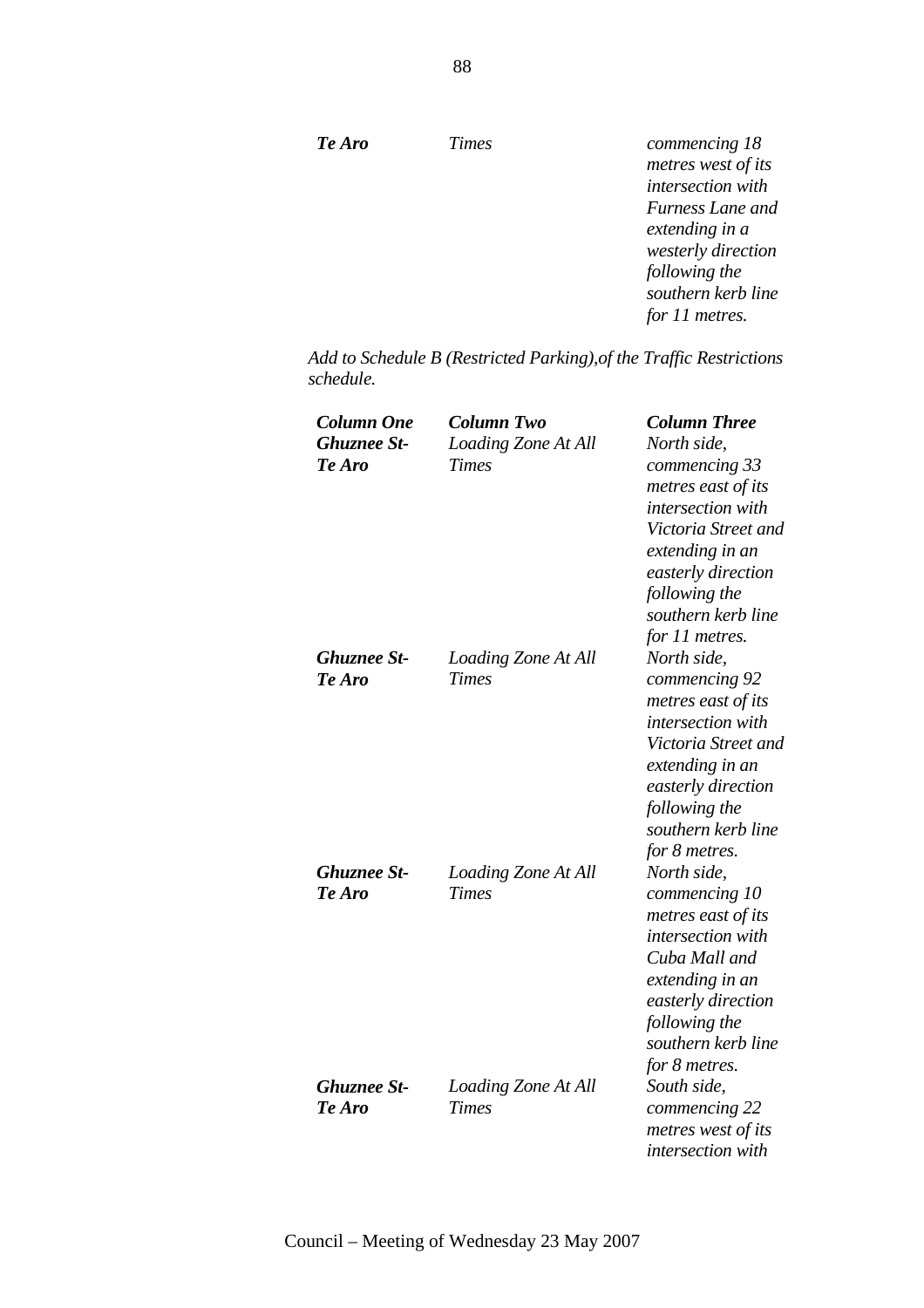| | | |
|---|---|---|
| ***Te Aro*** | *Times* | *commencing 18 metres west of its intersection with Furness Lane and extending in a westerly direction following the southern kerb line for 11 metres.* |

*Add to Schedule B (Restricted Parking),of the Traffic Restrictions schedule.*

| ***Column One*** | ***Column Two*** | ***Column Three*** |
|---|---|---|
| ***Ghuznee St-Te Aro*** | *Loading Zone At All Times* | *North side, commencing 33 metres east of its intersection with Victoria Street and extending in an easterly direction following the southern kerb line for 11 metres.* |
| ***Ghuznee St-Te Aro*** | *Loading Zone At All Times* | *North side, commencing 92 metres east of its intersection with Victoria Street and extending in an easterly direction following the southern kerb line for 8 metres.* |
| ***Ghuznee St-Te Aro*** | *Loading Zone At All Times* | *North side, commencing 10 metres east of its intersection with Cuba Mall and extending in an easterly direction following the southern kerb line for 8 metres.* |
| ***Ghuznee St-Te Aro*** | *Loading Zone At All Times* | *South side, commencing 22 metres west of its intersection with* |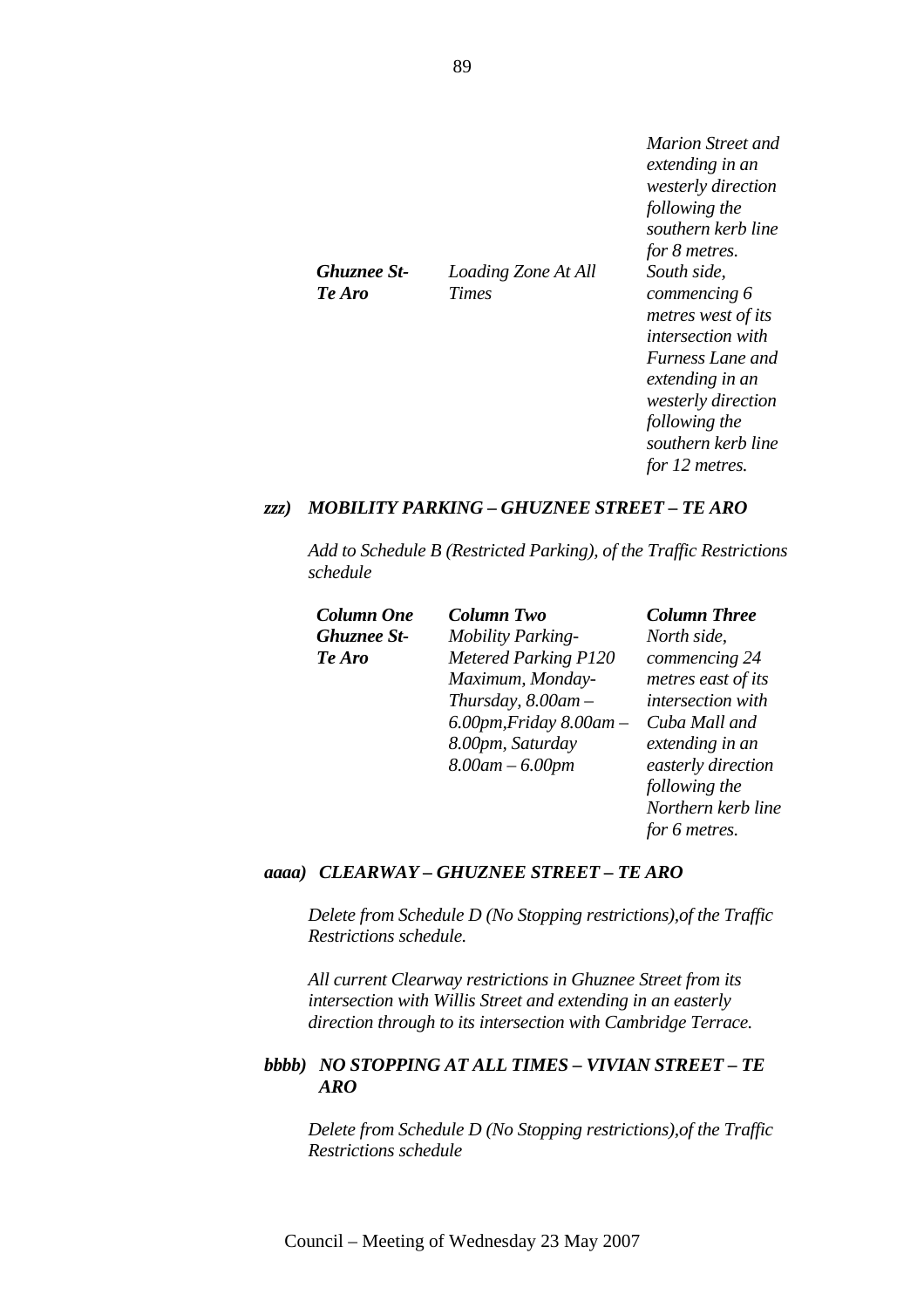| | | |
|---|---|---|
| | | *Marion Street and extending in an westerly direction following the southern kerb line for 8 metres.* |
| ***Ghuznee St-Te Aro*** | *Loading Zone At All Times* | *South side, commencing 6 metres west of its intersection with Furness Lane and extending in an westerly direction following the southern kerb line for 12 metres.* |

***zzz) MOBILITY PARKING – GHUZNEE STREET – TE ARO***

*Add to Schedule B (Restricted Parking), of the Traffic Restrictions schedule*

| ***Column One*** | ***Column Two*** | ***Column Three*** |
|---|---|---|
| ***Ghuznee St-Te Aro*** | *Mobility Parking-Metered Parking P120 Maximum, Monday-Thursday, 8.00am – 6.00pm,Friday 8.00am – 8.00pm, Saturday 8.00am – 6.00pm* | *North side, commencing 24 metres east of its intersection with Cuba Mall and extending in an easterly direction following the Northern kerb line for 6 metres.* |

***aaaa) CLEARWAY – GHUZNEE STREET – TE ARO***

*Delete from Schedule D (No Stopping restrictions),of the Traffic Restrictions schedule.*

*All current Clearway restrictions in Ghuznee Street from its intersection with Willis Street and extending in an easterly direction through to its intersection with Cambridge Terrace.*

***bbbb) NO STOPPING AT ALL TIMES – VIVIAN STREET – TE ARO***

*Delete from Schedule D (No Stopping restrictions),of the Traffic Restrictions schedule*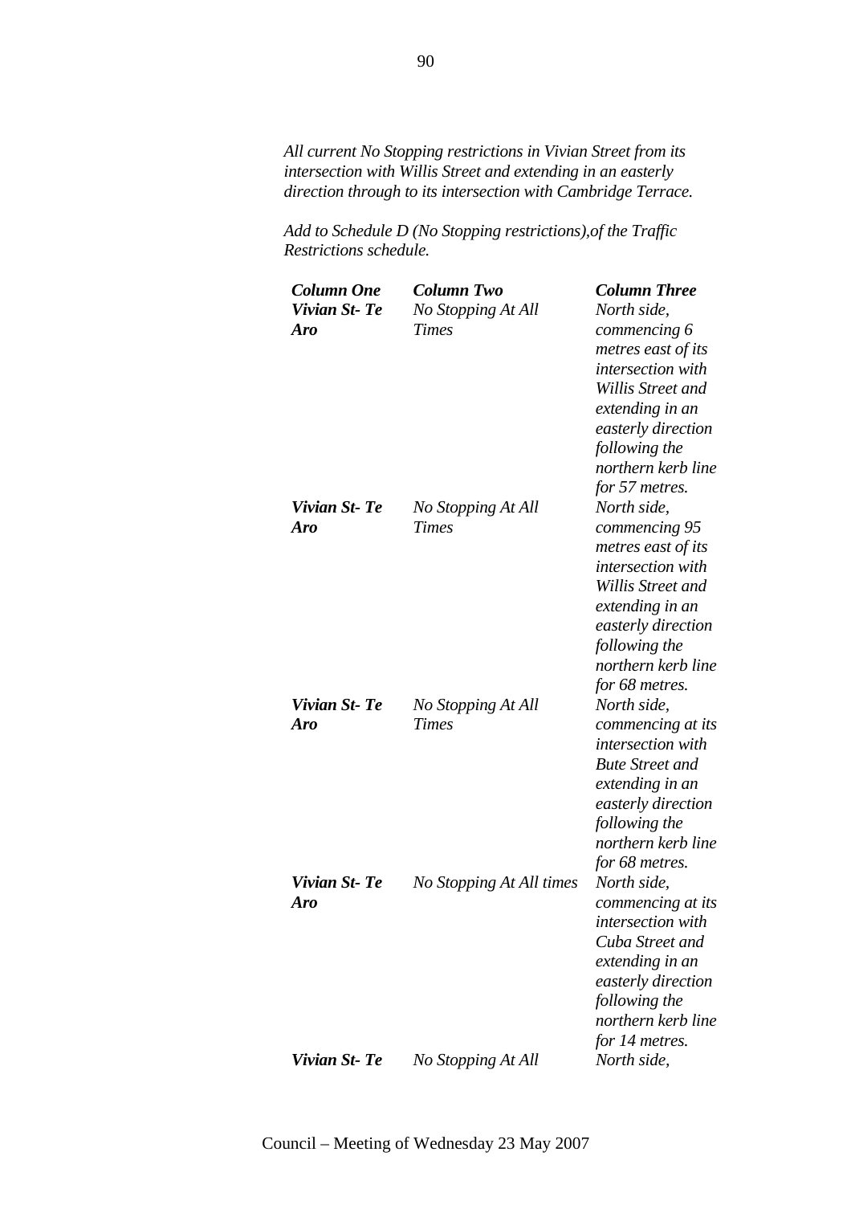*All current No Stopping restrictions in Vivian Street from its intersection with Willis Street and extending in an easterly direction through to its intersection with Cambridge Terrace.*

*Add to Schedule D (No Stopping restrictions),of the Traffic Restrictions schedule.*

| ***Column One*** | ***Column Two*** | ***Column Three*** |
|---|---|---|
| ***Vivian St- Te Aro*** | *No Stopping At All Times* | *North side, commencing 6 metres east of its intersection with Willis Street and extending in an easterly direction following the northern kerb line for 57 metres.* |
| ***Vivian St- Te Aro*** | *No Stopping At All Times* | *North side, commencing 95 metres east of its intersection with Willis Street and extending in an easterly direction following the northern kerb line for 68 metres.* |
| ***Vivian St- Te Aro*** | *No Stopping At All Times* | *North side, commencing at its intersection with Bute Street and extending in an easterly direction following the northern kerb line for 68 metres.* |
| ***Vivian St- Te Aro*** | *No Stopping At All times* | *North side, commencing at its intersection with Cuba Street and extending in an easterly direction following the northern kerb line for 14 metres.* |
| ***Vivian St- Te*** | *No Stopping At All* | *North side,* |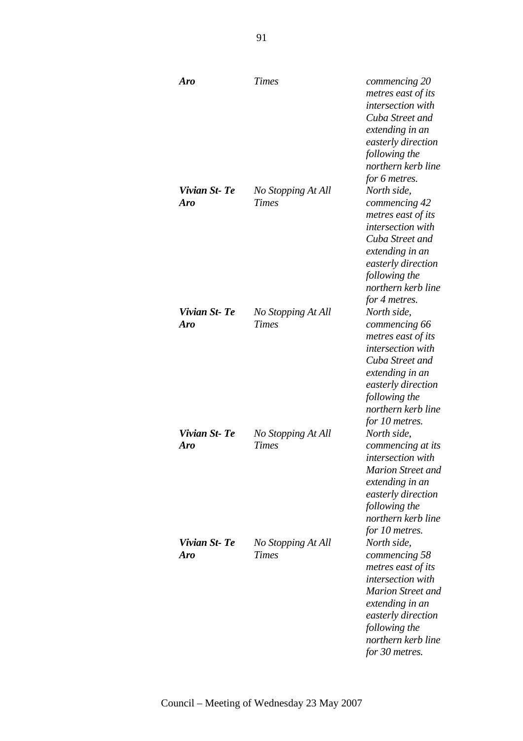| | | |
|---|---|---|
| ***Aro*** | *Times* | *commencing 20 metres east of its intersection with Cuba Street and extending in an easterly direction following the northern kerb line for 6 metres.* |
| ***Vivian St- Te Aro*** | *No Stopping At All Times* | *North side, commencing 42 metres east of its intersection with Cuba Street and extending in an easterly direction following the northern kerb line for 4 metres.* |
| ***Vivian St- Te Aro*** | *No Stopping At All Times* | *North side, commencing 66 metres east of its intersection with Cuba Street and extending in an easterly direction following the northern kerb line for 10 metres.* |
| ***Vivian St- Te Aro*** | *No Stopping At All Times* | *North side, commencing at its intersection with Marion Street and extending in an easterly direction following the northern kerb line for 10 metres.* |
| ***Vivian St- Te Aro*** | *No Stopping At All Times* | *North side, commencing 58 metres east of its intersection with Marion Street and extending in an easterly direction following the northern kerb line for 30 metres.* |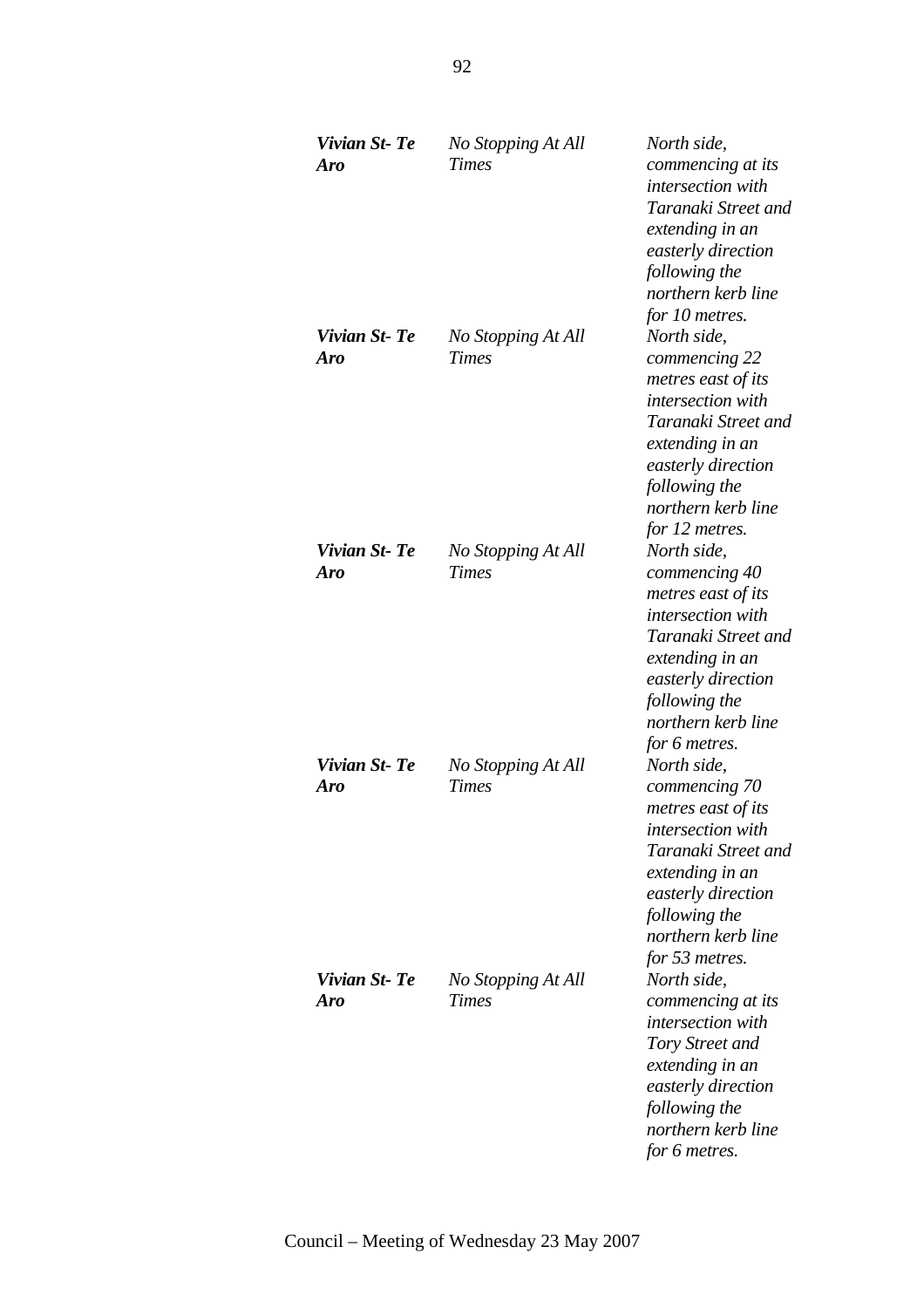| | | |
|---|---|---|
| ***Vivian St- Te Aro*** | *No Stopping At All Times* | *North side, commencing at its intersection with Taranaki Street and extending in an easterly direction following the northern kerb line for 10 metres.* |
| ***Vivian St- Te Aro*** | *No Stopping At All Times* | *North side, commencing 22 metres east of its intersection with Taranaki Street and extending in an easterly direction following the northern kerb line for 12 metres.* |
| ***Vivian St- Te Aro*** | *No Stopping At All Times* | *North side, commencing 40 metres east of its intersection with Taranaki Street and extending in an easterly direction following the northern kerb line for 6 metres.* |
| ***Vivian St- Te Aro*** | *No Stopping At All Times* | *North side, commencing 70 metres east of its intersection with Taranaki Street and extending in an easterly direction following the northern kerb line for 53 metres.* |
| ***Vivian St- Te Aro*** | *No Stopping At All Times* | *North side, commencing at its intersection with Tory Street and extending in an easterly direction following the northern kerb line for 6 metres.* |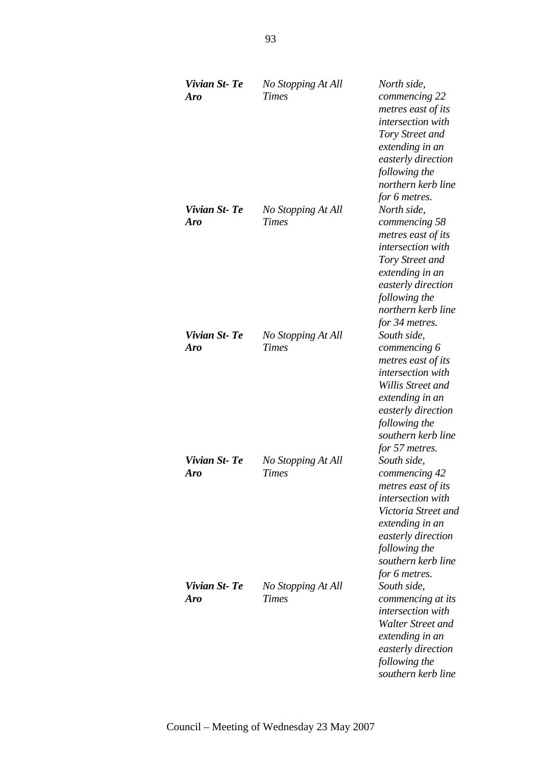| | | |
|---|---|---|
| ***Vivian St- Te Aro*** | *No Stopping At All Times* | *North side, commencing 22 metres east of its intersection with Tory Street and extending in an easterly direction following the northern kerb line for 6 metres.* |
| ***Vivian St- Te Aro*** | *No Stopping At All Times* | *North side, commencing 58 metres east of its intersection with Tory Street and extending in an easterly direction following the northern kerb line for 34 metres.* |
| ***Vivian St- Te Aro*** | *No Stopping At All Times* | *South side, commencing 6 metres east of its intersection with Willis Street and extending in an easterly direction following the southern kerb line for 57 metres.* |
| ***Vivian St- Te Aro*** | *No Stopping At All Times* | *South side, commencing 42 metres east of its intersection with Victoria Street and extending in an easterly direction following the southern kerb line for 6 metres.* |
| ***Vivian St- Te Aro*** | *No Stopping At All Times* | *South side, commencing at its intersection with Walter Street and extending in an easterly direction following the southern kerb line* |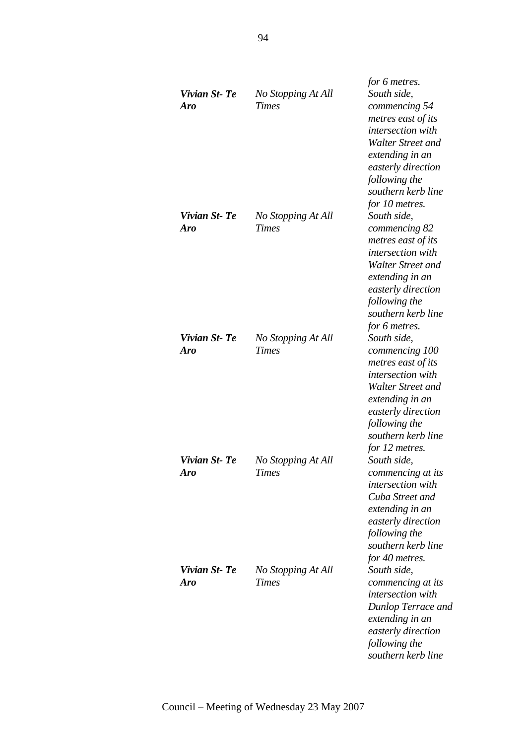| | | |
|---|---|---|
| | | *for 6 metres.* |
| ***Vivian St- Te Aro*** | *No Stopping At All Times* | *South side, commencing 54 metres east of its intersection with Walter Street and extending in an easterly direction following the southern kerb line for 10 metres.* |
| ***Vivian St- Te Aro*** | *No Stopping At All Times* | *South side, commencing 82 metres east of its intersection with Walter Street and extending in an easterly direction following the southern kerb line for 6 metres.* |
| ***Vivian St- Te Aro*** | *No Stopping At All Times* | *South side, commencing 100 metres east of its intersection with Walter Street and extending in an easterly direction following the southern kerb line for 12 metres.* |
| ***Vivian St- Te Aro*** | *No Stopping At All Times* | *South side, commencing at its intersection with Cuba Street and extending in an easterly direction following the southern kerb line for 40 metres.* |
| ***Vivian St- Te Aro*** | *No Stopping At All Times* | *South side, commencing at its intersection with Dunlop Terrace and extending in an easterly direction following the southern kerb line* |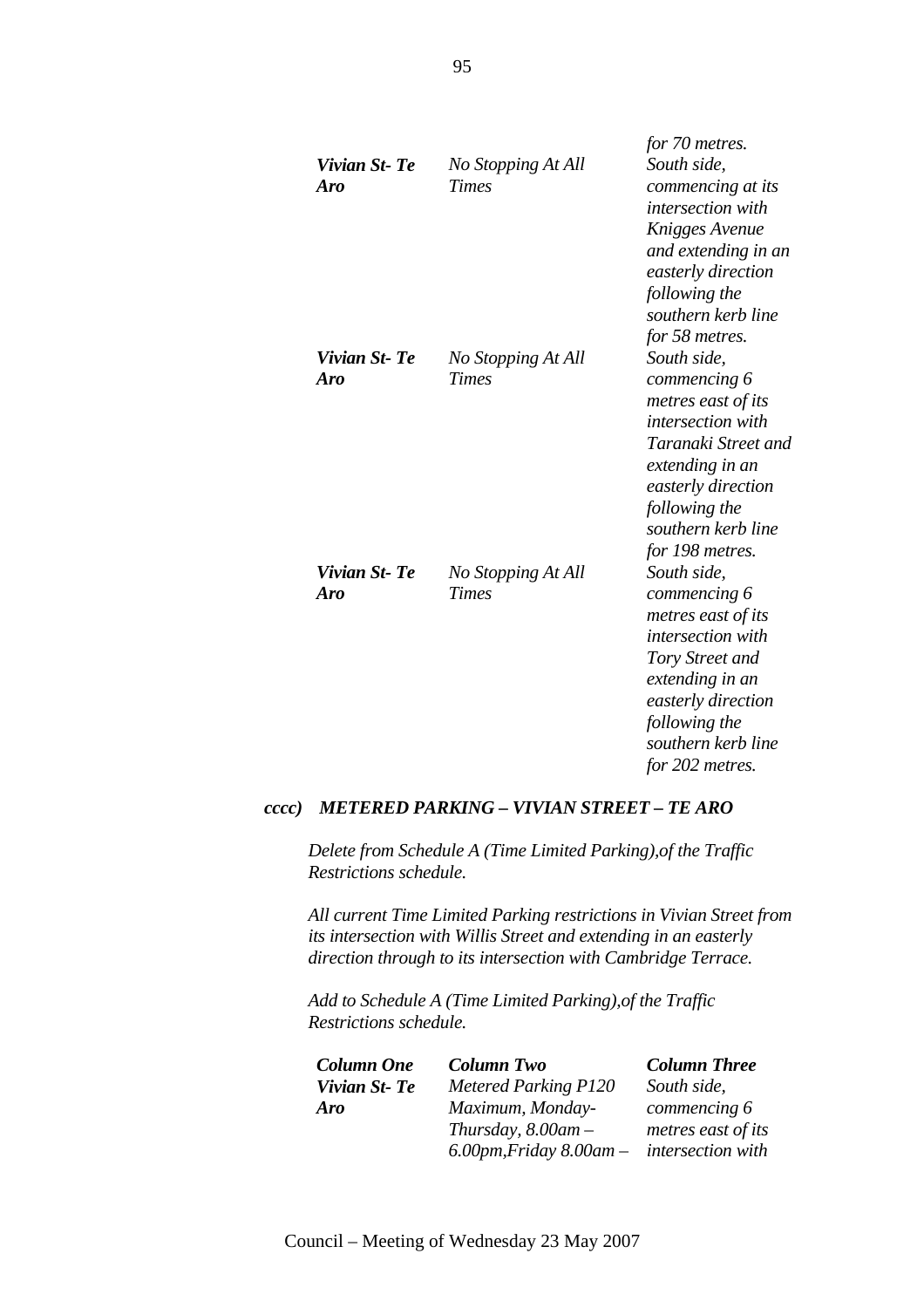| | | |
|---|---|---|
| | | *for 70 metres.* |
| ***Vivian St- Te Aro*** | *No Stopping At All Times* | *South side, commencing at its intersection with Knigges Avenue and extending in an easterly direction following the southern kerb line for 58 metres.* |
| ***Vivian St- Te Aro*** | *No Stopping At All Times* | *South side, commencing 6 metres east of its intersection with Taranaki Street and extending in an easterly direction following the southern kerb line for 198 metres.* |
| ***Vivian St- Te Aro*** | *No Stopping At All Times* | *South side, commencing 6 metres east of its intersection with Tory Street and extending in an easterly direction following the southern kerb line for 202 metres.* |

***cccc) METERED PARKING – VIVIAN STREET – TE ARO***

*Delete from Schedule A (Time Limited Parking),of the Traffic Restrictions schedule.*

*All current Time Limited Parking restrictions in Vivian Street from its intersection with Willis Street and extending in an easterly direction through to its intersection with Cambridge Terrace.*

*Add to Schedule A (Time Limited Parking),of the Traffic Restrictions schedule.*

| ***Column One*** | ***Column Two*** | ***Column Three*** |
|---|---|---|
| ***Vivian St- Te Aro*** | *Metered Parking P120 Maximum, Monday-Thursday, 8.00am – 6.00pm,Friday 8.00am –* | *South side, commencing 6 metres east of its intersection with* |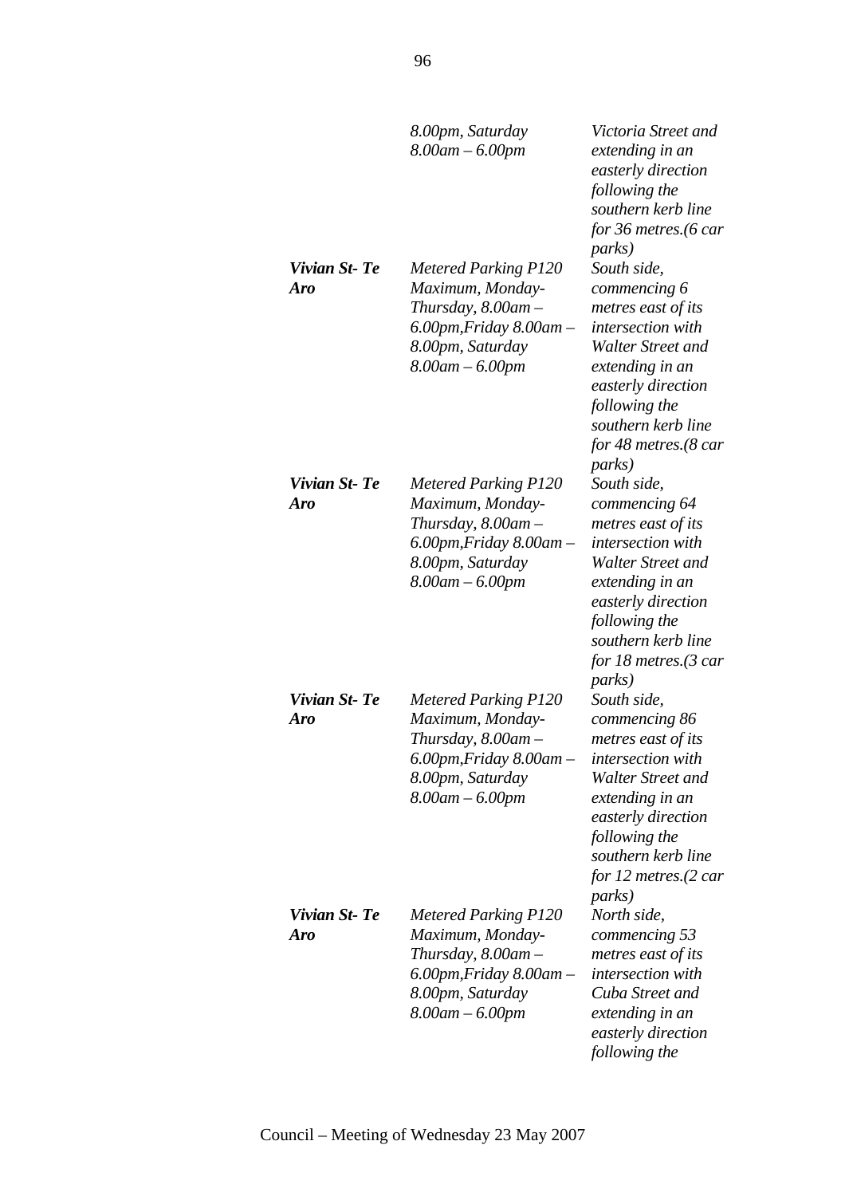| | | |
|---|---|---|
| | *8.00pm, Saturday 8.00am – 6.00pm* | *Victoria Street and extending in an easterly direction following the southern kerb line for 36 metres.(6 car parks)* |
| ***Vivian St- Te Aro*** | *Metered Parking P120 Maximum, Monday-Thursday, 8.00am – 6.00pm,Friday 8.00am – 8.00pm, Saturday 8.00am – 6.00pm* | *South side, commencing 6 metres east of its intersection with Walter Street and extending in an easterly direction following the southern kerb line for 48 metres.(8 car parks)* |
| ***Vivian St- Te Aro*** | *Metered Parking P120 Maximum, Monday-Thursday, 8.00am – 6.00pm,Friday 8.00am – 8.00pm, Saturday 8.00am – 6.00pm* | *South side, commencing 64 metres east of its intersection with Walter Street and extending in an easterly direction following the southern kerb line for 18 metres.(3 car parks)* |
| ***Vivian St- Te Aro*** | *Metered Parking P120 Maximum, Monday-Thursday, 8.00am – 6.00pm,Friday 8.00am – 8.00pm, Saturday 8.00am – 6.00pm* | *South side, commencing 86 metres east of its intersection with Walter Street and extending in an easterly direction following the southern kerb line for 12 metres.(2 car parks)* |
| ***Vivian St- Te Aro*** | *Metered Parking P120 Maximum, Monday-Thursday, 8.00am – 6.00pm,Friday 8.00am – 8.00pm, Saturday 8.00am – 6.00pm* | *North side, commencing 53 metres east of its intersection with Cuba Street and extending in an easterly direction following the* |

Council – Meeting of Wednesday 23 May 2007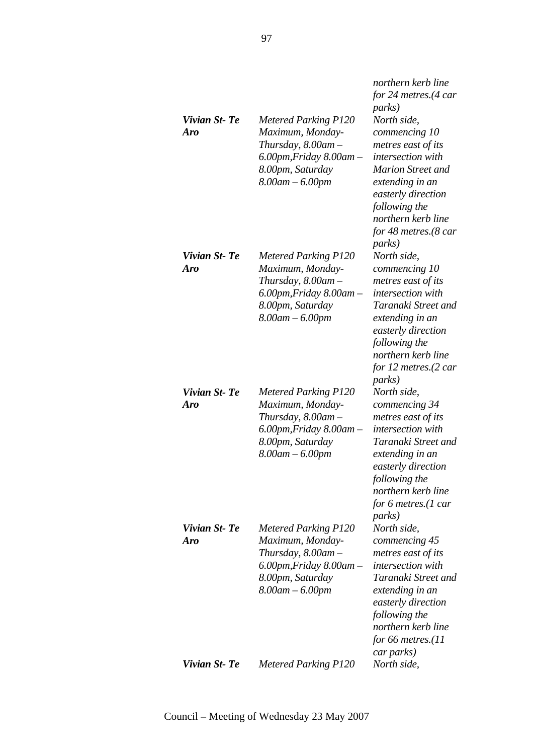| | | |
|---|---|---|
| | | *northern kerb line for 24 metres.(4 car parks)* |
| ***Vivian St- Te Aro*** | *Metered Parking P120 Maximum, Monday-Thursday, 8.00am – 6.00pm,Friday 8.00am – 8.00pm, Saturday 8.00am – 6.00pm* | *North side, commencing 10 metres east of its intersection with Marion Street and extending in an easterly direction following the northern kerb line for 48 metres.(8 car parks)* |
| ***Vivian St- Te Aro*** | *Metered Parking P120 Maximum, Monday-Thursday, 8.00am – 6.00pm,Friday 8.00am – 8.00pm, Saturday 8.00am – 6.00pm* | *North side, commencing 10 metres east of its intersection with Taranaki Street and extending in an easterly direction following the northern kerb line for 12 metres.(2 car parks)* |
| ***Vivian St- Te Aro*** | *Metered Parking P120 Maximum, Monday-Thursday, 8.00am – 6.00pm,Friday 8.00am – 8.00pm, Saturday 8.00am – 6.00pm* | *North side, commencing 34 metres east of its intersection with Taranaki Street and extending in an easterly direction following the northern kerb line for 6 metres.(1 car parks)* |
| ***Vivian St- Te Aro*** | *Metered Parking P120 Maximum, Monday-Thursday, 8.00am – 6.00pm,Friday 8.00am – 8.00pm, Saturday 8.00am – 6.00pm* | *North side, commencing 45 metres east of its intersection with Taranaki Street and extending in an easterly direction following the northern kerb line for 66 metres.(11 car parks)* |
| ***Vivian St- Te*** | *Metered Parking P120* | *North side,* |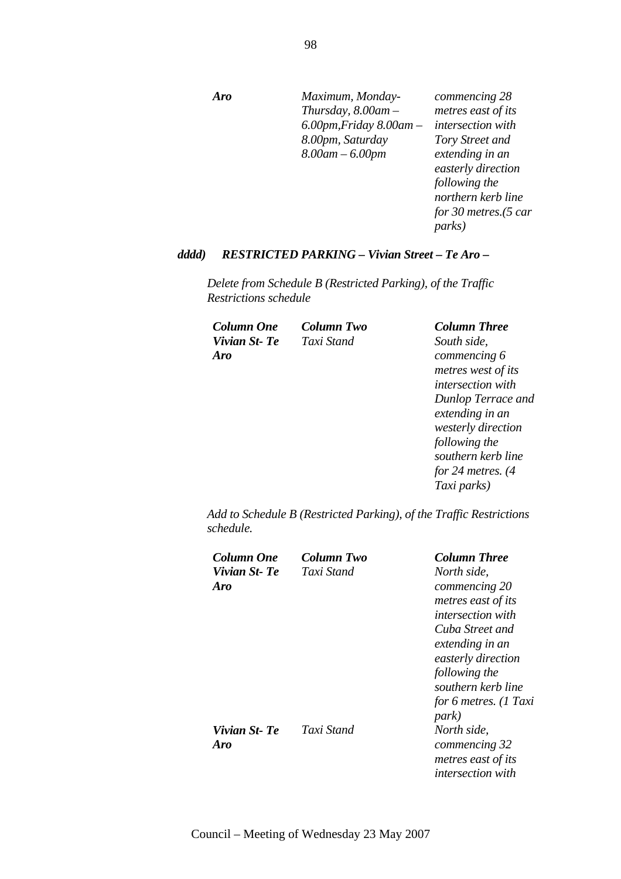| | | |
|---|---|---|
| ***Aro*** | *Maximum, Monday-Thursday, 8.00am – 6.00pm,Friday 8.00am – 8.00pm, Saturday 8.00am – 6.00pm* | *commencing 28 metres east of its intersection with Tory Street and extending in an easterly direction following the northern kerb line for 30 metres.(5 car parks)* |

***dddd) RESTRICTED PARKING – Vivian Street – Te Aro –***

*Delete from Schedule B (Restricted Parking), of the Traffic Restrictions schedule*

| ***Column One*** | ***Column Two*** | ***Column Three*** |
|---|---|---|
| ***Vivian St- Te Aro*** | *Taxi Stand* | *South side, commencing 6 metres west of its intersection with Dunlop Terrace and extending in an westerly direction following the southern kerb line for 24 metres. (4 Taxi parks)* |

*Add to Schedule B (Restricted Parking), of the Traffic Restrictions schedule.*

| ***Column One*** | ***Column Two*** | ***Column Three*** |
|---|---|---|
| ***Vivian St- Te Aro*** | *Taxi Stand* | *North side, commencing 20 metres east of its intersection with Cuba Street and extending in an easterly direction following the southern kerb line for 6 metres. (1 Taxi park)* |
| ***Vivian St- Te Aro*** | *Taxi Stand* | *North side, commencing 32 metres east of its intersection with* |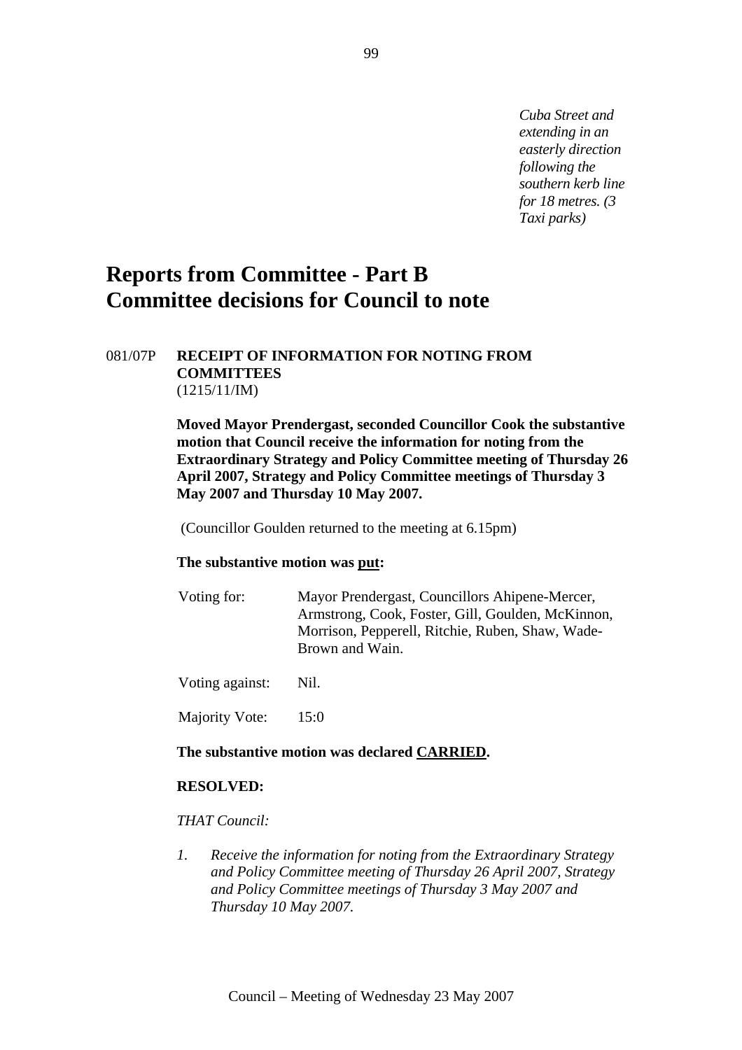*Cuba Street and extending in an easterly direction following the southern kerb line for 18 metres. (3 Taxi parks)*

# Reports from Committee - Part B
# Committee decisions for Council to note

081/07P **RECEIPT OF INFORMATION FOR NOTING FROM COMMITTEES**
(1215/11/IM)

**Moved Mayor Prendergast, seconded Councillor Cook the substantive motion that Council receive the information for noting from the Extraordinary Strategy and Policy Committee meeting of Thursday 26 April 2007, Strategy and Policy Committee meetings of Thursday 3 May 2007 and Thursday 10 May 2007.**

(Councillor Goulden returned to the meeting at 6.15pm)

**The substantive motion was put:**

Voting for: Mayor Prendergast, Councillors Ahipene-Mercer, Armstrong, Cook, Foster, Gill, Goulden, McKinnon, Morrison, Pepperell, Ritchie, Ruben, Shaw, Wade-Brown and Wain.

Voting against: Nil.

Majority Vote: 15:0

**The substantive motion was declared CARRIED.**

**RESOLVED:**

*THAT Council:*

1. *Receive the information for noting from the Extraordinary Strategy and Policy Committee meeting of Thursday 26 April 2007, Strategy and Policy Committee meetings of Thursday 3 May 2007 and Thursday 10 May 2007.*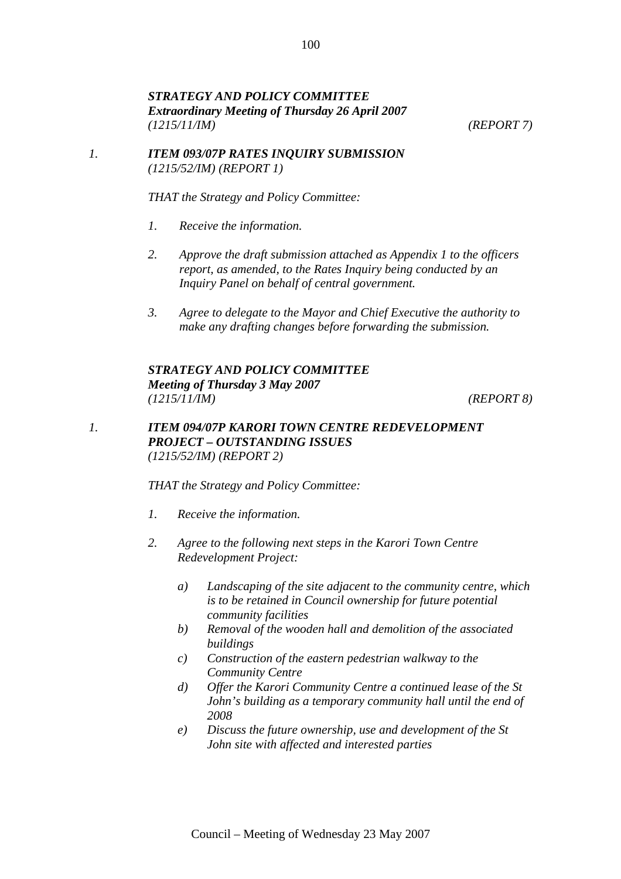***STRATEGY AND POLICY COMMITTEE***
***Extraordinary Meeting of Thursday 26 April 2007***
*(1215/11/IM)* *(REPORT 7)*

1. ***ITEM 093/07P RATES INQUIRY SUBMISSION***
*(1215/52/IM) (REPORT 1)*

*THAT the Strategy and Policy Committee:*

1. *Receive the information.*

2. *Approve the draft submission attached as Appendix 1 to the officers report, as amended, to the Rates Inquiry being conducted by an Inquiry Panel on behalf of central government.*

3. *Agree to delegate to the Mayor and Chief Executive the authority to make any drafting changes before forwarding the submission.*

***STRATEGY AND POLICY COMMITTEE***
***Meeting of Thursday 3 May 2007***
*(1215/11/IM)* *(REPORT 8)*

1. ***ITEM 094/07P KARORI TOWN CENTRE REDEVELOPMENT PROJECT – OUTSTANDING ISSUES***
*(1215/52/IM) (REPORT 2)*

*THAT the Strategy and Policy Committee:*

1. *Receive the information.*

2. *Agree to the following next steps in the Karori Town Centre Redevelopment Project:*

   a) *Landscaping of the site adjacent to the community centre, which is to be retained in Council ownership for future potential community facilities*
   b) *Removal of the wooden hall and demolition of the associated buildings*
   c) *Construction of the eastern pedestrian walkway to the Community Centre*
   d) *Offer the Karori Community Centre a continued lease of the St John's building as a temporary community hall until the end of 2008*
   e) *Discuss the future ownership, use and development of the St John site with affected and interested parties*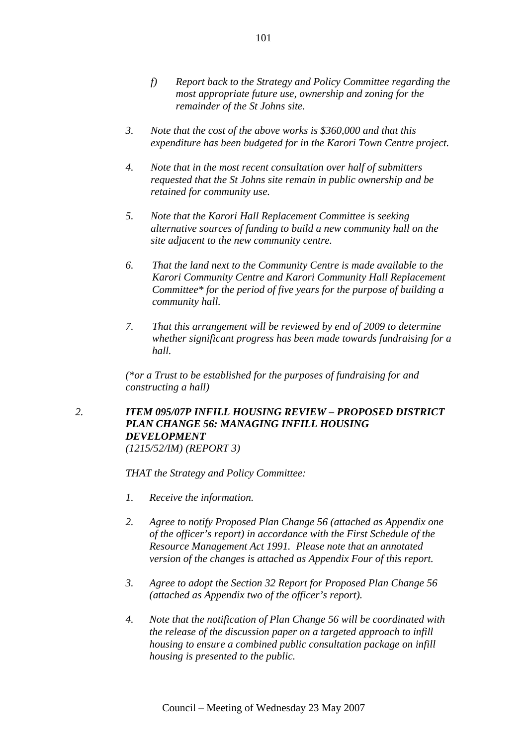*f) Report back to the Strategy and Policy Committee regarding the most appropriate future use, ownership and zoning for the remainder of the St Johns site.*

*3. Note that the cost of the above works is $360,000 and that this expenditure has been budgeted for in the Karori Town Centre project.*

*4. Note that in the most recent consultation over half of submitters requested that the St Johns site remain in public ownership and be retained for community use.*

*5. Note that the Karori Hall Replacement Committee is seeking alternative sources of funding to build a new community hall on the site adjacent to the new community centre.*

*6. That the land next to the Community Centre is made available to the Karori Community Centre and Karori Community Hall Replacement Committee* for the period of five years for the purpose of building a community hall.*

*7. That this arrangement will be reviewed by end of 2009 to determine whether significant progress has been made towards fundraising for a hall.*

*(*or a Trust to be established for the purposes of fundraising for and constructing a hall)*

***2. ITEM 095/07P INFILL HOUSING REVIEW – PROPOSED DISTRICT PLAN CHANGE 56: MANAGING INFILL HOUSING DEVELOPMENT***
*(1215/52/IM) (REPORT 3)*

*THAT the Strategy and Policy Committee:*

*1. Receive the information.*

*2. Agree to notify Proposed Plan Change 56 (attached as Appendix one of the officer's report) in accordance with the First Schedule of the Resource Management Act 1991. Please note that an annotated version of the changes is attached as Appendix Four of this report.*

*3. Agree to adopt the Section 32 Report for Proposed Plan Change 56 (attached as Appendix two of the officer's report).*

*4. Note that the notification of Plan Change 56 will be coordinated with the release of the discussion paper on a targeted approach to infill housing to ensure a combined public consultation package on infill housing is presented to the public.*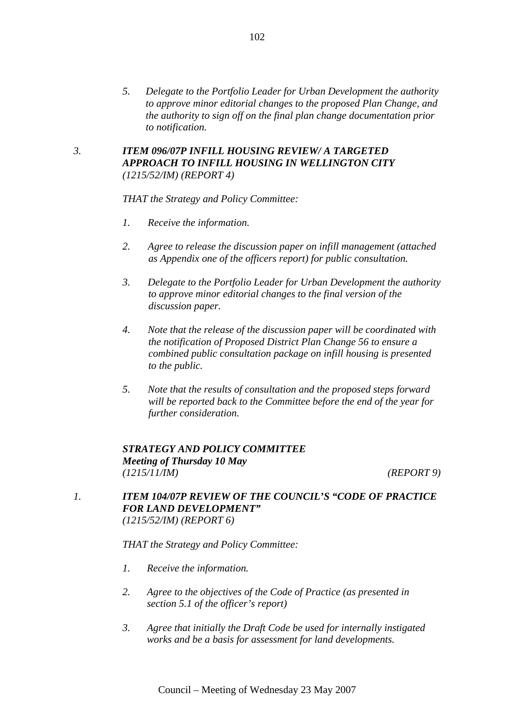*5. Delegate to the Portfolio Leader for Urban Development the authority to approve minor editorial changes to the proposed Plan Change, and the authority to sign off on the final plan change documentation prior to notification.*

***3. ITEM 096/07P INFILL HOUSING REVIEW/ A TARGETED APPROACH TO INFILL HOUSING IN WELLINGTON CITY***
***(1215/52/IM) (REPORT 4)***

*THAT the Strategy and Policy Committee:*

*1. Receive the information.*

*2. Agree to release the discussion paper on infill management (attached as Appendix one of the officers report) for public consultation.*

*3. Delegate to the Portfolio Leader for Urban Development the authority to approve minor editorial changes to the final version of the discussion paper.*

*4. Note that the release of the discussion paper will be coordinated with the notification of Proposed District Plan Change 56 to ensure a combined public consultation package on infill housing is presented to the public.*

*5. Note that the results of consultation and the proposed steps forward will be reported back to the Committee before the end of the year for further consideration.*

***STRATEGY AND POLICY COMMITTEE***
***Meeting of Thursday 10 May***
***(1215/11/IM) (REPORT 9)***

***1. ITEM 104/07P REVIEW OF THE COUNCIL'S "CODE OF PRACTICE FOR LAND DEVELOPMENT"***
***(1215/52/IM) (REPORT 6)***

*THAT the Strategy and Policy Committee:*

*1. Receive the information.*

*2. Agree to the objectives of the Code of Practice (as presented in section 5.1 of the officer's report)*

*3. Agree that initially the Draft Code be used for internally instigated works and be a basis for assessment for land developments.*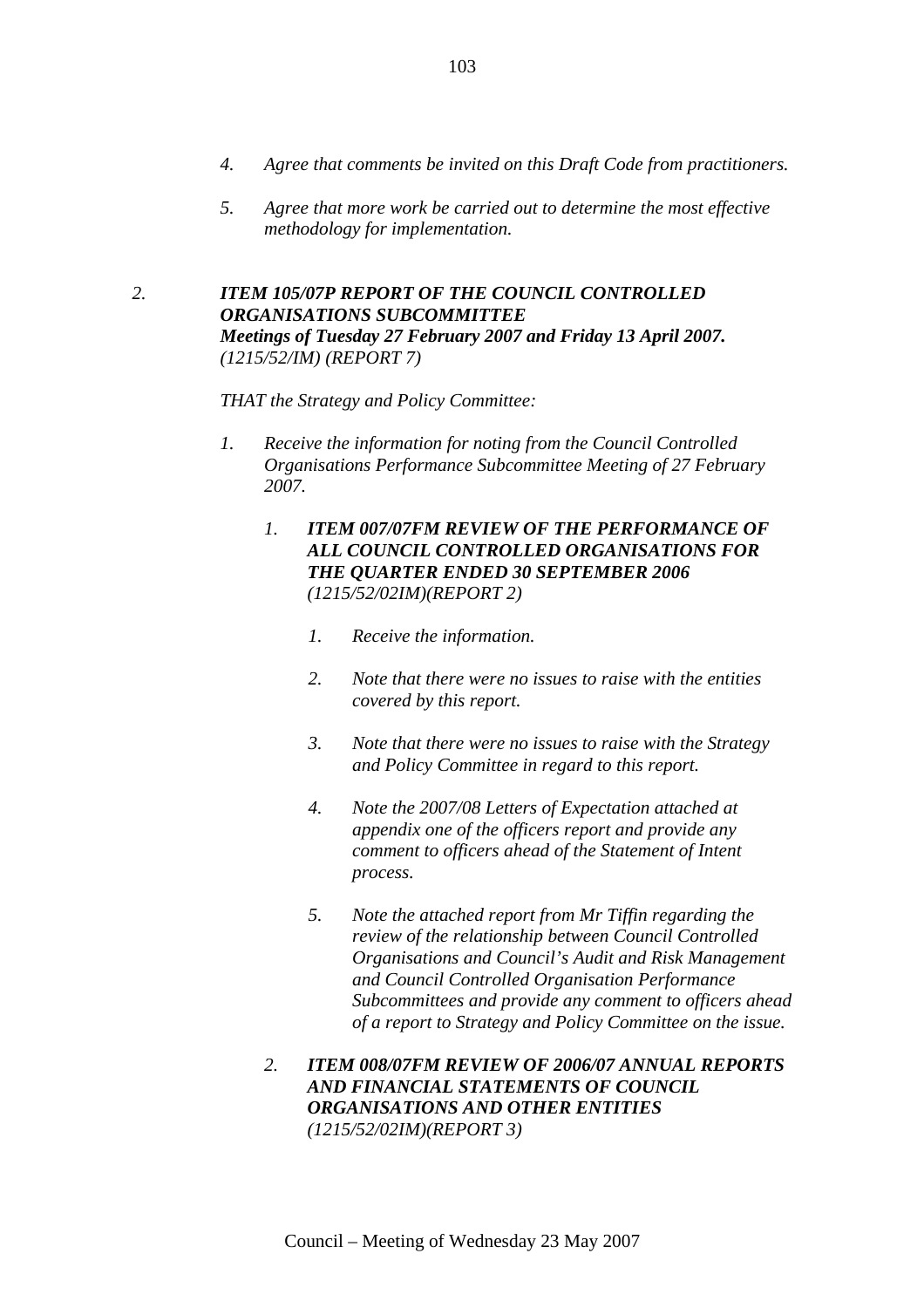4. *Agree that comments be invited on this Draft Code from practitioners.*

5. *Agree that more work be carried out to determine the most effective methodology for implementation.*

2. ***ITEM 105/07P REPORT OF THE COUNCIL CONTROLLED ORGANISATIONS SUBCOMMITTEE***
   ***Meetings of Tuesday 27 February 2007 and Friday 13 April 2007.***
   *(1215/52/IM) (REPORT 7)*

   *THAT the Strategy and Policy Committee:*

   1. *Receive the information for noting from the Council Controlled Organisations Performance Subcommittee Meeting of 27 February 2007.*

      1. ***ITEM 007/07FM REVIEW OF THE PERFORMANCE OF ALL COUNCIL CONTROLLED ORGANISATIONS FOR THE QUARTER ENDED 30 SEPTEMBER 2006***
         *(1215/52/02IM)(REPORT 2)*

         1. *Receive the information.*

         2. *Note that there were no issues to raise with the entities covered by this report.*

         3. *Note that there were no issues to raise with the Strategy and Policy Committee in regard to this report.*

         4. *Note the 2007/08 Letters of Expectation attached at appendix one of the officers report and provide any comment to officers ahead of the Statement of Intent process.*

         5. *Note the attached report from Mr Tiffin regarding the review of the relationship between Council Controlled Organisations and Council's Audit and Risk Management and Council Controlled Organisation Performance Subcommittees and provide any comment to officers ahead of a report to Strategy and Policy Committee on the issue.*

      2. ***ITEM 008/07FM REVIEW OF 2006/07 ANNUAL REPORTS AND FINANCIAL STATEMENTS OF COUNCIL ORGANISATIONS AND OTHER ENTITIES***
         *(1215/52/02IM)(REPORT 3)*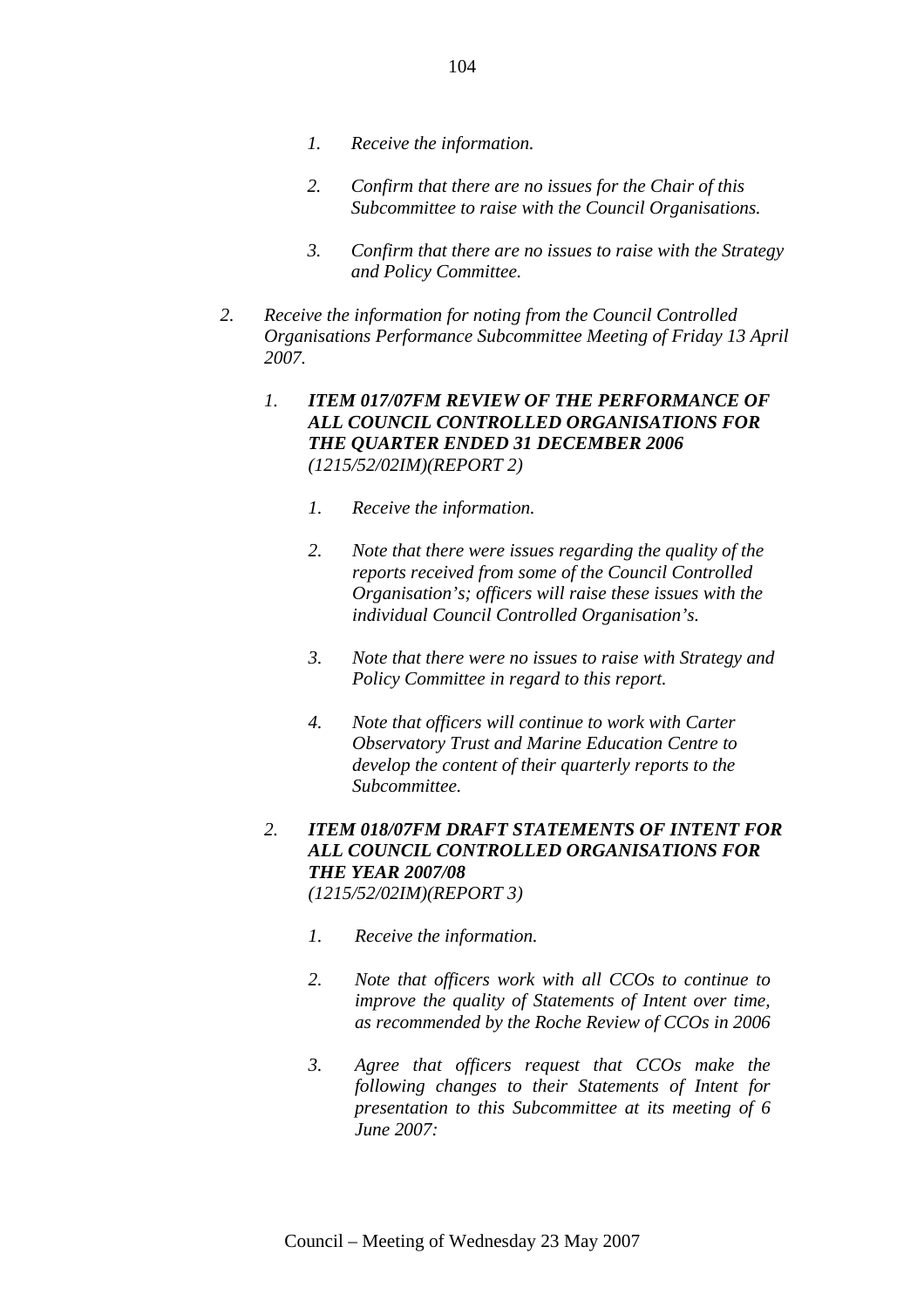1. *Receive the information.*

2. *Confirm that there are no issues for the Chair of this Subcommittee to raise with the Council Organisations.*

3. *Confirm that there are no issues to raise with the Strategy and Policy Committee.*

2. *Receive the information for noting from the Council Controlled Organisations Performance Subcommittee Meeting of Friday 13 April 2007.*

   1. ***ITEM 017/07FM REVIEW OF THE PERFORMANCE OF ALL COUNCIL CONTROLLED ORGANISATIONS FOR THE QUARTER ENDED 31 DECEMBER 2006***
      *(1215/52/02IM)(REPORT 2)*

      1. *Receive the information.*

      2. *Note that there were issues regarding the quality of the reports received from some of the Council Controlled Organisation's; officers will raise these issues with the individual Council Controlled Organisation's.*

      3. *Note that there were no issues to raise with Strategy and Policy Committee in regard to this report.*

      4. *Note that officers will continue to work with Carter Observatory Trust and Marine Education Centre to develop the content of their quarterly reports to the Subcommittee.*

   2. ***ITEM 018/07FM DRAFT STATEMENTS OF INTENT FOR ALL COUNCIL CONTROLLED ORGANISATIONS FOR THE YEAR 2007/08***
      *(1215/52/02IM)(REPORT 3)*

      1. *Receive the information.*

      2. *Note that officers work with all CCOs to continue to improve the quality of Statements of Intent over time, as recommended by the Roche Review of CCOs in 2006*

      3. *Agree that officers request that CCOs make the following changes to their Statements of Intent for presentation to this Subcommittee at its meeting of 6 June 2007:*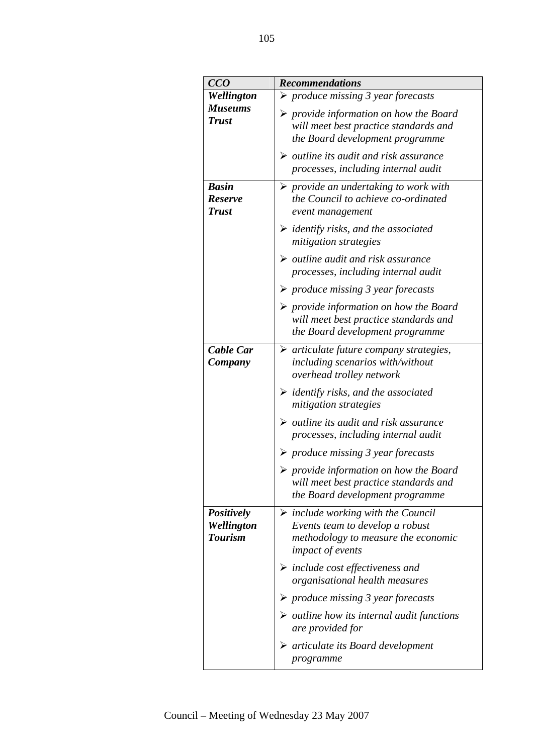| *CCO* | *Recommendations* |
|---|---|
| ***Wellington Museums Trust*** | ➢ *produce missing 3 year forecasts*<br>➢ *provide information on how the Board will meet best practice standards and the Board development programme*<br>➢ *outline its audit and risk assurance processes, including internal audit* |
| ***Basin Reserve Trust*** | ➢ *provide an undertaking to work with the Council to achieve co-ordinated event management*<br>➢ *identify risks, and the associated mitigation strategies*<br>➢ *outline audit and risk assurance processes, including internal audit*<br>➢ *produce missing 3 year forecasts*<br>➢ *provide information on how the Board will meet best practice standards and the Board development programme* |
| ***Cable Car Company*** | ➢ *articulate future company strategies, including scenarios with/without overhead trolley network*<br>➢ *identify risks, and the associated mitigation strategies*<br>➢ *outline its audit and risk assurance processes, including internal audit*<br>➢ *produce missing 3 year forecasts*<br>➢ *provide information on how the Board will meet best practice standards and the Board development programme* |
| ***Positively Wellington Tourism*** | ➢ *include working with the Council Events team to develop a robust methodology to measure the economic impact of events*<br>➢ *include cost effectiveness and organisational health measures*<br>➢ *produce missing 3 year forecasts*<br>➢ *outline how its internal audit functions are provided for*<br>➢ *articulate its Board development programme* |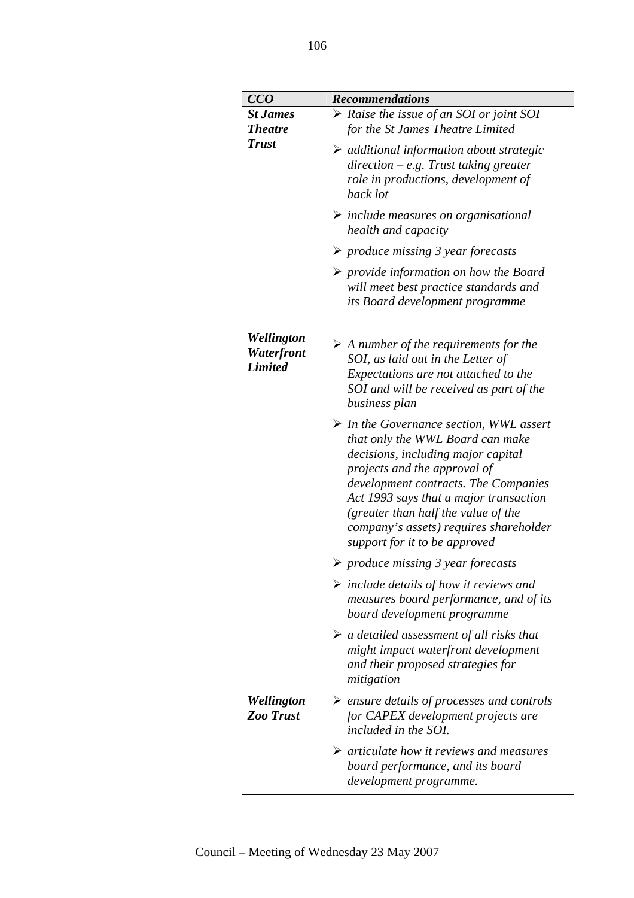| *CCO* | *Recommendations* |
|---|---|
| ***St James Theatre Trust*** | ➢ *Raise the issue of an SOI or joint SOI for the St James Theatre Limited*<br>➢ *additional information about strategic direction – e.g. Trust taking greater role in productions, development of back lot*<br>➢ *include measures on organisational health and capacity*<br>➢ *produce missing 3 year forecasts*<br>➢ *provide information on how the Board will meet best practice standards and its Board development programme* |
| ***Wellington Waterfront Limited*** | ➢ *A number of the requirements for the SOI, as laid out in the Letter of Expectations are not attached to the SOI and will be received as part of the business plan*<br>➢ *In the Governance section, WWL assert that only the WWL Board can make decisions, including major capital projects and the approval of development contracts. The Companies Act 1993 says that a major transaction (greater than half the value of the company's assets) requires shareholder support for it to be approved*<br>➢ *produce missing 3 year forecasts*<br>➢ *include details of how it reviews and measures board performance, and of its board development programme*<br>➢ *a detailed assessment of all risks that might impact waterfront development and their proposed strategies for mitigation* |
| ***Wellington Zoo Trust*** | ➢ *ensure details of processes and controls for CAPEX development projects are included in the SOI.*<br>➢ *articulate how it reviews and measures board performance, and its board development programme.* |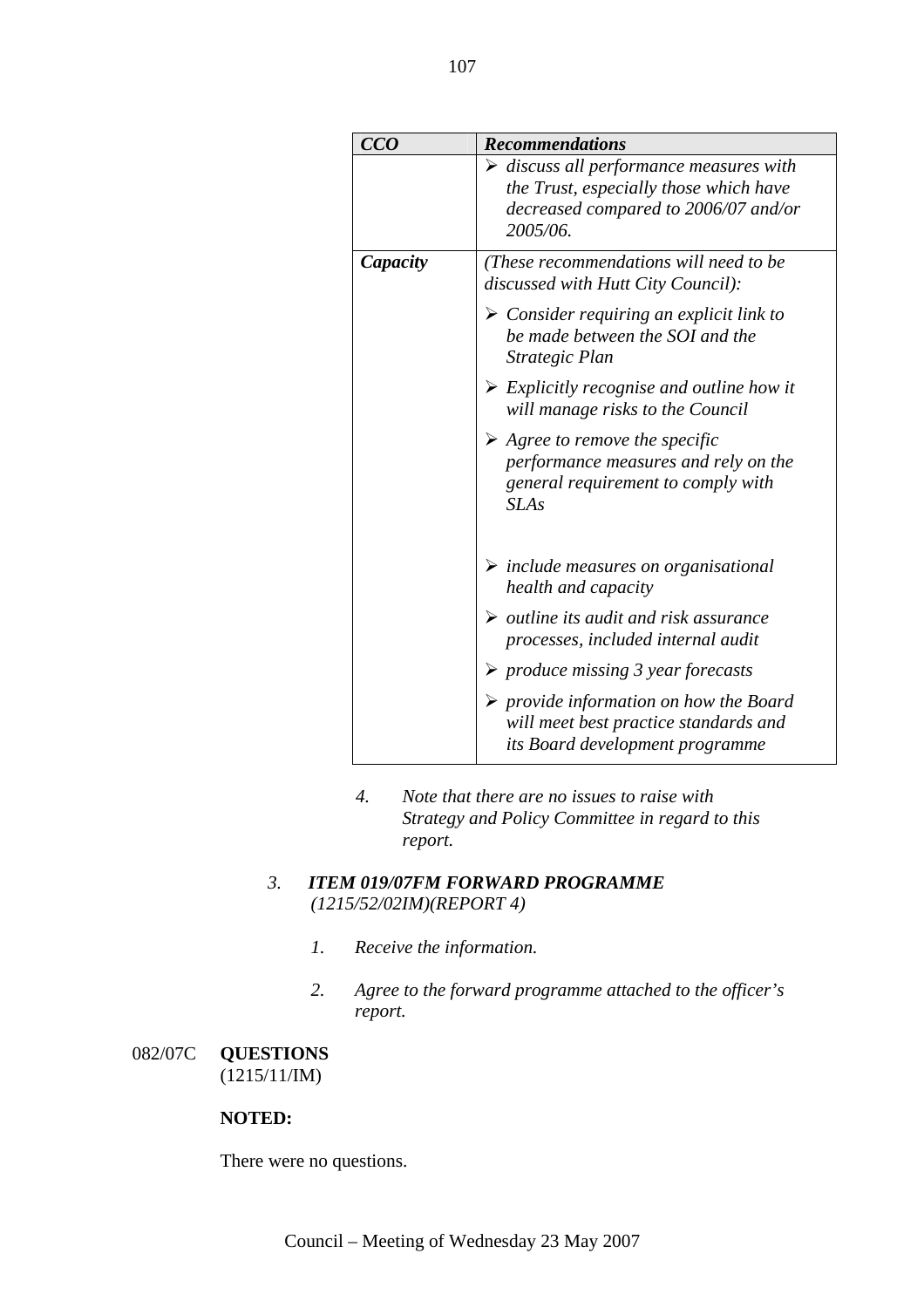| CCO | Recommendations |
|---|---|
| | ➢ *discuss all performance measures with the Trust, especially those which have decreased compared to 2006/07 and/or 2005/06.* |
| ***Capacity*** | *(These recommendations will need to be discussed with Hutt City Council):*<br>➢ *Consider requiring an explicit link to be made between the SOI and the Strategic Plan*<br>➢ *Explicitly recognise and outline how it will manage risks to the Council*<br>➢ *Agree to remove the specific performance measures and rely on the general requirement to comply with SLAs*<br>➢ *include measures on organisational health and capacity*<br>➢ *outline its audit and risk assurance processes, included internal audit*<br>➢ *produce missing 3 year forecasts*<br>➢ *provide information on how the Board will meet best practice standards and its Board development programme* |

*4. Note that there are no issues to raise with Strategy and Policy Committee in regard to this report.*

*3. ITEM 019/07FM FORWARD PROGRAMME (1215/52/02IM)(REPORT 4)*

*1. Receive the information.*

*2. Agree to the forward programme attached to the officer's report.*

082/07C **QUESTIONS**
(1215/11/IM)

**NOTED:**

There were no questions.

Council – Meeting of Wednesday 23 May 2007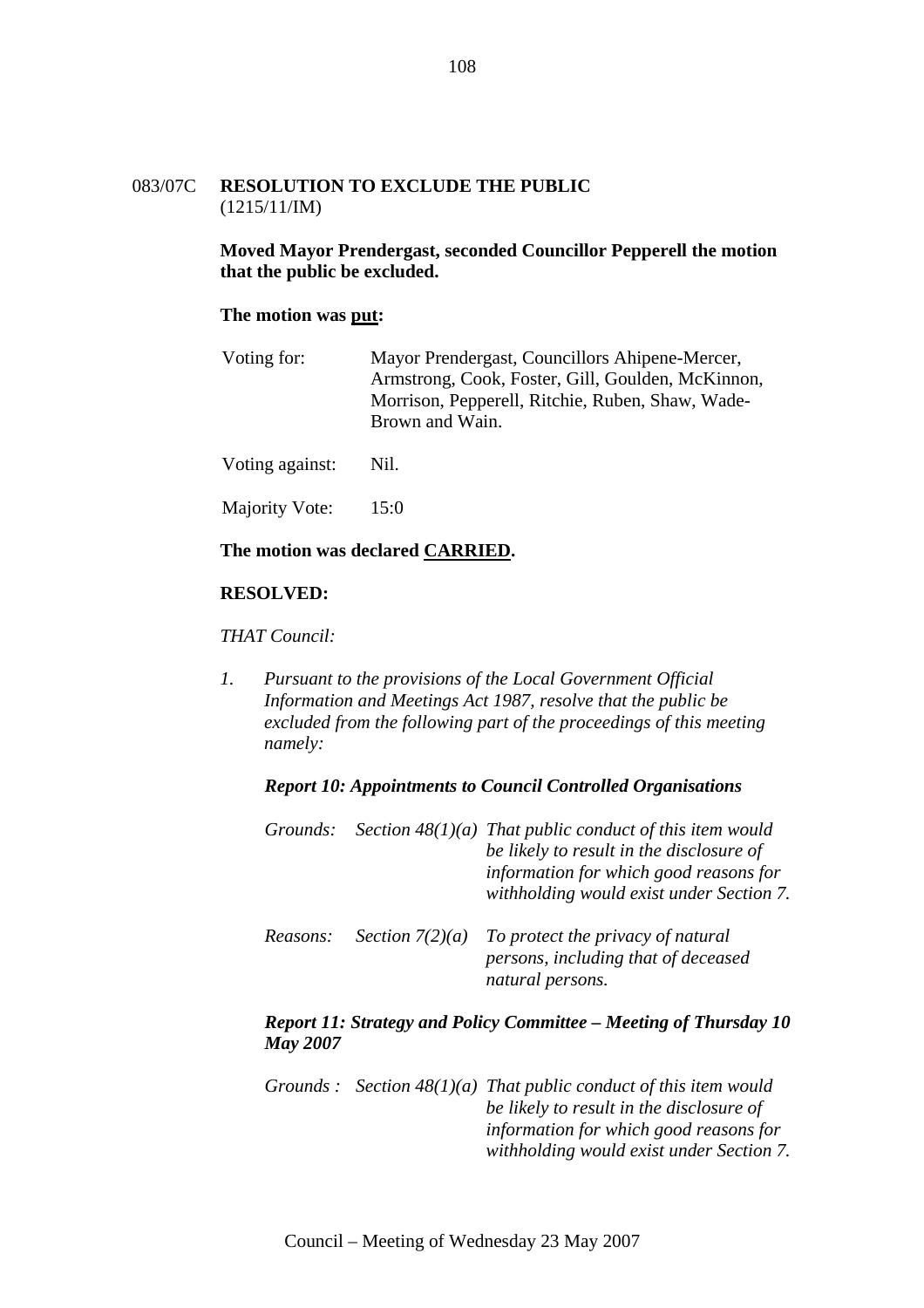083/07C **RESOLUTION TO EXCLUDE THE PUBLIC**
(1215/11/IM)

**Moved Mayor Prendergast, seconded Councillor Pepperell the motion that the public be excluded.**

**The motion was put:**

| | |
|---|---|
| Voting for: | Mayor Prendergast, Councillors Ahipene-Mercer, Armstrong, Cook, Foster, Gill, Goulden, McKinnon, Morrison, Pepperell, Ritchie, Ruben, Shaw, Wade-Brown and Wain. |
| Voting against: | Nil. |
| Majority Vote: | 15:0 |

**The motion was declared CARRIED.**

**RESOLVED:**

*THAT Council:*

*1. Pursuant to the provisions of the Local Government Official Information and Meetings Act 1987, resolve that the public be excluded from the following part of the proceedings of this meeting namely:*

***Report 10: Appointments to Council Controlled Organisations***

| | | |
|---|---|---|
| *Grounds:* | *Section 48(1)(a)* | *That public conduct of this item would be likely to result in the disclosure of information for which good reasons for withholding would exist under Section 7.* |
| *Reasons:* | *Section 7(2)(a)* | *To protect the privacy of natural persons, including that of deceased natural persons.* |

***Report 11: Strategy and Policy Committee – Meeting of Thursday 10 May 2007***

| | | |
|---|---|---|
| *Grounds :* | *Section 48(1)(a)* | *That public conduct of this item would be likely to result in the disclosure of information for which good reasons for withholding would exist under Section 7.* |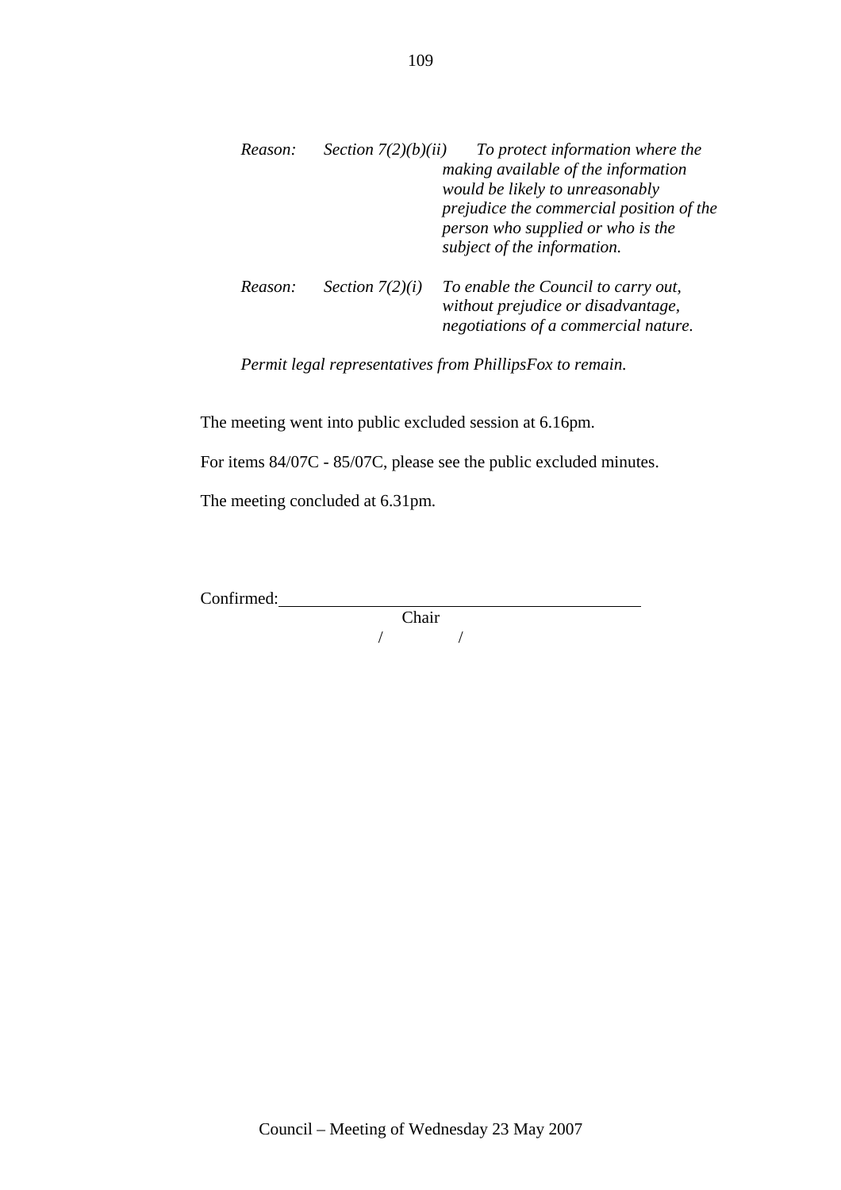*Reason: Section 7(2)(b)(ii) To protect information where the making available of the information would be likely to unreasonably prejudice the commercial position of the person who supplied or who is the subject of the information.*

*Reason: Section 7(2)(i) To enable the Council to carry out, without prejudice or disadvantage, negotiations of a commercial nature.*

*Permit legal representatives from PhillipsFox to remain.*

The meeting went into public excluded session at 6.16pm.

For items 84/07C - 85/07C, please see the public excluded minutes.

The meeting concluded at 6.31pm.

Confirmed: ___________________________________________

Chair

/ /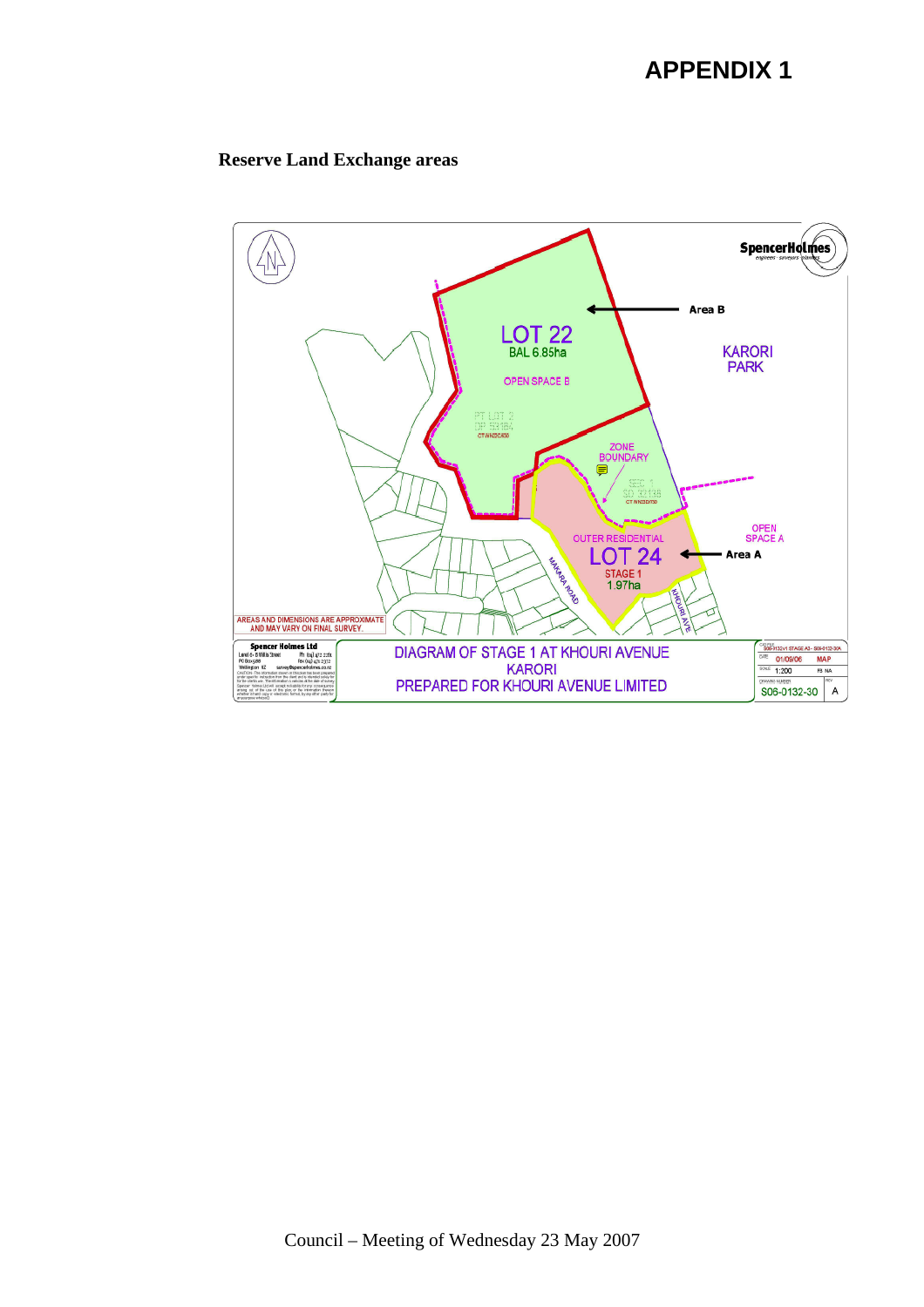# APPENDIX 1

**Reserve Land Exchange areas**

Area B

LOT 22
BAL 6.85ha

OPEN SPACE B

PT LOT 2
DP 59184
CT WN23C/430

KARORI
PARK

ZONE
BOUNDARY

SEC 1
SO 32138
CT WN32D/700

OPEN
SPACE A

OUTER RESIDENTIAL
LOT 24
STAGE 1
1.97ha

Area A

MAKARA ROAD

KHOURI AVE

AREAS AND DIMENSIONS ARE APPROXIMATE AND MAY VARY ON FINAL SURVEY.

SpencerHolmes
engineers · surveyors · planners

Spencer Holmes Ltd

DIAGRAM OF STAGE 1 AT KHOURI AVENUE
KARORI
PREPARED FOR KHOURI AVENUE LIMITED

DATE 01/09/06 — MAP
SCALE 1:200 — FB NA
DRAWING NUMBER S06-0132-30 — REV A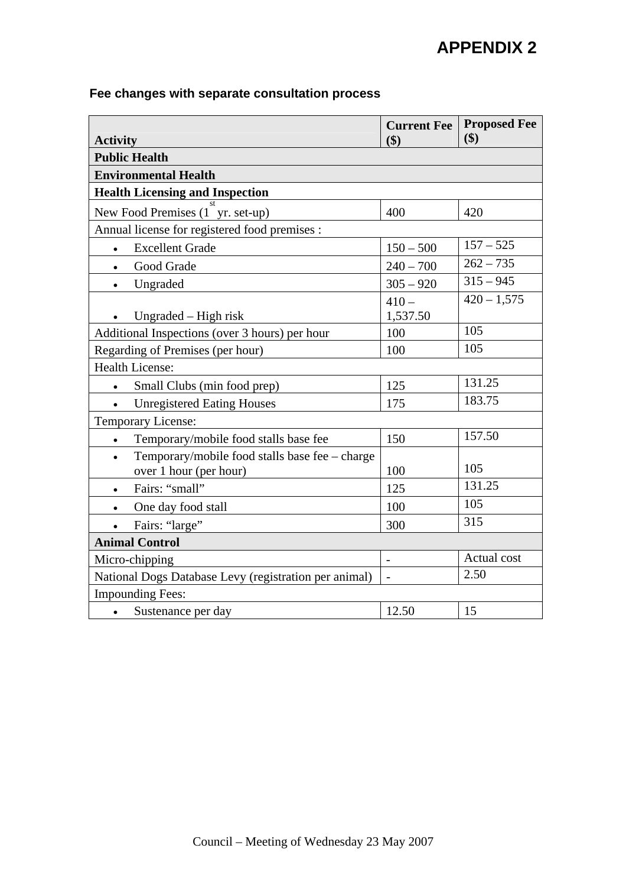# APPENDIX 2

### Fee changes with separate consultation process

| Activity | Current Fee ($) | Proposed Fee ($) |
|---|---|---|
| **Public Health** | | |
| **Environmental Health** | | |
| **Health Licensing and Inspection** | | |
| New Food Premises (1st yr. set-up) | 400 | 420 |
| Annual license for registered food premises : | | |
| • Excellent Grade | 150 – 500 | 157 – 525 |
| • Good Grade | 240 – 700 | 262 – 735 |
| • Ungraded | 305 – 920 | 315 – 945 |
| • Ungraded – High risk | 410 – 1,537.50 | 420 – 1,575 |
| Additional Inspections (over 3 hours) per hour | 100 | 105 |
| Regarding of Premises (per hour) | 100 | 105 |
| Health License: | | |
| • Small Clubs (min food prep) | 125 | 131.25 |
| • Unregistered Eating Houses | 175 | 183.75 |
| Temporary License: | | |
| • Temporary/mobile food stalls base fee | 150 | 157.50 |
| • Temporary/mobile food stalls base fee – charge over 1 hour (per hour) | 100 | 105 |
| • Fairs: "small" | 125 | 131.25 |
| • One day food stall | 100 | 105 |
| • Fairs: "large" | 300 | 315 |
| **Animal Control** | | |
| Micro-chipping | - | Actual cost |
| National Dogs Database Levy (registration per animal) | - | 2.50 |
| Impounding Fees: | | |
| • Sustenance per day | 12.50 | 15 |

Council – Meeting of Wednesday 23 May 2007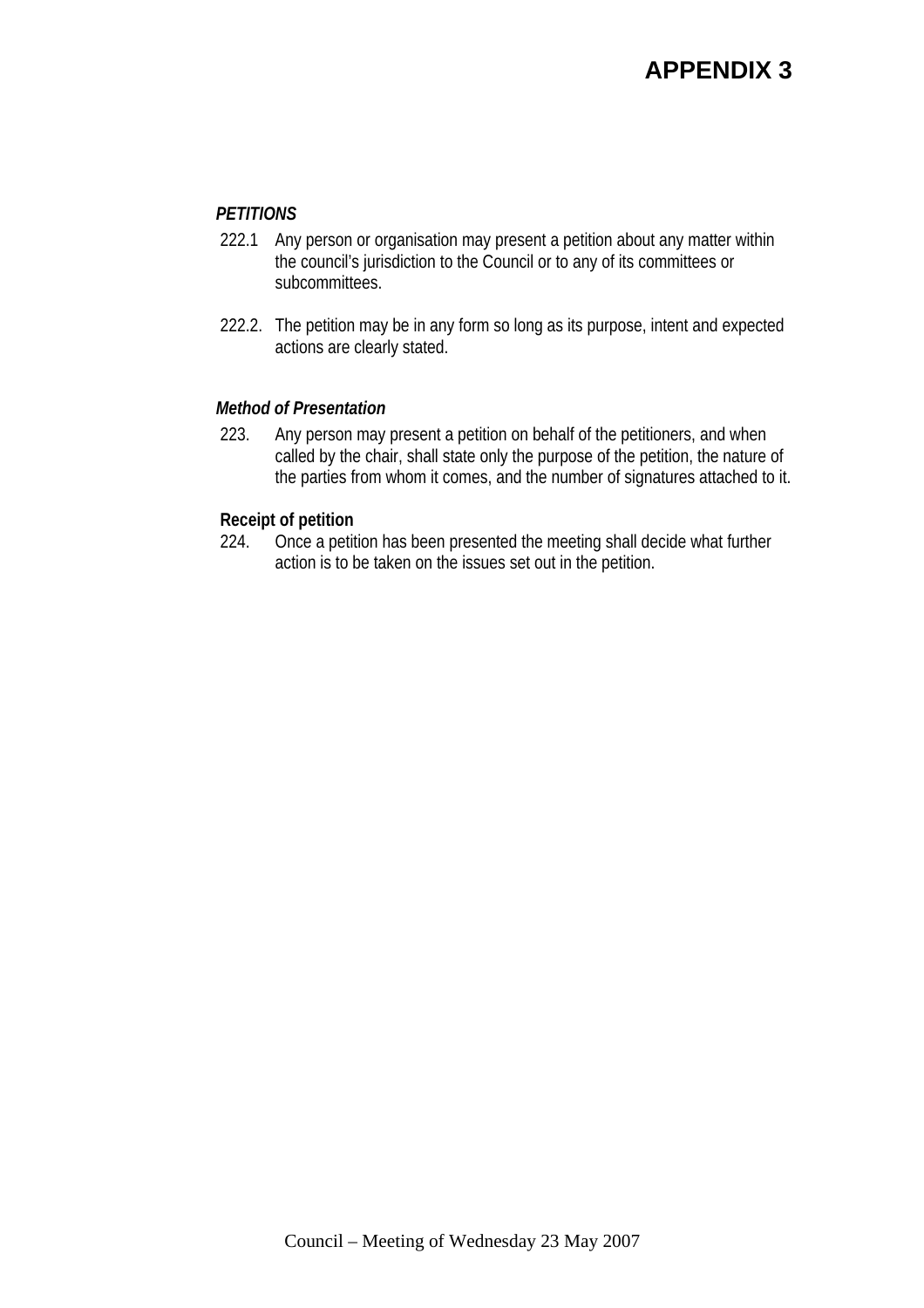# APPENDIX 3

***PETITIONS***

222.1 Any person or organisation may present a petition about any matter within the council's jurisdiction to the Council or to any of its committees or subcommittees.

222.2. The petition may be in any form so long as its purpose, intent and expected actions are clearly stated.

***Method of Presentation***

223. Any person may present a petition on behalf of the petitioners, and when called by the chair, shall state only the purpose of the petition, the nature of the parties from whom it comes, and the number of signatures attached to it.

**Receipt of petition**

224. Once a petition has been presented the meeting shall decide what further action is to be taken on the issues set out in the petition.

Council – Meeting of Wednesday 23 May 2007